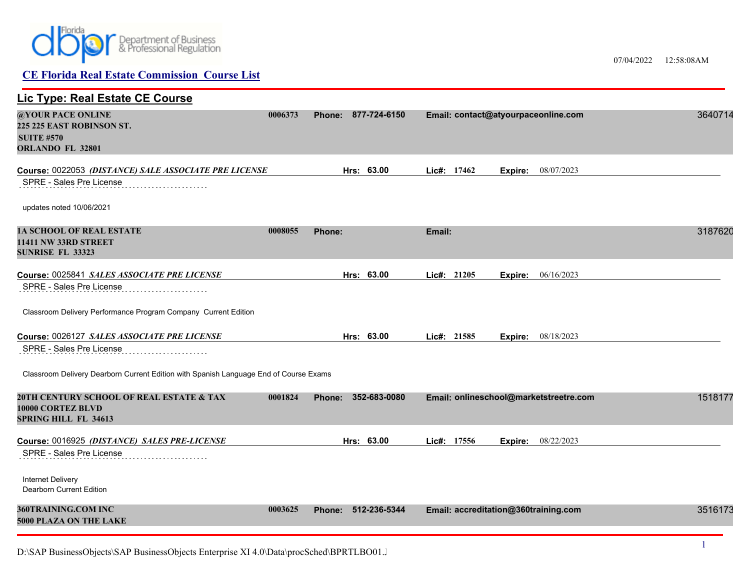Florida dbpr Department of Business & Professional Regulation

07/04/2022 12:58:08AM

## CE Florida Real Estate Commission Course List

### Lic Type: Real Estate CE Course

**@YOUR PACE ONLINE** 0006373 **Phone:** 877-724-6150 **Email:** contact@atyourpaceonline.com 3640714
**225 225 EAST ROBINSON ST.**
**SUITE #570**
**ORLANDO FL 32801**

**Course:** 0022053 ***(DISTANCE) SALE ASSOCIATE PRE LICENSE*** **Hrs:** 63.00 **Lic#:** 17462 **Expire:** 08/07/2023

SPRE - Sales Pre License

updates noted 10/06/2021

**1A SCHOOL OF REAL ESTATE** 0008055 **Phone:** **Email:** 3187620
**11411 NW 33RD STREET**
**SUNRISE FL 33323**

**Course:** 0025841 ***SALES ASSOCIATE PRE LICENSE*** **Hrs:** 63.00 **Lic#:** 21205 **Expire:** 06/16/2023

SPRE - Sales Pre License

Classroom Delivery Performance Program Company Current Edition

**Course:** 0026127 ***SALES ASSOCIATE PRE LICENSE*** **Hrs:** 63.00 **Lic#:** 21585 **Expire:** 08/18/2023

SPRE - Sales Pre License

Classroom Delivery Dearborn Current Edition with Spanish Language End of Course Exams

**20TH CENTURY SCHOOL OF REAL ESTATE & TAX** 0001824 **Phone:** 352-683-0080 **Email:** onlineschool@marketstreetre.com 1518177
**10000 CORTEZ BLVD**
**SPRING HILL FL 34613**

**Course:** 0016925 ***(DISTANCE) SALES PRE-LICENSE*** **Hrs:** 63.00 **Lic#:** 17556 **Expire:** 08/22/2023

SPRE - Sales Pre License

Internet Delivery
Dearborn Current Edition

**360TRAINING.COM INC** 0003625 **Phone:** 512-236-5344 **Email:** accreditation@360training.com 3516173
**5000 PLAZA ON THE LAKE**

D:\SAP BusinessObjects\SAP BusinessObjects Enterprise XI 4.0\Data\procSched\BPRTLBO01.J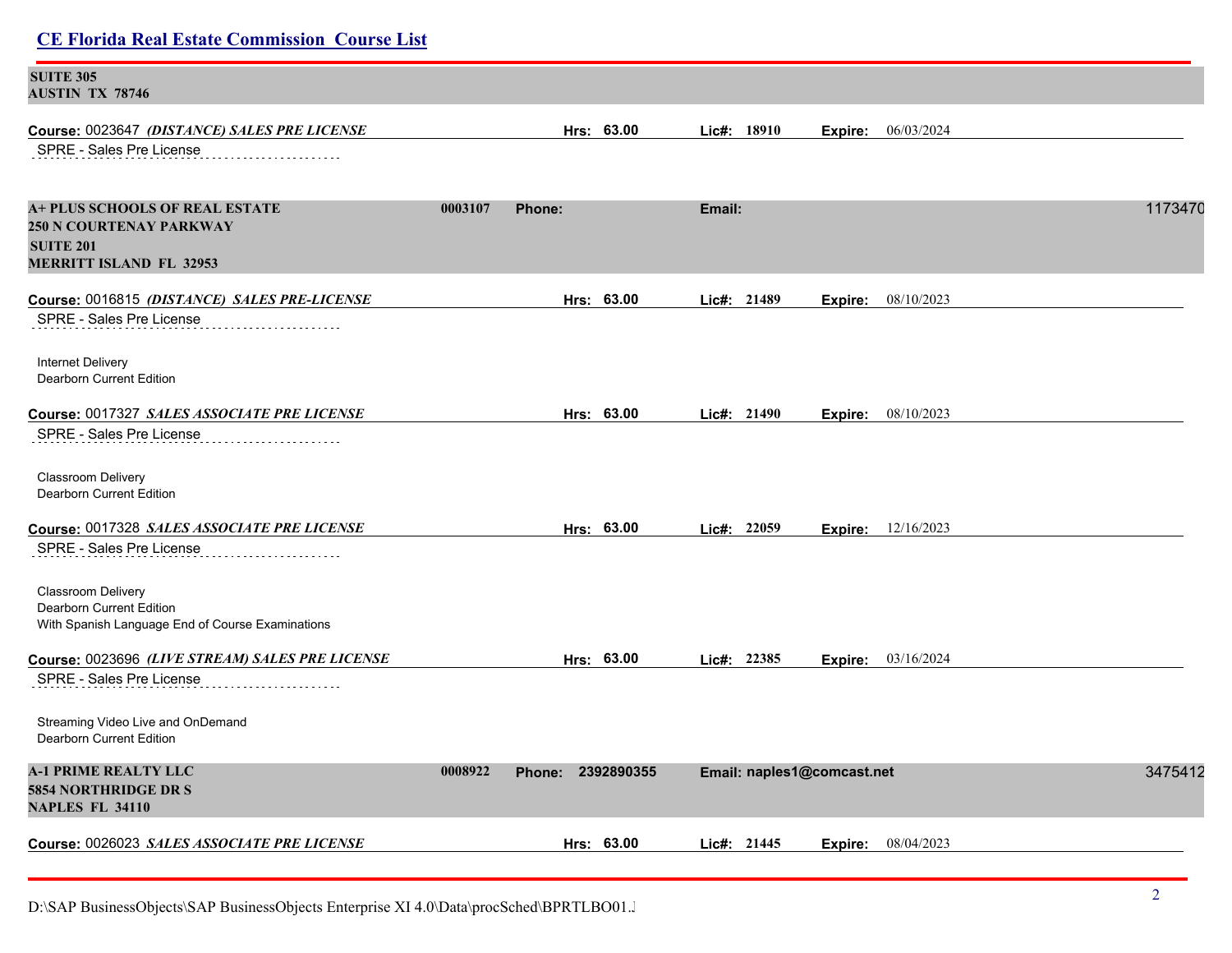**SUITE 305**
**AUSTIN TX 78746**

**Course:** 0023647 ***(DISTANCE) SALES PRE LICENSE*** **Hrs: 63.00** **Lic#: 18910** **Expire:** 06/03/2024

SPRE - Sales Pre License

**A+ PLUS SCHOOLS OF REAL ESTATE** **0003107** **Phone:** **Email:** 1173470
**250 N COURTENAY PARKWAY**
**SUITE 201**
**MERRITT ISLAND FL 32953**

**Course:** 0016815 ***(DISTANCE) SALES PRE-LICENSE*** **Hrs: 63.00** **Lic#: 21489** **Expire:** 08/10/2023

SPRE - Sales Pre License

Internet Delivery
Dearborn Current Edition

**Course:** 0017327 ***SALES ASSOCIATE PRE LICENSE*** **Hrs: 63.00** **Lic#: 21490** **Expire:** 08/10/2023

SPRE - Sales Pre License

Classroom Delivery
Dearborn Current Edition

**Course:** 0017328 ***SALES ASSOCIATE PRE LICENSE*** **Hrs: 63.00** **Lic#: 22059** **Expire:** 12/16/2023

SPRE - Sales Pre License

Classroom Delivery
Dearborn Current Edition
With Spanish Language End of Course Examinations

**Course:** 0023696 ***(LIVE STREAM) SALES PRE LICENSE*** **Hrs: 63.00** **Lic#: 22385** **Expire:** 03/16/2024

SPRE - Sales Pre License

Streaming Video Live and OnDemand
Dearborn Current Edition

**A-1 PRIME REALTY LLC** **0008922** **Phone: 2392890355** **Email: naples1@comcast.net** 3475412
**5854 NORTHRIDGE DR S**
**NAPLES FL 34110**

**Course:** 0026023 ***SALES ASSOCIATE PRE LICENSE*** **Hrs: 63.00** **Lic#: 21445** **Expire:** 08/04/2023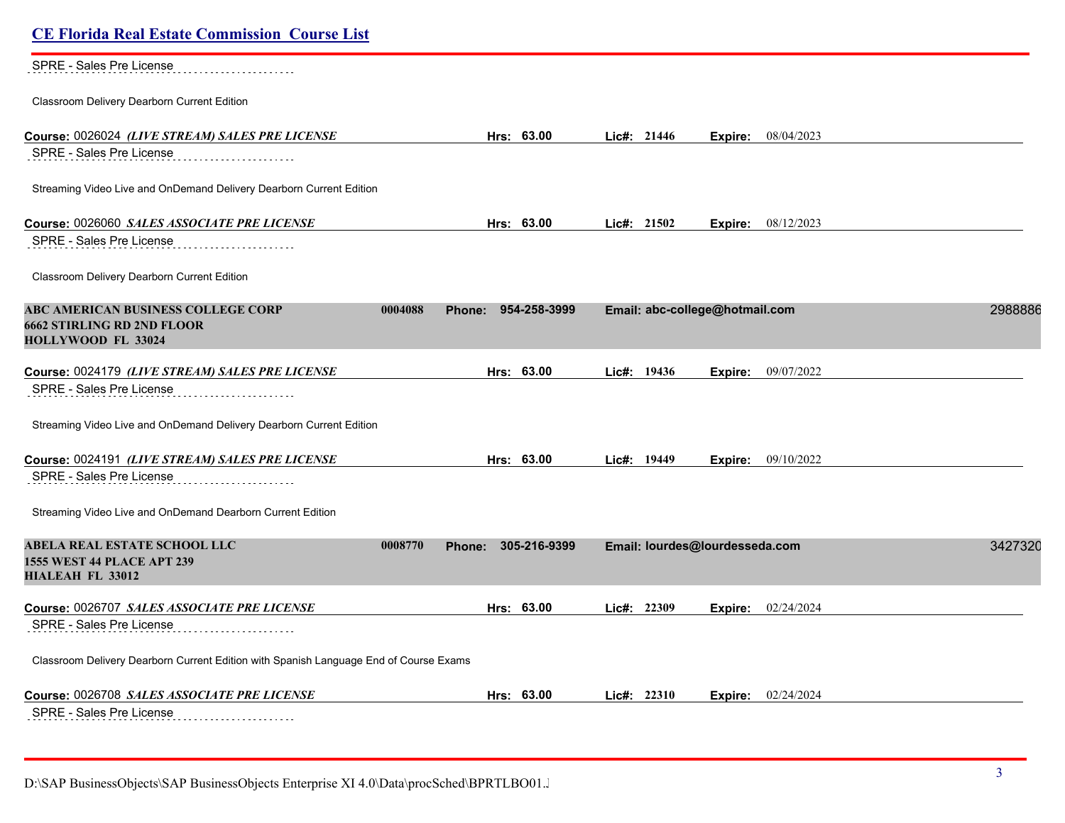SPRE - Sales Pre License

Classroom Delivery Dearborn Current Edition

**Course:** 0026024 ***(LIVE STREAM) SALES PRE LICENSE*** **Hrs:** 63.00 **Lic#:** 21446 **Expire:** 08/04/2023

SPRE - Sales Pre License

Streaming Video Live and OnDemand Delivery Dearborn Current Edition

**Course:** 0026060 ***SALES ASSOCIATE PRE LICENSE*** **Hrs:** 63.00 **Lic#:** 21502 **Expire:** 08/12/2023

SPRE - Sales Pre License

Classroom Delivery Dearborn Current Edition

**ABC AMERICAN BUSINESS COLLEGE CORP** **0004088** **Phone: 954-258-3999** **Email: abc-college@hotmail.com** 2988886
**6662 STIRLING RD 2ND FLOOR**
**HOLLYWOOD FL 33024**

**Course:** 0024179 ***(LIVE STREAM) SALES PRE LICENSE*** **Hrs:** 63.00 **Lic#:** 19436 **Expire:** 09/07/2022

SPRE - Sales Pre License

Streaming Video Live and OnDemand Delivery Dearborn Current Edition

**Course:** 0024191 ***(LIVE STREAM) SALES PRE LICENSE*** **Hrs:** 63.00 **Lic#:** 19449 **Expire:** 09/10/2022

SPRE - Sales Pre License

Streaming Video Live and OnDemand Dearborn Current Edition

**ABELA REAL ESTATE SCHOOL LLC** **0008770** **Phone: 305-216-9399** **Email: lourdes@lourdesseda.com** 3427320
**1555 WEST 44 PLACE APT 239**
**HIALEAH FL 33012**

**Course:** 0026707 ***SALES ASSOCIATE PRE LICENSE*** **Hrs:** 63.00 **Lic#:** 22309 **Expire:** 02/24/2024

SPRE - Sales Pre License

Classroom Delivery Dearborn Current Edition with Spanish Language End of Course Exams

**Course:** 0026708 ***SALES ASSOCIATE PRE LICENSE*** **Hrs:** 63.00 **Lic#:** 22310 **Expire:** 02/24/2024

SPRE - Sales Pre License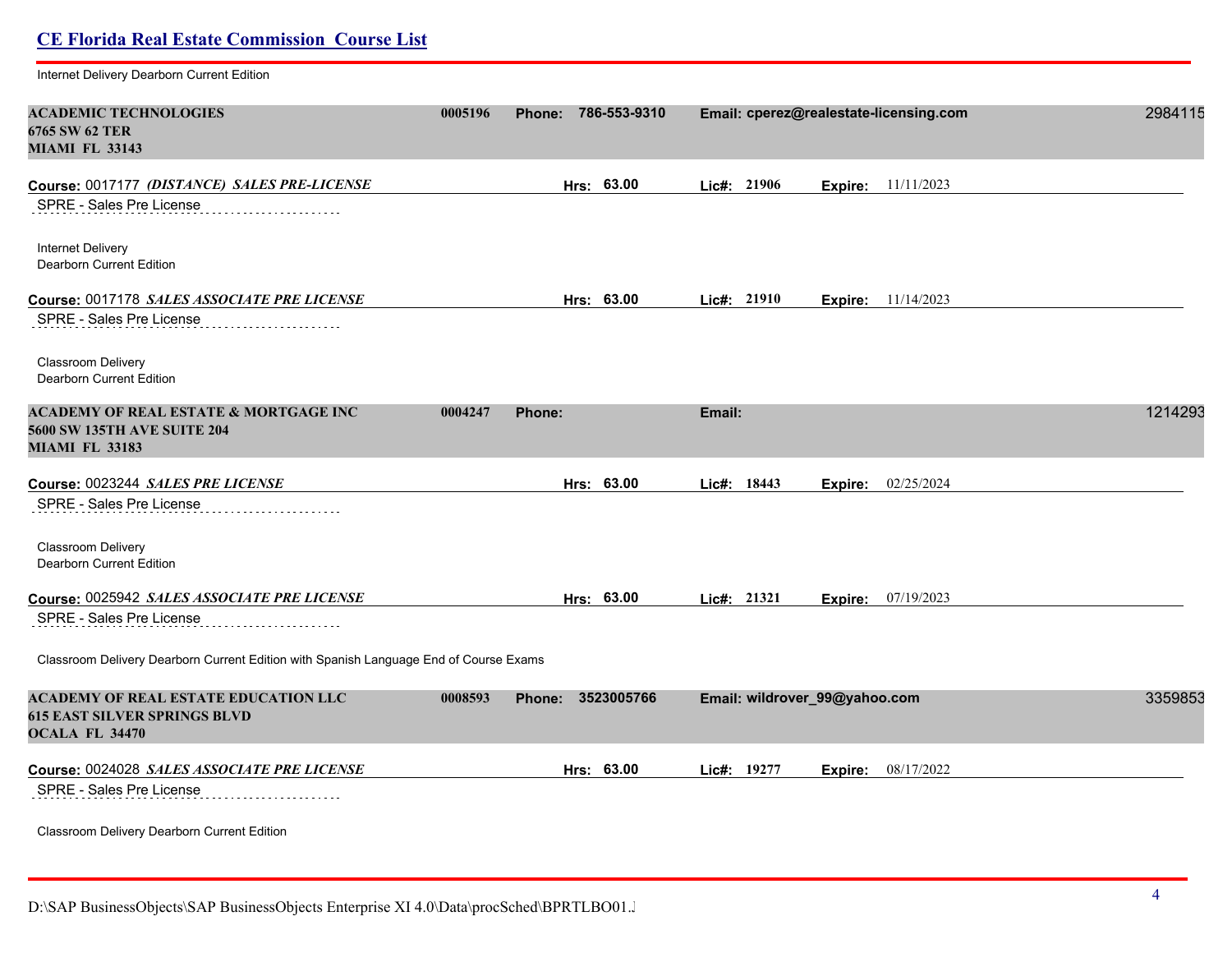Internet Delivery Dearborn Current Edition

**ACADEMIC TECHNOLOGIES** **0005196** **Phone: 786-553-9310** **Email: cperez@realestate-licensing.com** 2984115
**6765 SW 62 TER**
**MIAMI FL 33143**

**Course:** 0017177 ***(DISTANCE) SALES PRE-LICENSE*** **Hrs: 63.00** **Lic#: 21906** **Expire:** 11/11/2023

SPRE - Sales Pre License

Internet Delivery
Dearborn Current Edition

**Course:** 0017178 ***SALES ASSOCIATE PRE LICENSE*** **Hrs: 63.00** **Lic#: 21910** **Expire:** 11/14/2023

SPRE - Sales Pre License

Classroom Delivery
Dearborn Current Edition

**ACADEMY OF REAL ESTATE & MORTGAGE INC** **0004247** **Phone:** **Email:** 1214293
**5600 SW 135TH AVE SUITE 204**
**MIAMI FL 33183**

**Course:** 0023244 ***SALES PRE LICENSE*** **Hrs: 63.00** **Lic#: 18443** **Expire:** 02/25/2024

SPRE - Sales Pre License

Classroom Delivery
Dearborn Current Edition

**Course:** 0025942 ***SALES ASSOCIATE PRE LICENSE*** **Hrs: 63.00** **Lic#: 21321** **Expire:** 07/19/2023

SPRE - Sales Pre License

Classroom Delivery Dearborn Current Edition with Spanish Language End of Course Exams

**ACADEMY OF REAL ESTATE EDUCATION LLC** **0008593** **Phone: 3523005766** **Email: wildrover_99@yahoo.com** 3359853
**615 EAST SILVER SPRINGS BLVD**
**OCALA FL 34470**

**Course:** 0024028 ***SALES ASSOCIATE PRE LICENSE*** **Hrs: 63.00** **Lic#: 19277** **Expire:** 08/17/2022

SPRE - Sales Pre License

Classroom Delivery Dearborn Current Edition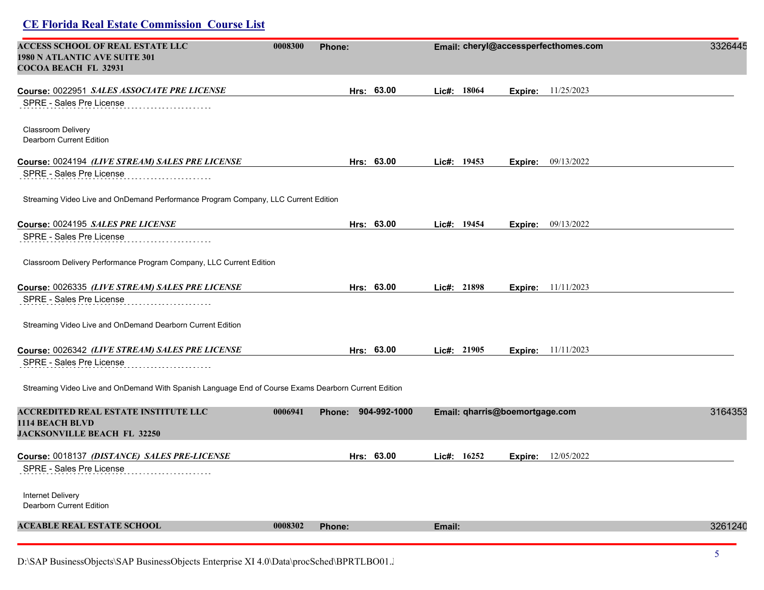## CE Florida Real Estate Commission Course List

**ACCESS SCHOOL OF REAL ESTATE LLC** 0008300 **Phone:** **Email: cheryl@accessperfecthomes.com** 3326445
**1980 N ATLANTIC AVE SUITE 301**
**COCOA BEACH FL 32931**

**Course:** 0022951 ***SALES ASSOCIATE PRE LICENSE*** **Hrs: 63.00** **Lic#: 18064** **Expire:** 11/25/2023
SPRE - Sales Pre License

Classroom Delivery
Dearborn Current Edition

**Course:** 0024194 ***(LIVE STREAM) SALES PRE LICENSE*** **Hrs: 63.00** **Lic#: 19453** **Expire:** 09/13/2022
SPRE - Sales Pre License

Streaming Video Live and OnDemand Performance Program Company, LLC Current Edition

**Course:** 0024195 ***SALES PRE LICENSE*** **Hrs: 63.00** **Lic#: 19454** **Expire:** 09/13/2022
SPRE - Sales Pre License

Classroom Delivery Performance Program Company, LLC Current Edition

**Course:** 0026335 ***(LIVE STREAM) SALES PRE LICENSE*** **Hrs: 63.00** **Lic#: 21898** **Expire:** 11/11/2023
SPRE - Sales Pre License

Streaming Video Live and OnDemand Dearborn Current Edition

**Course:** 0026342 ***(LIVE STREAM) SALES PRE LICENSE*** **Hrs: 63.00** **Lic#: 21905** **Expire:** 11/11/2023
SPRE - Sales Pre License

Streaming Video Live and OnDemand With Spanish Language End of Course Exams Dearborn Current Edition

**ACCREDITED REAL ESTATE INSTITUTE LLC** 0006941 **Phone: 904-992-1000** **Email: qharris@boemortgage.com** 3164353
**1114 BEACH BLVD**
**JACKSONVILLE BEACH FL 32250**

**Course:** 0018137 ***(DISTANCE) SALES PRE-LICENSE*** **Hrs: 63.00** **Lic#: 16252** **Expire:** 12/05/2022
SPRE - Sales Pre License

Internet Delivery
Dearborn Current Edition

**ACEABLE REAL ESTATE SCHOOL** 0008302 **Phone:** **Email:** 3261240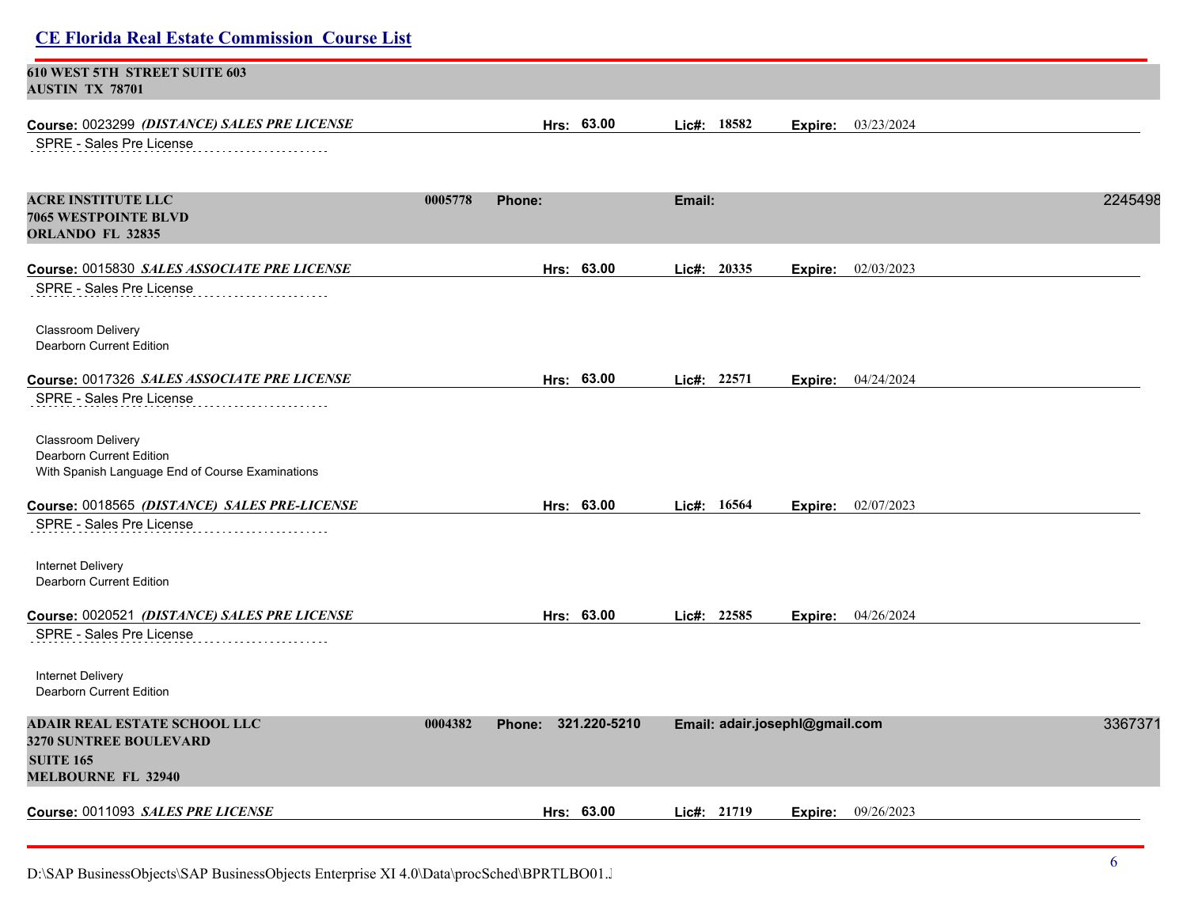**610 WEST 5TH STREET SUITE 603**
**AUSTIN TX 78701**

**Course:** 0023299 ***(DISTANCE) SALES PRE LICENSE*** **Hrs: 63.00** **Lic#: 18582** **Expire:** 03/23/2024

SPRE - Sales Pre License

**ACRE INSTITUTE LLC** **0005778** **Phone:** **Email:** 2245498
**7065 WESTPOINTE BLVD**
**ORLANDO FL 32835**

**Course:** 0015830 ***SALES ASSOCIATE PRE LICENSE*** **Hrs: 63.00** **Lic#: 20335** **Expire:** 02/03/2023

SPRE - Sales Pre License

Classroom Delivery
Dearborn Current Edition

**Course:** 0017326 ***SALES ASSOCIATE PRE LICENSE*** **Hrs: 63.00** **Lic#: 22571** **Expire:** 04/24/2024

SPRE - Sales Pre License

Classroom Delivery
Dearborn Current Edition
With Spanish Language End of Course Examinations

**Course:** 0018565 ***(DISTANCE) SALES PRE-LICENSE*** **Hrs: 63.00** **Lic#: 16564** **Expire:** 02/07/2023

SPRE - Sales Pre License

Internet Delivery
Dearborn Current Edition

**Course:** 0020521 ***(DISTANCE) SALES PRE LICENSE*** **Hrs: 63.00** **Lic#: 22585** **Expire:** 04/26/2024

SPRE - Sales Pre License

Internet Delivery
Dearborn Current Edition

**ADAIR REAL ESTATE SCHOOL LLC** **0004382** **Phone: 321.220-5210** **Email: adair.josephl@gmail.com** 3367371
**3270 SUNTREE BOULEVARD**
**SUITE 165**
**MELBOURNE FL 32940**

**Course:** 0011093 ***SALES PRE LICENSE*** **Hrs: 63.00** **Lic#: 21719** **Expire:** 09/26/2023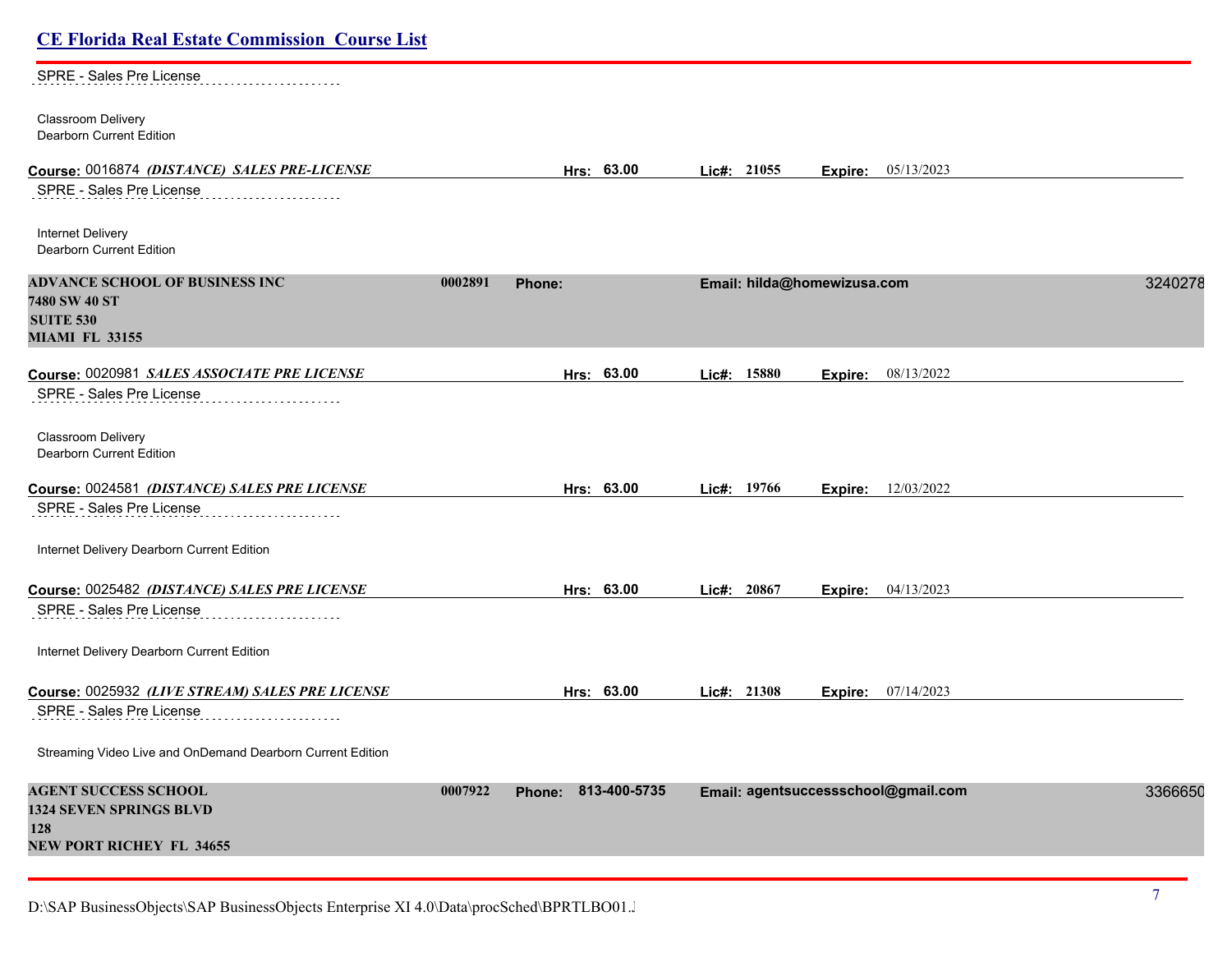SPRE - Sales Pre License

Classroom Delivery
Dearborn Current Edition

**Course:** 0016874 ***(DISTANCE) SALES PRE-LICENSE*** **Hrs:** 63.00 **Lic#:** 21055 **Expire:** 05/13/2023

SPRE - Sales Pre License

Internet Delivery
Dearborn Current Edition

**ADVANCE SCHOOL OF BUSINESS INC** 0002891 **Phone:** **Email:** hilda@homewizusa.com 3240278
**7480 SW 40 ST**
**SUITE 530**
**MIAMI FL 33155**

**Course:** 0020981 ***SALES ASSOCIATE PRE LICENSE*** **Hrs:** 63.00 **Lic#:** 15880 **Expire:** 08/13/2022

SPRE - Sales Pre License

Classroom Delivery
Dearborn Current Edition

**Course:** 0024581 ***(DISTANCE) SALES PRE LICENSE*** **Hrs:** 63.00 **Lic#:** 19766 **Expire:** 12/03/2022

SPRE - Sales Pre License

Internet Delivery Dearborn Current Edition

**Course:** 0025482 ***(DISTANCE) SALES PRE LICENSE*** **Hrs:** 63.00 **Lic#:** 20867 **Expire:** 04/13/2023

SPRE - Sales Pre License

Internet Delivery Dearborn Current Edition

**Course:** 0025932 ***(LIVE STREAM) SALES PRE LICENSE*** **Hrs:** 63.00 **Lic#:** 21308 **Expire:** 07/14/2023

SPRE - Sales Pre License

Streaming Video Live and OnDemand Dearborn Current Edition

**AGENT SUCCESS SCHOOL** 0007922 **Phone:** 813-400-5735 **Email:** agentsuccessschool@gmail.com 3366650
**1324 SEVEN SPRINGS BLVD**
**128**
**NEW PORT RICHEY FL 34655**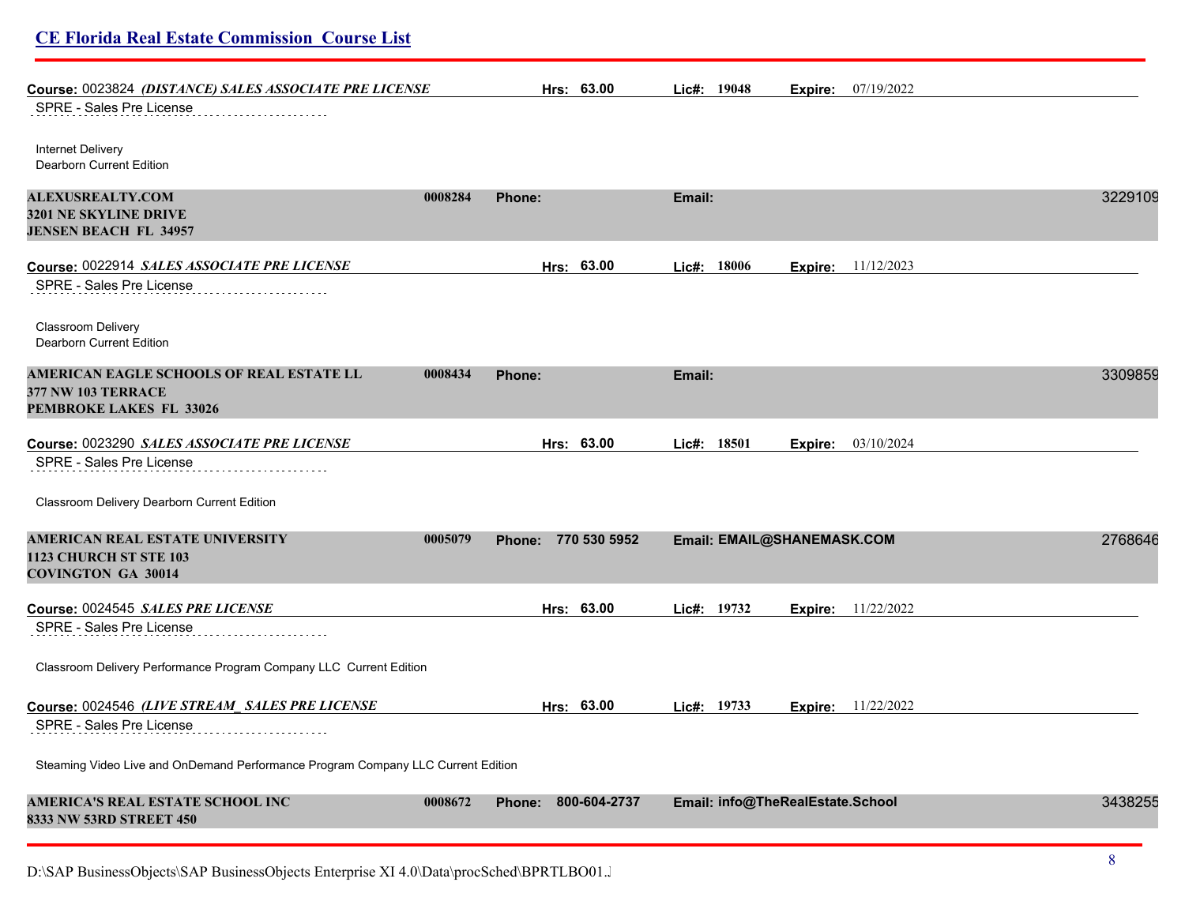**Course:** 0023824 ***(DISTANCE) SALES ASSOCIATE PRE LICENSE*** **Hrs: 63.00** **Lic#: 19048** **Expire:** 07/19/2022

SPRE - Sales Pre License

Internet Delivery
Dearborn Current Edition

| | | | | |
|---|---|---|---|---|
| **ALEXUSREALTY.COM**<br>**3201 NE SKYLINE DRIVE**<br>**JENSEN BEACH FL 34957** | **0008284** | **Phone:** | **Email:** | 3229109 |

**Course:** 0022914 ***SALES ASSOCIATE PRE LICENSE*** **Hrs: 63.00** **Lic#: 18006** **Expire:** 11/12/2023

SPRE - Sales Pre License

Classroom Delivery
Dearborn Current Edition

| | | | | |
|---|---|---|---|---|
| **AMERICAN EAGLE SCHOOLS OF REAL ESTATE LL**<br>**377 NW 103 TERRACE**<br>**PEMBROKE LAKES FL 33026** | **0008434** | **Phone:** | **Email:** | 3309859 |

**Course:** 0023290 ***SALES ASSOCIATE PRE LICENSE*** **Hrs: 63.00** **Lic#: 18501** **Expire:** 03/10/2024

SPRE - Sales Pre License

Classroom Delivery Dearborn Current Edition

| | | | | |
|---|---|---|---|---|
| **AMERICAN REAL ESTATE UNIVERSITY**<br>**1123 CHURCH ST STE 103**<br>**COVINGTON GA 30014** | **0005079** | **Phone: 770 530 5952** | **Email: EMAIL@SHANEMASK.COM** | 2768646 |

**Course:** 0024545 ***SALES PRE LICENSE*** **Hrs: 63.00** **Lic#: 19732** **Expire:** 11/22/2022

SPRE - Sales Pre License

Classroom Delivery Performance Program Company LLC Current Edition

**Course:** 0024546 ***(LIVE STREAM_ SALES PRE LICENSE*** **Hrs: 63.00** **Lic#: 19733** **Expire:** 11/22/2022

SPRE - Sales Pre License

Steaming Video Live and OnDemand Performance Program Company LLC Current Edition

| | | | | |
|---|---|---|---|---|
| **AMERICA'S REAL ESTATE SCHOOL INC**<br>**8333 NW 53RD STREET 450** | **0008672** | **Phone: 800-604-2737** | **Email: info@TheRealEstate.School** | 3438255 |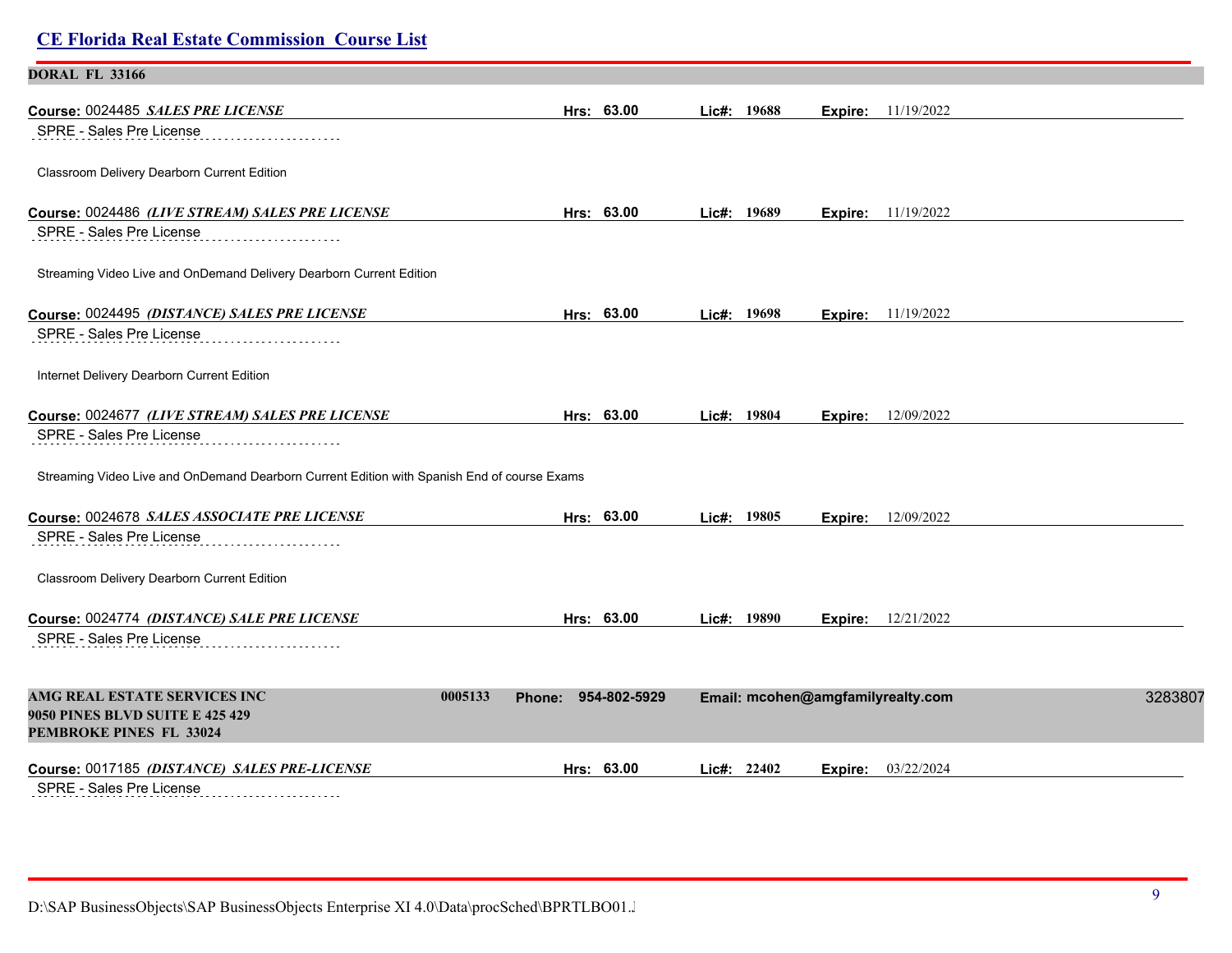## CE Florida Real Estate Commission Course List

**DORAL FL 33166**

**Course:** 0024485 ***SALES PRE LICENSE*** **Hrs: 63.00** **Lic#: 19688** **Expire:** 11/19/2022

SPRE - Sales Pre License

Classroom Delivery Dearborn Current Edition

**Course:** 0024486 ***(LIVE STREAM) SALES PRE LICENSE*** **Hrs: 63.00** **Lic#: 19689** **Expire:** 11/19/2022

SPRE - Sales Pre License

Streaming Video Live and OnDemand Delivery Dearborn Current Edition

**Course:** 0024495 ***(DISTANCE) SALES PRE LICENSE*** **Hrs: 63.00** **Lic#: 19698** **Expire:** 11/19/2022

SPRE - Sales Pre License

Internet Delivery Dearborn Current Edition

**Course:** 0024677 ***(LIVE STREAM) SALES PRE LICENSE*** **Hrs: 63.00** **Lic#: 19804** **Expire:** 12/09/2022

SPRE - Sales Pre License

Streaming Video Live and OnDemand Dearborn Current Edition with Spanish End of course Exams

**Course:** 0024678 ***SALES ASSOCIATE PRE LICENSE*** **Hrs: 63.00** **Lic#: 19805** **Expire:** 12/09/2022

SPRE - Sales Pre License

Classroom Delivery Dearborn Current Edition

**Course:** 0024774 ***(DISTANCE) SALE PRE LICENSE*** **Hrs: 63.00** **Lic#: 19890** **Expire:** 12/21/2022

SPRE - Sales Pre License

**AMG REAL ESTATE SERVICES INC** **0005133** **Phone: 954-802-5929** **Email: mcohen@amgfamilyrealty.com** 3283807
**9050 PINES BLVD SUITE E 425 429**
**PEMBROKE PINES FL 33024**

**Course:** 0017185 ***(DISTANCE) SALES PRE-LICENSE*** **Hrs: 63.00** **Lic#: 22402** **Expire:** 03/22/2024

SPRE - Sales Pre License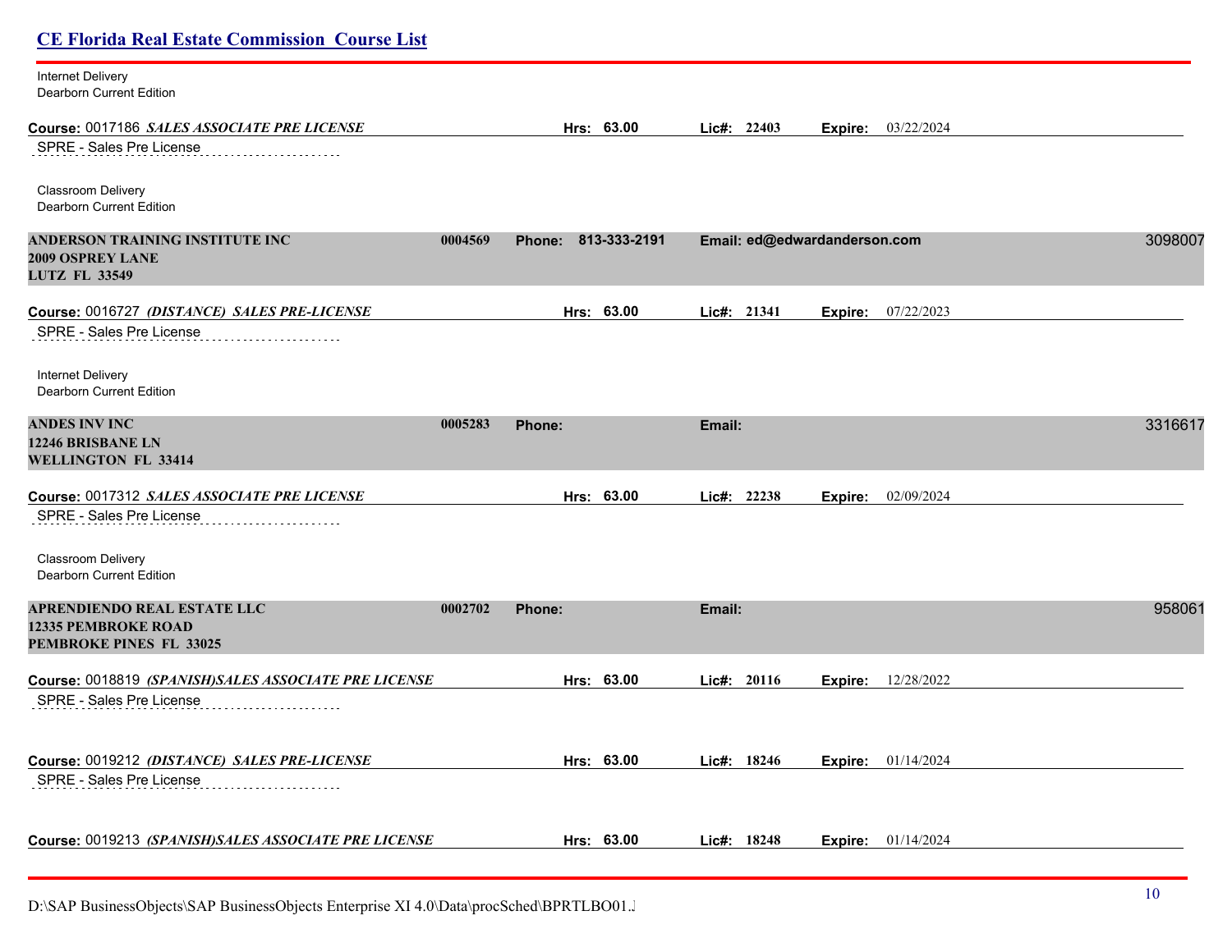Internet Delivery
Dearborn Current Edition

**Course:** 0017186 ***SALES ASSOCIATE PRE LICENSE*** **Hrs: 63.00** **Lic#: 22403** **Expire:** 03/22/2024

SPRE - Sales Pre License

Classroom Delivery
Dearborn Current Edition

**ANDERSON TRAINING INSTITUTE INC** **0004569** **Phone: 813-333-2191** **Email: ed@edwardanderson.com** 3098007
**2009 OSPREY LANE**
**LUTZ FL 33549**

**Course:** 0016727 ***(DISTANCE) SALES PRE-LICENSE*** **Hrs: 63.00** **Lic#: 21341** **Expire:** 07/22/2023

SPRE - Sales Pre License

Internet Delivery
Dearborn Current Edition

**ANDES INV INC** **0005283** **Phone:** **Email:** 3316617
**12246 BRISBANE LN**
**WELLINGTON FL 33414**

**Course:** 0017312 ***SALES ASSOCIATE PRE LICENSE*** **Hrs: 63.00** **Lic#: 22238** **Expire:** 02/09/2024

SPRE - Sales Pre License

Classroom Delivery
Dearborn Current Edition

**APRENDIENDO REAL ESTATE LLC** **0002702** **Phone:** **Email:** 958061
**12335 PEMBROKE ROAD**
**PEMBROKE PINES FL 33025**

**Course:** 0018819 ***(SPANISH)SALES ASSOCIATE PRE LICENSE*** **Hrs: 63.00** **Lic#: 20116** **Expire:** 12/28/2022

SPRE - Sales Pre License

**Course:** 0019212 ***(DISTANCE) SALES PRE-LICENSE*** **Hrs: 63.00** **Lic#: 18246** **Expire:** 01/14/2024

SPRE - Sales Pre License

**Course:** 0019213 ***(SPANISH)SALES ASSOCIATE PRE LICENSE*** **Hrs: 63.00** **Lic#: 18248** **Expire:** 01/14/2024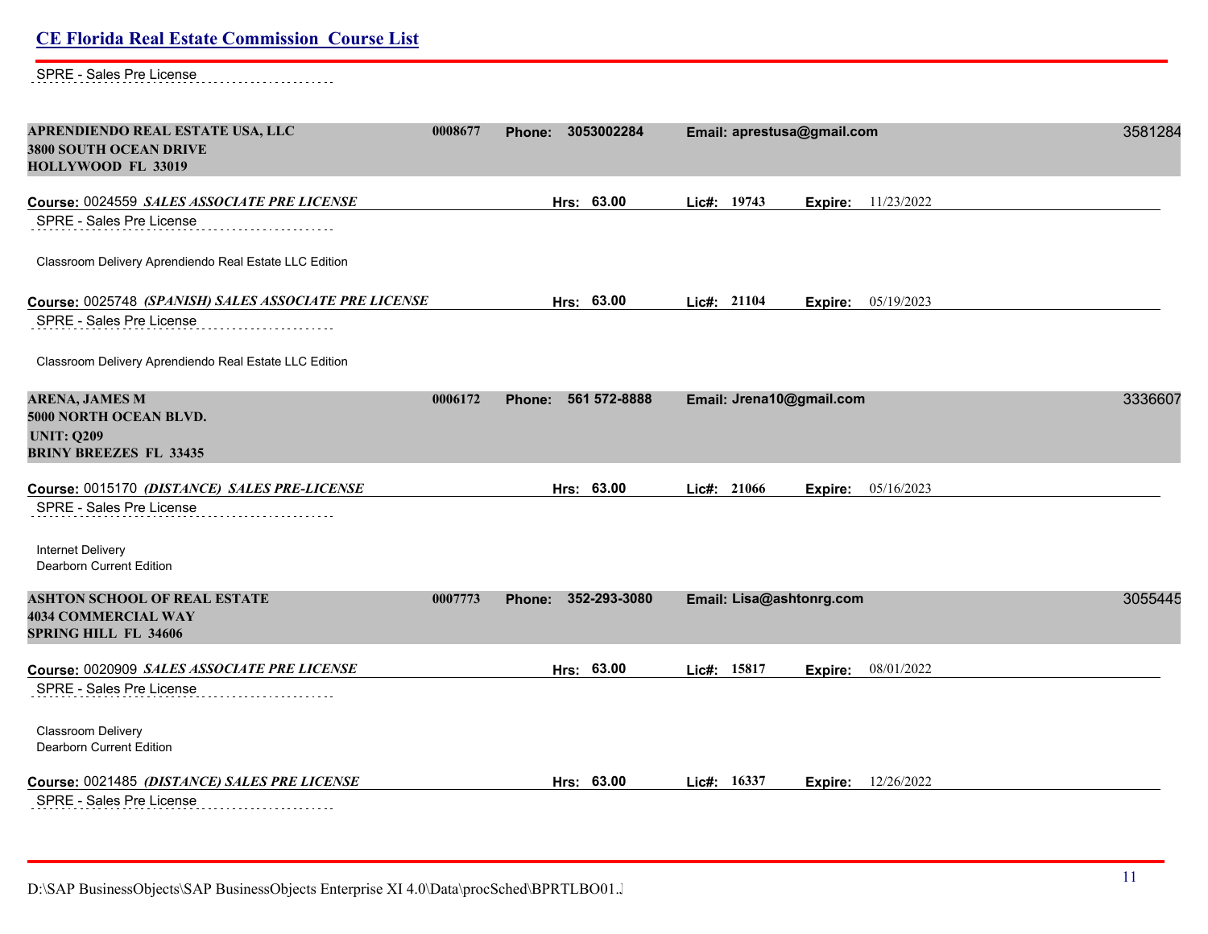SPRE - Sales Pre License

**APRENDIENDO REAL ESTATE USA, LLC** 0008677 **Phone:** 3053002284 **Email:** aprestusa@gmail.com 3581284
**3800 SOUTH OCEAN DRIVE**
**HOLLYWOOD FL 33019**

**Course:** 0024559 ***SALES ASSOCIATE PRE LICENSE*** **Hrs:** 63.00 **Lic#:** 19743 **Expire:** 11/23/2022

SPRE - Sales Pre License

Classroom Delivery Aprendiendo Real Estate LLC Edition

**Course:** 0025748 ***(SPANISH) SALES ASSOCIATE PRE LICENSE*** **Hrs:** 63.00 **Lic#:** 21104 **Expire:** 05/19/2023

SPRE - Sales Pre License

Classroom Delivery Aprendiendo Real Estate LLC Edition

**ARENA, JAMES M** 0006172 **Phone:** 561 572-8888 **Email:** Jrena10@gmail.com 3336607
**5000 NORTH OCEAN BLVD.**
**UNIT: Q209**
**BRINY BREEZES FL 33435**

**Course:** 0015170 ***(DISTANCE) SALES PRE-LICENSE*** **Hrs:** 63.00 **Lic#:** 21066 **Expire:** 05/16/2023

SPRE - Sales Pre License

Internet Delivery
Dearborn Current Edition

**ASHTON SCHOOL OF REAL ESTATE** 0007773 **Phone:** 352-293-3080 **Email:** Lisa@ashtonrg.com 3055445
**4034 COMMERCIAL WAY**
**SPRING HILL FL 34606**

**Course:** 0020909 ***SALES ASSOCIATE PRE LICENSE*** **Hrs:** 63.00 **Lic#:** 15817 **Expire:** 08/01/2022

SPRE - Sales Pre License

Classroom Delivery
Dearborn Current Edition

**Course:** 0021485 ***(DISTANCE) SALES PRE LICENSE*** **Hrs:** 63.00 **Lic#:** 16337 **Expire:** 12/26/2022

SPRE - Sales Pre License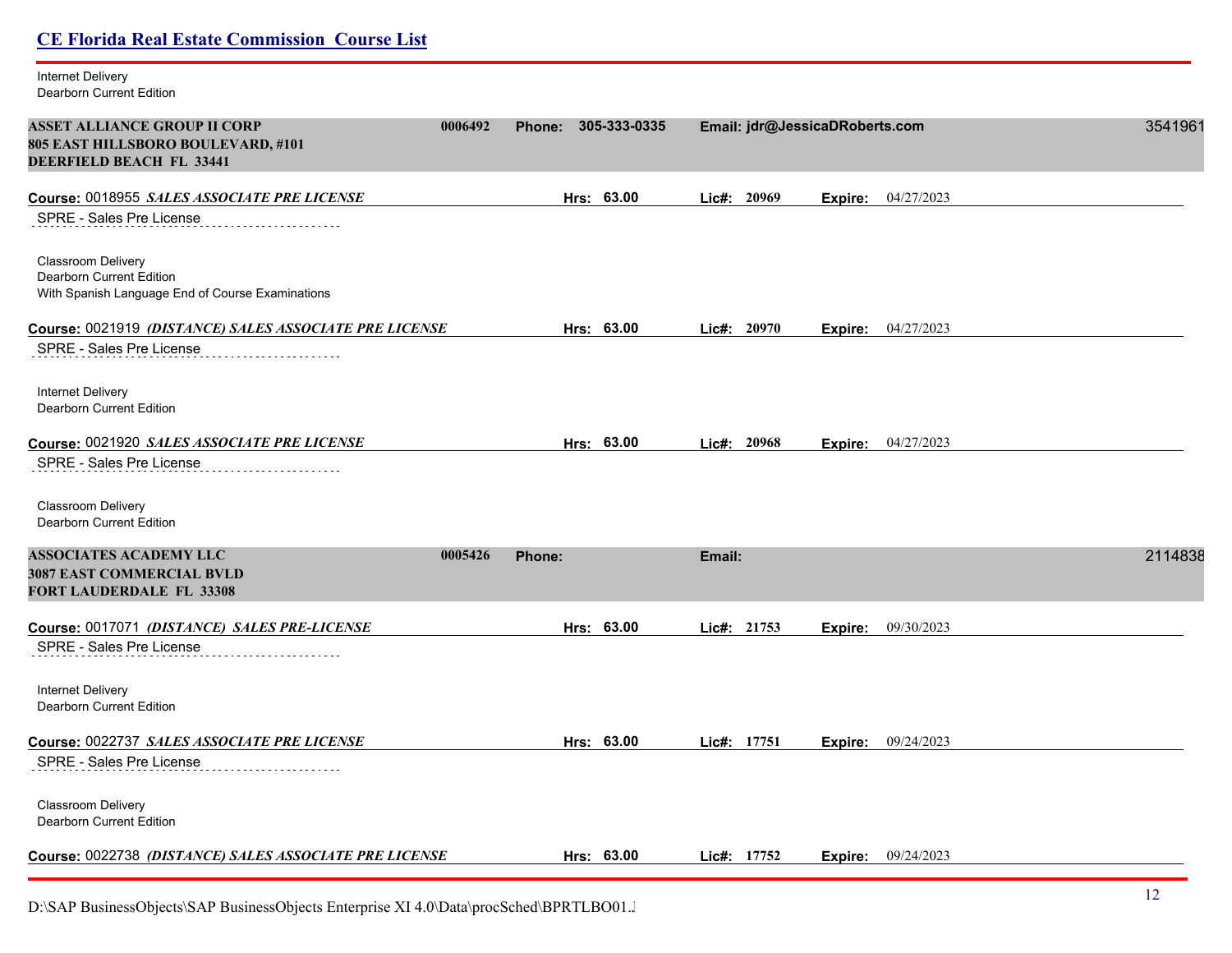Internet Delivery
Dearborn Current Edition

**ASSET ALLIANCE GROUP II CORP** **0006492** **Phone: 305-333-0335** **Email: jdr@JessicaDRoberts.com** 3541961
**805 EAST HILLSBORO BOULEVARD, #101**
**DEERFIELD BEACH FL 33441**

**Course:** 0018955 ***SALES ASSOCIATE PRE LICENSE*** **Hrs: 63.00** **Lic#: 20969** **Expire:** 04/27/2023

SPRE - Sales Pre License

Classroom Delivery
Dearborn Current Edition
With Spanish Language End of Course Examinations

**Course:** 0021919 ***(DISTANCE) SALES ASSOCIATE PRE LICENSE*** **Hrs: 63.00** **Lic#: 20970** **Expire:** 04/27/2023

SPRE - Sales Pre License

Internet Delivery
Dearborn Current Edition

**Course:** 0021920 ***SALES ASSOCIATE PRE LICENSE*** **Hrs: 63.00** **Lic#: 20968** **Expire:** 04/27/2023

SPRE - Sales Pre License

Classroom Delivery
Dearborn Current Edition

**ASSOCIATES ACADEMY LLC** **0005426** **Phone:** **Email:** 2114838
**3087 EAST COMMERCIAL BVLD**
**FORT LAUDERDALE FL 33308**

**Course:** 0017071 ***(DISTANCE) SALES PRE-LICENSE*** **Hrs: 63.00** **Lic#: 21753** **Expire:** 09/30/2023

SPRE - Sales Pre License

Internet Delivery
Dearborn Current Edition

**Course:** 0022737 ***SALES ASSOCIATE PRE LICENSE*** **Hrs: 63.00** **Lic#: 17751** **Expire:** 09/24/2023

SPRE - Sales Pre License

Classroom Delivery
Dearborn Current Edition

**Course:** 0022738 ***(DISTANCE) SALES ASSOCIATE PRE LICENSE*** **Hrs: 63.00** **Lic#: 17752** **Expire:** 09/24/2023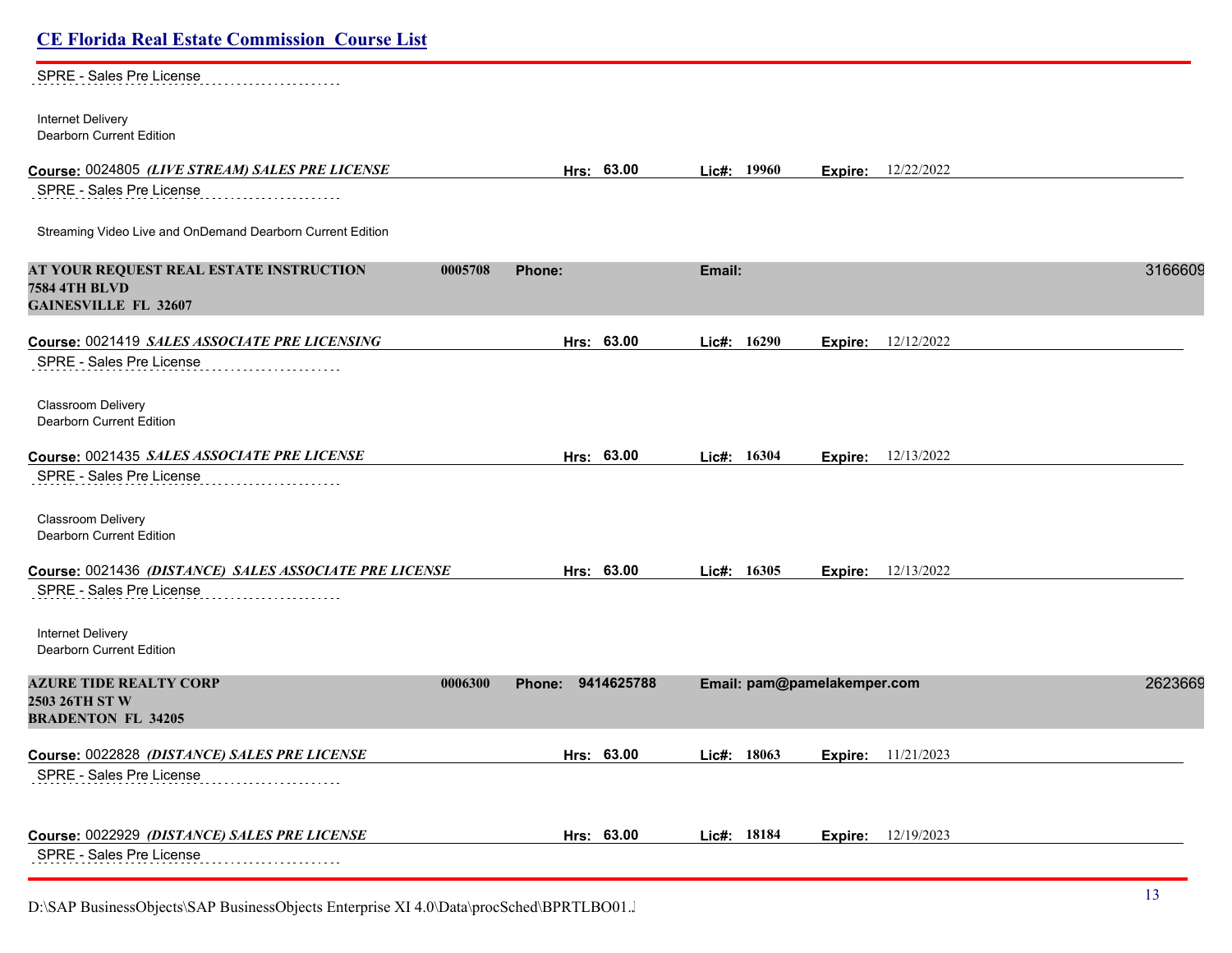SPRE - Sales Pre License

Internet Delivery
Dearborn Current Edition

**Course:** 0024805 ***(LIVE STREAM) SALES PRE LICENSE*** **Hrs:** 63.00 **Lic#:** 19960 **Expire:** 12/22/2022

SPRE - Sales Pre License

Streaming Video Live and OnDemand Dearborn Current Edition

**AT YOUR REQUEST REAL ESTATE INSTRUCTION** **0005708** **Phone:** **Email:** 3166609
**7584 4TH BLVD**
**GAINESVILLE FL 32607**

**Course:** 0021419 ***SALES ASSOCIATE PRE LICENSING*** **Hrs:** 63.00 **Lic#:** 16290 **Expire:** 12/12/2022

SPRE - Sales Pre License

Classroom Delivery
Dearborn Current Edition

**Course:** 0021435 ***SALES ASSOCIATE PRE LICENSE*** **Hrs:** 63.00 **Lic#:** 16304 **Expire:** 12/13/2022

SPRE - Sales Pre License

Classroom Delivery
Dearborn Current Edition

**Course:** 0021436 ***(DISTANCE) SALES ASSOCIATE PRE LICENSE*** **Hrs:** 63.00 **Lic#:** 16305 **Expire:** 12/13/2022

SPRE - Sales Pre License

Internet Delivery
Dearborn Current Edition

**AZURE TIDE REALTY CORP** **0006300** **Phone:** 9414625788 **Email:** pam@pamelakemper.com 2623669
**2503 26TH ST W**
**BRADENTON FL 34205**

**Course:** 0022828 ***(DISTANCE) SALES PRE LICENSE*** **Hrs:** 63.00 **Lic#:** 18063 **Expire:** 11/21/2023

SPRE - Sales Pre License

**Course:** 0022929 ***(DISTANCE) SALES PRE LICENSE*** **Hrs:** 63.00 **Lic#:** 18184 **Expire:** 12/19/2023

SPRE - Sales Pre License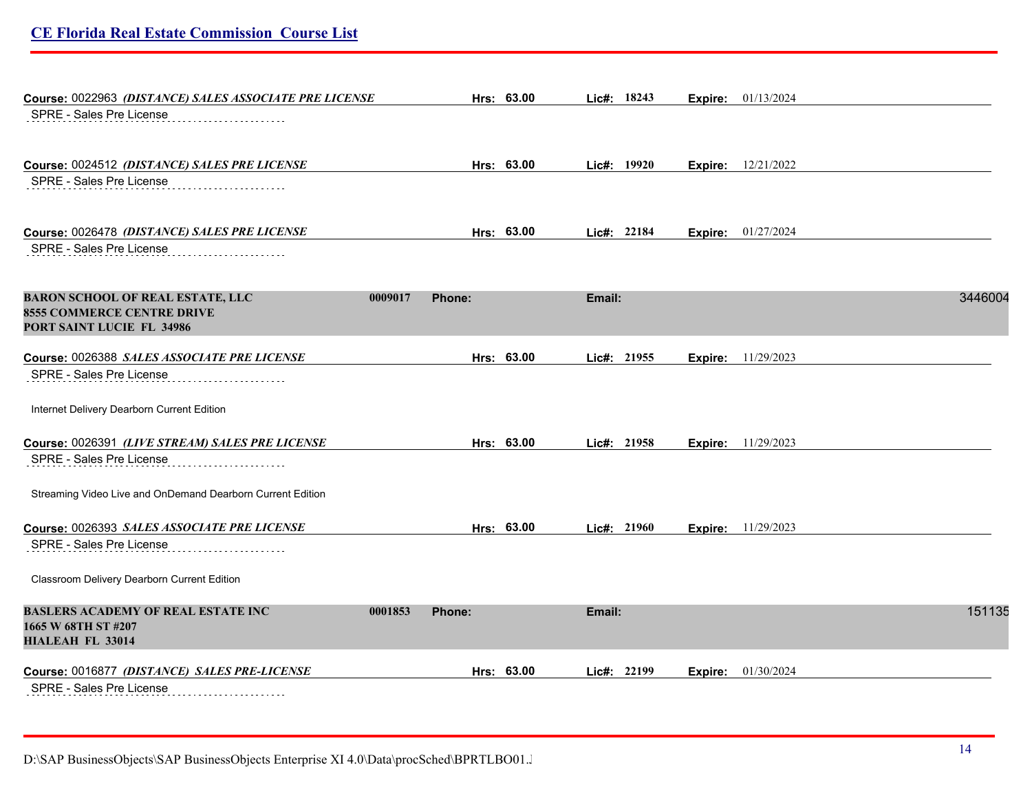**Course:** 0022963 ***(DISTANCE) SALES ASSOCIATE PRE LICENSE*** **Hrs: 63.00** **Lic#: 18243** **Expire:** 01/13/2024

SPRE - Sales Pre License

**Course:** 0024512 ***(DISTANCE) SALES PRE LICENSE*** **Hrs: 63.00** **Lic#: 19920** **Expire:** 12/21/2022

SPRE - Sales Pre License

**Course:** 0026478 ***(DISTANCE) SALES PRE LICENSE*** **Hrs: 63.00** **Lic#: 22184** **Expire:** 01/27/2024

SPRE - Sales Pre License

**BARON SCHOOL OF REAL ESTATE, LLC** **0009017** **Phone:** **Email:** 3446004
**8555 COMMERCE CENTRE DRIVE**
**PORT SAINT LUCIE FL 34986**

**Course:** 0026388 ***SALES ASSOCIATE PRE LICENSE*** **Hrs: 63.00** **Lic#: 21955** **Expire:** 11/29/2023

SPRE - Sales Pre License

Internet Delivery Dearborn Current Edition

**Course:** 0026391 ***(LIVE STREAM) SALES PRE LICENSE*** **Hrs: 63.00** **Lic#: 21958** **Expire:** 11/29/2023

SPRE - Sales Pre License

Streaming Video Live and OnDemand Dearborn Current Edition

**Course:** 0026393 ***SALES ASSOCIATE PRE LICENSE*** **Hrs: 63.00** **Lic#: 21960** **Expire:** 11/29/2023

SPRE - Sales Pre License

Classroom Delivery Dearborn Current Edition

**BASLERS ACADEMY OF REAL ESTATE INC** **0001853** **Phone:** **Email:** 151135
**1665 W 68TH ST #207**
**HIALEAH FL 33014**

**Course:** 0016877 ***(DISTANCE) SALES PRE-LICENSE*** **Hrs: 63.00** **Lic#: 22199** **Expire:** 01/30/2024

SPRE - Sales Pre License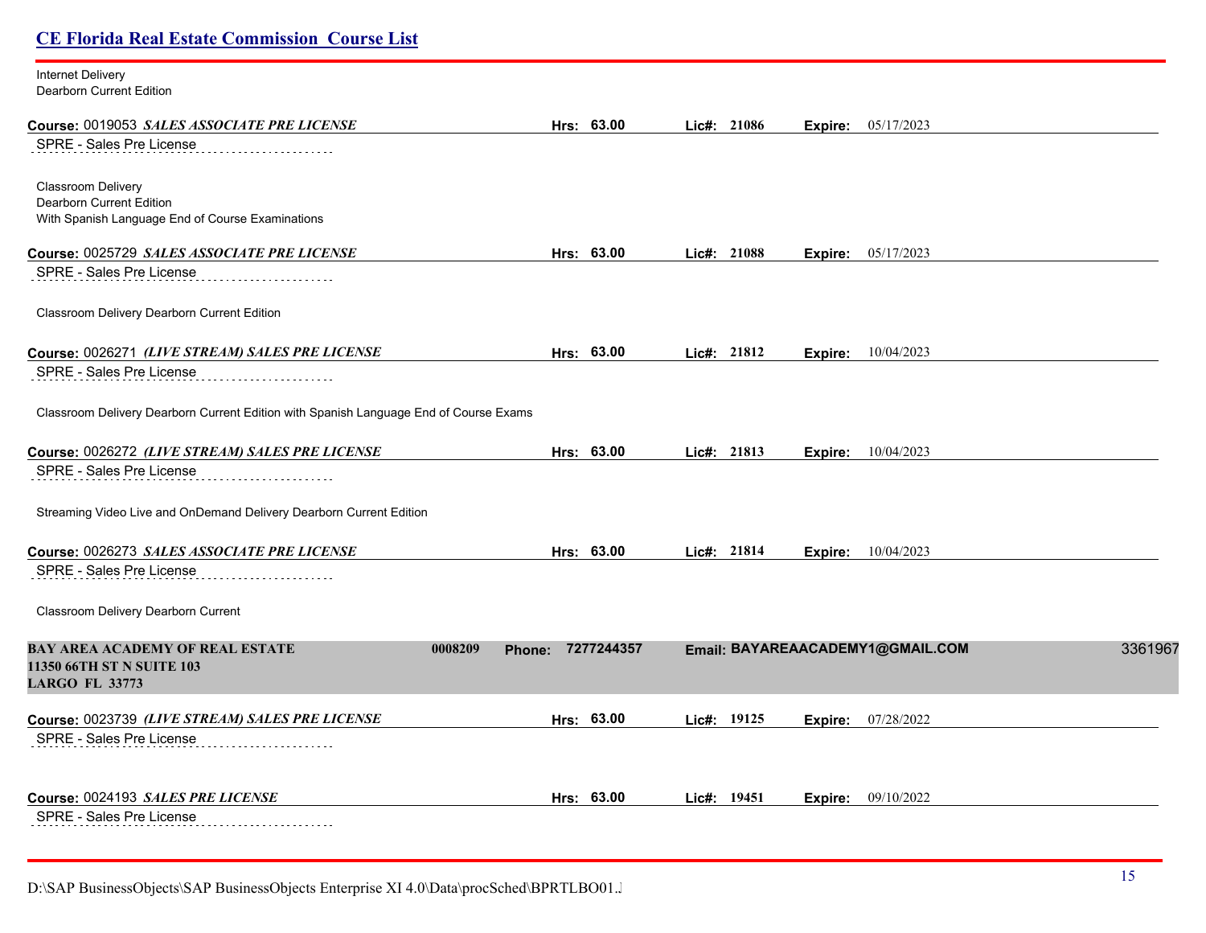Internet Delivery
Dearborn Current Edition

**Course:** 0019053 ***SALES ASSOCIATE PRE LICENSE*** **Hrs: 63.00** **Lic#: 21086** **Expire:** 05/17/2023

SPRE - Sales Pre License

Classroom Delivery
Dearborn Current Edition
With Spanish Language End of Course Examinations

**Course:** 0025729 ***SALES ASSOCIATE PRE LICENSE*** **Hrs: 63.00** **Lic#: 21088** **Expire:** 05/17/2023

SPRE - Sales Pre License

Classroom Delivery Dearborn Current Edition

**Course:** 0026271 ***(LIVE STREAM) SALES PRE LICENSE*** **Hrs: 63.00** **Lic#: 21812** **Expire:** 10/04/2023

SPRE - Sales Pre License

Classroom Delivery Dearborn Current Edition with Spanish Language End of Course Exams

**Course:** 0026272 ***(LIVE STREAM) SALES PRE LICENSE*** **Hrs: 63.00** **Lic#: 21813** **Expire:** 10/04/2023

SPRE - Sales Pre License

Streaming Video Live and OnDemand Delivery Dearborn Current Edition

**Course:** 0026273 ***SALES ASSOCIATE PRE LICENSE*** **Hrs: 63.00** **Lic#: 21814** **Expire:** 10/04/2023

SPRE - Sales Pre License

Classroom Delivery Dearborn Current

**BAY AREA ACADEMY OF REAL ESTATE** 0008209 **Phone: 7277244357** **Email: BAYAREAACADEMY1@GMAIL.COM** 3361967
**11350 66TH ST N SUITE 103**
**LARGO FL 33773**

**Course:** 0023739 ***(LIVE STREAM) SALES PRE LICENSE*** **Hrs: 63.00** **Lic#: 19125** **Expire:** 07/28/2022

SPRE - Sales Pre License

**Course:** 0024193 ***SALES PRE LICENSE*** **Hrs: 63.00** **Lic#: 19451** **Expire:** 09/10/2022

SPRE - Sales Pre License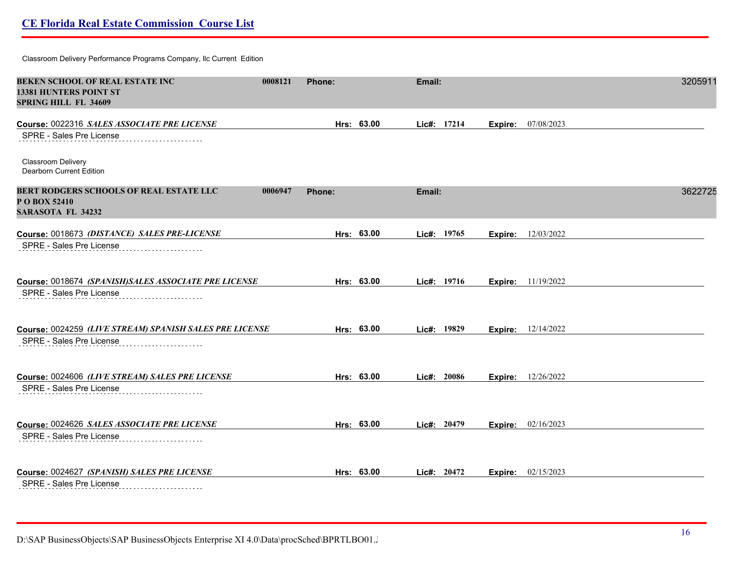Classroom Delivery Performance Programs Company, llc Current Edition

**BEKEN SCHOOL OF REAL ESTATE INC** 0008121 **Phone:** **Email:** 3205911
**13381 HUNTERS POINT ST**
**SPRING HILL FL 34609**

**Course:** 0022316 ***SALES ASSOCIATE PRE LICENSE*** **Hrs: 63.00** **Lic#: 17214** **Expire:** 07/08/2023

SPRE - Sales Pre License

Classroom Delivery
Dearborn Current Edition

**BERT RODGERS SCHOOLS OF REAL ESTATE LLC** 0006947 **Phone:** **Email:** 3622725
**P O BOX 52410**
**SARASOTA FL 34232**

**Course:** 0018673 ***(DISTANCE) SALES PRE-LICENSE*** **Hrs: 63.00** **Lic#: 19765** **Expire:** 12/03/2022

SPRE - Sales Pre License

**Course:** 0018674 ***(SPANISH)SALES ASSOCIATE PRE LICENSE*** **Hrs: 63.00** **Lic#: 19716** **Expire:** 11/19/2022

SPRE - Sales Pre License

**Course:** 0024259 ***(LIVE STREAM) SPANISH SALES PRE LICENSE*** **Hrs: 63.00** **Lic#: 19829** **Expire:** 12/14/2022

SPRE - Sales Pre License

**Course:** 0024606 ***(LIVE STREAM) SALES PRE LICENSE*** **Hrs: 63.00** **Lic#: 20086** **Expire:** 12/26/2022

SPRE - Sales Pre License

**Course:** 0024626 ***SALES ASSOCIATE PRE LICENSE*** **Hrs: 63.00** **Lic#: 20479** **Expire:** 02/16/2023

SPRE - Sales Pre License

**Course:** 0024627 ***(SPANISH) SALES PRE LICENSE*** **Hrs: 63.00** **Lic#: 20472** **Expire:** 02/15/2023

SPRE - Sales Pre License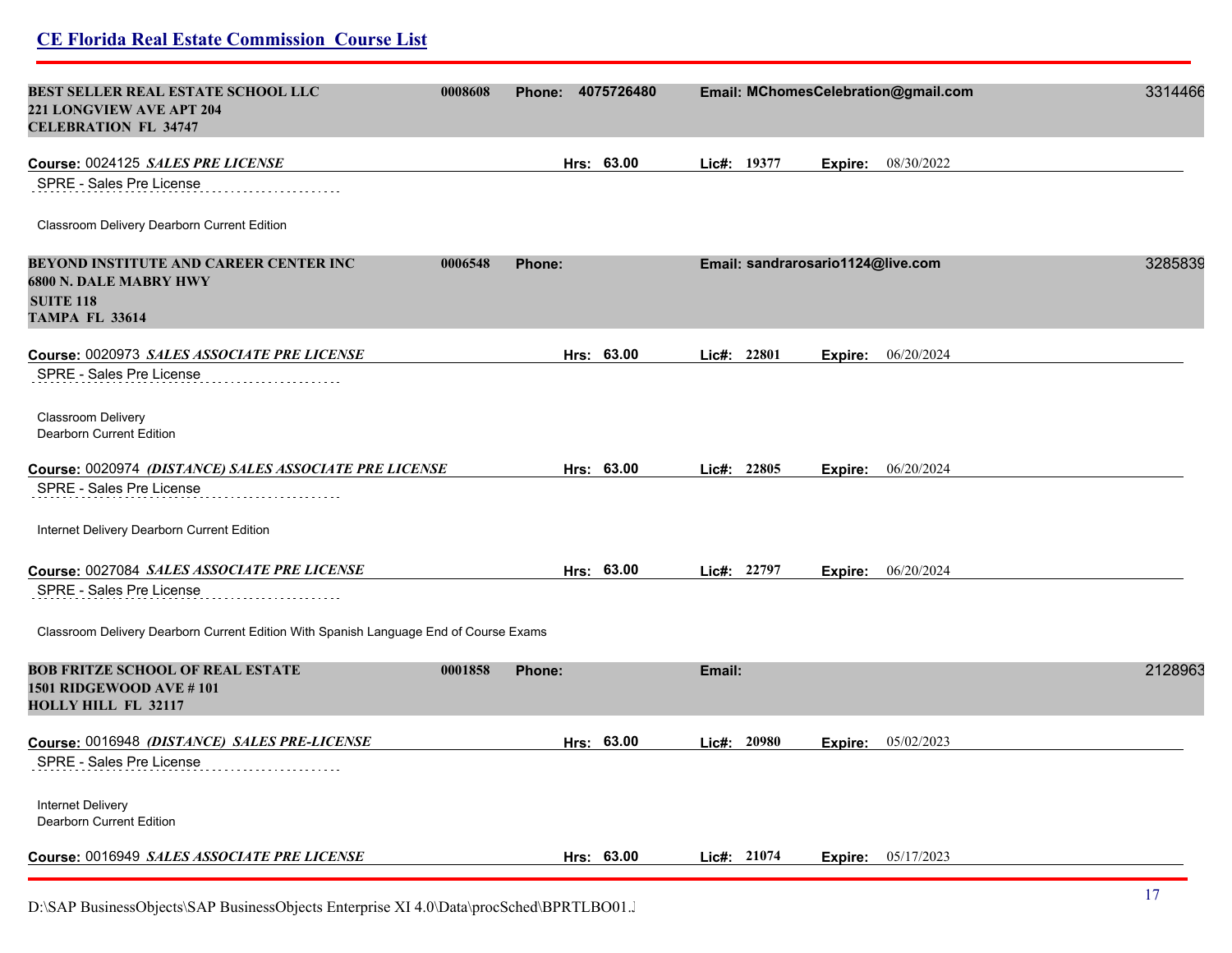## CE Florida Real Estate Commission Course List

**BEST SELLER REAL ESTATE SCHOOL LLC** 0008608 **Phone:** 4075726480 **Email:** MChomesCelebration@gmail.com 3314466
**221 LONGVIEW AVE APT 204**
**CELEBRATION FL 34747**

**Course:** 0024125 ***SALES PRE LICENSE*** **Hrs:** 63.00 **Lic#:** 19377 **Expire:** 08/30/2022

SPRE - Sales Pre License

Classroom Delivery Dearborn Current Edition

**BEYOND INSTITUTE AND CAREER CENTER INC** 0006548 **Phone:** **Email:** sandrarosario1124@live.com 3285839
**6800 N. DALE MABRY HWY**
**SUITE 118**
**TAMPA FL 33614**

**Course:** 0020973 ***SALES ASSOCIATE PRE LICENSE*** **Hrs:** 63.00 **Lic#:** 22801 **Expire:** 06/20/2024

SPRE - Sales Pre License

Classroom Delivery
Dearborn Current Edition

**Course:** 0020974 ***(DISTANCE) SALES ASSOCIATE PRE LICENSE*** **Hrs:** 63.00 **Lic#:** 22805 **Expire:** 06/20/2024

SPRE - Sales Pre License

Internet Delivery Dearborn Current Edition

**Course:** 0027084 ***SALES ASSOCIATE PRE LICENSE*** **Hrs:** 63.00 **Lic#:** 22797 **Expire:** 06/20/2024

SPRE - Sales Pre License

Classroom Delivery Dearborn Current Edition With Spanish Language End of Course Exams

**BOB FRITZE SCHOOL OF REAL ESTATE** 0001858 **Phone:** **Email:** 2128963
**1501 RIDGEWOOD AVE # 101**
**HOLLY HILL FL 32117**

**Course:** 0016948 ***(DISTANCE) SALES PRE-LICENSE*** **Hrs:** 63.00 **Lic#:** 20980 **Expire:** 05/02/2023

SPRE - Sales Pre License

Internet Delivery
Dearborn Current Edition

**Course:** 0016949 ***SALES ASSOCIATE PRE LICENSE*** **Hrs:** 63.00 **Lic#:** 21074 **Expire:** 05/17/2023

D:\SAP BusinessObjects\SAP BusinessObjects Enterprise XI 4.0\Data\procSched\BPRTLBO01.J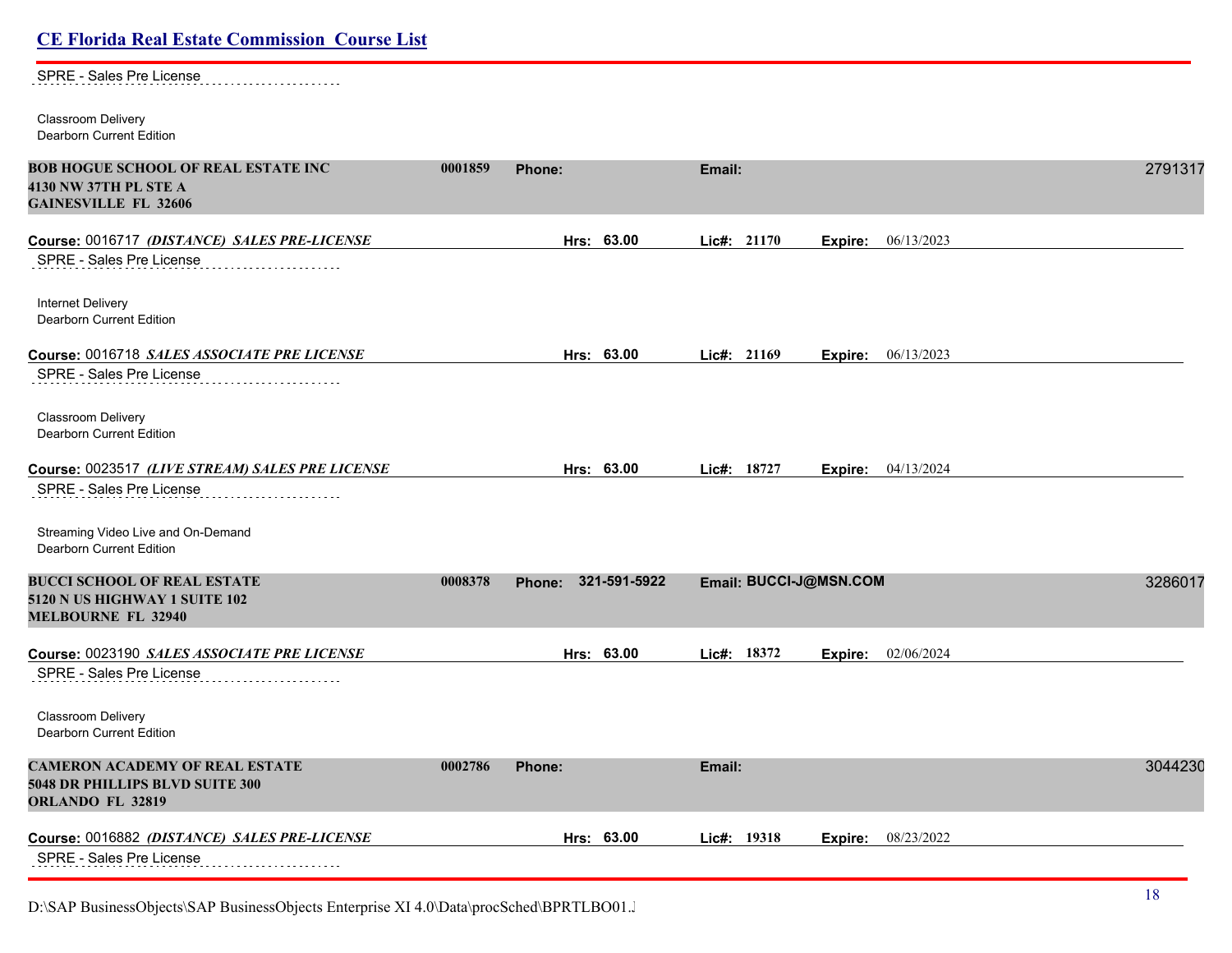SPRE - Sales Pre License

Classroom Delivery
Dearborn Current Edition

**BOB HOGUE SCHOOL OF REAL ESTATE INC** **0001859** **Phone:** **Email:** 2791317
**4130 NW 37TH PL STE A**
**GAINESVILLE FL 32606**

**Course:** 0016717 ***(DISTANCE) SALES PRE-LICENSE*** **Hrs: 63.00** **Lic#: 21170** **Expire:** 06/13/2023

SPRE - Sales Pre License

Internet Delivery
Dearborn Current Edition

**Course:** 0016718 ***SALES ASSOCIATE PRE LICENSE*** **Hrs: 63.00** **Lic#: 21169** **Expire:** 06/13/2023

SPRE - Sales Pre License

Classroom Delivery
Dearborn Current Edition

**Course:** 0023517 ***(LIVE STREAM) SALES PRE LICENSE*** **Hrs: 63.00** **Lic#: 18727** **Expire:** 04/13/2024

SPRE - Sales Pre License

Streaming Video Live and On-Demand
Dearborn Current Edition

**BUCCI SCHOOL OF REAL ESTATE** **0008378** **Phone: 321-591-5922** **Email: BUCCI-J@MSN.COM** 3286017
**5120 N US HIGHWAY 1 SUITE 102**
**MELBOURNE FL 32940**

**Course:** 0023190 ***SALES ASSOCIATE PRE LICENSE*** **Hrs: 63.00** **Lic#: 18372** **Expire:** 02/06/2024

SPRE - Sales Pre License

Classroom Delivery
Dearborn Current Edition

**CAMERON ACADEMY OF REAL ESTATE** **0002786** **Phone:** **Email:** 3044230
**5048 DR PHILLIPS BLVD SUITE 300**
**ORLANDO FL 32819**

**Course:** 0016882 ***(DISTANCE) SALES PRE-LICENSE*** **Hrs: 63.00** **Lic#: 19318** **Expire:** 08/23/2022

SPRE - Sales Pre License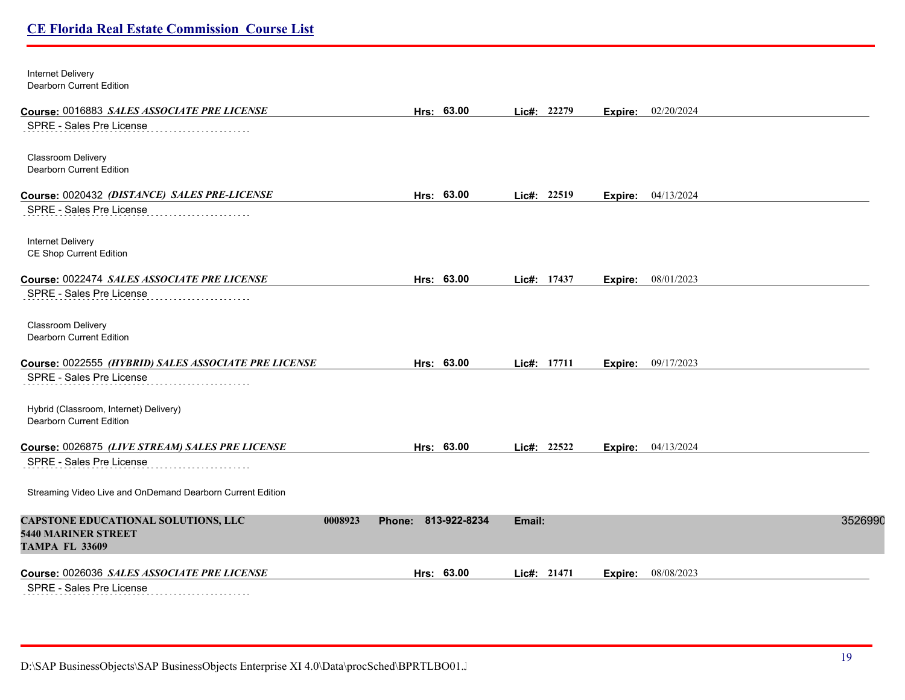Internet Delivery
Dearborn Current Edition

**Course:** 0016883 ***SALES ASSOCIATE PRE LICENSE*** **Hrs: 63.00** **Lic#: 22279** **Expire:** 02/20/2024

SPRE - Sales Pre License

Classroom Delivery
Dearborn Current Edition

**Course:** 0020432 ***(DISTANCE) SALES PRE-LICENSE*** **Hrs: 63.00** **Lic#: 22519** **Expire:** 04/13/2024

SPRE - Sales Pre License

Internet Delivery
CE Shop Current Edition

**Course:** 0022474 ***SALES ASSOCIATE PRE LICENSE*** **Hrs: 63.00** **Lic#: 17437** **Expire:** 08/01/2023

SPRE - Sales Pre License

Classroom Delivery
Dearborn Current Edition

**Course:** 0022555 ***(HYBRID) SALES ASSOCIATE PRE LICENSE*** **Hrs: 63.00** **Lic#: 17711** **Expire:** 09/17/2023

SPRE - Sales Pre License

Hybrid (Classroom, Internet) Delivery)
Dearborn Current Edition

**Course:** 0026875 ***(LIVE STREAM) SALES PRE LICENSE*** **Hrs: 63.00** **Lic#: 22522** **Expire:** 04/13/2024

SPRE - Sales Pre License

Streaming Video Live and OnDemand Dearborn Current Edition

**CAPSTONE EDUCATIONAL SOLUTIONS, LLC** **0008923** **Phone: 813-922-8234** **Email:** 3526990
**5440 MARINER STREET**
**TAMPA FL 33609**

**Course:** 0026036 ***SALES ASSOCIATE PRE LICENSE*** **Hrs: 63.00** **Lic#: 21471** **Expire:** 08/08/2023

SPRE - Sales Pre License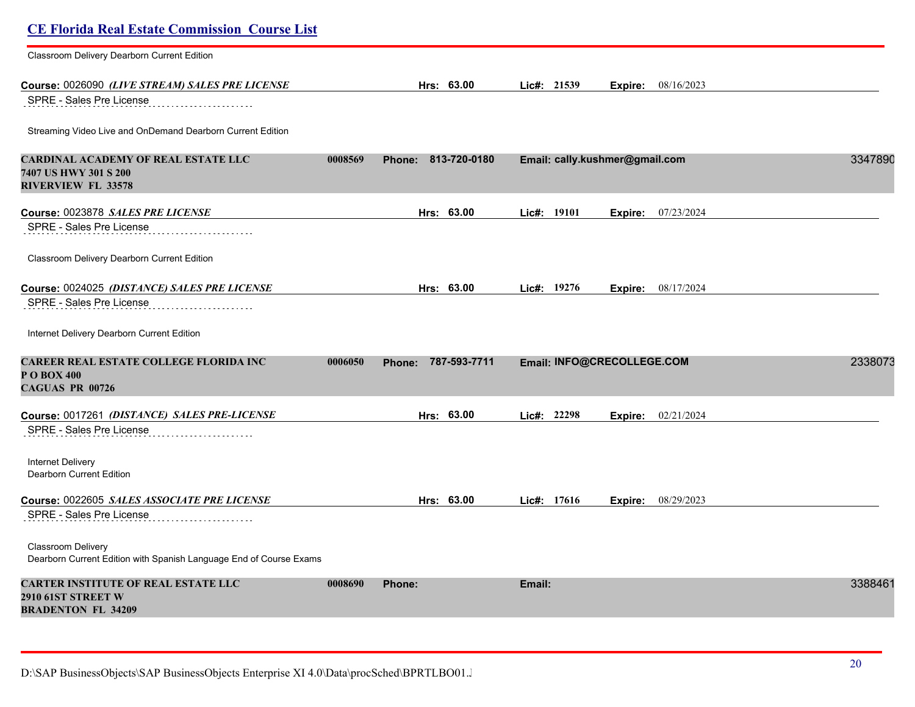Classroom Delivery Dearborn Current Edition

**Course:** 0026090 ***(LIVE STREAM) SALES PRE LICENSE*** **Hrs: 63.00** **Lic#: 21539** **Expire:** 08/16/2023

SPRE - Sales Pre License

Streaming Video Live and OnDemand Dearborn Current Edition

**CARDINAL ACADEMY OF REAL ESTATE LLC** **0008569** **Phone: 813-720-0180** **Email: cally.kushmer@gmail.com** 3347890
**7407 US HWY 301 S 200**
**RIVERVIEW FL 33578**

**Course:** 0023878 ***SALES PRE LICENSE*** **Hrs: 63.00** **Lic#: 19101** **Expire:** 07/23/2024

SPRE - Sales Pre License

Classroom Delivery Dearborn Current Edition

**Course:** 0024025 ***(DISTANCE) SALES PRE LICENSE*** **Hrs: 63.00** **Lic#: 19276** **Expire:** 08/17/2024

SPRE - Sales Pre License

Internet Delivery Dearborn Current Edition

**CAREER REAL ESTATE COLLEGE FLORIDA INC** **0006050** **Phone: 787-593-7711** **Email: INFO@CRECOLLEGE.COM** 2338073
**P O BOX 400**
**CAGUAS PR 00726**

**Course:** 0017261 ***(DISTANCE) SALES PRE-LICENSE*** **Hrs: 63.00** **Lic#: 22298** **Expire:** 02/21/2024

SPRE - Sales Pre License

Internet Delivery
Dearborn Current Edition

**Course:** 0022605 ***SALES ASSOCIATE PRE LICENSE*** **Hrs: 63.00** **Lic#: 17616** **Expire:** 08/29/2023

SPRE - Sales Pre License

Classroom Delivery
Dearborn Current Edition with Spanish Language End of Course Exams

**CARTER INSTITUTE OF REAL ESTATE LLC** **0008690** **Phone:** **Email:** 3388461
**2910 61ST STREET W**
**BRADENTON FL 34209**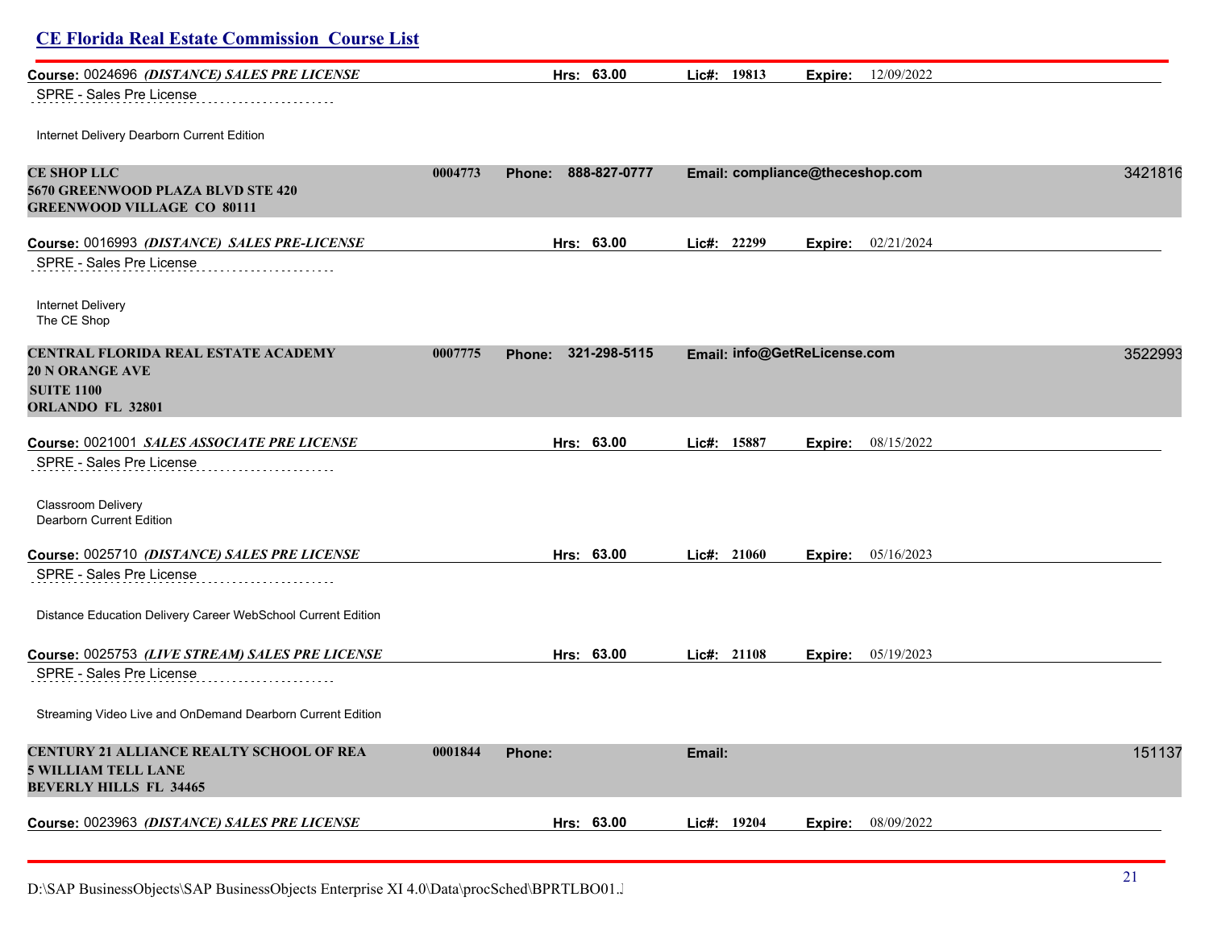**Course:** 0024696 ***(DISTANCE) SALES PRE LICENSE*** **Hrs: 63.00** **Lic#: 19813** **Expire:** 12/09/2022

SPRE - Sales Pre License

Internet Delivery Dearborn Current Edition

**CE SHOP LLC** **0004773** **Phone: 888-827-0777** **Email: compliance@theceshop.com** 3421816
**5670 GREENWOOD PLAZA BLVD STE 420**
**GREENWOOD VILLAGE CO 80111**

**Course:** 0016993 ***(DISTANCE) SALES PRE-LICENSE*** **Hrs: 63.00** **Lic#: 22299** **Expire:** 02/21/2024

SPRE - Sales Pre License

Internet Delivery
The CE Shop

**CENTRAL FLORIDA REAL ESTATE ACADEMY** **0007775** **Phone: 321-298-5115** **Email: info@GetReLicense.com** 3522993
**20 N ORANGE AVE**
**SUITE 1100**
**ORLANDO FL 32801**

**Course:** 0021001 ***SALES ASSOCIATE PRE LICENSE*** **Hrs: 63.00** **Lic#: 15887** **Expire:** 08/15/2022

SPRE - Sales Pre License

Classroom Delivery
Dearborn Current Edition

**Course:** 0025710 ***(DISTANCE) SALES PRE LICENSE*** **Hrs: 63.00** **Lic#: 21060** **Expire:** 05/16/2023

SPRE - Sales Pre License

Distance Education Delivery Career WebSchool Current Edition

**Course:** 0025753 ***(LIVE STREAM) SALES PRE LICENSE*** **Hrs: 63.00** **Lic#: 21108** **Expire:** 05/19/2023

SPRE - Sales Pre License

Streaming Video Live and OnDemand Dearborn Current Edition

**CENTURY 21 ALLIANCE REALTY SCHOOL OF REA** **0001844** **Phone:** **Email:** 151137
**5 WILLIAM TELL LANE**
**BEVERLY HILLS FL 34465**

**Course:** 0023963 ***(DISTANCE) SALES PRE LICENSE*** **Hrs: 63.00** **Lic#: 19204** **Expire:** 08/09/2022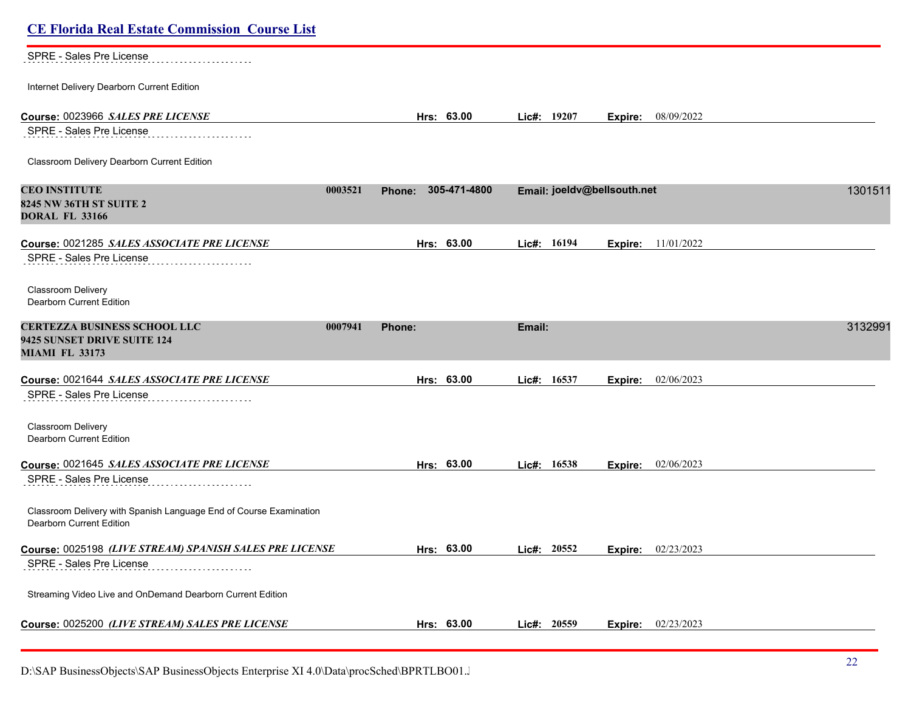SPRE - Sales Pre License

Internet Delivery Dearborn Current Edition

**Course:** 0023966 ***SALES PRE LICENSE*** **Hrs: 63.00** **Lic#: 19207** **Expire:** 08/09/2022

SPRE - Sales Pre License

Classroom Delivery Dearborn Current Edition

**CEO INSTITUTE** **0003521** **Phone: 305-471-4800** **Email: joeldv@bellsouth.net** 1301511
**8245 NW 36TH ST SUITE 2**
**DORAL FL 33166**

**Course:** 0021285 ***SALES ASSOCIATE PRE LICENSE*** **Hrs: 63.00** **Lic#: 16194** **Expire:** 11/01/2022

SPRE - Sales Pre License

Classroom Delivery
Dearborn Current Edition

**CERTEZZA BUSINESS SCHOOL LLC** **0007941** **Phone:** **Email:** 3132991
**9425 SUNSET DRIVE SUITE 124**
**MIAMI FL 33173**

**Course:** 0021644 ***SALES ASSOCIATE PRE LICENSE*** **Hrs: 63.00** **Lic#: 16537** **Expire:** 02/06/2023

SPRE - Sales Pre License

Classroom Delivery
Dearborn Current Edition

**Course:** 0021645 ***SALES ASSOCIATE PRE LICENSE*** **Hrs: 63.00** **Lic#: 16538** **Expire:** 02/06/2023

SPRE - Sales Pre License

Classroom Delivery with Spanish Language End of Course Examination
Dearborn Current Edition

**Course:** 0025198 ***(LIVE STREAM) SPANISH SALES PRE LICENSE*** **Hrs: 63.00** **Lic#: 20552** **Expire:** 02/23/2023

SPRE - Sales Pre License

Streaming Video Live and OnDemand Dearborn Current Edition

**Course:** 0025200 ***(LIVE STREAM) SALES PRE LICENSE*** **Hrs: 63.00** **Lic#: 20559** **Expire:** 02/23/2023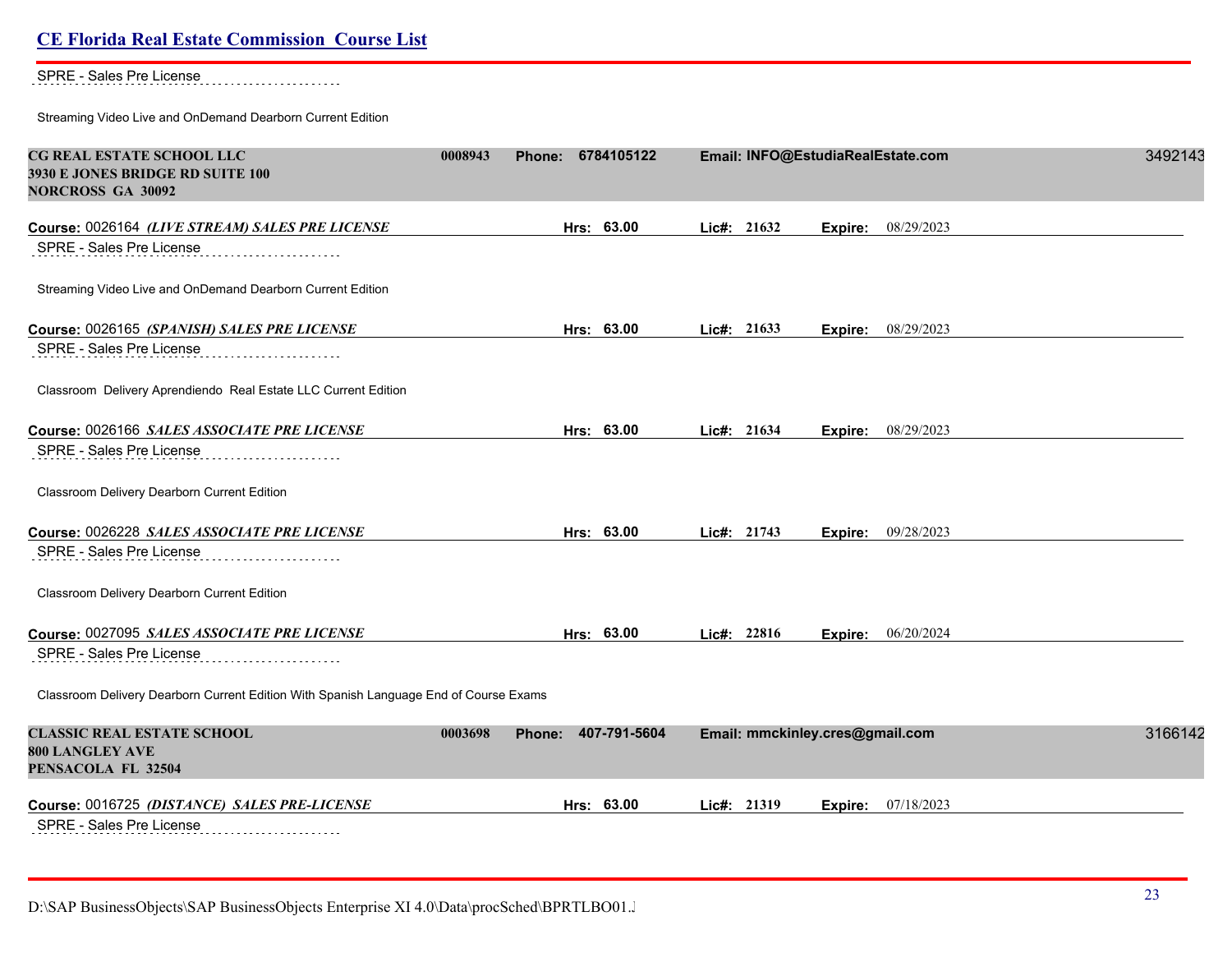SPRE - Sales Pre License

Streaming Video Live and OnDemand Dearborn Current Edition

**CG REAL ESTATE SCHOOL LLC** 0008943 **Phone:** 6784105122 **Email:** INFO@EstudiaRealEstate.com 3492143
**3930 E JONES BRIDGE RD SUITE 100**
**NORCROSS GA 30092**

**Course:** 0026164 ***(LIVE STREAM) SALES PRE LICENSE*** **Hrs:** 63.00 **Lic#:** 21632 **Expire:** 08/29/2023

SPRE - Sales Pre License

Streaming Video Live and OnDemand Dearborn Current Edition

**Course:** 0026165 ***(SPANISH) SALES PRE LICENSE*** **Hrs:** 63.00 **Lic#:** 21633 **Expire:** 08/29/2023

SPRE - Sales Pre License

Classroom Delivery Aprendiendo Real Estate LLC Current Edition

**Course:** 0026166 ***SALES ASSOCIATE PRE LICENSE*** **Hrs:** 63.00 **Lic#:** 21634 **Expire:** 08/29/2023

SPRE - Sales Pre License

Classroom Delivery Dearborn Current Edition

**Course:** 0026228 ***SALES ASSOCIATE PRE LICENSE*** **Hrs:** 63.00 **Lic#:** 21743 **Expire:** 09/28/2023

SPRE - Sales Pre License

Classroom Delivery Dearborn Current Edition

**Course:** 0027095 ***SALES ASSOCIATE PRE LICENSE*** **Hrs:** 63.00 **Lic#:** 22816 **Expire:** 06/20/2024

SPRE - Sales Pre License

Classroom Delivery Dearborn Current Edition With Spanish Language End of Course Exams

**CLASSIC REAL ESTATE SCHOOL** 0003698 **Phone:** 407-791-5604 **Email:** mmckinley.cres@gmail.com 3166142
**800 LANGLEY AVE**
**PENSACOLA FL 32504**

**Course:** 0016725 ***(DISTANCE) SALES PRE-LICENSE*** **Hrs:** 63.00 **Lic#:** 21319 **Expire:** 07/18/2023

SPRE - Sales Pre License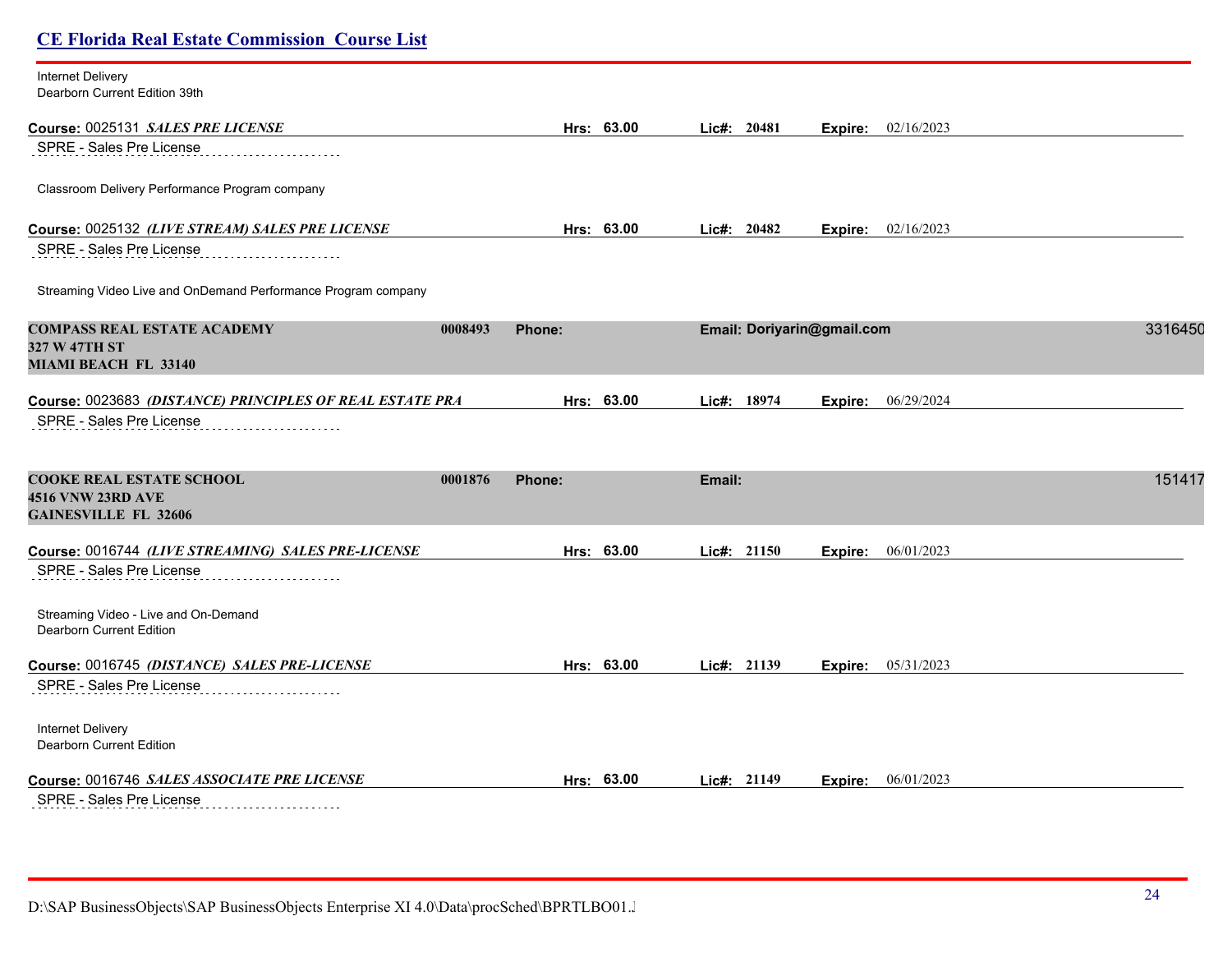Internet Delivery
Dearborn Current Edition 39th

**Course:** 0025131 ***SALES PRE LICENSE*** **Hrs: 63.00** **Lic#: 20481** **Expire:** 02/16/2023

SPRE - Sales Pre License

Classroom Delivery Performance Program company

**Course:** 0025132 ***(LIVE STREAM) SALES PRE LICENSE*** **Hrs: 63.00** **Lic#: 20482** **Expire:** 02/16/2023

SPRE - Sales Pre License

Streaming Video Live and OnDemand Performance Program company

**COMPASS REAL ESTATE ACADEMY** **0008493** **Phone:** **Email: Doriyarin@gmail.com** 3316450
**327 W 47TH ST**
**MIAMI BEACH FL 33140**

**Course:** 0023683 ***(DISTANCE) PRINCIPLES OF REAL ESTATE PRA*** **Hrs: 63.00** **Lic#: 18974** **Expire:** 06/29/2024

SPRE - Sales Pre License

**COOKE REAL ESTATE SCHOOL** **0001876** **Phone:** **Email:** 151417
**4516 VNW 23RD AVE**
**GAINESVILLE FL 32606**

**Course:** 0016744 ***(LIVE STREAMING) SALES PRE-LICENSE*** **Hrs: 63.00** **Lic#: 21150** **Expire:** 06/01/2023

SPRE - Sales Pre License

Streaming Video - Live and On-Demand
Dearborn Current Edition

**Course:** 0016745 ***(DISTANCE) SALES PRE-LICENSE*** **Hrs: 63.00** **Lic#: 21139** **Expire:** 05/31/2023

SPRE - Sales Pre License

Internet Delivery
Dearborn Current Edition

**Course:** 0016746 ***SALES ASSOCIATE PRE LICENSE*** **Hrs: 63.00** **Lic#: 21149** **Expire:** 06/01/2023

SPRE - Sales Pre License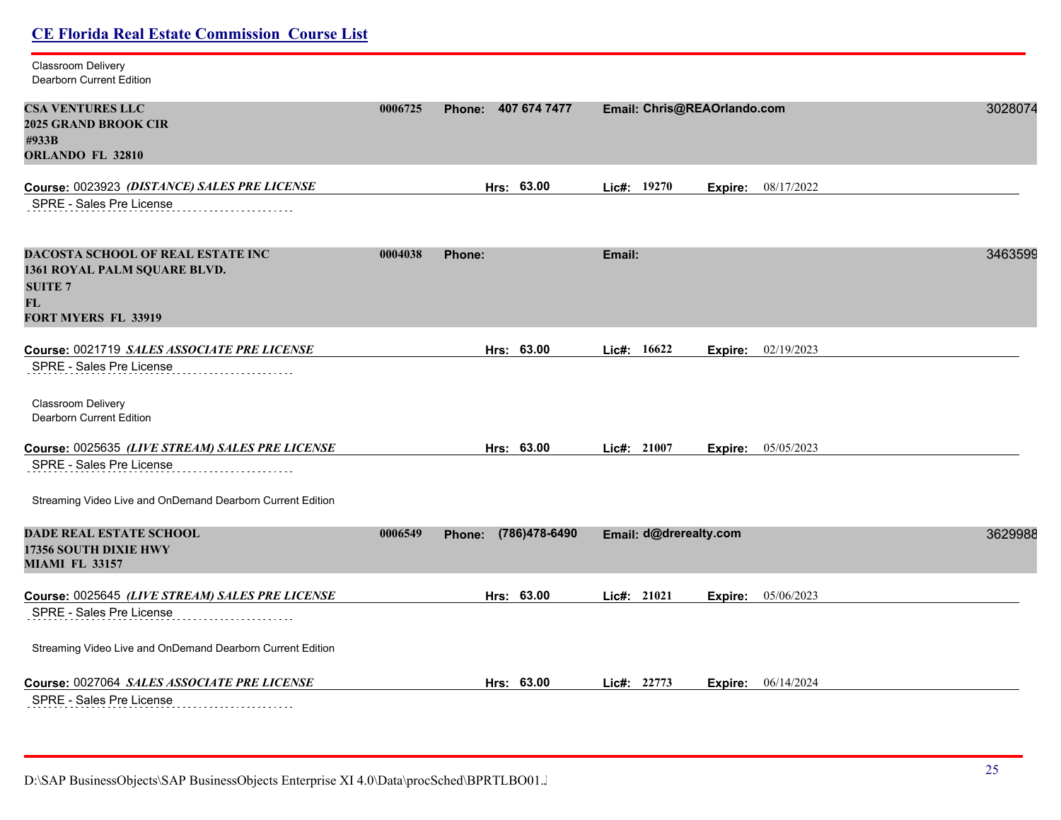Classroom Delivery
Dearborn Current Edition

**CSA VENTURES LLC** 0006725 **Phone:** 407 674 7477 **Email:** Chris@REAOrlando.com 3028074
**2025 GRAND BROOK CIR**
**#933B**
**ORLANDO FL 32810**

**Course:** 0023923 ***(DISTANCE) SALES PRE LICENSE*** **Hrs:** 63.00 **Lic#:** 19270 **Expire:** 08/17/2022

SPRE - Sales Pre License

**DACOSTA SCHOOL OF REAL ESTATE INC** 0004038 **Phone:** **Email:** 3463599
**1361 ROYAL PALM SQUARE BLVD.**
**SUITE 7**
**FL**
**FORT MYERS FL 33919**

**Course:** 0021719 ***SALES ASSOCIATE PRE LICENSE*** **Hrs:** 63.00 **Lic#:** 16622 **Expire:** 02/19/2023

SPRE - Sales Pre License

Classroom Delivery
Dearborn Current Edition

**Course:** 0025635 ***(LIVE STREAM) SALES PRE LICENSE*** **Hrs:** 63.00 **Lic#:** 21007 **Expire:** 05/05/2023

SPRE - Sales Pre License

Streaming Video Live and OnDemand Dearborn Current Edition

**DADE REAL ESTATE SCHOOL** 0006549 **Phone:** (786)478-6490 **Email:** d@drerealty.com 3629988
**17356 SOUTH DIXIE HWY**
**MIAMI FL 33157**

**Course:** 0025645 ***(LIVE STREAM) SALES PRE LICENSE*** **Hrs:** 63.00 **Lic#:** 21021 **Expire:** 05/06/2023

SPRE - Sales Pre License

Streaming Video Live and OnDemand Dearborn Current Edition

**Course:** 0027064 ***SALES ASSOCIATE PRE LICENSE*** **Hrs:** 63.00 **Lic#:** 22773 **Expire:** 06/14/2024

SPRE - Sales Pre License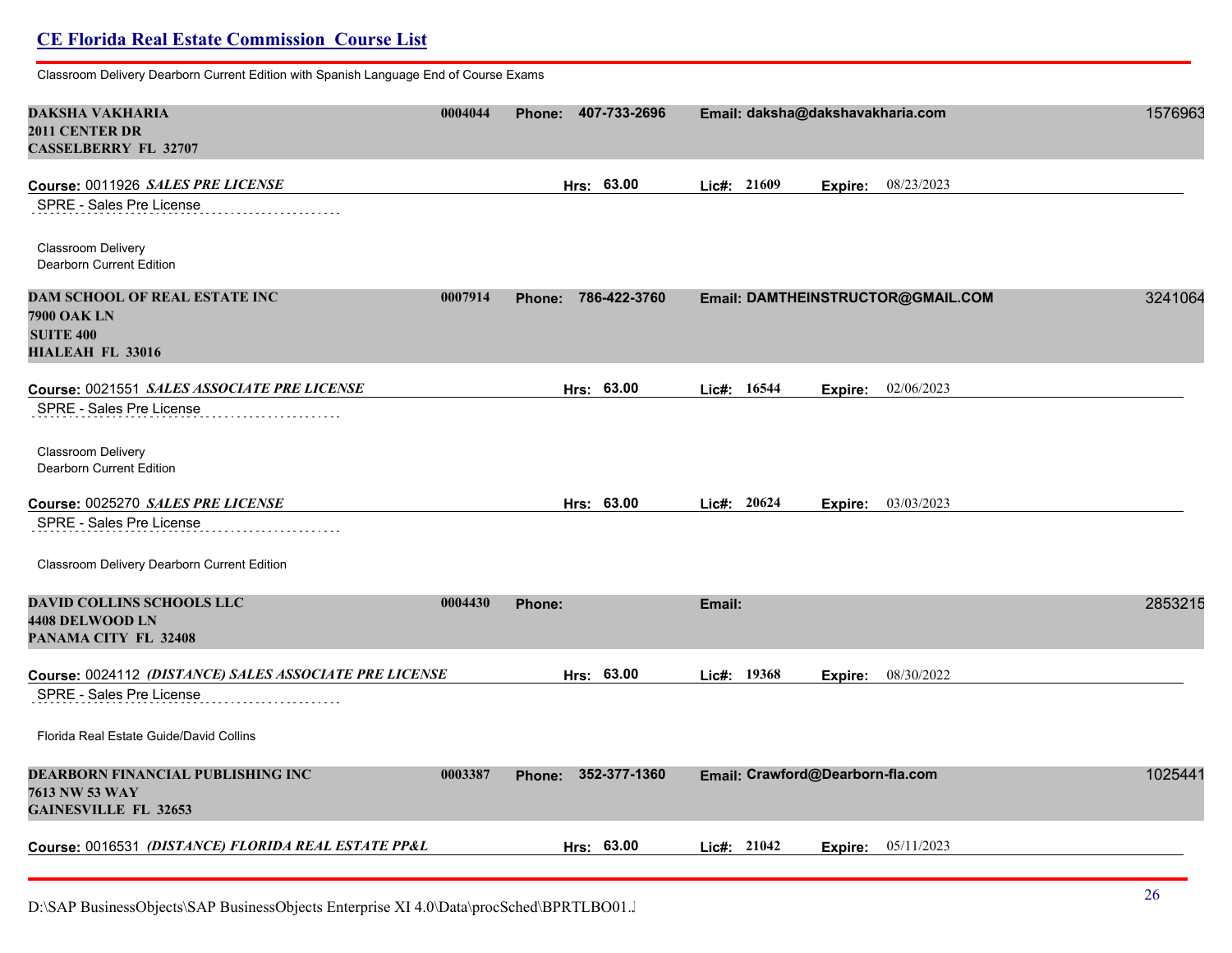## CE Florida Real Estate Commission Course List

Classroom Delivery Dearborn Current Edition with Spanish Language End of Course Exams

**DAKSHA VAKHARIA** **0004044** **Phone: 407-733-2696** **Email: daksha@dakshavakharia.com** 1576963
**2011 CENTER DR**
**CASSELBERRY FL 32707**

**Course:** 0011926 ***SALES PRE LICENSE*** **Hrs: 63.00** **Lic#: 21609** **Expire:** 08/23/2023

SPRE - Sales Pre License

Classroom Delivery
Dearborn Current Edition

**DAM SCHOOL OF REAL ESTATE INC** **0007914** **Phone: 786-422-3760** **Email: DAMTHEINSTRUCTOR@GMAIL.COM** 3241064
**7900 OAK LN**
**SUITE 400**
**HIALEAH FL 33016**

**Course:** 0021551 ***SALES ASSOCIATE PRE LICENSE*** **Hrs: 63.00** **Lic#: 16544** **Expire:** 02/06/2023

SPRE - Sales Pre License

Classroom Delivery
Dearborn Current Edition

**Course:** 0025270 ***SALES PRE LICENSE*** **Hrs: 63.00** **Lic#: 20624** **Expire:** 03/03/2023

SPRE - Sales Pre License

Classroom Delivery Dearborn Current Edition

**DAVID COLLINS SCHOOLS LLC** **0004430** **Phone:** **Email:** 2853215
**4408 DELWOOD LN**
**PANAMA CITY FL 32408**

**Course:** 0024112 ***(DISTANCE) SALES ASSOCIATE PRE LICENSE*** **Hrs: 63.00** **Lic#: 19368** **Expire:** 08/30/2022

SPRE - Sales Pre License

Florida Real Estate Guide/David Collins

**DEARBORN FINANCIAL PUBLISHING INC** **0003387** **Phone: 352-377-1360** **Email: Crawford@Dearborn-fla.com** 1025441
**7613 NW 53 WAY**
**GAINESVILLE FL 32653**

**Course:** 0016531 ***(DISTANCE) FLORIDA REAL ESTATE PP&L*** **Hrs: 63.00** **Lic#: 21042** **Expire:** 05/11/2023

D:\SAP BusinessObjects\SAP BusinessObjects Enterprise XI 4.0\Data\procSched\BPRTLBO01.J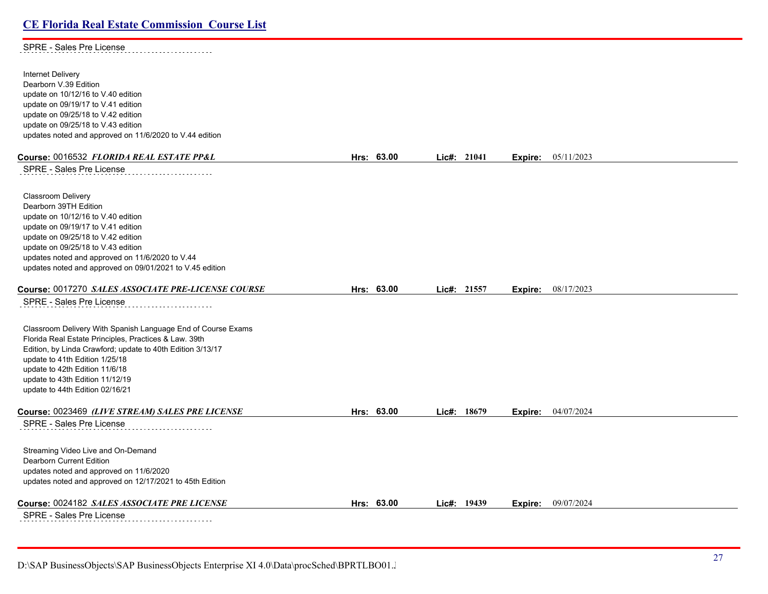SPRE - Sales Pre License

Internet Delivery
Dearborn V.39 Edition
update on 10/12/16 to V.40 edition
update on 09/19/17 to V.41 edition
update on 09/25/18 to V.42 edition
update on 09/25/18 to V.43 edition
updates noted and approved on 11/6/2020 to V.44 edition

**Course:** 0016532 ***FLORIDA REAL ESTATE PP&L*** **Hrs: 63.00** **Lic#: 21041** **Expire:** 05/11/2023

SPRE - Sales Pre License

Classroom Delivery
Dearborn 39TH Edition
update on 10/12/16 to V.40 edition
update on 09/19/17 to V.41 edition
update on 09/25/18 to V.42 edition
update on 09/25/18 to V.43 edition
updates noted and approved on 11/6/2020 to V.44
updates noted and approved on 09/01/2021 to V.45 edition

**Course:** 0017270 ***SALES ASSOCIATE PRE-LICENSE COURSE*** **Hrs: 63.00** **Lic#: 21557** **Expire:** 08/17/2023

SPRE - Sales Pre License

Classroom Delivery With Spanish Language End of Course Exams
Florida Real Estate Principles, Practices & Law. 39th
Edition, by Linda Crawford; update to 40th Edition 3/13/17
update to 41th Edition 1/25/18
update to 42th Edition 11/6/18
update to 43th Edition 11/12/19
update to 44th Edition 02/16/21

**Course:** 0023469 ***(LIVE STREAM) SALES PRE LICENSE*** **Hrs: 63.00** **Lic#: 18679** **Expire:** 04/07/2024

SPRE - Sales Pre License

Streaming Video Live and On-Demand
Dearborn Current Edition
updates noted and approved on 11/6/2020
updates noted and approved on 12/17/2021 to 45th Edition

**Course:** 0024182 ***SALES ASSOCIATE PRE LICENSE*** **Hrs: 63.00** **Lic#: 19439** **Expire:** 09/07/2024

SPRE - Sales Pre License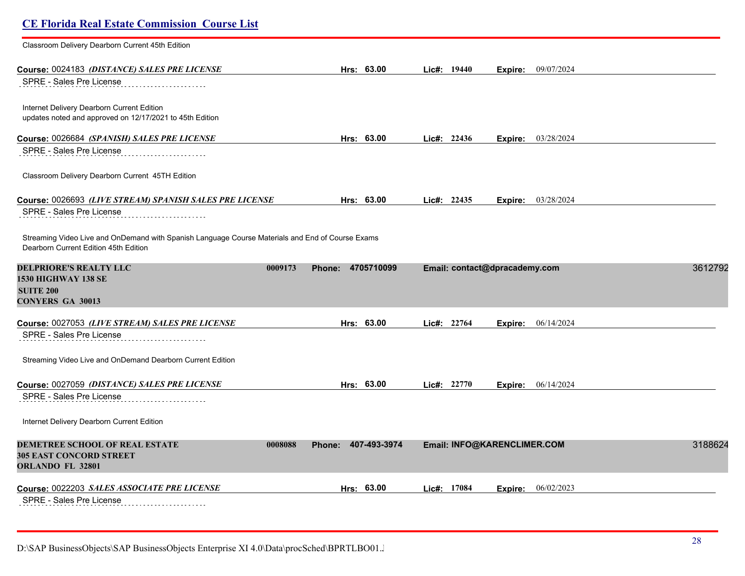Classroom Delivery Dearborn Current 45th Edition

**Course:** 0024183 ***(DISTANCE) SALES PRE LICENSE*** **Hrs:** 63.00 **Lic#:** 19440 **Expire:** 09/07/2024

SPRE - Sales Pre License

Internet Delivery Dearborn Current Edition
updates noted and approved on 12/17/2021 to 45th Edition

**Course:** 0026684 ***(SPANISH) SALES PRE LICENSE*** **Hrs:** 63.00 **Lic#:** 22436 **Expire:** 03/28/2024

SPRE - Sales Pre License

Classroom Delivery Dearborn Current 45TH Edition

**Course:** 0026693 ***(LIVE STREAM) SPANISH SALES PRE LICENSE*** **Hrs:** 63.00 **Lic#:** 22435 **Expire:** 03/28/2024

SPRE - Sales Pre License

Streaming Video Live and OnDemand with Spanish Language Course Materials and End of Course Exams
Dearborn Current Edition 45th Edition

**DELPRIORE'S REALTY LLC** 0009173 **Phone:** 4705710099 **Email:** contact@dpracademy.com 3612792
**1530 HIGHWAY 138 SE**
**SUITE 200**
**CONYERS GA 30013**

**Course:** 0027053 ***(LIVE STREAM) SALES PRE LICENSE*** **Hrs:** 63.00 **Lic#:** 22764 **Expire:** 06/14/2024

SPRE - Sales Pre License

Streaming Video Live and OnDemand Dearborn Current Edition

**Course:** 0027059 ***(DISTANCE) SALES PRE LICENSE*** **Hrs:** 63.00 **Lic#:** 22770 **Expire:** 06/14/2024

SPRE - Sales Pre License

Internet Delivery Dearborn Current Edition

**DEMETREE SCHOOL OF REAL ESTATE** 0008088 **Phone:** 407-493-3974 **Email:** INFO@KARENCLIMER.COM 3188624
**305 EAST CONCORD STREET**
**ORLANDO FL 32801**

**Course:** 0022203 ***SALES ASSOCIATE PRE LICENSE*** **Hrs:** 63.00 **Lic#:** 17084 **Expire:** 06/02/2023

SPRE - Sales Pre License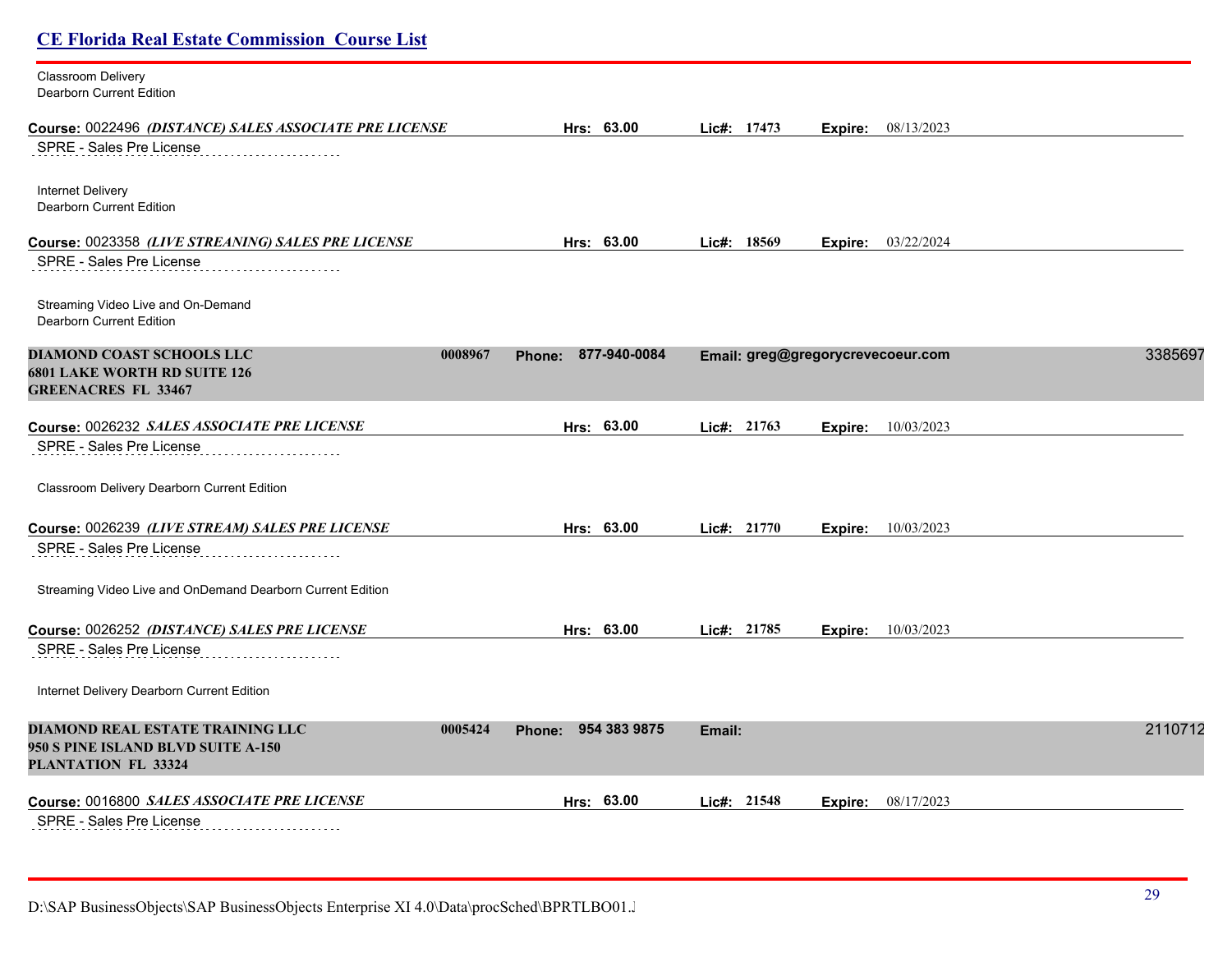Classroom Delivery
Dearborn Current Edition

**Course:** 0022496 ***(DISTANCE) SALES ASSOCIATE PRE LICENSE*** **Hrs: 63.00** **Lic#: 17473** **Expire:** 08/13/2023

SPRE - Sales Pre License

Internet Delivery
Dearborn Current Edition

**Course:** 0023358 ***(LIVE STREANING) SALES PRE LICENSE*** **Hrs: 63.00** **Lic#: 18569** **Expire:** 03/22/2024

SPRE - Sales Pre License

Streaming Video Live and On-Demand
Dearborn Current Edition

**DIAMOND COAST SCHOOLS LLC** **0008967** **Phone: 877-940-0084** **Email: greg@gregorycrevecoeur.com** 3385697
**6801 LAKE WORTH RD SUITE 126**
**GREENACRES FL 33467**

**Course:** 0026232 ***SALES ASSOCIATE PRE LICENSE*** **Hrs: 63.00** **Lic#: 21763** **Expire:** 10/03/2023

SPRE - Sales Pre License

Classroom Delivery Dearborn Current Edition

**Course:** 0026239 ***(LIVE STREAM) SALES PRE LICENSE*** **Hrs: 63.00** **Lic#: 21770** **Expire:** 10/03/2023

SPRE - Sales Pre License

Streaming Video Live and OnDemand Dearborn Current Edition

**Course:** 0026252 ***(DISTANCE) SALES PRE LICENSE*** **Hrs: 63.00** **Lic#: 21785** **Expire:** 10/03/2023

SPRE - Sales Pre License

Internet Delivery Dearborn Current Edition

**DIAMOND REAL ESTATE TRAINING LLC** **0005424** **Phone: 954 383 9875** **Email:** 2110712
**950 S PINE ISLAND BLVD SUITE A-150**
**PLANTATION FL 33324**

**Course:** 0016800 ***SALES ASSOCIATE PRE LICENSE*** **Hrs: 63.00** **Lic#: 21548** **Expire:** 08/17/2023

SPRE - Sales Pre License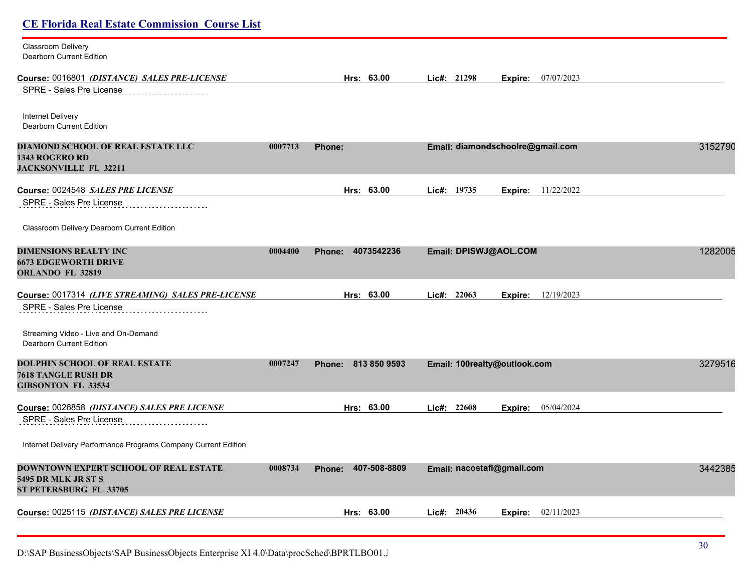Classroom Delivery
Dearborn Current Edition

**Course:** 0016801 ***(DISTANCE) SALES PRE-LICENSE*** **Hrs:** 63.00 **Lic#:** 21298 **Expire:** 07/07/2023

SPRE - Sales Pre License

Internet Delivery
Dearborn Current Edition

**DIAMOND SCHOOL OF REAL ESTATE LLC** 0007713 **Phone:** **Email:** diamondschoolre@gmail.com 3152790
**1343 ROGERO RD**
**JACKSONVILLE FL 32211**

**Course:** 0024548 ***SALES PRE LICENSE*** **Hrs:** 63.00 **Lic#:** 19735 **Expire:** 11/22/2022

SPRE - Sales Pre License

Classroom Delivery Dearborn Current Edition

**DIMENSIONS REALTY INC** 0004400 **Phone:** 4073542236 **Email:** DPISWJ@AOL.COM 1282005
**6673 EDGEWORTH DRIVE**
**ORLANDO FL 32819**

**Course:** 0017314 ***(LIVE STREAMING) SALES PRE-LICENSE*** **Hrs:** 63.00 **Lic#:** 22063 **Expire:** 12/19/2023

SPRE - Sales Pre License

Streaming Video - Live and On-Demand
Dearborn Current Edition

**DOLPHIN SCHOOL OF REAL ESTATE** 0007247 **Phone:** 813 850 9593 **Email:** 100realty@outlook.com 3279516
**7618 TANGLE RUSH DR**
**GIBSONTON FL 33534**

**Course:** 0026858 ***(DISTANCE) SALES PRE LICENSE*** **Hrs:** 63.00 **Lic#:** 22608 **Expire:** 05/04/2024

SPRE - Sales Pre License

Internet Delivery Performance Programs Company Current Edition

**DOWNTOWN EXPERT SCHOOL OF REAL ESTATE** 0008734 **Phone:** 407-508-8809 **Email:** nacostafl@gmail.com 3442385
**5495 DR MLK JR ST S**
**ST PETERSBURG FL 33705**

**Course:** 0025115 ***(DISTANCE) SALES PRE LICENSE*** **Hrs:** 63.00 **Lic#:** 20436 **Expire:** 02/11/2023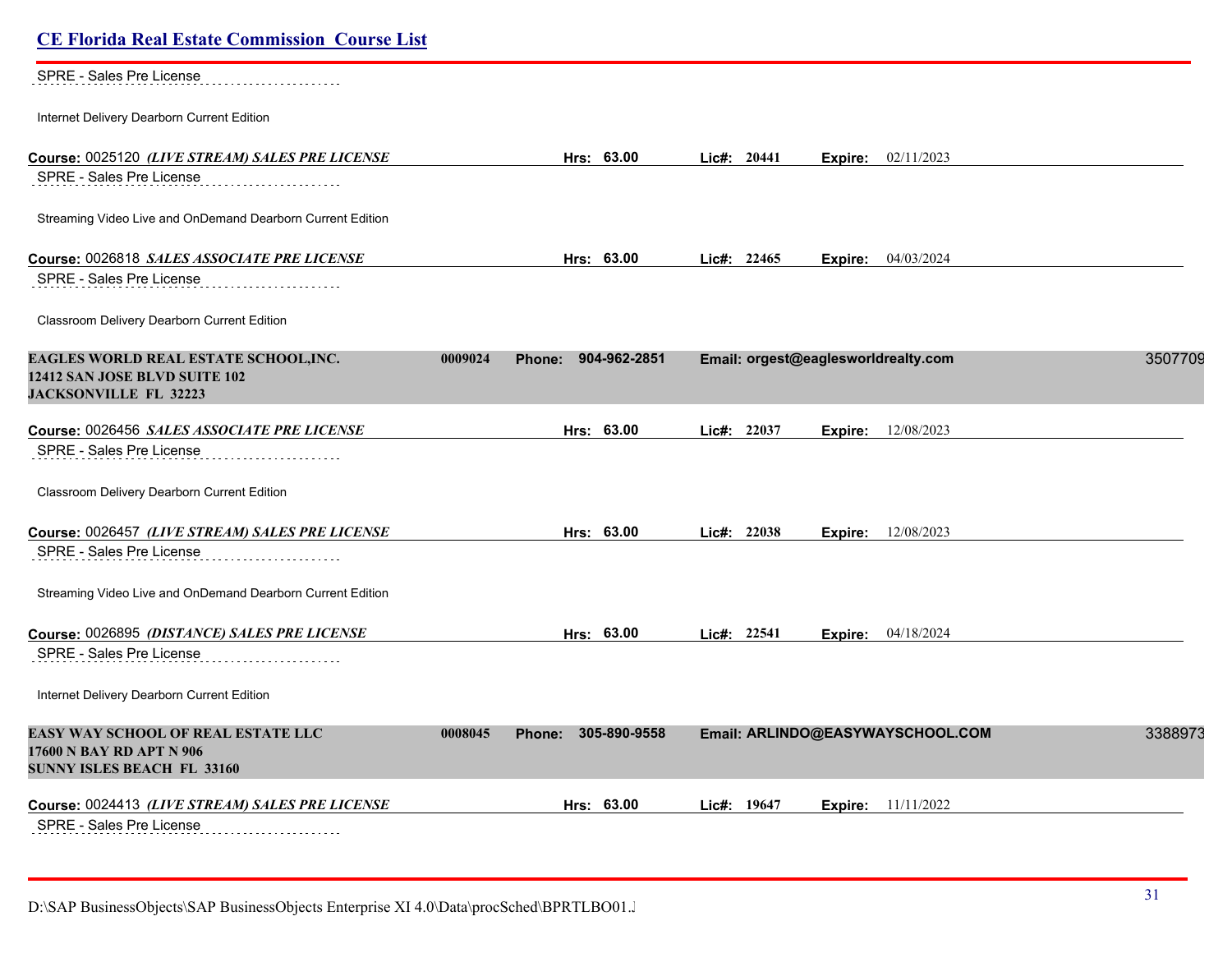SPRE - Sales Pre License

Internet Delivery Dearborn Current Edition

**Course:** 0025120 ***(LIVE STREAM) SALES PRE LICENSE*** **Hrs: 63.00** **Lic#: 20441** **Expire:** 02/11/2023

SPRE - Sales Pre License

Streaming Video Live and OnDemand Dearborn Current Edition

**Course:** 0026818 ***SALES ASSOCIATE PRE LICENSE*** **Hrs: 63.00** **Lic#: 22465** **Expire:** 04/03/2024

SPRE - Sales Pre License

Classroom Delivery Dearborn Current Edition

**EAGLES WORLD REAL ESTATE SCHOOL,INC.** **0009024** **Phone: 904-962-2851** **Email: orgest@eaglesworldrealty.com** 3507709
**12412 SAN JOSE BLVD SUITE 102**
**JACKSONVILLE FL 32223**

**Course:** 0026456 ***SALES ASSOCIATE PRE LICENSE*** **Hrs: 63.00** **Lic#: 22037** **Expire:** 12/08/2023

SPRE - Sales Pre License

Classroom Delivery Dearborn Current Edition

**Course:** 0026457 ***(LIVE STREAM) SALES PRE LICENSE*** **Hrs: 63.00** **Lic#: 22038** **Expire:** 12/08/2023

SPRE - Sales Pre License

Streaming Video Live and OnDemand Dearborn Current Edition

**Course:** 0026895 ***(DISTANCE) SALES PRE LICENSE*** **Hrs: 63.00** **Lic#: 22541** **Expire:** 04/18/2024

SPRE - Sales Pre License

Internet Delivery Dearborn Current Edition

**EASY WAY SCHOOL OF REAL ESTATE LLC** **0008045** **Phone: 305-890-9558** **Email: ARLINDO@EASYWAYSCHOOL.COM** 3388973
**17600 N BAY RD APT N 906**
**SUNNY ISLES BEACH FL 33160**

**Course:** 0024413 ***(LIVE STREAM) SALES PRE LICENSE*** **Hrs: 63.00** **Lic#: 19647** **Expire:** 11/11/2022

SPRE - Sales Pre License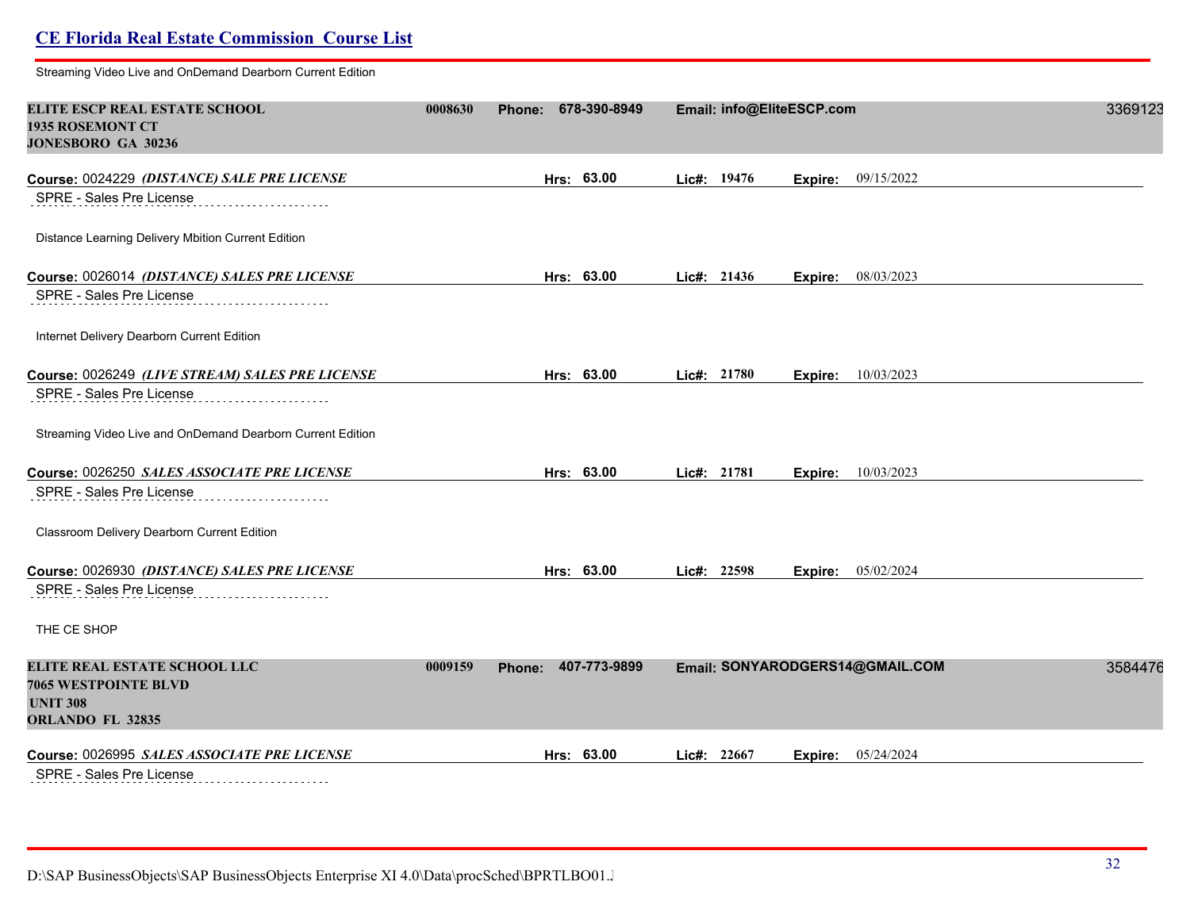## CE Florida Real Estate Commission Course List

Streaming Video Live and OnDemand Dearborn Current Edition

**ELITE ESCP REAL ESTATE SCHOOL** 0008630 **Phone:** 678-390-8949 **Email:** info@EliteESCP.com 3369123
**1935 ROSEMONT CT**
**JONESBORO GA 30236**

**Course:** 0024229 ***(DISTANCE) SALE PRE LICENSE*** **Hrs:** 63.00 **Lic#:** 19476 **Expire:** 09/15/2022

SPRE - Sales Pre License

Distance Learning Delivery Mbition Current Edition

**Course:** 0026014 ***(DISTANCE) SALES PRE LICENSE*** **Hrs:** 63.00 **Lic#:** 21436 **Expire:** 08/03/2023

SPRE - Sales Pre License

Internet Delivery Dearborn Current Edition

**Course:** 0026249 ***(LIVE STREAM) SALES PRE LICENSE*** **Hrs:** 63.00 **Lic#:** 21780 **Expire:** 10/03/2023

SPRE - Sales Pre License

Streaming Video Live and OnDemand Dearborn Current Edition

**Course:** 0026250 ***SALES ASSOCIATE PRE LICENSE*** **Hrs:** 63.00 **Lic#:** 21781 **Expire:** 10/03/2023

SPRE - Sales Pre License

Classroom Delivery Dearborn Current Edition

**Course:** 0026930 ***(DISTANCE) SALES PRE LICENSE*** **Hrs:** 63.00 **Lic#:** 22598 **Expire:** 05/02/2024

SPRE - Sales Pre License

THE CE SHOP

**ELITE REAL ESTATE SCHOOL LLC** 0009159 **Phone:** 407-773-9899 **Email:** SONYARODGERS14@GMAIL.COM 3584476
**7065 WESTPOINTE BLVD**
**UNIT 308**
**ORLANDO FL 32835**

**Course:** 0026995 ***SALES ASSOCIATE PRE LICENSE*** **Hrs:** 63.00 **Lic#:** 22667 **Expire:** 05/24/2024

SPRE - Sales Pre License

D:\SAP BusinessObjects\SAP BusinessObjects Enterprise XI 4.0\Data\procSched\BPRTLBO01.J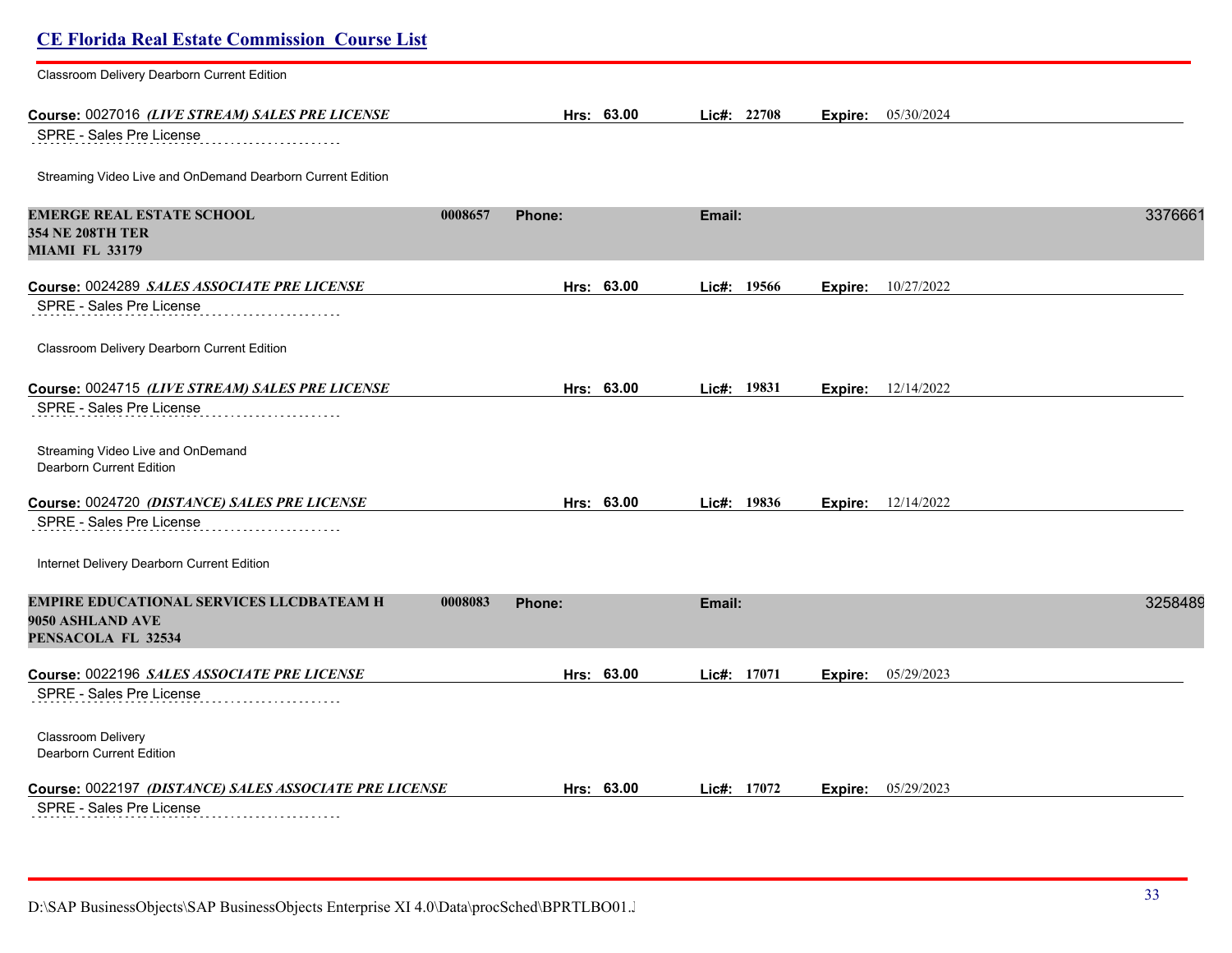Classroom Delivery Dearborn Current Edition

**Course:** 0027016 ***(LIVE STREAM) SALES PRE LICENSE*** **Hrs: 63.00** **Lic#: 22708** **Expire:** 05/30/2024

SPRE - Sales Pre License

Streaming Video Live and OnDemand Dearborn Current Edition

**EMERGE REAL ESTATE SCHOOL** **0008657** **Phone:** **Email:** 3376661
**354 NE 208TH TER**
**MIAMI FL 33179**

**Course:** 0024289 ***SALES ASSOCIATE PRE LICENSE*** **Hrs: 63.00** **Lic#: 19566** **Expire:** 10/27/2022

SPRE - Sales Pre License

Classroom Delivery Dearborn Current Edition

**Course:** 0024715 ***(LIVE STREAM) SALES PRE LICENSE*** **Hrs: 63.00** **Lic#: 19831** **Expire:** 12/14/2022

SPRE - Sales Pre License

Streaming Video Live and OnDemand
Dearborn Current Edition

**Course:** 0024720 ***(DISTANCE) SALES PRE LICENSE*** **Hrs: 63.00** **Lic#: 19836** **Expire:** 12/14/2022

SPRE - Sales Pre License

Internet Delivery Dearborn Current Edition

**EMPIRE EDUCATIONAL SERVICES LLCDBATEAM H** **0008083** **Phone:** **Email:** 3258489
**9050 ASHLAND AVE**
**PENSACOLA FL 32534**

**Course:** 0022196 ***SALES ASSOCIATE PRE LICENSE*** **Hrs: 63.00** **Lic#: 17071** **Expire:** 05/29/2023

SPRE - Sales Pre License

Classroom Delivery
Dearborn Current Edition

**Course:** 0022197 ***(DISTANCE) SALES ASSOCIATE PRE LICENSE*** **Hrs: 63.00** **Lic#: 17072** **Expire:** 05/29/2023

SPRE - Sales Pre License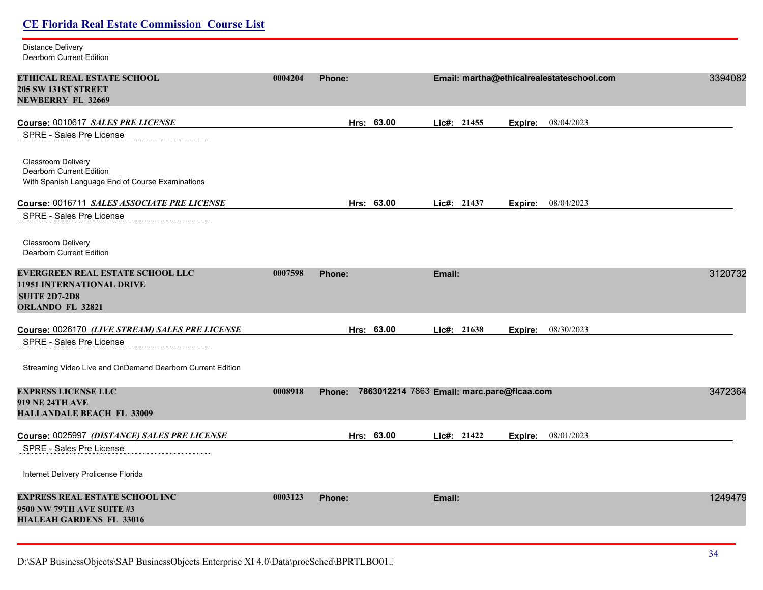Distance Delivery
Dearborn Current Edition

**ETHICAL REAL ESTATE SCHOOL** **0004204** **Phone:** **Email: martha@ethicalrealestateschool.com** 3394082
**205 SW 131ST STREET**
**NEWBERRY FL 32669**

**Course:** 0010617 ***SALES PRE LICENSE*** **Hrs: 63.00** **Lic#: 21455** **Expire:** 08/04/2023

SPRE - Sales Pre License

Classroom Delivery
Dearborn Current Edition
With Spanish Language End of Course Examinations

**Course:** 0016711 ***SALES ASSOCIATE PRE LICENSE*** **Hrs: 63.00** **Lic#: 21437** **Expire:** 08/04/2023

SPRE - Sales Pre License

Classroom Delivery
Dearborn Current Edition

**EVERGREEN REAL ESTATE SCHOOL LLC** **0007598** **Phone:** **Email:** 3120732
**11951 INTERNATIONAL DRIVE**
**SUITE 2D7-2D8**
**ORLANDO FL 32821**

**Course:** 0026170 ***(LIVE STREAM) SALES PRE LICENSE*** **Hrs: 63.00** **Lic#: 21638** **Expire:** 08/30/2023

SPRE - Sales Pre License

Streaming Video Live and OnDemand Dearborn Current Edition

**EXPRESS LICENSE LLC** **0008918** **Phone: 7863012214** 7863 **Email: marc.pare@flcaa.com** 3472364
**919 NE 24TH AVE**
**HALLANDALE BEACH FL 33009**

**Course:** 0025997 ***(DISTANCE) SALES PRE LICENSE*** **Hrs: 63.00** **Lic#: 21422** **Expire:** 08/01/2023

SPRE - Sales Pre License

Internet Delivery Prolicense Florida

**EXPRESS REAL ESTATE SCHOOL INC** **0003123** **Phone:** **Email:** 1249479
**9500 NW 79TH AVE SUITE #3**
**HIALEAH GARDENS FL 33016**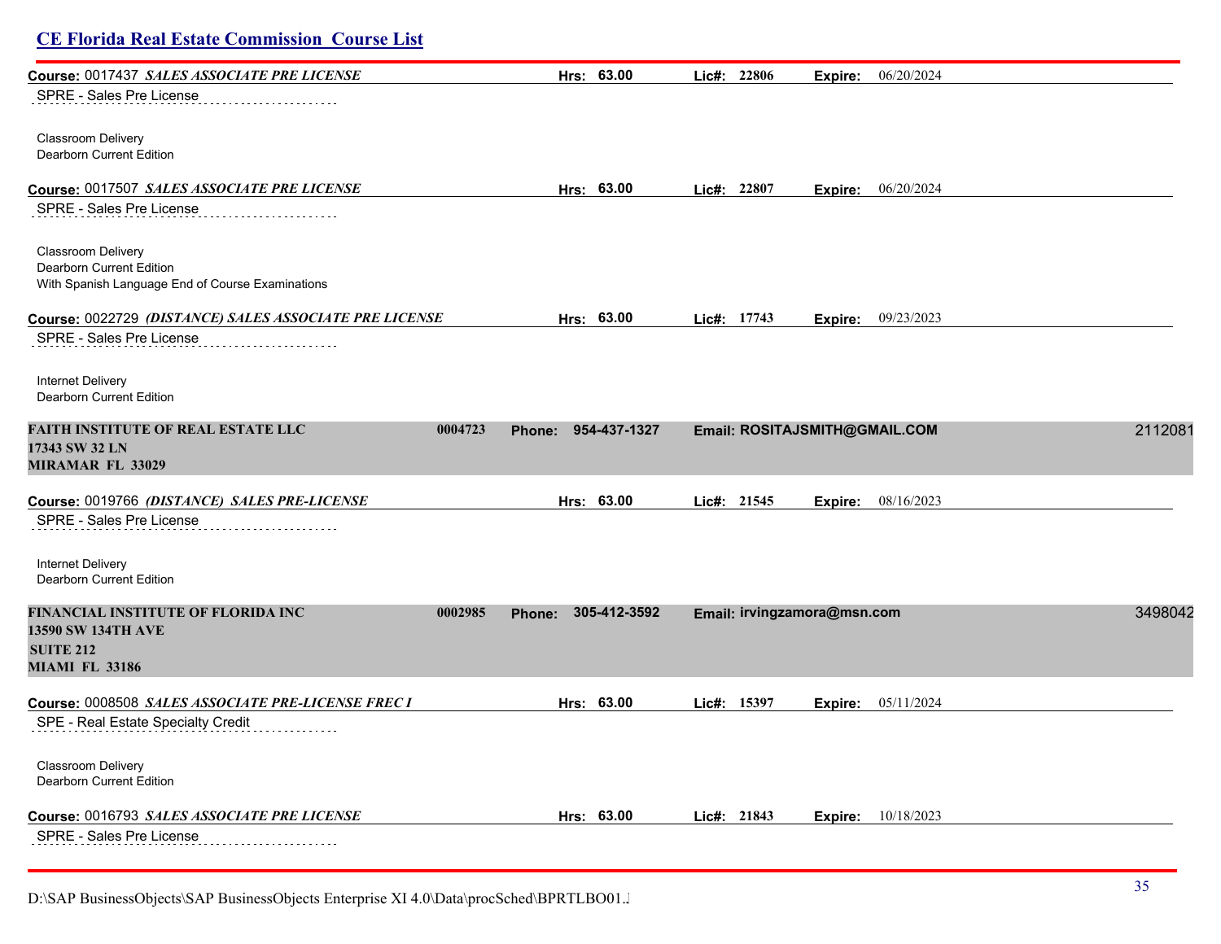**Course:** 0017437 ***SALES ASSOCIATE PRE LICENSE*** **Hrs: 63.00** **Lic#: 22806** **Expire:** 06/20/2024

SPRE - Sales Pre License

Classroom Delivery
Dearborn Current Edition

**Course:** 0017507 ***SALES ASSOCIATE PRE LICENSE*** **Hrs: 63.00** **Lic#: 22807** **Expire:** 06/20/2024

SPRE - Sales Pre License

Classroom Delivery
Dearborn Current Edition
With Spanish Language End of Course Examinations

**Course:** 0022729 ***(DISTANCE) SALES ASSOCIATE PRE LICENSE*** **Hrs: 63.00** **Lic#: 17743** **Expire:** 09/23/2023

SPRE - Sales Pre License

Internet Delivery
Dearborn Current Edition

**FAITH INSTITUTE OF REAL ESTATE LLC** **0004723** **Phone: 954-437-1327** **Email: ROSITAJSMITH@GMAIL.COM** 2112081
**17343 SW 32 LN**
**MIRAMAR FL 33029**

**Course:** 0019766 ***(DISTANCE) SALES PRE-LICENSE*** **Hrs: 63.00** **Lic#: 21545** **Expire:** 08/16/2023

SPRE - Sales Pre License

Internet Delivery
Dearborn Current Edition

**FINANCIAL INSTITUTE OF FLORIDA INC** **0002985** **Phone: 305-412-3592** **Email: irvingzamora@msn.com** 3498042
**13590 SW 134TH AVE**
**SUITE 212**
**MIAMI FL 33186**

**Course:** 0008508 ***SALES ASSOCIATE PRE-LICENSE FREC I*** **Hrs: 63.00** **Lic#: 15397** **Expire:** 05/11/2024

SPE - Real Estate Specialty Credit

Classroom Delivery
Dearborn Current Edition

**Course:** 0016793 ***SALES ASSOCIATE PRE LICENSE*** **Hrs: 63.00** **Lic#: 21843** **Expire:** 10/18/2023

SPRE - Sales Pre License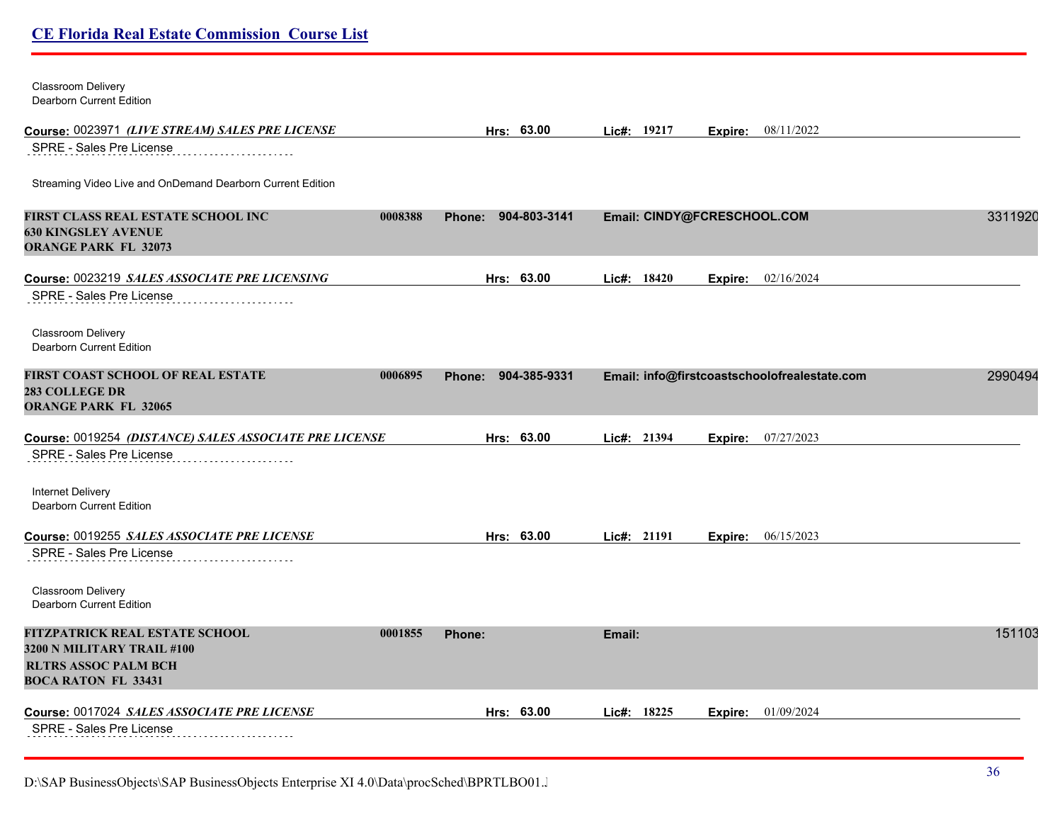Classroom Delivery
Dearborn Current Edition

**Course:** 0023971 ***(LIVE STREAM) SALES PRE LICENSE*** **Hrs: 63.00** **Lic#: 19217** **Expire:** 08/11/2022

SPRE - Sales Pre License

Streaming Video Live and OnDemand Dearborn Current Edition

**FIRST CLASS REAL ESTATE SCHOOL INC** **0008388** **Phone: 904-803-3141** **Email: CINDY@FCRESCHOOL.COM** 3311920
**630 KINGSLEY AVENUE**
**ORANGE PARK FL 32073**

**Course:** 0023219 ***SALES ASSOCIATE PRE LICENSING*** **Hrs: 63.00** **Lic#: 18420** **Expire:** 02/16/2024

SPRE - Sales Pre License

Classroom Delivery
Dearborn Current Edition

**FIRST COAST SCHOOL OF REAL ESTATE** **0006895** **Phone: 904-385-9331** **Email: info@firstcoastschoolofrealestate.com** 2990494
**283 COLLEGE DR**
**ORANGE PARK FL 32065**

**Course:** 0019254 ***(DISTANCE) SALES ASSOCIATE PRE LICENSE*** **Hrs: 63.00** **Lic#: 21394** **Expire:** 07/27/2023

SPRE - Sales Pre License

Internet Delivery
Dearborn Current Edition

**Course:** 0019255 ***SALES ASSOCIATE PRE LICENSE*** **Hrs: 63.00** **Lic#: 21191** **Expire:** 06/15/2023

SPRE - Sales Pre License

Classroom Delivery
Dearborn Current Edition

**FITZPATRICK REAL ESTATE SCHOOL** **0001855** **Phone:** **Email:** 151103
**3200 N MILITARY TRAIL #100**
**RLTRS ASSOC PALM BCH**
**BOCA RATON FL 33431**

**Course:** 0017024 ***SALES ASSOCIATE PRE LICENSE*** **Hrs: 63.00** **Lic#: 18225** **Expire:** 01/09/2024

SPRE - Sales Pre License

D:\SAP BusinessObjects\SAP BusinessObjects Enterprise XI 4.0\Data\procSched\BPRTLBO01.J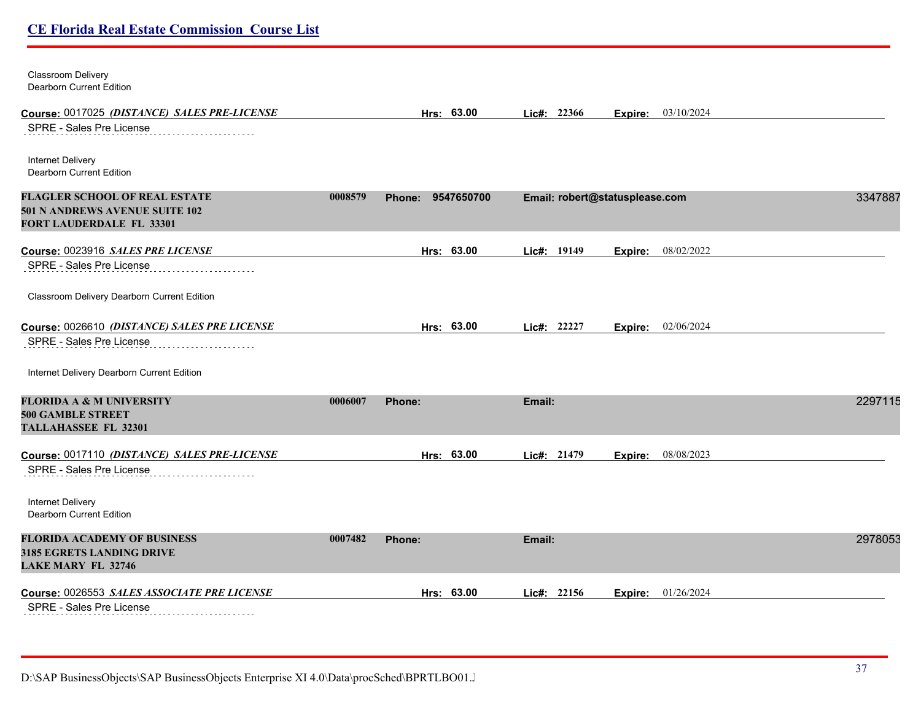Classroom Delivery
Dearborn Current Edition

**Course:** 0017025 ***(DISTANCE) SALES PRE-LICENSE*** **Hrs: 63.00** **Lic#: 22366** **Expire:** 03/10/2024

SPRE - Sales Pre License

Internet Delivery
Dearborn Current Edition

**FLAGLER SCHOOL OF REAL ESTATE** **0008579** **Phone: 9547650700** **Email: robert@statusplease.com** 3347887
**501 N ANDREWS AVENUE SUITE 102**
**FORT LAUDERDALE FL 33301**

**Course:** 0023916 ***SALES PRE LICENSE*** **Hrs: 63.00** **Lic#: 19149** **Expire:** 08/02/2022

SPRE - Sales Pre License

Classroom Delivery Dearborn Current Edition

**Course:** 0026610 ***(DISTANCE) SALES PRE LICENSE*** **Hrs: 63.00** **Lic#: 22227** **Expire:** 02/06/2024

SPRE - Sales Pre License

Internet Delivery Dearborn Current Edition

**FLORIDA A & M UNIVERSITY** **0006007** **Phone:** **Email:** 2297115
**500 GAMBLE STREET**
**TALLAHASSEE FL 32301**

**Course:** 0017110 ***(DISTANCE) SALES PRE-LICENSE*** **Hrs: 63.00** **Lic#: 21479** **Expire:** 08/08/2023

SPRE - Sales Pre License

Internet Delivery
Dearborn Current Edition

**FLORIDA ACADEMY OF BUSINESS** **0007482** **Phone:** **Email:** 2978053
**3185 EGRETS LANDING DRIVE**
**LAKE MARY FL 32746**

**Course:** 0026553 ***SALES ASSOCIATE PRE LICENSE*** **Hrs: 63.00** **Lic#: 22156** **Expire:** 01/26/2024

SPRE - Sales Pre License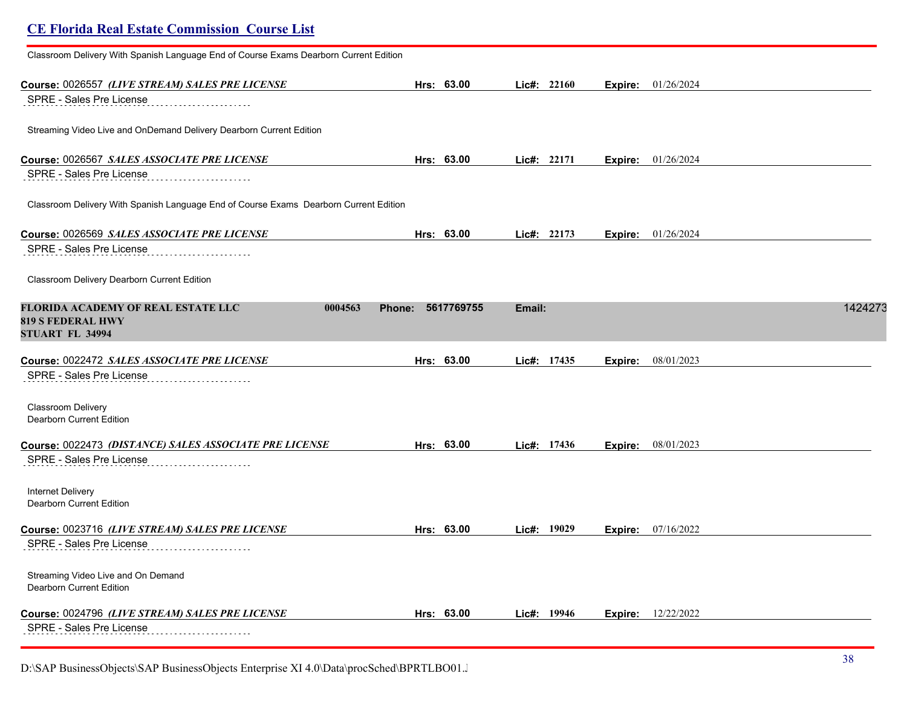Classroom Delivery With Spanish Language End of Course Exams Dearborn Current Edition

**Course:** 0026557 ***(LIVE STREAM) SALES PRE LICENSE*** **Hrs:** 63.00 **Lic#:** 22160 **Expire:** 01/26/2024

SPRE - Sales Pre License

Streaming Video Live and OnDemand Delivery Dearborn Current Edition

**Course:** 0026567 ***SALES ASSOCIATE PRE LICENSE*** **Hrs:** 63.00 **Lic#:** 22171 **Expire:** 01/26/2024

SPRE - Sales Pre License

Classroom Delivery With Spanish Language End of Course Exams Dearborn Current Edition

**Course:** 0026569 ***SALES ASSOCIATE PRE LICENSE*** **Hrs:** 63.00 **Lic#:** 22173 **Expire:** 01/26/2024

SPRE - Sales Pre License

Classroom Delivery Dearborn Current Edition

**FLORIDA ACADEMY OF REAL ESTATE LLC** **0004563** **Phone:** 5617769755 **Email:** 1424273
**819 S FEDERAL HWY**
**STUART FL 34994**

**Course:** 0022472 ***SALES ASSOCIATE PRE LICENSE*** **Hrs:** 63.00 **Lic#:** 17435 **Expire:** 08/01/2023

SPRE - Sales Pre License

Classroom Delivery
Dearborn Current Edition

**Course:** 0022473 ***(DISTANCE) SALES ASSOCIATE PRE LICENSE*** **Hrs:** 63.00 **Lic#:** 17436 **Expire:** 08/01/2023

SPRE - Sales Pre License

Internet Delivery
Dearborn Current Edition

**Course:** 0023716 ***(LIVE STREAM) SALES PRE LICENSE*** **Hrs:** 63.00 **Lic#:** 19029 **Expire:** 07/16/2022

SPRE - Sales Pre License

Streaming Video Live and On Demand
Dearborn Current Edition

**Course:** 0024796 ***(LIVE STREAM) SALES PRE LICENSE*** **Hrs:** 63.00 **Lic#:** 19946 **Expire:** 12/22/2022

SPRE - Sales Pre License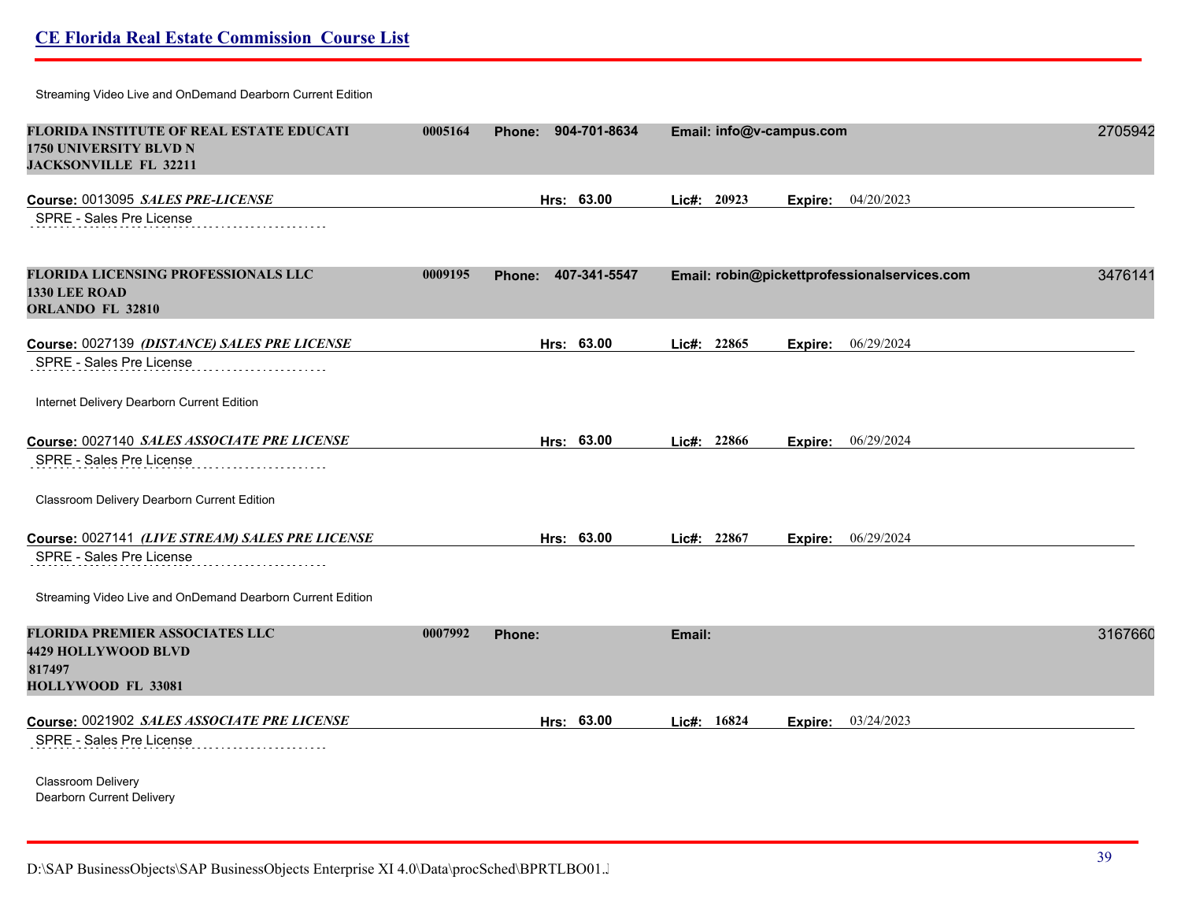Streaming Video Live and OnDemand Dearborn Current Edition

**FLORIDA INSTITUTE OF REAL ESTATE EDUCATI** **0005164** **Phone: 904-701-8634** **Email: info@v-campus.com** 2705942
**1750 UNIVERSITY BLVD N**
**JACKSONVILLE FL 32211**

**Course:** 0013095 ***SALES PRE-LICENSE*** **Hrs: 63.00** **Lic#: 20923** **Expire:** 04/20/2023

SPRE - Sales Pre License

**FLORIDA LICENSING PROFESSIONALS LLC** **0009195** **Phone: 407-341-5547** **Email: robin@pickettprofessionalservices.com** 3476141
**1330 LEE ROAD**
**ORLANDO FL 32810**

**Course:** 0027139 ***(DISTANCE) SALES PRE LICENSE*** **Hrs: 63.00** **Lic#: 22865** **Expire:** 06/29/2024

SPRE - Sales Pre License

Internet Delivery Dearborn Current Edition

**Course:** 0027140 ***SALES ASSOCIATE PRE LICENSE*** **Hrs: 63.00** **Lic#: 22866** **Expire:** 06/29/2024

SPRE - Sales Pre License

Classroom Delivery Dearborn Current Edition

**Course:** 0027141 ***(LIVE STREAM) SALES PRE LICENSE*** **Hrs: 63.00** **Lic#: 22867** **Expire:** 06/29/2024

SPRE - Sales Pre License

Streaming Video Live and OnDemand Dearborn Current Edition

**FLORIDA PREMIER ASSOCIATES LLC** **0007992** **Phone:** **Email:** 3167660
**4429 HOLLYWOOD BLVD**
**817497**
**HOLLYWOOD FL 33081**

**Course:** 0021902 ***SALES ASSOCIATE PRE LICENSE*** **Hrs: 63.00** **Lic#: 16824** **Expire:** 03/24/2023

SPRE - Sales Pre License

Classroom Delivery
Dearborn Current Delivery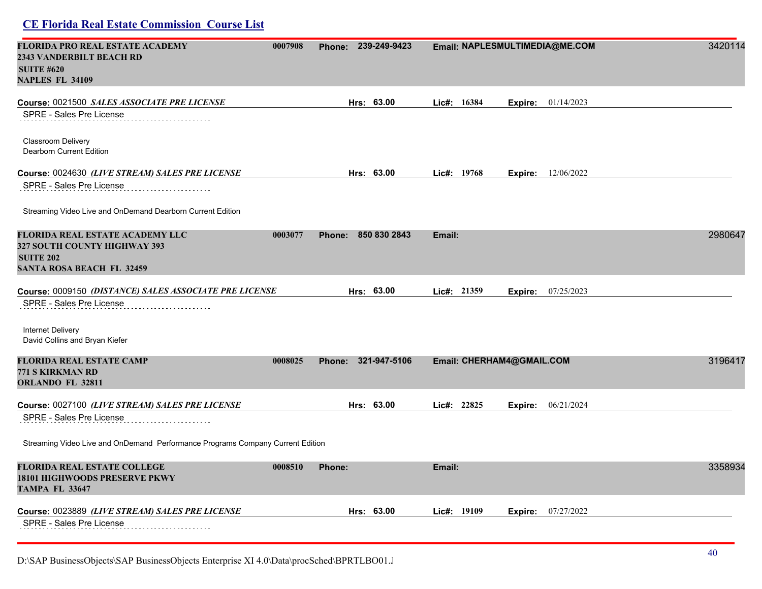## CE Florida Real Estate Commission Course List

**FLORIDA PRO REAL ESTATE ACADEMY** 0007908 **Phone:** 239-249-9423 **Email:** NAPLESMULTIMEDIA@ME.COM 3420114
2343 VANDERBILT BEACH RD
SUITE #620
NAPLES FL 34109

**Course:** 0021500 ***SALES ASSOCIATE PRE LICENSE*** **Hrs:** 63.00 **Lic#:** 16384 **Expire:** 01/14/2023

SPRE - Sales Pre License

Classroom Delivery
Dearborn Current Edition

**Course:** 0024630 ***(LIVE STREAM) SALES PRE LICENSE*** **Hrs:** 63.00 **Lic#:** 19768 **Expire:** 12/06/2022

SPRE - Sales Pre License

Streaming Video Live and OnDemand Dearborn Current Edition

**FLORIDA REAL ESTATE ACADEMY LLC** 0003077 **Phone:** 850 830 2843 **Email:** 2980647
327 SOUTH COUNTY HIGHWAY 393
SUITE 202
SANTA ROSA BEACH FL 32459

**Course:** 0009150 ***(DISTANCE) SALES ASSOCIATE PRE LICENSE*** **Hrs:** 63.00 **Lic#:** 21359 **Expire:** 07/25/2023

SPRE - Sales Pre License

Internet Delivery
David Collins and Bryan Kiefer

**FLORIDA REAL ESTATE CAMP** 0008025 **Phone:** 321-947-5106 **Email:** CHERHAM4@GMAIL.COM 3196417
771 S KIRKMAN RD
ORLANDO FL 32811

**Course:** 0027100 ***(LIVE STREAM) SALES PRE LICENSE*** **Hrs:** 63.00 **Lic#:** 22825 **Expire:** 06/21/2024

SPRE - Sales Pre License

Streaming Video Live and OnDemand Performance Programs Company Current Edition

**FLORIDA REAL ESTATE COLLEGE** 0008510 **Phone:** **Email:** 3358934
18101 HIGHWOODS PRESERVE PKWY
TAMPA FL 33647

**Course:** 0023889 ***(LIVE STREAM) SALES PRE LICENSE*** **Hrs:** 63.00 **Lic#:** 19109 **Expire:** 07/27/2022

SPRE - Sales Pre License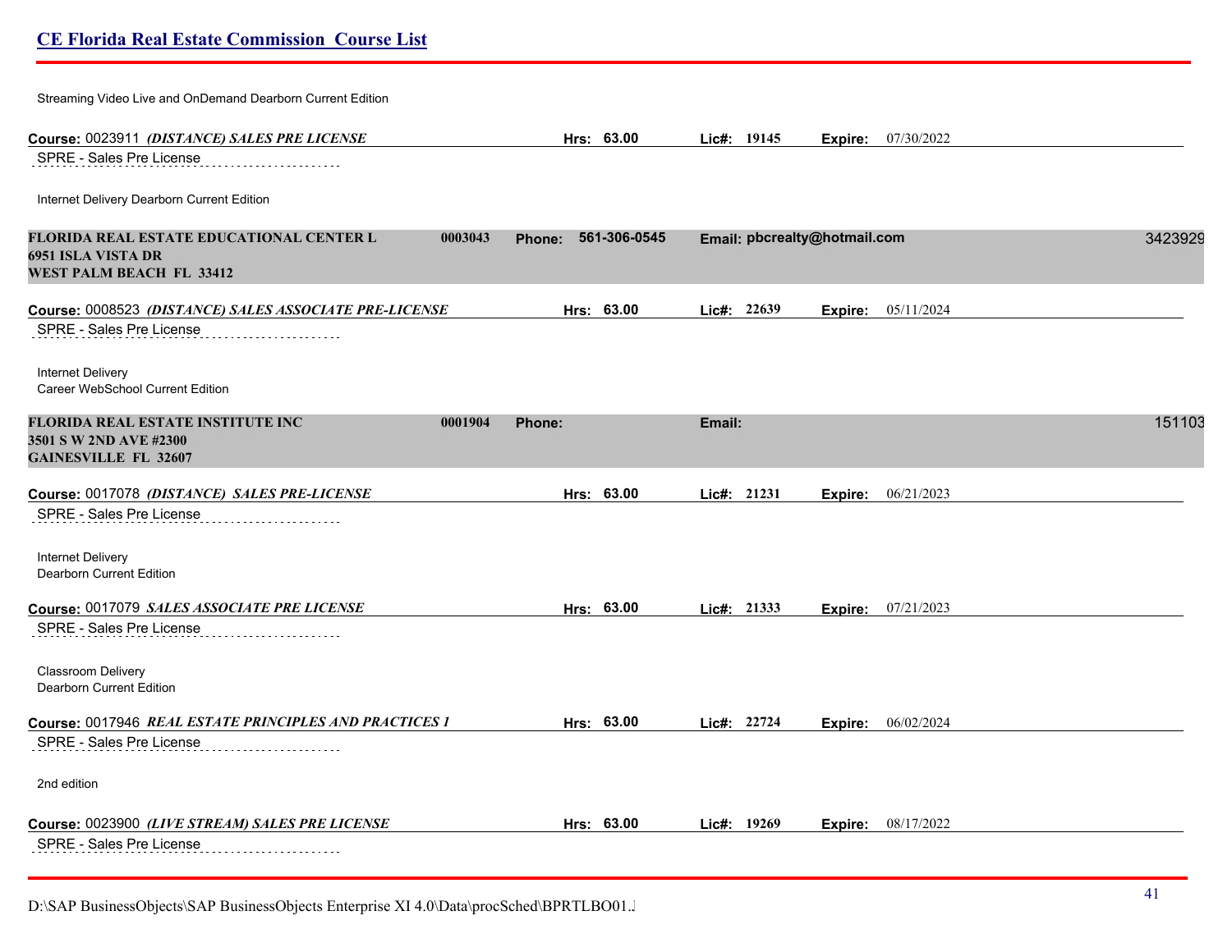Streaming Video Live and OnDemand Dearborn Current Edition

**Course:** 0023911 ***(DISTANCE) SALES PRE LICENSE*** **Hrs:** 63.00 **Lic#:** 19145 **Expire:** 07/30/2022

SPRE - Sales Pre License

Internet Delivery Dearborn Current Edition

**FLORIDA REAL ESTATE EDUCATIONAL CENTER L** **0003043** **Phone: 561-306-0545** **Email: pbcrealty@hotmail.com** 3423929
**6951 ISLA VISTA DR**
**WEST PALM BEACH FL 33412**

**Course:** 0008523 ***(DISTANCE) SALES ASSOCIATE PRE-LICENSE*** **Hrs:** 63.00 **Lic#:** 22639 **Expire:** 05/11/2024

SPRE - Sales Pre License

Internet Delivery
Career WebSchool Current Edition

**FLORIDA REAL ESTATE INSTITUTE INC** **0001904** **Phone:** **Email:** 151103
**3501 S W 2ND AVE #2300**
**GAINESVILLE FL 32607**

**Course:** 0017078 ***(DISTANCE) SALES PRE-LICENSE*** **Hrs:** 63.00 **Lic#:** 21231 **Expire:** 06/21/2023

SPRE - Sales Pre License

Internet Delivery
Dearborn Current Edition

**Course:** 0017079 ***SALES ASSOCIATE PRE LICENSE*** **Hrs:** 63.00 **Lic#:** 21333 **Expire:** 07/21/2023

SPRE - Sales Pre License

Classroom Delivery
Dearborn Current Edition

**Course:** 0017946 ***REAL ESTATE PRINCIPLES AND PRACTICES 1*** **Hrs:** 63.00 **Lic#:** 22724 **Expire:** 06/02/2024

SPRE - Sales Pre License

2nd edition

**Course:** 0023900 ***(LIVE STREAM) SALES PRE LICENSE*** **Hrs:** 63.00 **Lic#:** 19269 **Expire:** 08/17/2022

SPRE - Sales Pre License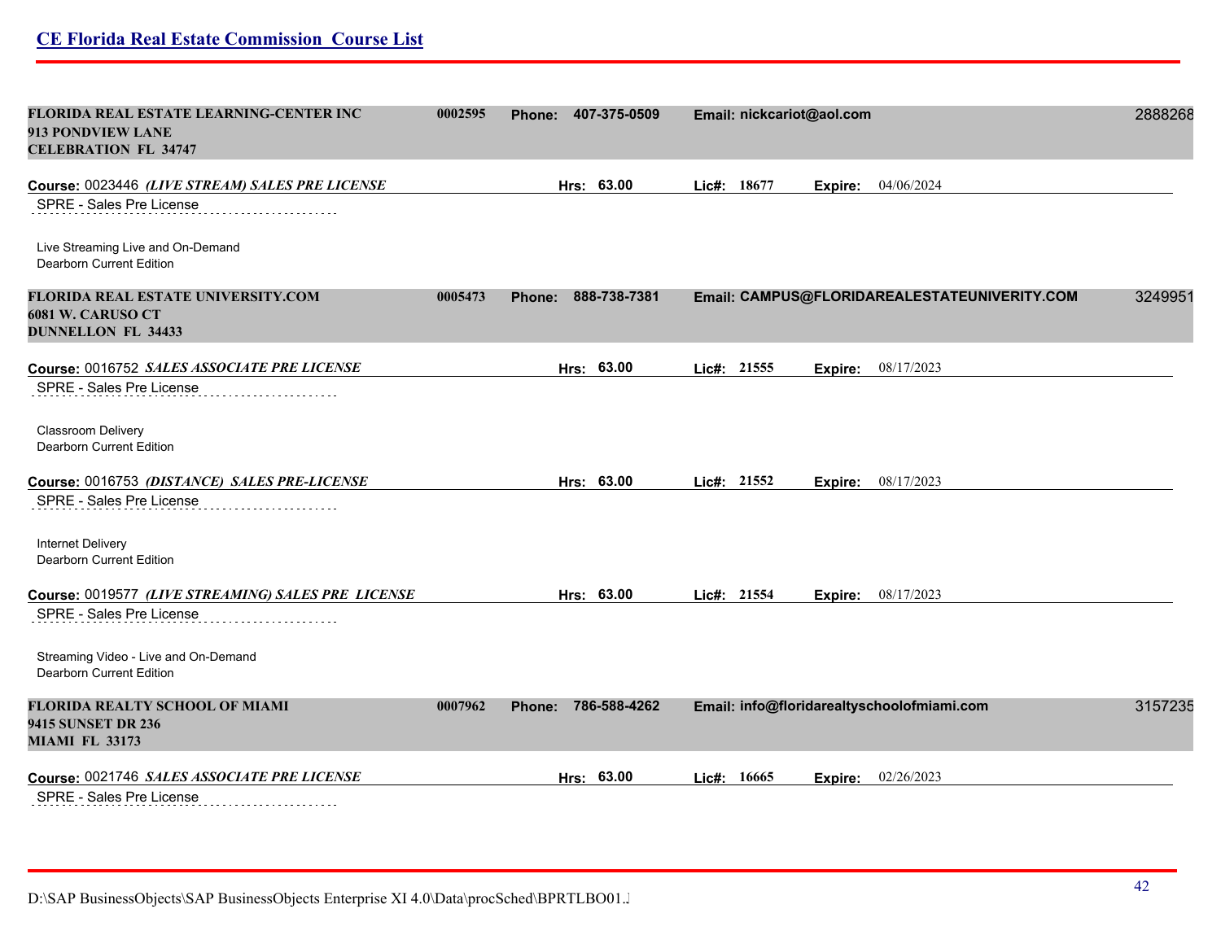**FLORIDA REAL ESTATE LEARNING-CENTER INC** 0002595 **Phone: 407-375-0509** **Email: nickcariot@aol.com** 2888268
**913 PONDVIEW LANE**
**CELEBRATION FL 34747**

**Course:** 0023446 ***(LIVE STREAM) SALES PRE LICENSE*** **Hrs: 63.00** **Lic#: 18677** **Expire:** 04/06/2024

SPRE - Sales Pre License

Live Streaming Live and On-Demand
Dearborn Current Edition

**FLORIDA REAL ESTATE UNIVERSITY.COM** 0005473 **Phone: 888-738-7381** **Email: CAMPUS@FLORIDAREALESTATEUNIVERITY.COM** 3249951
**6081 W. CARUSO CT**
**DUNNELLON FL 34433**

**Course:** 0016752 ***SALES ASSOCIATE PRE LICENSE*** **Hrs: 63.00** **Lic#: 21555** **Expire:** 08/17/2023

SPRE - Sales Pre License

Classroom Delivery
Dearborn Current Edition

**Course:** 0016753 ***(DISTANCE) SALES PRE-LICENSE*** **Hrs: 63.00** **Lic#: 21552** **Expire:** 08/17/2023

SPRE - Sales Pre License

Internet Delivery
Dearborn Current Edition

**Course:** 0019577 ***(LIVE STREAMING) SALES PRE LICENSE*** **Hrs: 63.00** **Lic#: 21554** **Expire:** 08/17/2023

SPRE - Sales Pre License

Streaming Video - Live and On-Demand
Dearborn Current Edition

**FLORIDA REALTY SCHOOL OF MIAMI** 0007962 **Phone: 786-588-4262** **Email: info@floridarealtyschoolofmiami.com** 3157235
**9415 SUNSET DR 236**
**MIAMI FL 33173**

**Course:** 0021746 ***SALES ASSOCIATE PRE LICENSE*** **Hrs: 63.00** **Lic#: 16665** **Expire:** 02/26/2023

SPRE - Sales Pre License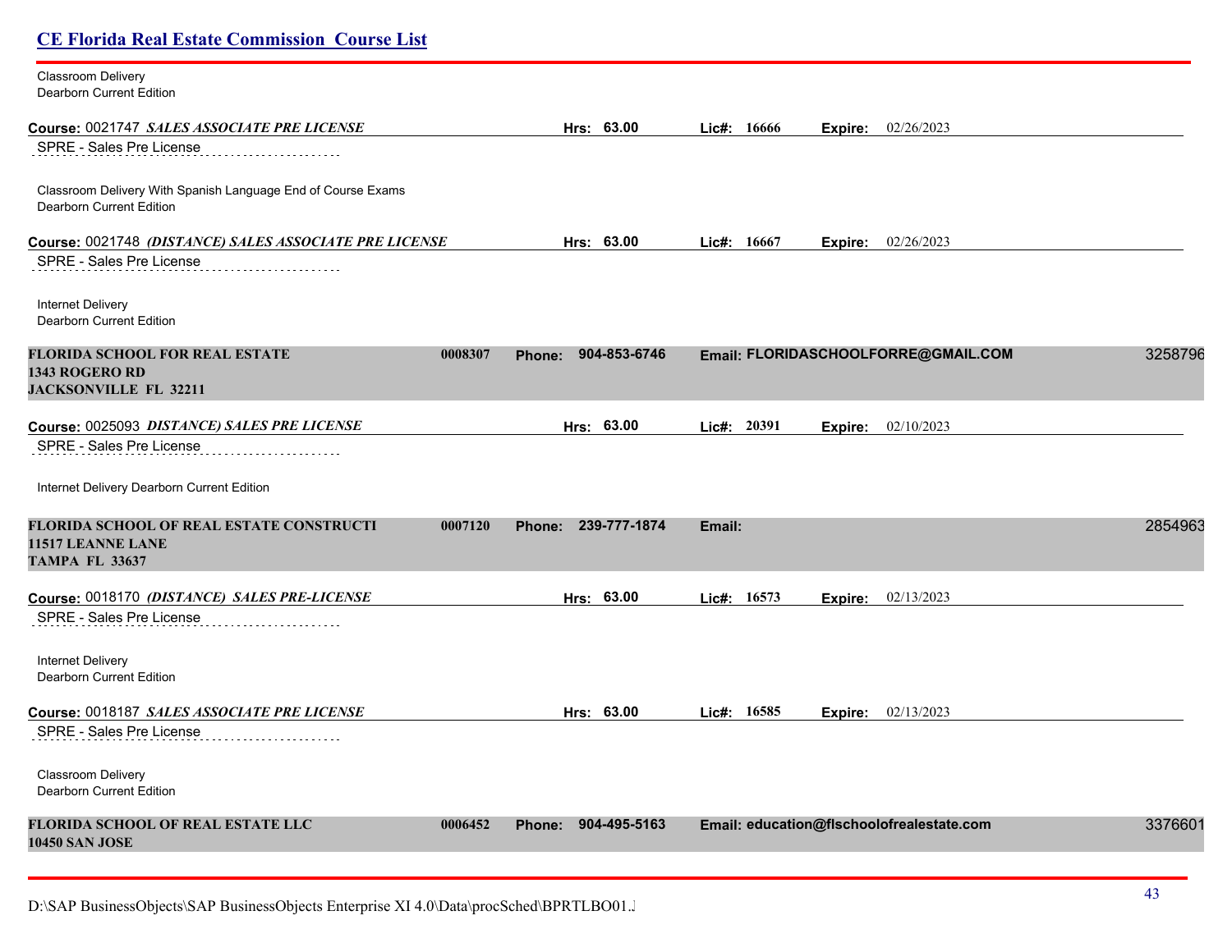Classroom Delivery
Dearborn Current Edition

**Course:** 0021747 ***SALES ASSOCIATE PRE LICENSE*** **Hrs: 63.00** **Lic#: 16666** **Expire:** 02/26/2023

SPRE - Sales Pre License

Classroom Delivery With Spanish Language End of Course Exams
Dearborn Current Edition

**Course:** 0021748 ***(DISTANCE) SALES ASSOCIATE PRE LICENSE*** **Hrs: 63.00** **Lic#: 16667** **Expire:** 02/26/2023

SPRE - Sales Pre License

Internet Delivery
Dearborn Current Edition

**FLORIDA SCHOOL FOR REAL ESTATE** **0008307** **Phone: 904-853-6746** **Email: FLORIDASCHOOLFORRE@GMAIL.COM** 3258796
**1343 ROGERO RD**
**JACKSONVILLE FL 32211**

**Course:** 0025093 ***DISTANCE) SALES PRE LICENSE*** **Hrs: 63.00** **Lic#: 20391** **Expire:** 02/10/2023

SPRE - Sales Pre License

Internet Delivery Dearborn Current Edition

**FLORIDA SCHOOL OF REAL ESTATE CONSTRUCTI** **0007120** **Phone: 239-777-1874** **Email:** 2854963
**11517 LEANNE LANE**
**TAMPA FL 33637**

**Course:** 0018170 ***(DISTANCE) SALES PRE-LICENSE*** **Hrs: 63.00** **Lic#: 16573** **Expire:** 02/13/2023

SPRE - Sales Pre License

Internet Delivery
Dearborn Current Edition

**Course:** 0018187 ***SALES ASSOCIATE PRE LICENSE*** **Hrs: 63.00** **Lic#: 16585** **Expire:** 02/13/2023

SPRE - Sales Pre License

Classroom Delivery
Dearborn Current Edition

**FLORIDA SCHOOL OF REAL ESTATE LLC** **0006452** **Phone: 904-495-5163** **Email: education@flschoolofrealestate.com** 3376601
**10450 SAN JOSE**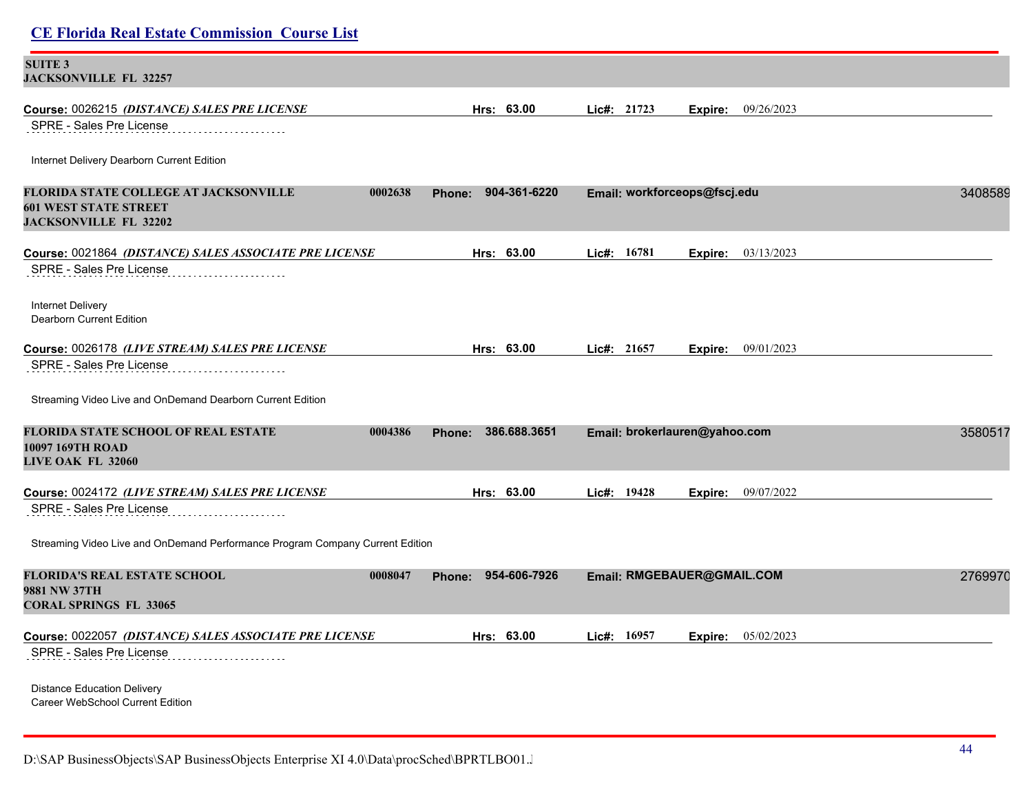**SUITE 3**
**JACKSONVILLE FL 32257**

**Course:** 0026215 ***(DISTANCE) SALES PRE LICENSE*** **Hrs: 63.00** **Lic#: 21723** **Expire:** 09/26/2023

SPRE - Sales Pre License

Internet Delivery Dearborn Current Edition

**FLORIDA STATE COLLEGE AT JACKSONVILLE** **0002638** **Phone: 904-361-6220** **Email: workforceops@fscj.edu** 3408589
**601 WEST STATE STREET**
**JACKSONVILLE FL 32202**

**Course:** 0021864 ***(DISTANCE) SALES ASSOCIATE PRE LICENSE*** **Hrs: 63.00** **Lic#: 16781** **Expire:** 03/13/2023

SPRE - Sales Pre License

Internet Delivery
Dearborn Current Edition

**Course:** 0026178 ***(LIVE STREAM) SALES PRE LICENSE*** **Hrs: 63.00** **Lic#: 21657** **Expire:** 09/01/2023

SPRE - Sales Pre License

Streaming Video Live and OnDemand Dearborn Current Edition

**FLORIDA STATE SCHOOL OF REAL ESTATE** **0004386** **Phone: 386.688.3651** **Email: brokerlauren@yahoo.com** 3580517
**10097 169TH ROAD**
**LIVE OAK FL 32060**

**Course:** 0024172 ***(LIVE STREAM) SALES PRE LICENSE*** **Hrs: 63.00** **Lic#: 19428** **Expire:** 09/07/2022

SPRE - Sales Pre License

Streaming Video Live and OnDemand Performance Program Company Current Edition

**FLORIDA'S REAL ESTATE SCHOOL** **0008047** **Phone: 954-606-7926** **Email: RMGEBAUER@GMAIL.COM** 2769970
**9881 NW 37TH**
**CORAL SPRINGS FL 33065**

**Course:** 0022057 ***(DISTANCE) SALES ASSOCIATE PRE LICENSE*** **Hrs: 63.00** **Lic#: 16957** **Expire:** 05/02/2023

SPRE - Sales Pre License

Distance Education Delivery
Career WebSchool Current Edition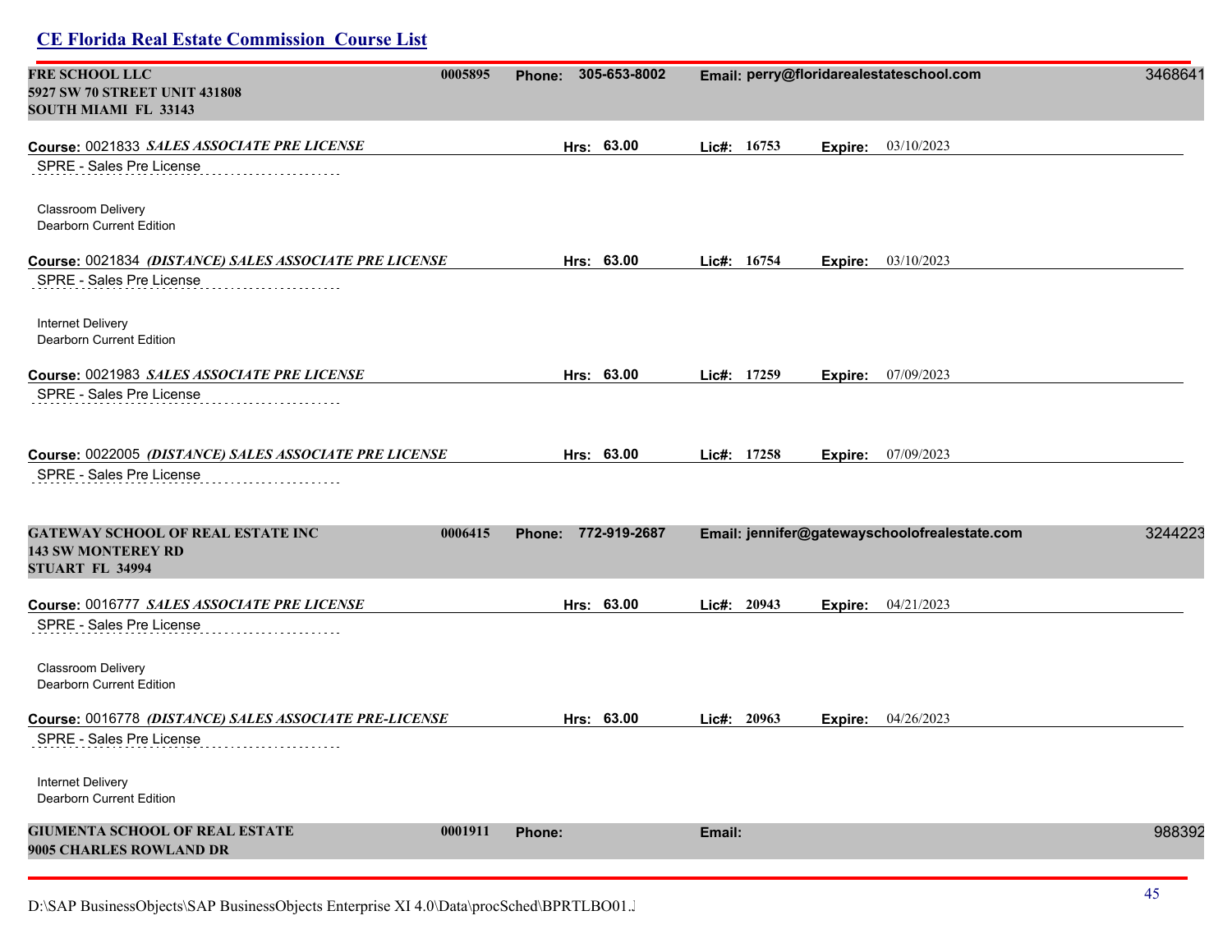## CE Florida Real Estate Commission Course List

**FRE SCHOOL LLC** — 0005895 — **Phone:** 305-653-8002 — **Email:** perry@floridarealestateschool.com — 3468641
**5927 SW 70 STREET UNIT 431808**
**SOUTH MIAMI FL 33143**

**Course:** 0021833 ***SALES ASSOCIATE PRE LICENSE*** — **Hrs:** 63.00 — **Lic#:** 16753 — **Expire:** 03/10/2023
SPRE - Sales Pre License

Classroom Delivery
Dearborn Current Edition

**Course:** 0021834 ***(DISTANCE) SALES ASSOCIATE PRE LICENSE*** — **Hrs:** 63.00 — **Lic#:** 16754 — **Expire:** 03/10/2023
SPRE - Sales Pre License

Internet Delivery
Dearborn Current Edition

**Course:** 0021983 ***SALES ASSOCIATE PRE LICENSE*** — **Hrs:** 63.00 — **Lic#:** 17259 — **Expire:** 07/09/2023
SPRE - Sales Pre License

**Course:** 0022005 ***(DISTANCE) SALES ASSOCIATE PRE LICENSE*** — **Hrs:** 63.00 — **Lic#:** 17258 — **Expire:** 07/09/2023
SPRE - Sales Pre License

**GATEWAY SCHOOL OF REAL ESTATE INC** — 0006415 — **Phone:** 772-919-2687 — **Email:** jennifer@gatewayschoolofrealestate.com — 3244223
**143 SW MONTEREY RD**
**STUART FL 34994**

**Course:** 0016777 ***SALES ASSOCIATE PRE LICENSE*** — **Hrs:** 63.00 — **Lic#:** 20943 — **Expire:** 04/21/2023
SPRE - Sales Pre License

Classroom Delivery
Dearborn Current Edition

**Course:** 0016778 ***(DISTANCE) SALES ASSOCIATE PRE-LICENSE*** — **Hrs:** 63.00 — **Lic#:** 20963 — **Expire:** 04/26/2023
SPRE - Sales Pre License

Internet Delivery
Dearborn Current Edition

**GIUMENTA SCHOOL OF REAL ESTATE** — 0001911 — **Phone:** — **Email:** — 988392
**9005 CHARLES ROWLAND DR**

D:\SAP BusinessObjects\SAP BusinessObjects Enterprise XI 4.0\Data\procSched\BPRTLBO01.J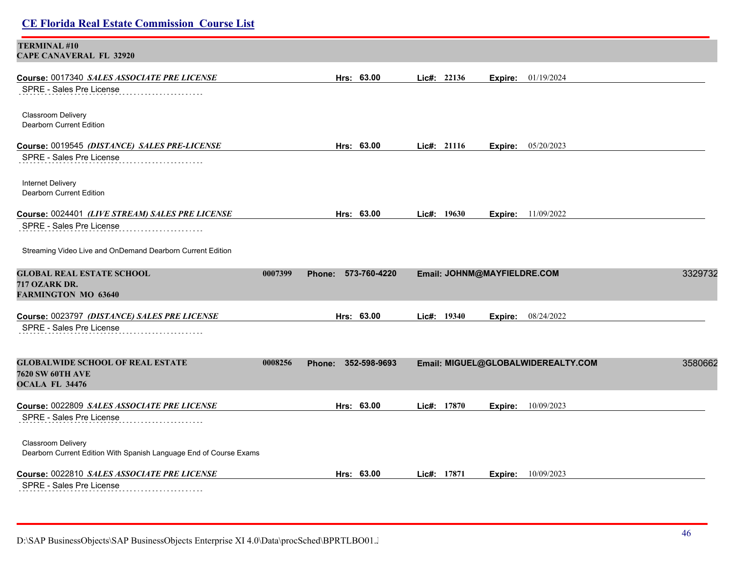**TERMINAL #10**
**CAPE CANAVERAL FL 32920**

**Course:** 0017340 ***SALES ASSOCIATE PRE LICENSE*** **Hrs: 63.00** **Lic#: 22136** **Expire:** 01/19/2024

SPRE - Sales Pre License

Classroom Delivery
Dearborn Current Edition

**Course:** 0019545 ***(DISTANCE) SALES PRE-LICENSE*** **Hrs: 63.00** **Lic#: 21116** **Expire:** 05/20/2023

SPRE - Sales Pre License

Internet Delivery
Dearborn Current Edition

**Course:** 0024401 ***(LIVE STREAM) SALES PRE LICENSE*** **Hrs: 63.00** **Lic#: 19630** **Expire:** 11/09/2022

SPRE - Sales Pre License

Streaming Video Live and OnDemand Dearborn Current Edition

**GLOBAL REAL ESTATE SCHOOL** 0007399 **Phone: 573-760-4220** **Email: JOHNM@MAYFIELDRE.COM** 3329732
**717 OZARK DR.**
**FARMINGTON MO 63640**

**Course:** 0023797 ***(DISTANCE) SALES PRE LICENSE*** **Hrs: 63.00** **Lic#: 19340** **Expire:** 08/24/2022

SPRE - Sales Pre License

**GLOBALWIDE SCHOOL OF REAL ESTATE** 0008256 **Phone: 352-598-9693** **Email: MIGUEL@GLOBALWIDEREALTY.COM** 3580662
**7620 SW 60TH AVE**
**OCALA FL 34476**

**Course:** 0022809 ***SALES ASSOCIATE PRE LICENSE*** **Hrs: 63.00** **Lic#: 17870** **Expire:** 10/09/2023

SPRE - Sales Pre License

Classroom Delivery
Dearborn Current Edition With Spanish Language End of Course Exams

**Course:** 0022810 ***SALES ASSOCIATE PRE LICENSE*** **Hrs: 63.00** **Lic#: 17871** **Expire:** 10/09/2023

SPRE - Sales Pre License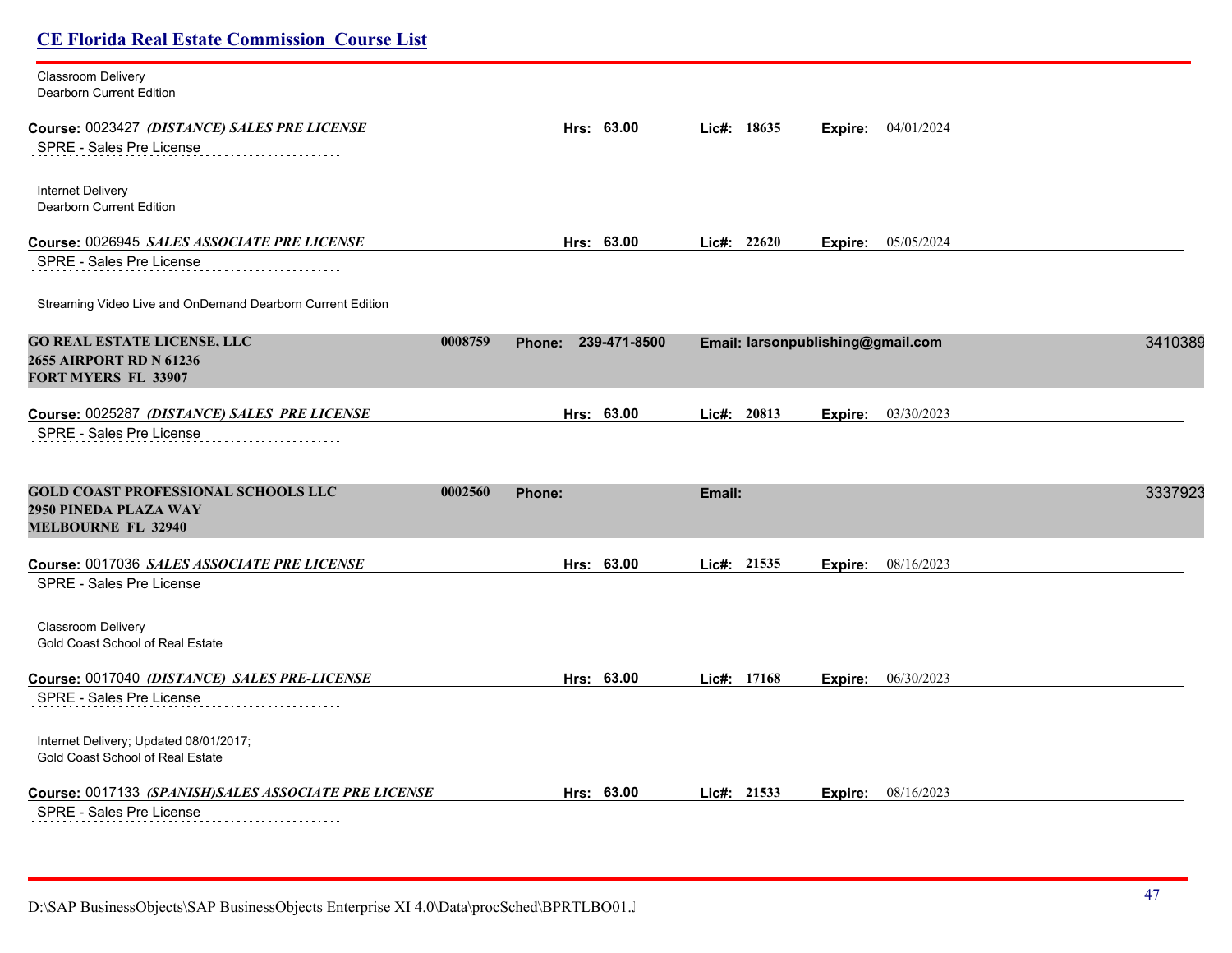Classroom Delivery
Dearborn Current Edition

**Course:** 0023427 ***(DISTANCE) SALES PRE LICENSE*** **Hrs: 63.00** **Lic#: 18635** **Expire:** 04/01/2024

SPRE - Sales Pre License

Internet Delivery
Dearborn Current Edition

**Course:** 0026945 ***SALES ASSOCIATE PRE LICENSE*** **Hrs: 63.00** **Lic#: 22620** **Expire:** 05/05/2024

SPRE - Sales Pre License

Streaming Video Live and OnDemand Dearborn Current Edition

**GO REAL ESTATE LICENSE, LLC** **0008759** **Phone: 239-471-8500** **Email: larsonpublishing@gmail.com** 3410389
**2655 AIRPORT RD N 61236**
**FORT MYERS FL 33907**

**Course:** 0025287 ***(DISTANCE) SALES PRE LICENSE*** **Hrs: 63.00** **Lic#: 20813** **Expire:** 03/30/2023

SPRE - Sales Pre License

**GOLD COAST PROFESSIONAL SCHOOLS LLC** **0002560** **Phone:** **Email:** 3337923
**2950 PINEDA PLAZA WAY**
**MELBOURNE FL 32940**

**Course:** 0017036 ***SALES ASSOCIATE PRE LICENSE*** **Hrs: 63.00** **Lic#: 21535** **Expire:** 08/16/2023

SPRE - Sales Pre License

Classroom Delivery
Gold Coast School of Real Estate

**Course:** 0017040 ***(DISTANCE) SALES PRE-LICENSE*** **Hrs: 63.00** **Lic#: 17168** **Expire:** 06/30/2023

SPRE - Sales Pre License

Internet Delivery; Updated 08/01/2017;
Gold Coast School of Real Estate

**Course:** 0017133 ***(SPANISH)SALES ASSOCIATE PRE LICENSE*** **Hrs: 63.00** **Lic#: 21533** **Expire:** 08/16/2023

SPRE - Sales Pre License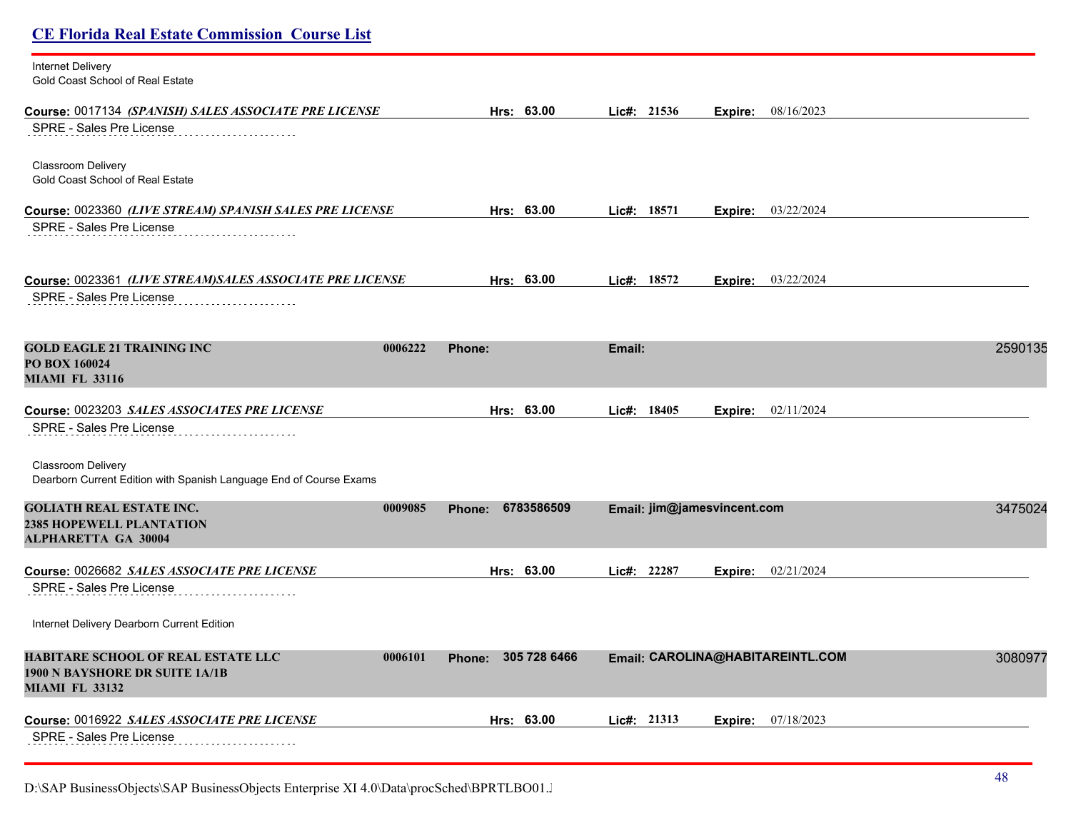Internet Delivery
Gold Coast School of Real Estate

**Course:** 0017134 ***(SPANISH) SALES ASSOCIATE PRE LICENSE*** **Hrs:** 63.00 **Lic#:** 21536 **Expire:** 08/16/2023

SPRE - Sales Pre License

Classroom Delivery
Gold Coast School of Real Estate

**Course:** 0023360 ***(LIVE STREAM) SPANISH SALES PRE LICENSE*** **Hrs:** 63.00 **Lic#:** 18571 **Expire:** 03/22/2024

SPRE - Sales Pre License

**Course:** 0023361 ***(LIVE STREAM)SALES ASSOCIATE PRE LICENSE*** **Hrs:** 63.00 **Lic#:** 18572 **Expire:** 03/22/2024

SPRE - Sales Pre License

**GOLD EAGLE 21 TRAINING INC** 0006222 **Phone:** **Email:** 2590135
**PO BOX 160024**
**MIAMI FL 33116**

**Course:** 0023203 ***SALES ASSOCIATES PRE LICENSE*** **Hrs:** 63.00 **Lic#:** 18405 **Expire:** 02/11/2024

SPRE - Sales Pre License

Classroom Delivery
Dearborn Current Edition with Spanish Language End of Course Exams

**GOLIATH REAL ESTATE INC.** 0009085 **Phone:** 6783586509 **Email:** jim@jamesvincent.com 3475024
**2385 HOPEWELL PLANTATION**
**ALPHARETTA GA 30004**

**Course:** 0026682 ***SALES ASSOCIATE PRE LICENSE*** **Hrs:** 63.00 **Lic#:** 22287 **Expire:** 02/21/2024

SPRE - Sales Pre License

Internet Delivery Dearborn Current Edition

**HABITARE SCHOOL OF REAL ESTATE LLC** 0006101 **Phone:** 305 728 6466 **Email:** CAROLINA@HABITAREINTL.COM 3080977
**1900 N BAYSHORE DR SUITE 1A/1B**
**MIAMI FL 33132**

**Course:** 0016922 ***SALES ASSOCIATE PRE LICENSE*** **Hrs:** 63.00 **Lic#:** 21313 **Expire:** 07/18/2023

SPRE - Sales Pre License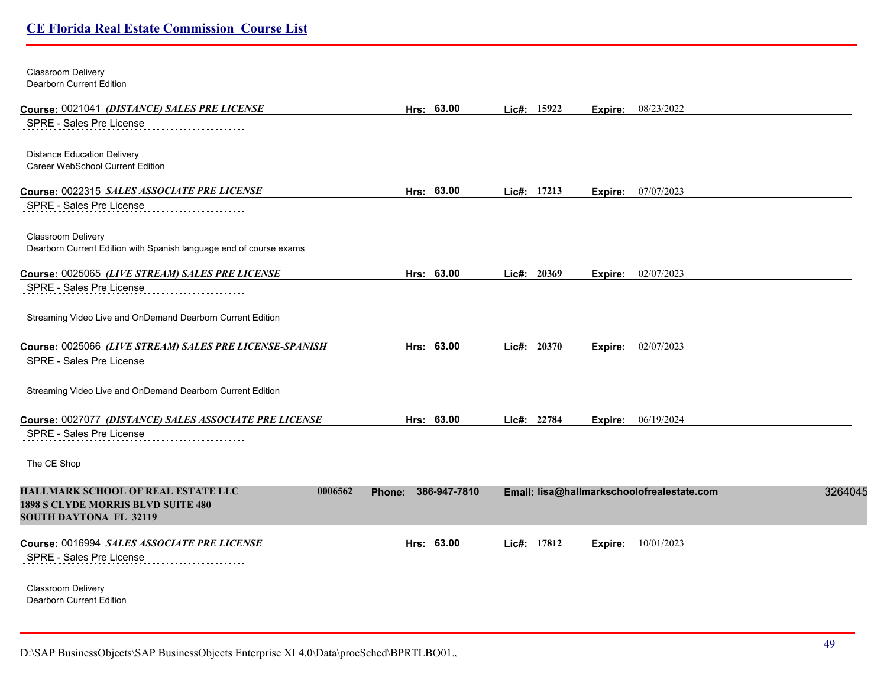Classroom Delivery
Dearborn Current Edition

**Course:** 0021041 ***(DISTANCE) SALES PRE LICENSE*** **Hrs:** **63.00** **Lic#:** **15922** **Expire:** 08/23/2022

SPRE - Sales Pre License

Distance Education Delivery
Career WebSchool Current Edition

**Course:** 0022315 ***SALES ASSOCIATE PRE LICENSE*** **Hrs:** **63.00** **Lic#:** **17213** **Expire:** 07/07/2023

SPRE - Sales Pre License

Classroom Delivery
Dearborn Current Edition with Spanish language end of course exams

**Course:** 0025065 ***(LIVE STREAM) SALES PRE LICENSE*** **Hrs:** **63.00** **Lic#:** **20369** **Expire:** 02/07/2023

SPRE - Sales Pre License

Streaming Video Live and OnDemand Dearborn Current Edition

**Course:** 0025066 ***(LIVE STREAM) SALES PRE LICENSE-SPANISH*** **Hrs:** **63.00** **Lic#:** **20370** **Expire:** 02/07/2023

SPRE - Sales Pre License

Streaming Video Live and OnDemand Dearborn Current Edition

**Course:** 0027077 ***(DISTANCE) SALES ASSOCIATE PRE LICENSE*** **Hrs:** **63.00** **Lic#:** **22784** **Expire:** 06/19/2024

SPRE - Sales Pre License

The CE Shop

**HALLMARK SCHOOL OF REAL ESTATE LLC** **0006562** **Phone: 386-947-7810** **Email: lisa@hallmarkschoolofrealestate.com** 3264045
**1898 S CLYDE MORRIS BLVD SUITE 480**
**SOUTH DAYTONA FL 32119**

**Course:** 0016994 ***SALES ASSOCIATE PRE LICENSE*** **Hrs:** **63.00** **Lic#:** **17812** **Expire:** 10/01/2023

SPRE - Sales Pre License

Classroom Delivery
Dearborn Current Edition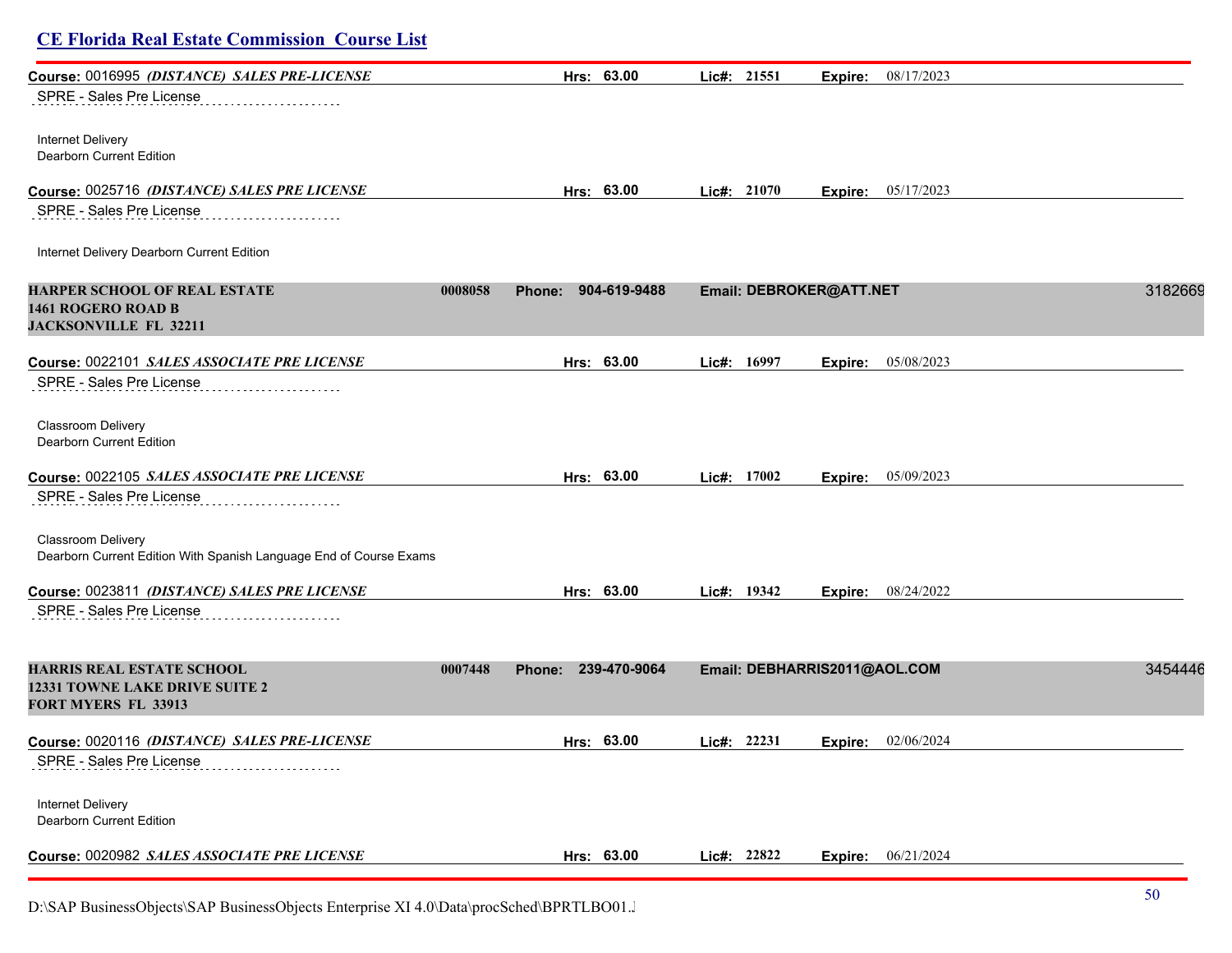**Course:** 0016995 ***(DISTANCE) SALES PRE-LICENSE*** **Hrs:** 63.00 **Lic#:** 21551 **Expire:** 08/17/2023

SPRE - Sales Pre License

Internet Delivery
Dearborn Current Edition

**Course:** 0025716 ***(DISTANCE) SALES PRE LICENSE*** **Hrs:** 63.00 **Lic#:** 21070 **Expire:** 05/17/2023

SPRE - Sales Pre License

Internet Delivery Dearborn Current Edition

## HARPER SCHOOL OF REAL ESTATE 0008058 Phone: 904-619-9488 Email: DEBROKER@ATT.NET 3182669

**1461 ROGERO ROAD B**
**JACKSONVILLE FL 32211**

**Course:** 0022101 ***SALES ASSOCIATE PRE LICENSE*** **Hrs:** 63.00 **Lic#:** 16997 **Expire:** 05/08/2023

SPRE - Sales Pre License

Classroom Delivery
Dearborn Current Edition

**Course:** 0022105 ***SALES ASSOCIATE PRE LICENSE*** **Hrs:** 63.00 **Lic#:** 17002 **Expire:** 05/09/2023

SPRE - Sales Pre License

Classroom Delivery
Dearborn Current Edition With Spanish Language End of Course Exams

**Course:** 0023811 ***(DISTANCE) SALES PRE LICENSE*** **Hrs:** 63.00 **Lic#:** 19342 **Expire:** 08/24/2022

SPRE - Sales Pre License

## HARRIS REAL ESTATE SCHOOL 0007448 Phone: 239-470-9064 Email: DEBHARRIS2011@AOL.COM 3454446

**12331 TOWNE LAKE DRIVE SUITE 2**
**FORT MYERS FL 33913**

**Course:** 0020116 ***(DISTANCE) SALES PRE-LICENSE*** **Hrs:** 63.00 **Lic#:** 22231 **Expire:** 02/06/2024

SPRE - Sales Pre License

Internet Delivery
Dearborn Current Edition

**Course:** 0020982 ***SALES ASSOCIATE PRE LICENSE*** **Hrs:** 63.00 **Lic#:** 22822 **Expire:** 06/21/2024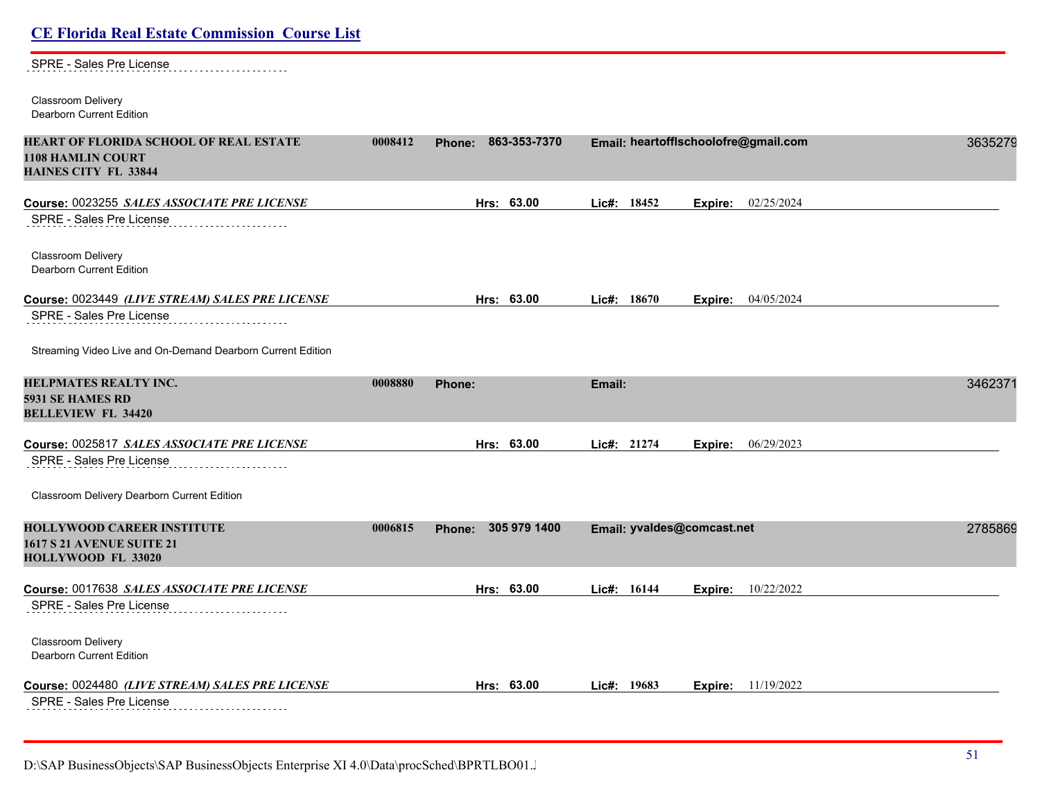SPRE - Sales Pre License

Classroom Delivery
Dearborn Current Edition

**HEART OF FLORIDA SCHOOL OF REAL ESTATE** 0008412 **Phone: 863-353-7370** **Email: heartofflschoolofre@gmail.com** 3635279
**1108 HAMLIN COURT**
**HAINES CITY FL 33844**

**Course:** 0023255 ***SALES ASSOCIATE PRE LICENSE*** **Hrs: 63.00** **Lic#: 18452** **Expire:** 02/25/2024

SPRE - Sales Pre License

Classroom Delivery
Dearborn Current Edition

**Course:** 0023449 ***(LIVE STREAM) SALES PRE LICENSE*** **Hrs: 63.00** **Lic#: 18670** **Expire:** 04/05/2024

SPRE - Sales Pre License

Streaming Video Live and On-Demand Dearborn Current Edition

**HELPMATES REALTY INC.** 0008880 **Phone:** **Email:** 3462371
**5931 SE HAMES RD**
**BELLEVIEW FL 34420**

**Course:** 0025817 ***SALES ASSOCIATE PRE LICENSE*** **Hrs: 63.00** **Lic#: 21274** **Expire:** 06/29/2023

SPRE - Sales Pre License

Classroom Delivery Dearborn Current Edition

**HOLLYWOOD CAREER INSTITUTE** 0006815 **Phone: 305 979 1400** **Email: yvaldes@comcast.net** 2785869
**1617 S 21 AVENUE SUITE 21**
**HOLLYWOOD FL 33020**

**Course:** 0017638 ***SALES ASSOCIATE PRE LICENSE*** **Hrs: 63.00** **Lic#: 16144** **Expire:** 10/22/2022

SPRE - Sales Pre License

Classroom Delivery
Dearborn Current Edition

**Course:** 0024480 ***(LIVE STREAM) SALES PRE LICENSE*** **Hrs: 63.00** **Lic#: 19683** **Expire:** 11/19/2022

SPRE - Sales Pre License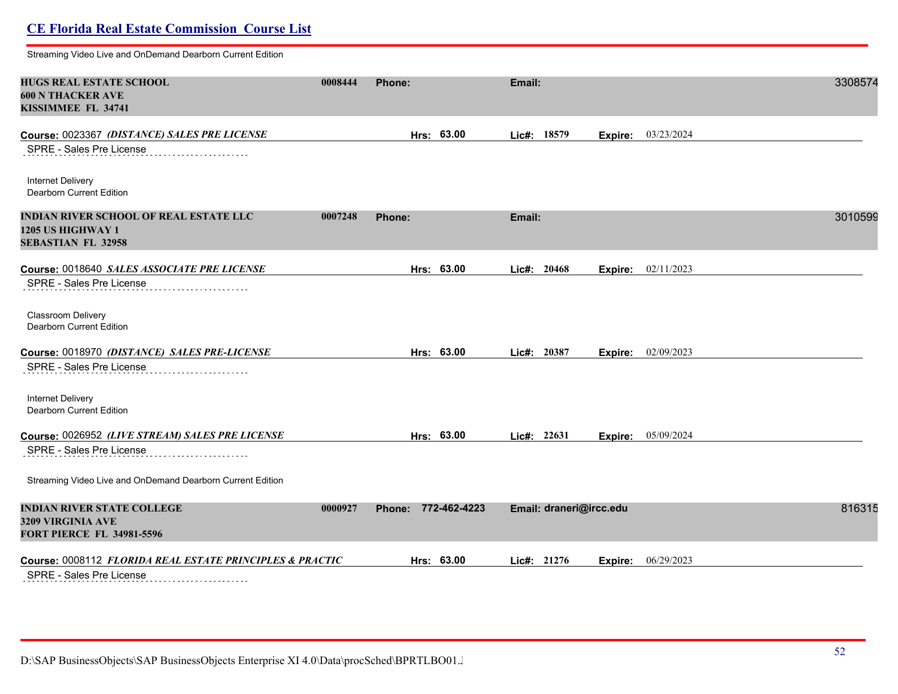Streaming Video Live and OnDemand Dearborn Current Edition

**HUGS REAL ESTATE SCHOOL** **0008444** **Phone:** **Email:** 3308574
**600 N THACKER AVE**
**KISSIMMEE FL 34741**

**Course:** 0023367 ***(DISTANCE) SALES PRE LICENSE*** **Hrs: 63.00** **Lic#: 18579** **Expire:** 03/23/2024

SPRE - Sales Pre License

Internet Delivery
Dearborn Current Edition

**INDIAN RIVER SCHOOL OF REAL ESTATE LLC** **0007248** **Phone:** **Email:** 3010599
**1205 US HIGHWAY 1**
**SEBASTIAN FL 32958**

**Course:** 0018640 ***SALES ASSOCIATE PRE LICENSE*** **Hrs: 63.00** **Lic#: 20468** **Expire:** 02/11/2023

SPRE - Sales Pre License

Classroom Delivery
Dearborn Current Edition

**Course:** 0018970 ***(DISTANCE) SALES PRE-LICENSE*** **Hrs: 63.00** **Lic#: 20387** **Expire:** 02/09/2023

SPRE - Sales Pre License

Internet Delivery
Dearborn Current Edition

**Course:** 0026952 ***(LIVE STREAM) SALES PRE LICENSE*** **Hrs: 63.00** **Lic#: 22631** **Expire:** 05/09/2024

SPRE - Sales Pre License

Streaming Video Live and OnDemand Dearborn Current Edition

**INDIAN RIVER STATE COLLEGE** **0000927** **Phone: 772-462-4223** **Email: draneri@ircc.edu** 816315
**3209 VIRGINIA AVE**
**FORT PIERCE FL 34981-5596**

**Course:** 0008112 ***FLORIDA REAL ESTATE PRINCIPLES & PRACTIC*** **Hrs: 63.00** **Lic#: 21276** **Expire:** 06/29/2023

SPRE - Sales Pre License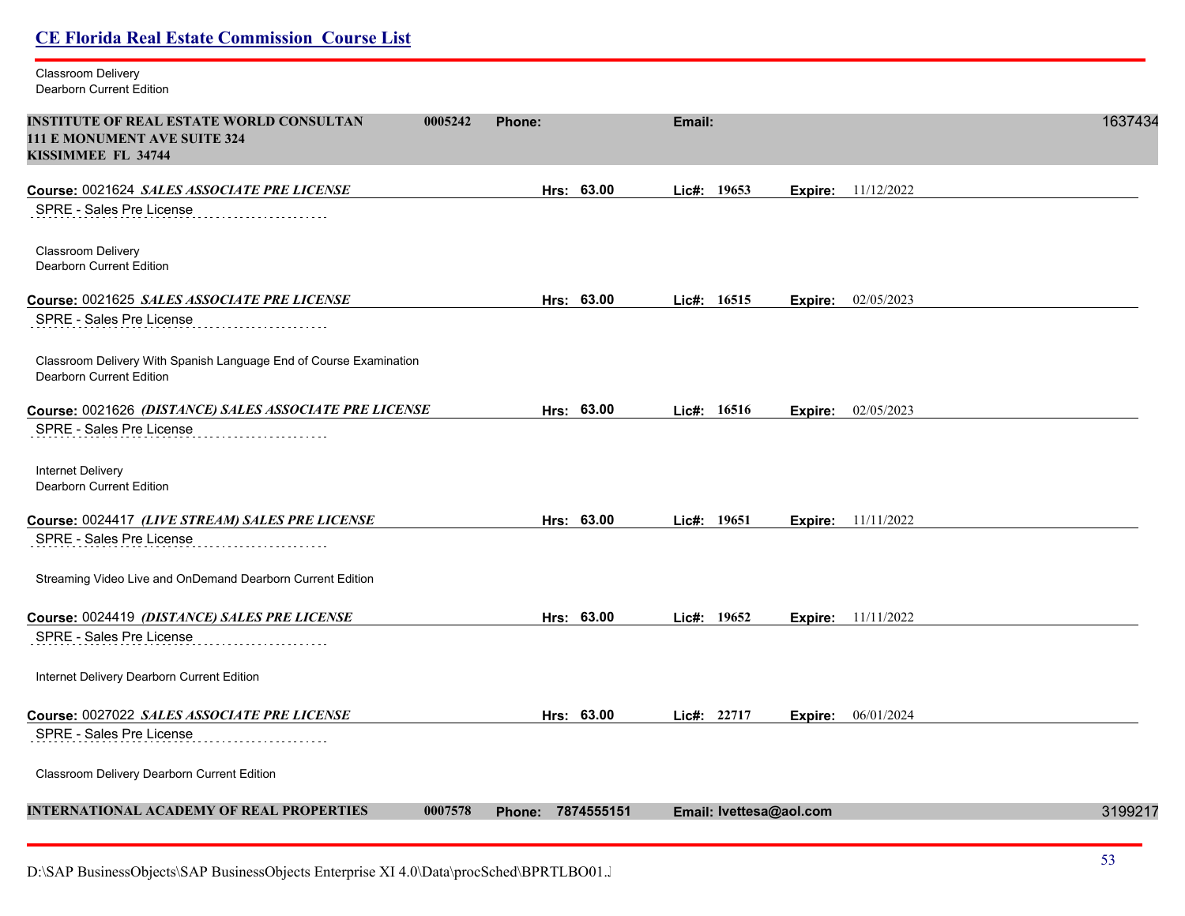Classroom Delivery
Dearborn Current Edition

**INSTITUTE OF REAL ESTATE WORLD CONSULTAN** **0005242** **Phone:** **Email:** 1637434
**111 E MONUMENT AVE SUITE 324**
**KISSIMMEE FL 34744**

**Course:** 0021624 ***SALES ASSOCIATE PRE LICENSE*** **Hrs: 63.00** **Lic#: 19653** **Expire:** 11/12/2022

SPRE - Sales Pre License

Classroom Delivery
Dearborn Current Edition

**Course:** 0021625 ***SALES ASSOCIATE PRE LICENSE*** **Hrs: 63.00** **Lic#: 16515** **Expire:** 02/05/2023

SPRE - Sales Pre License

Classroom Delivery With Spanish Language End of Course Examination
Dearborn Current Edition

**Course:** 0021626 ***(DISTANCE) SALES ASSOCIATE PRE LICENSE*** **Hrs: 63.00** **Lic#: 16516** **Expire:** 02/05/2023

SPRE - Sales Pre License

Internet Delivery
Dearborn Current Edition

**Course:** 0024417 ***(LIVE STREAM) SALES PRE LICENSE*** **Hrs: 63.00** **Lic#: 19651** **Expire:** 11/11/2022

SPRE - Sales Pre License

Streaming Video Live and OnDemand Dearborn Current Edition

**Course:** 0024419 ***(DISTANCE) SALES PRE LICENSE*** **Hrs: 63.00** **Lic#: 19652** **Expire:** 11/11/2022

SPRE - Sales Pre License

Internet Delivery Dearborn Current Edition

**Course:** 0027022 ***SALES ASSOCIATE PRE LICENSE*** **Hrs: 63.00** **Lic#: 22717** **Expire:** 06/01/2024

SPRE - Sales Pre License

Classroom Delivery Dearborn Current Edition

**INTERNATIONAL ACADEMY OF REAL PROPERTIES** **0007578** **Phone: 7874555151** **Email: lvettesa@aol.com** 3199217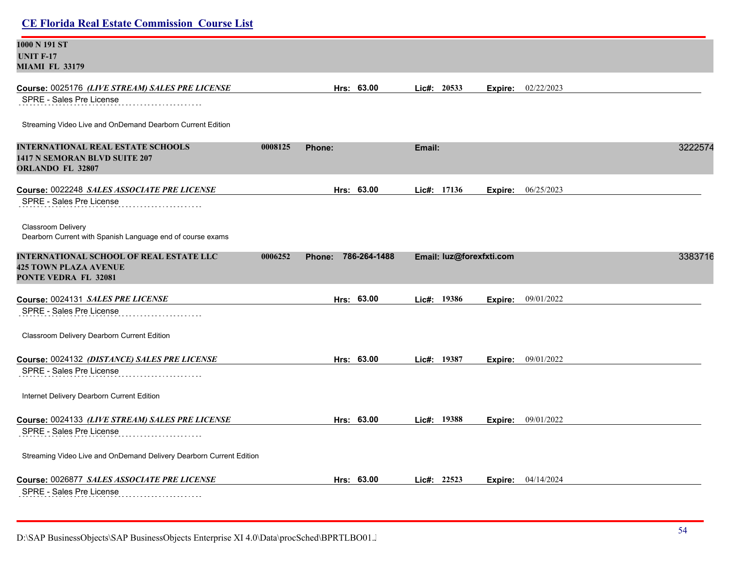**1000 N 191 ST**
**UNIT F-17**
**MIAMI FL 33179**

**Course:** 0025176 ***(LIVE STREAM) SALES PRE LICENSE*** **Hrs: 63.00** **Lic#: 20533** **Expire:** 02/22/2023

SPRE - Sales Pre License

Streaming Video Live and OnDemand Dearborn Current Edition

**INTERNATIONAL REAL ESTATE SCHOOLS** **0008125** **Phone:** **Email:** 3222574
**1417 N SEMORAN BLVD SUITE 207**
**ORLANDO FL 32807**

**Course:** 0022248 ***SALES ASSOCIATE PRE LICENSE*** **Hrs: 63.00** **Lic#: 17136** **Expire:** 06/25/2023

SPRE - Sales Pre License

Classroom Delivery
Dearborn Current with Spanish Language end of course exams

**INTERNATIONAL SCHOOL OF REAL ESTATE LLC** **0006252** **Phone: 786-264-1488** **Email: luz@forexfxti.com** 3383716
**425 TOWN PLAZA AVENUE**
**PONTE VEDRA FL 32081**

**Course:** 0024131 ***SALES PRE LICENSE*** **Hrs: 63.00** **Lic#: 19386** **Expire:** 09/01/2022

SPRE - Sales Pre License

Classroom Delivery Dearborn Current Edition

**Course:** 0024132 ***(DISTANCE) SALES PRE LICENSE*** **Hrs: 63.00** **Lic#: 19387** **Expire:** 09/01/2022

SPRE - Sales Pre License

Internet Delivery Dearborn Current Edition

**Course:** 0024133 ***(LIVE STREAM) SALES PRE LICENSE*** **Hrs: 63.00** **Lic#: 19388** **Expire:** 09/01/2022

SPRE - Sales Pre License

Streaming Video Live and OnDemand Delivery Dearborn Current Edition

**Course:** 0026877 ***SALES ASSOCIATE PRE LICENSE*** **Hrs: 63.00** **Lic#: 22523** **Expire:** 04/14/2024

SPRE - Sales Pre License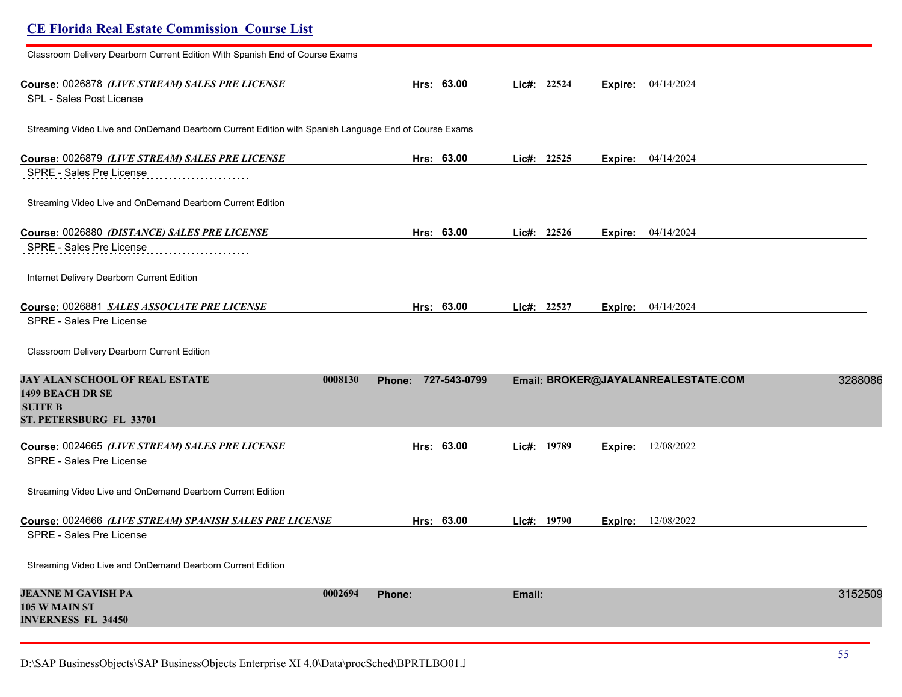# CE Florida Real Estate Commission Course List

Classroom Delivery Dearborn Current Edition With Spanish End of Course Exams

**Course:** 0026878 ***(LIVE STREAM) SALES PRE LICENSE*** **Hrs: 63.00** **Lic#: 22524** **Expire:** 04/14/2024

SPL - Sales Post License

Streaming Video Live and OnDemand Dearborn Current Edition with Spanish Language End of Course Exams

**Course:** 0026879 ***(LIVE STREAM) SALES PRE LICENSE*** **Hrs: 63.00** **Lic#: 22525** **Expire:** 04/14/2024

SPRE - Sales Pre License

Streaming Video Live and OnDemand Dearborn Current Edition

**Course:** 0026880 ***(DISTANCE) SALES PRE LICENSE*** **Hrs: 63.00** **Lic#: 22526** **Expire:** 04/14/2024

SPRE - Sales Pre License

Internet Delivery Dearborn Current Edition

**Course:** 0026881 ***SALES ASSOCIATE PRE LICENSE*** **Hrs: 63.00** **Lic#: 22527** **Expire:** 04/14/2024

SPRE - Sales Pre License

Classroom Delivery Dearborn Current Edition

**JAY ALAN SCHOOL OF REAL ESTATE** **0008130** **Phone: 727-543-0799** **Email: BROKER@JAYALANREALESTATE.COM** 3288086
**1499 BEACH DR SE**
**SUITE B**
**ST. PETERSBURG FL 33701**

**Course:** 0024665 ***(LIVE STREAM) SALES PRE LICENSE*** **Hrs: 63.00** **Lic#: 19789** **Expire:** 12/08/2022

SPRE - Sales Pre License

Streaming Video Live and OnDemand Dearborn Current Edition

**Course:** 0024666 ***(LIVE STREAM) SPANISH SALES PRE LICENSE*** **Hrs: 63.00** **Lic#: 19790** **Expire:** 12/08/2022

SPRE - Sales Pre License

Streaming Video Live and OnDemand Dearborn Current Edition

**JEANNE M GAVISH PA** **0002694** **Phone:** **Email:** 3152509
**105 W MAIN ST**
**INVERNESS FL 34450**

D:\SAP BusinessObjects\SAP BusinessObjects Enterprise XI 4.0\Data\procSched\BPRTLBO01.J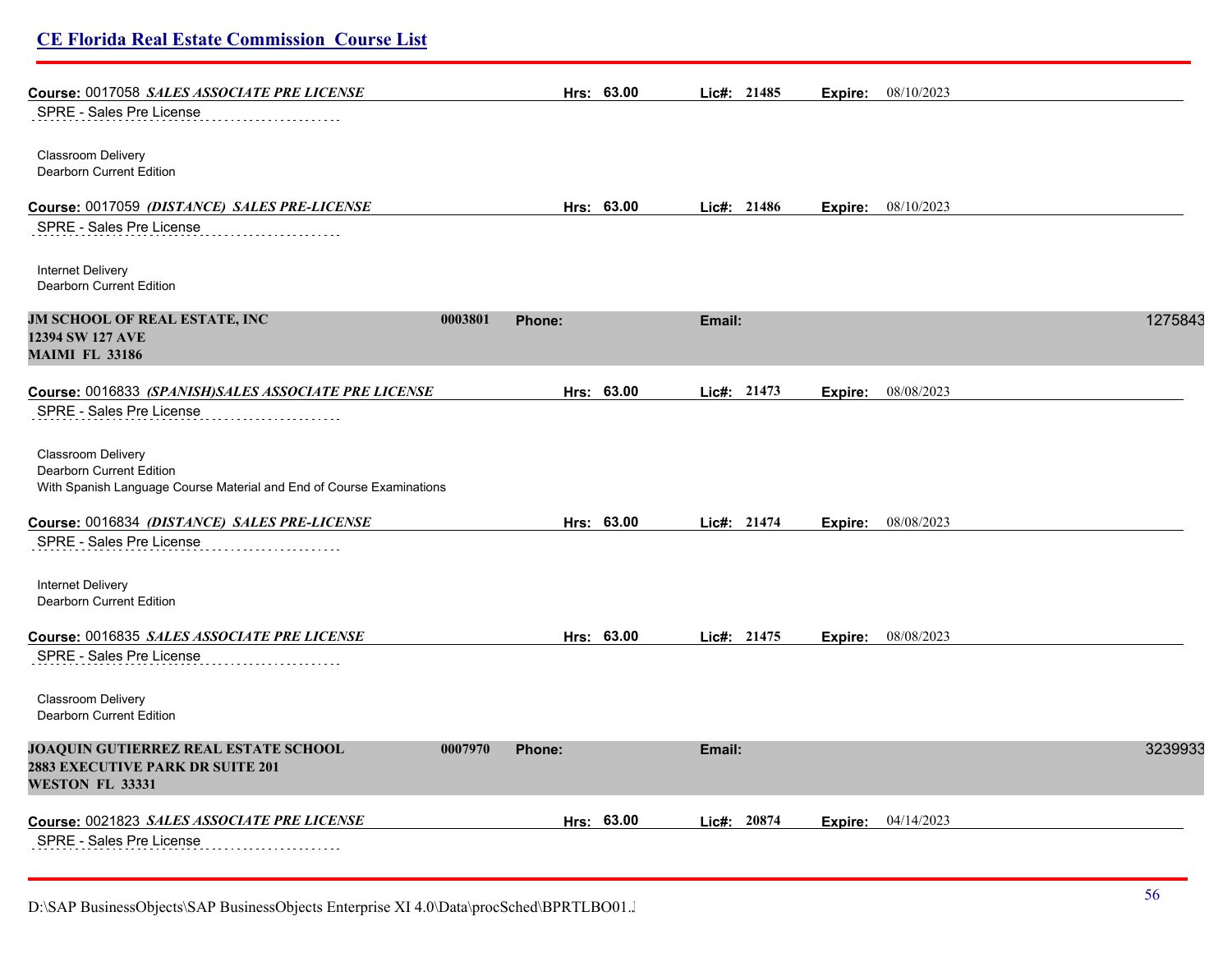**Course:** 0017058 ***SALES ASSOCIATE PRE LICENSE*** **Hrs: 63.00** **Lic#: 21485** **Expire:** 08/10/2023

SPRE - Sales Pre License

Classroom Delivery
Dearborn Current Edition

**Course:** 0017059 ***(DISTANCE) SALES PRE-LICENSE*** **Hrs: 63.00** **Lic#: 21486** **Expire:** 08/10/2023

SPRE - Sales Pre License

Internet Delivery
Dearborn Current Edition

**JM SCHOOL OF REAL ESTATE, INC** **0003801** **Phone:** **Email:** 1275843
**12394 SW 127 AVE**
**MAIMI FL 33186**

**Course:** 0016833 ***(SPANISH)SALES ASSOCIATE PRE LICENSE*** **Hrs: 63.00** **Lic#: 21473** **Expire:** 08/08/2023

SPRE - Sales Pre License

Classroom Delivery
Dearborn Current Edition
With Spanish Language Course Material and End of Course Examinations

**Course:** 0016834 ***(DISTANCE) SALES PRE-LICENSE*** **Hrs: 63.00** **Lic#: 21474** **Expire:** 08/08/2023

SPRE - Sales Pre License

Internet Delivery
Dearborn Current Edition

**Course:** 0016835 ***SALES ASSOCIATE PRE LICENSE*** **Hrs: 63.00** **Lic#: 21475** **Expire:** 08/08/2023

SPRE - Sales Pre License

Classroom Delivery
Dearborn Current Edition

**JOAQUIN GUTIERREZ REAL ESTATE SCHOOL** **0007970** **Phone:** **Email:** 3239933
**2883 EXECUTIVE PARK DR SUITE 201**
**WESTON FL 33331**

**Course:** 0021823 ***SALES ASSOCIATE PRE LICENSE*** **Hrs: 63.00** **Lic#: 20874** **Expire:** 04/14/2023

SPRE - Sales Pre License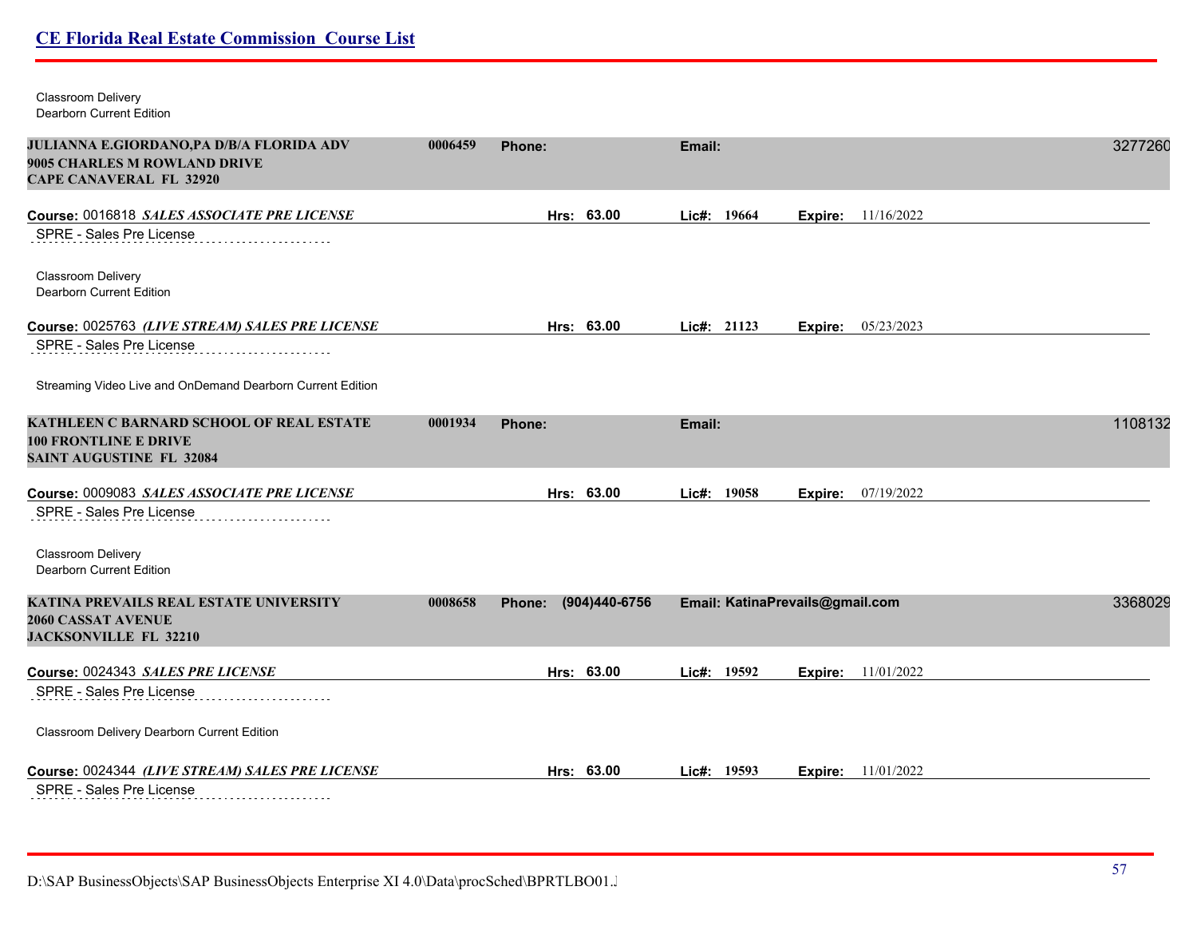Classroom Delivery
Dearborn Current Edition

**JULIANNA E.GIORDANO,PA D/B/A FLORIDA ADV** **0006459** **Phone:** **Email:** 3277260
**9005 CHARLES M ROWLAND DRIVE**
**CAPE CANAVERAL FL 32920**

**Course:** 0016818 ***SALES ASSOCIATE PRE LICENSE*** **Hrs: 63.00** **Lic#: 19664** **Expire:** 11/16/2022

SPRE - Sales Pre License

Classroom Delivery
Dearborn Current Edition

**Course:** 0025763 ***(LIVE STREAM) SALES PRE LICENSE*** **Hrs: 63.00** **Lic#: 21123** **Expire:** 05/23/2023

SPRE - Sales Pre License

Streaming Video Live and OnDemand Dearborn Current Edition

**KATHLEEN C BARNARD SCHOOL OF REAL ESTATE** **0001934** **Phone:** **Email:** 1108132
**100 FRONTLINE E DRIVE**
**SAINT AUGUSTINE FL 32084**

**Course:** 0009083 ***SALES ASSOCIATE PRE LICENSE*** **Hrs: 63.00** **Lic#: 19058** **Expire:** 07/19/2022

SPRE - Sales Pre License

Classroom Delivery
Dearborn Current Edition

**KATINA PREVAILS REAL ESTATE UNIVERSITY** **0008658** **Phone: (904)440-6756** **Email: KatinaPrevails@gmail.com** 3368029
**2060 CASSAT AVENUE**
**JACKSONVILLE FL 32210**

**Course:** 0024343 ***SALES PRE LICENSE*** **Hrs: 63.00** **Lic#: 19592** **Expire:** 11/01/2022

SPRE - Sales Pre License

Classroom Delivery Dearborn Current Edition

**Course:** 0024344 ***(LIVE STREAM) SALES PRE LICENSE*** **Hrs: 63.00** **Lic#: 19593** **Expire:** 11/01/2022

SPRE - Sales Pre License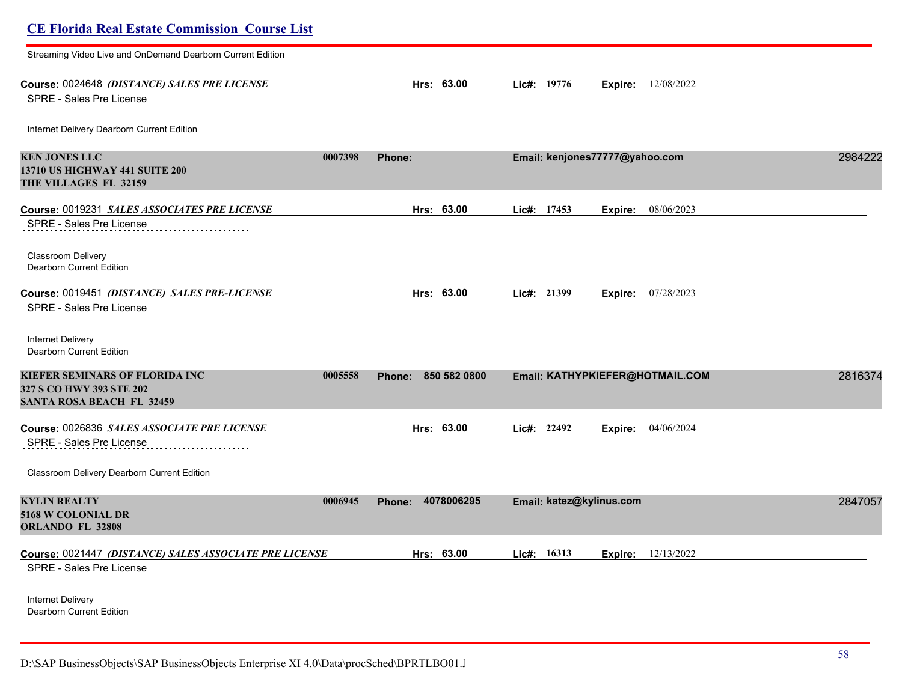Streaming Video Live and OnDemand Dearborn Current Edition

**Course:** 0024648 ***(DISTANCE) SALES PRE LICENSE*** **Hrs: 63.00** **Lic#: 19776** **Expire:** 12/08/2022

SPRE - Sales Pre License

Internet Delivery Dearborn Current Edition

**KEN JONES LLC** **0007398** **Phone:** **Email: kenjones77777@yahoo.com** 2984222
**13710 US HIGHWAY 441 SUITE 200**
**THE VILLAGES FL 32159**

**Course:** 0019231 ***SALES ASSOCIATES PRE LICENSE*** **Hrs: 63.00** **Lic#: 17453** **Expire:** 08/06/2023

SPRE - Sales Pre License

Classroom Delivery
Dearborn Current Edition

**Course:** 0019451 ***(DISTANCE) SALES PRE-LICENSE*** **Hrs: 63.00** **Lic#: 21399** **Expire:** 07/28/2023

SPRE - Sales Pre License

Internet Delivery
Dearborn Current Edition

**KIEFER SEMINARS OF FLORIDA INC** **0005558** **Phone: 850 582 0800** **Email: KATHYPKIEFER@HOTMAIL.COM** 2816374
**327 S CO HWY 393 STE 202**
**SANTA ROSA BEACH FL 32459**

**Course:** 0026836 ***SALES ASSOCIATE PRE LICENSE*** **Hrs: 63.00** **Lic#: 22492** **Expire:** 04/06/2024

SPRE - Sales Pre License

Classroom Delivery Dearborn Current Edition

**KYLIN REALTY** **0006945** **Phone: 4078006295** **Email: katez@kylinus.com** 2847057
**5168 W COLONIAL DR**
**ORLANDO FL 32808**

**Course:** 0021447 ***(DISTANCE) SALES ASSOCIATE PRE LICENSE*** **Hrs: 63.00** **Lic#: 16313** **Expire:** 12/13/2022

SPRE - Sales Pre License

Internet Delivery
Dearborn Current Edition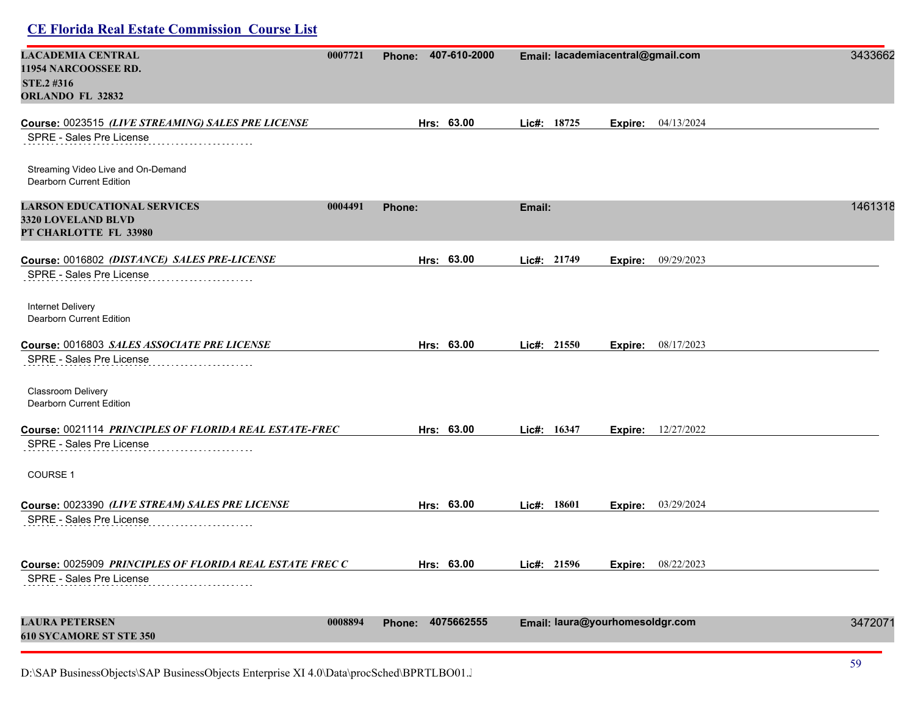**LACADEMIA CENTRAL** 0007721 **Phone:** 407-610-2000 **Email:** lacademiacentral@gmail.com 3433662
**11954 NARCOOSSEE RD.**
**STE.2 #316**
**ORLANDO FL 32832**

**Course:** 0023515 ***(LIVE STREAMING) SALES PRE LICENSE*** **Hrs: 63.00** **Lic#: 18725** **Expire:** 04/13/2024
SPRE - Sales Pre License

Streaming Video Live and On-Demand
Dearborn Current Edition

**LARSON EDUCATIONAL SERVICES** 0004491 **Phone:** **Email:** 1461318
**3320 LOVELAND BLVD**
**PT CHARLOTTE FL 33980**

**Course:** 0016802 ***(DISTANCE) SALES PRE-LICENSE*** **Hrs: 63.00** **Lic#: 21749** **Expire:** 09/29/2023
SPRE - Sales Pre License

Internet Delivery
Dearborn Current Edition

**Course:** 0016803 ***SALES ASSOCIATE PRE LICENSE*** **Hrs: 63.00** **Lic#: 21550** **Expire:** 08/17/2023
SPRE - Sales Pre License

Classroom Delivery
Dearborn Current Edition

**Course:** 0021114 ***PRINCIPLES OF FLORIDA REAL ESTATE-FREC*** **Hrs: 63.00** **Lic#: 16347** **Expire:** 12/27/2022
SPRE - Sales Pre License

COURSE 1

**Course:** 0023390 ***(LIVE STREAM) SALES PRE LICENSE*** **Hrs: 63.00** **Lic#: 18601** **Expire:** 03/29/2024
SPRE - Sales Pre License

**Course:** 0025909 ***PRINCIPLES OF FLORIDA REAL ESTATE FREC C*** **Hrs: 63.00** **Lic#: 21596** **Expire:** 08/22/2023
SPRE - Sales Pre License

**LAURA PETERSEN** 0008894 **Phone:** 4075662555 **Email:** laura@yourhomesoldgr.com 3472071
**610 SYCAMORE ST STE 350**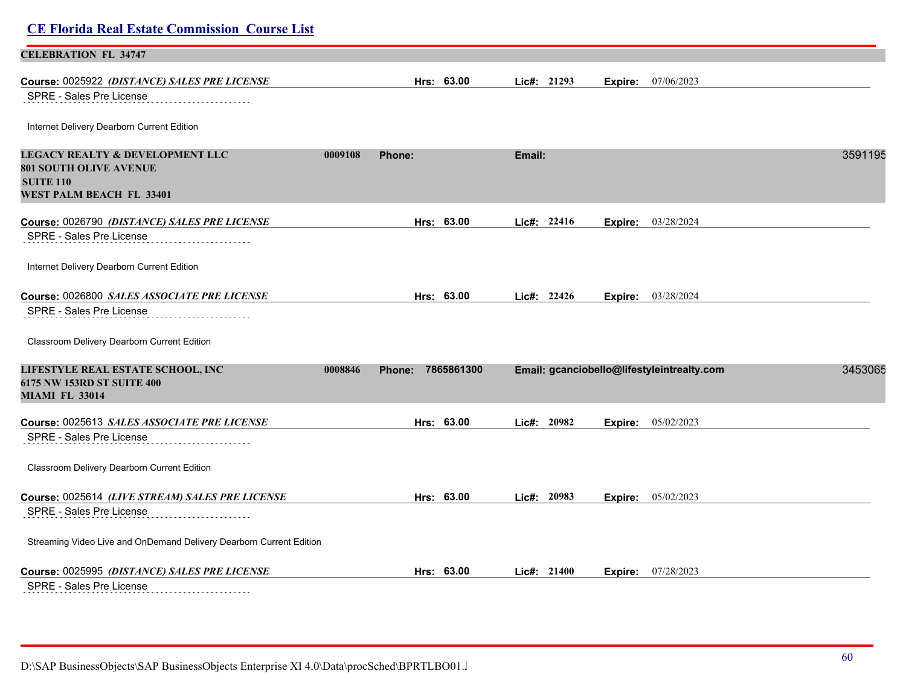**CELEBRATION FL 34747**

**Course:** 0025922 ***(DISTANCE) SALES PRE LICENSE*** **Hrs: 63.00** **Lic#: 21293** **Expire:** 07/06/2023

SPRE - Sales Pre License

Internet Delivery Dearborn Current Edition

**LEGACY REALTY & DEVELOPMENT LLC** **0009108** **Phone:** **Email:** 3591195
**801 SOUTH OLIVE AVENUE**
**SUITE 110**
**WEST PALM BEACH FL 33401**

**Course:** 0026790 ***(DISTANCE) SALES PRE LICENSE*** **Hrs: 63.00** **Lic#: 22416** **Expire:** 03/28/2024

SPRE - Sales Pre License

Internet Delivery Dearborn Current Edition

**Course:** 0026800 ***SALES ASSOCIATE PRE LICENSE*** **Hrs: 63.00** **Lic#: 22426** **Expire:** 03/28/2024

SPRE - Sales Pre License

Classroom Delivery Dearborn Current Edition

**LIFESTYLE REAL ESTATE SCHOOL, INC** **0008846** **Phone: 7865861300** **Email: gcanciobello@lifestyleintrealty.com** 3453065
**6175 NW 153RD ST SUITE 400**
**MIAMI FL 33014**

**Course:** 0025613 ***SALES ASSOCIATE PRE LICENSE*** **Hrs: 63.00** **Lic#: 20982** **Expire:** 05/02/2023

SPRE - Sales Pre License

Classroom Delivery Dearborn Current Edition

**Course:** 0025614 ***(LIVE STREAM) SALES PRE LICENSE*** **Hrs: 63.00** **Lic#: 20983** **Expire:** 05/02/2023

SPRE - Sales Pre License

Streaming Video Live and OnDemand Delivery Dearborn Current Edition

**Course:** 0025995 ***(DISTANCE) SALES PRE LICENSE*** **Hrs: 63.00** **Lic#: 21400** **Expire:** 07/28/2023

SPRE - Sales Pre License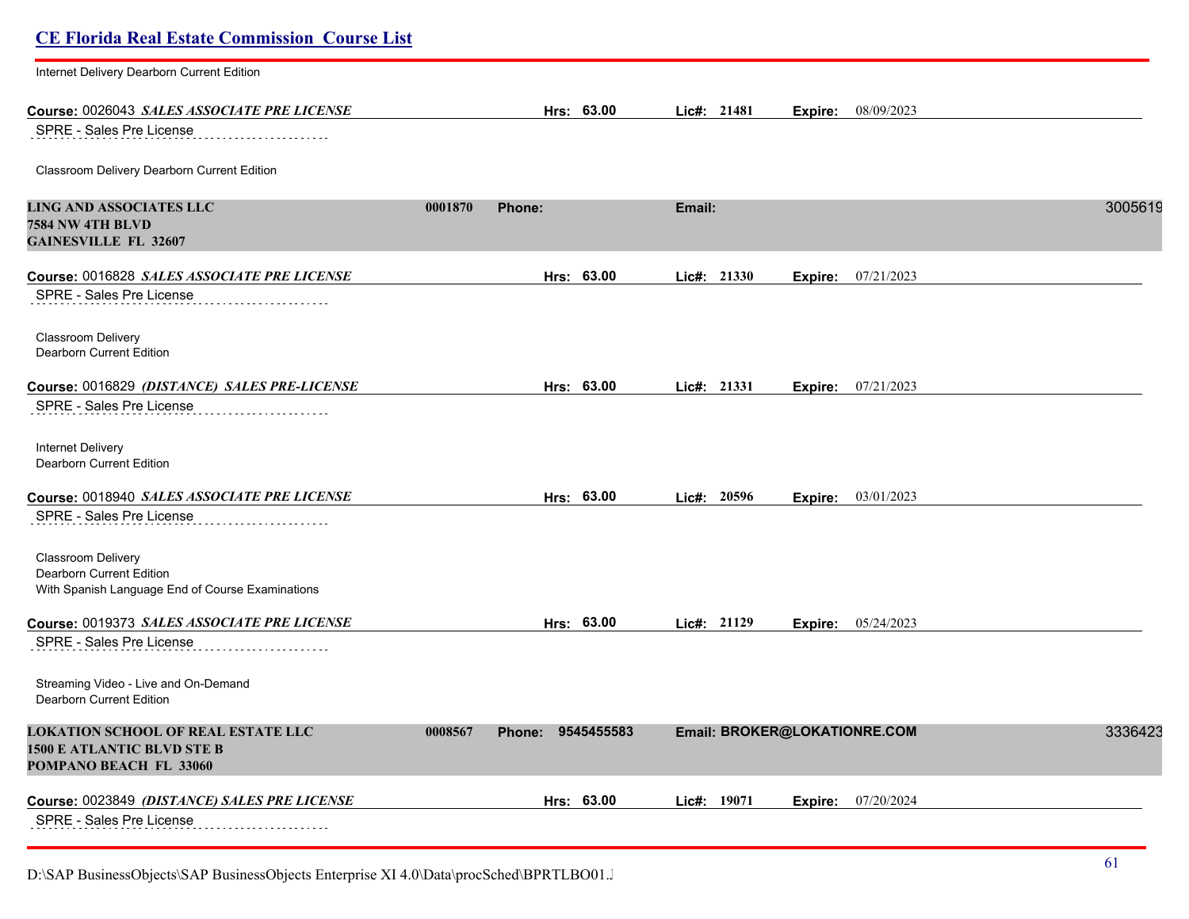Internet Delivery Dearborn Current Edition

**Course:** 0026043 ***SALES ASSOCIATE PRE LICENSE*** **Hrs: 63.00** **Lic#: 21481** **Expire:** 08/09/2023

SPRE - Sales Pre License

Classroom Delivery Dearborn Current Edition

**LING AND ASSOCIATES LLC** **0001870** **Phone:** **Email:** 3005619
**7584 NW 4TH BLVD**
**GAINESVILLE FL 32607**

**Course:** 0016828 ***SALES ASSOCIATE PRE LICENSE*** **Hrs: 63.00** **Lic#: 21330** **Expire:** 07/21/2023

SPRE - Sales Pre License

Classroom Delivery
Dearborn Current Edition

**Course:** 0016829 ***(DISTANCE) SALES PRE-LICENSE*** **Hrs: 63.00** **Lic#: 21331** **Expire:** 07/21/2023

SPRE - Sales Pre License

Internet Delivery
Dearborn Current Edition

**Course:** 0018940 ***SALES ASSOCIATE PRE LICENSE*** **Hrs: 63.00** **Lic#: 20596** **Expire:** 03/01/2023

SPRE - Sales Pre License

Classroom Delivery
Dearborn Current Edition
With Spanish Language End of Course Examinations

**Course:** 0019373 ***SALES ASSOCIATE PRE LICENSE*** **Hrs: 63.00** **Lic#: 21129** **Expire:** 05/24/2023

SPRE - Sales Pre License

Streaming Video - Live and On-Demand
Dearborn Current Edition

**LOKATION SCHOOL OF REAL ESTATE LLC** **0008567** **Phone: 9545455583** **Email: BROKER@LOKATIONRE.COM** 3336423
**1500 E ATLANTIC BLVD STE B**
**POMPANO BEACH FL 33060**

**Course:** 0023849 ***(DISTANCE) SALES PRE LICENSE*** **Hrs: 63.00** **Lic#: 19071** **Expire:** 07/20/2024

SPRE - Sales Pre License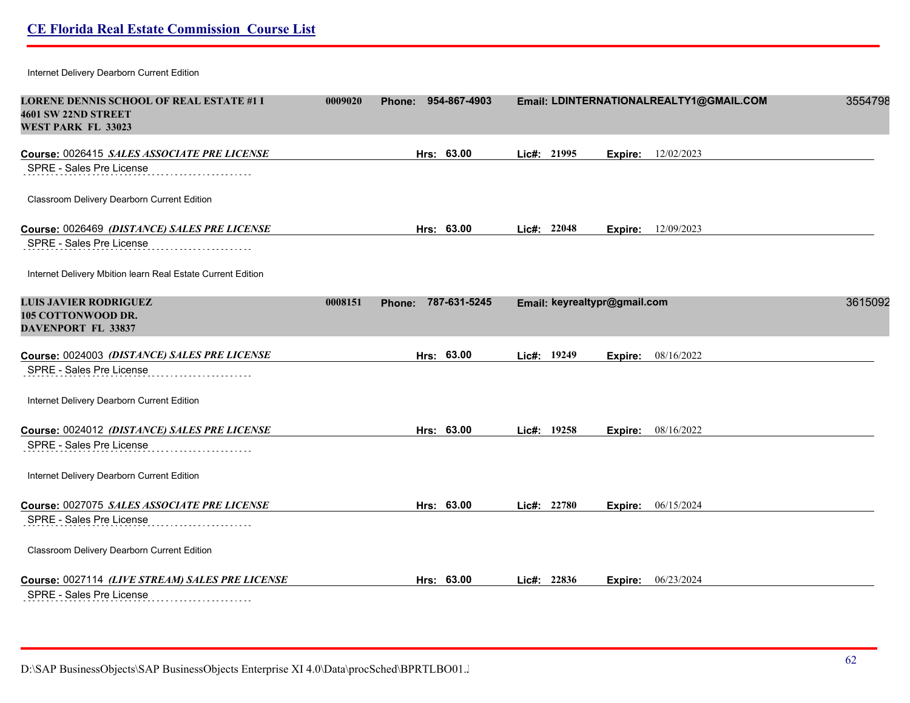Internet Delivery Dearborn Current Edition

**LORENE DENNIS SCHOOL OF REAL ESTATE #1 I** | **0009020** | **Phone: 954-867-4903** | **Email: LDINTERNATIONALREALTY1@GMAIL.COM** | 3554798
**4601 SW 22ND STREET**
**WEST PARK FL 33023**

**Course:** 0026415 ***SALES ASSOCIATE PRE LICENSE*** | **Hrs: 63.00** | **Lic#: 21995** | **Expire:** 12/02/2023

SPRE - Sales Pre License

Classroom Delivery Dearborn Current Edition

**Course:** 0026469 ***(DISTANCE) SALES PRE LICENSE*** | **Hrs: 63.00** | **Lic#: 22048** | **Expire:** 12/09/2023

SPRE - Sales Pre License

Internet Delivery Mbition learn Real Estate Current Edition

**LUIS JAVIER RODRIGUEZ** | **0008151** | **Phone: 787-631-5245** | **Email: keyrealtypr@gmail.com** | 3615092
**105 COTTONWOOD DR.**
**DAVENPORT FL 33837**

**Course:** 0024003 ***(DISTANCE) SALES PRE LICENSE*** | **Hrs: 63.00** | **Lic#: 19249** | **Expire:** 08/16/2022

SPRE - Sales Pre License

Internet Delivery Dearborn Current Edition

**Course:** 0024012 ***(DISTANCE) SALES PRE LICENSE*** | **Hrs: 63.00** | **Lic#: 19258** | **Expire:** 08/16/2022

SPRE - Sales Pre License

Internet Delivery Dearborn Current Edition

**Course:** 0027075 ***SALES ASSOCIATE PRE LICENSE*** | **Hrs: 63.00** | **Lic#: 22780** | **Expire:** 06/15/2024

SPRE - Sales Pre License

Classroom Delivery Dearborn Current Edition

**Course:** 0027114 ***(LIVE STREAM) SALES PRE LICENSE*** | **Hrs: 63.00** | **Lic#: 22836** | **Expire:** 06/23/2024

SPRE - Sales Pre License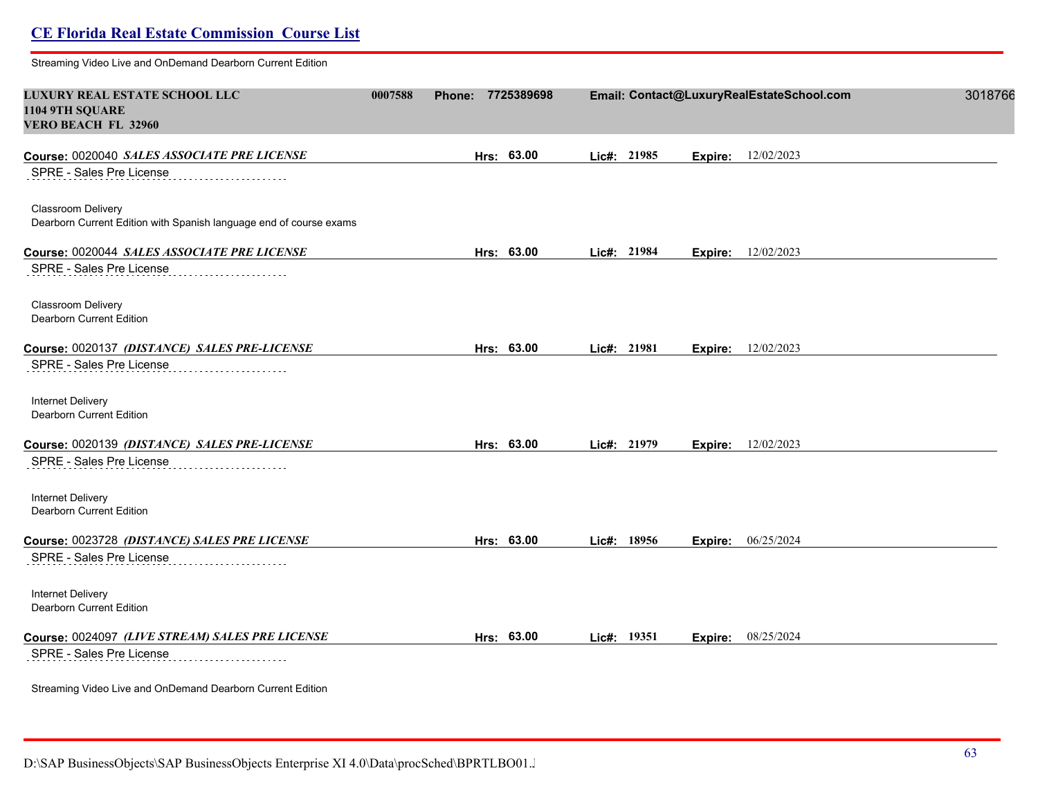Streaming Video Live and OnDemand Dearborn Current Edition

**LUXURY REAL ESTATE SCHOOL LLC** **0007588** **Phone: 7725389698** **Email: Contact@LuxuryRealEstateSchool.com** 3018766
**1104 9TH SQUARE**
**VERO BEACH FL 32960**

**Course:** 0020040 ***SALES ASSOCIATE PRE LICENSE*** **Hrs: 63.00** **Lic#: 21985** **Expire:** 12/02/2023

SPRE - Sales Pre License

Classroom Delivery
Dearborn Current Edition with Spanish language end of course exams

**Course:** 0020044 ***SALES ASSOCIATE PRE LICENSE*** **Hrs: 63.00** **Lic#: 21984** **Expire:** 12/02/2023

SPRE - Sales Pre License

Classroom Delivery
Dearborn Current Edition

**Course:** 0020137 ***(DISTANCE) SALES PRE-LICENSE*** **Hrs: 63.00** **Lic#: 21981** **Expire:** 12/02/2023

SPRE - Sales Pre License

Internet Delivery
Dearborn Current Edition

**Course:** 0020139 ***(DISTANCE) SALES PRE-LICENSE*** **Hrs: 63.00** **Lic#: 21979** **Expire:** 12/02/2023

SPRE - Sales Pre License

Internet Delivery
Dearborn Current Edition

**Course:** 0023728 ***(DISTANCE) SALES PRE LICENSE*** **Hrs: 63.00** **Lic#: 18956** **Expire:** 06/25/2024

SPRE - Sales Pre License

Internet Delivery
Dearborn Current Edition

**Course:** 0024097 ***(LIVE STREAM) SALES PRE LICENSE*** **Hrs: 63.00** **Lic#: 19351** **Expire:** 08/25/2024

SPRE - Sales Pre License

Streaming Video Live and OnDemand Dearborn Current Edition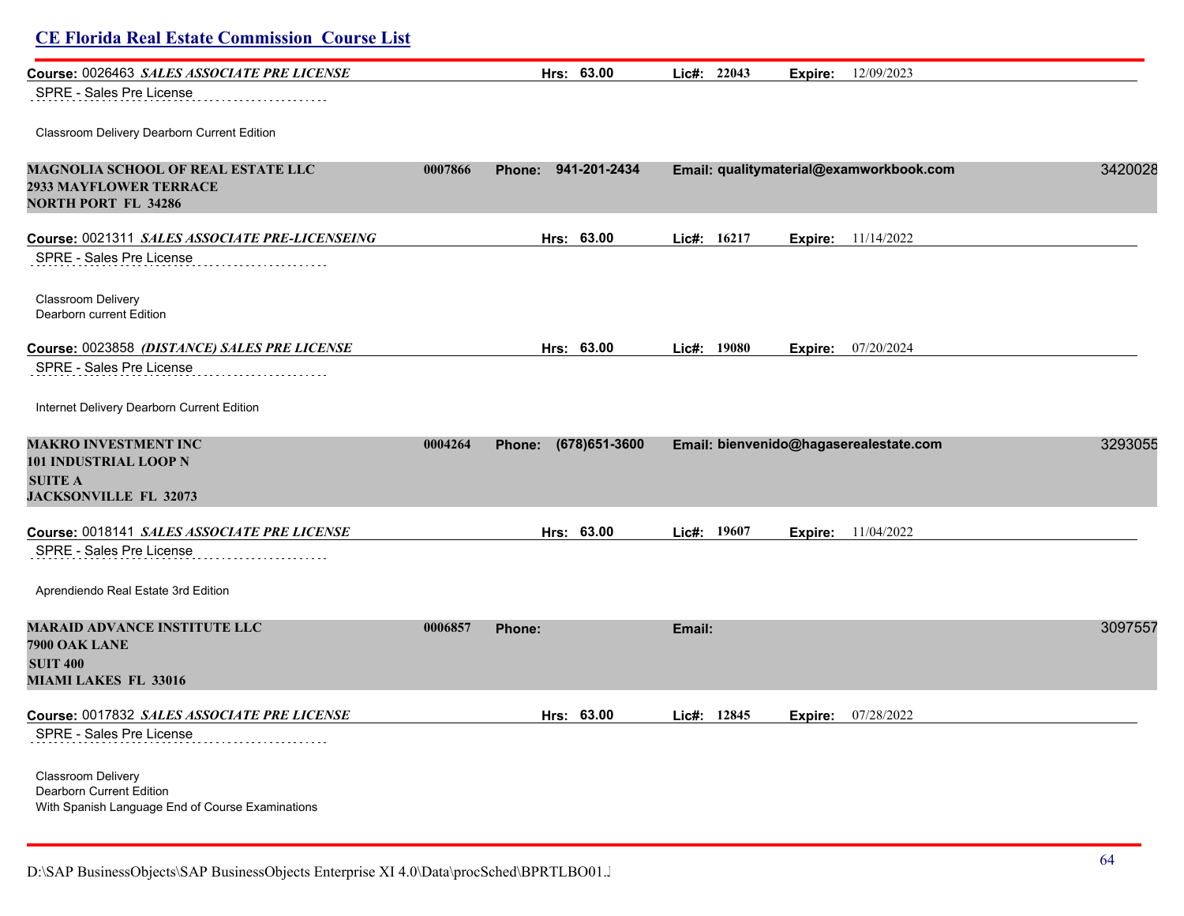**Course:** 0026463 ***SALES ASSOCIATE PRE LICENSE*** **Hrs:** 63.00 **Lic#:** 22043 **Expire:** 12/09/2023

SPRE - Sales Pre License

Classroom Delivery Dearborn Current Edition

**MAGNOLIA SCHOOL OF REAL ESTATE LLC** 0007866 **Phone:** 941-201-2434 **Email:** qualitymaterial@examworkbook.com 3420028
**2933 MAYFLOWER TERRACE**
**NORTH PORT FL 34286**

**Course:** 0021311 ***SALES ASSOCIATE PRE-LICENSEING*** **Hrs:** 63.00 **Lic#:** 16217 **Expire:** 11/14/2022

SPRE - Sales Pre License

Classroom Delivery
Dearborn current Edition

**Course:** 0023858 ***(DISTANCE) SALES PRE LICENSE*** **Hrs:** 63.00 **Lic#:** 19080 **Expire:** 07/20/2024

SPRE - Sales Pre License

Internet Delivery Dearborn Current Edition

**MAKRO INVESTMENT INC** 0004264 **Phone:** (678)651-3600 **Email:** bienvenido@hagaserealestate.com 3293055
**101 INDUSTRIAL LOOP N**
**SUITE A**
**JACKSONVILLE FL 32073**

**Course:** 0018141 ***SALES ASSOCIATE PRE LICENSE*** **Hrs:** 63.00 **Lic#:** 19607 **Expire:** 11/04/2022

SPRE - Sales Pre License

Aprendiendo Real Estate 3rd Edition

**MARAID ADVANCE INSTITUTE LLC** 0006857 **Phone:** **Email:** 3097557
**7900 OAK LANE**
**SUIT 400**
**MIAMI LAKES FL 33016**

**Course:** 0017832 ***SALES ASSOCIATE PRE LICENSE*** **Hrs:** 63.00 **Lic#:** 12845 **Expire:** 07/28/2022

SPRE - Sales Pre License

Classroom Delivery
Dearborn Current Edition
With Spanish Language End of Course Examinations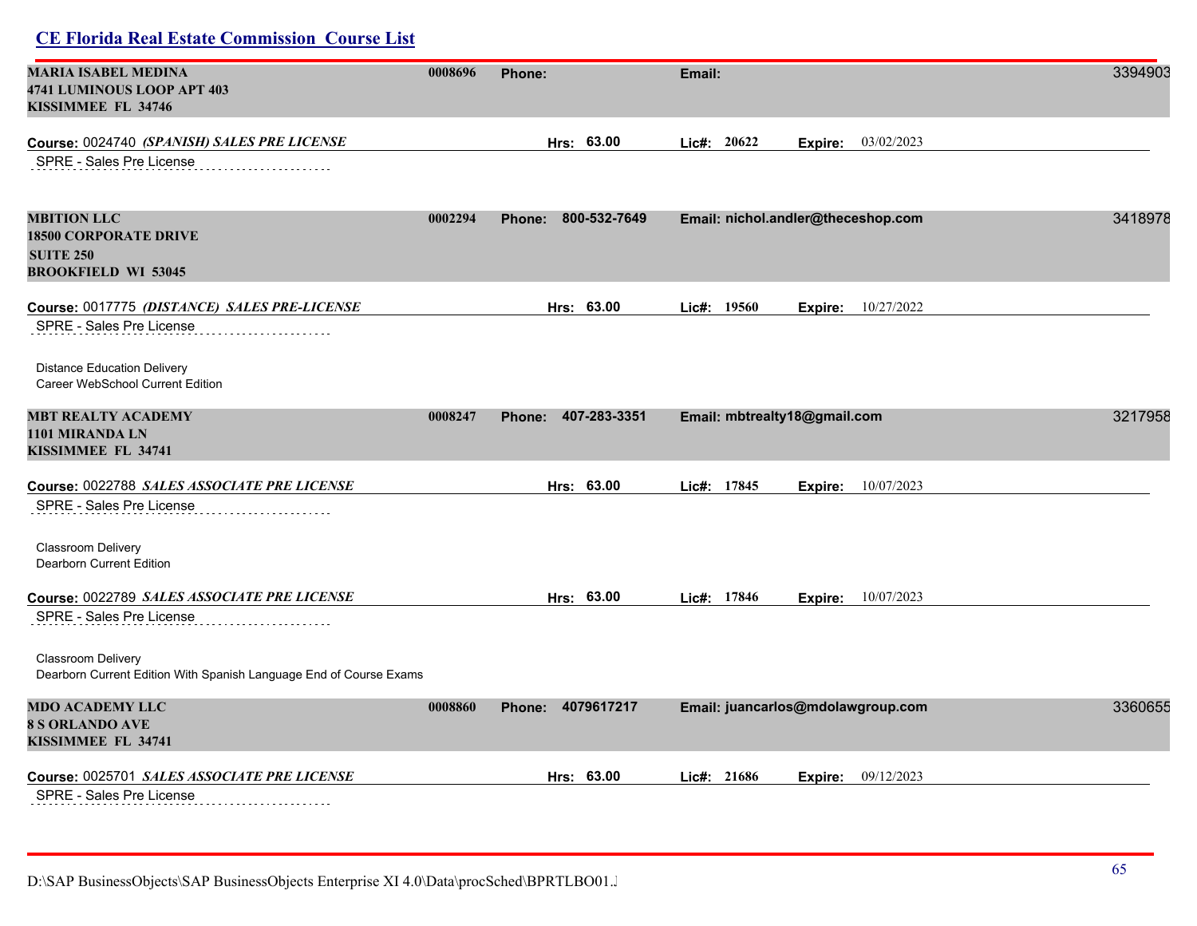## CE Florida Real Estate Commission Course List

**MARIA ISABEL MEDINA** 0008696 **Phone:** **Email:** 3394903
**4741 LUMINOUS LOOP APT 403**
**KISSIMMEE FL 34746**

**Course:** 0024740 ***(SPANISH) SALES PRE LICENSE*** **Hrs: 63.00** **Lic#: 20622** **Expire:** 03/02/2023

SPRE - Sales Pre License

**MBITION LLC** 0002294 **Phone: 800-532-7649** **Email: nichol.andler@theceshop.com** 3418978
**18500 CORPORATE DRIVE**
**SUITE 250**
**BROOKFIELD WI 53045**

**Course:** 0017775 ***(DISTANCE) SALES PRE-LICENSE*** **Hrs: 63.00** **Lic#: 19560** **Expire:** 10/27/2022

SPRE - Sales Pre License

Distance Education Delivery
Career WebSchool Current Edition

**MBT REALTY ACADEMY** 0008247 **Phone: 407-283-3351** **Email: mbtrealty18@gmail.com** 3217958
**1101 MIRANDA LN**
**KISSIMMEE FL 34741**

**Course:** 0022788 ***SALES ASSOCIATE PRE LICENSE*** **Hrs: 63.00** **Lic#: 17845** **Expire:** 10/07/2023

SPRE - Sales Pre License

Classroom Delivery
Dearborn Current Edition

**Course:** 0022789 ***SALES ASSOCIATE PRE LICENSE*** **Hrs: 63.00** **Lic#: 17846** **Expire:** 10/07/2023

SPRE - Sales Pre License

Classroom Delivery
Dearborn Current Edition With Spanish Language End of Course Exams

**MDO ACADEMY LLC** 0008860 **Phone: 4079617217** **Email: juancarlos@mdolawgroup.com** 3360655
**8 S ORLANDO AVE**
**KISSIMMEE FL 34741**

**Course:** 0025701 ***SALES ASSOCIATE PRE LICENSE*** **Hrs: 63.00** **Lic#: 21686** **Expire:** 09/12/2023

SPRE - Sales Pre License

D:\SAP BusinessObjects\SAP BusinessObjects Enterprise XI 4.0\Data\procSched\BPRTLBO01.J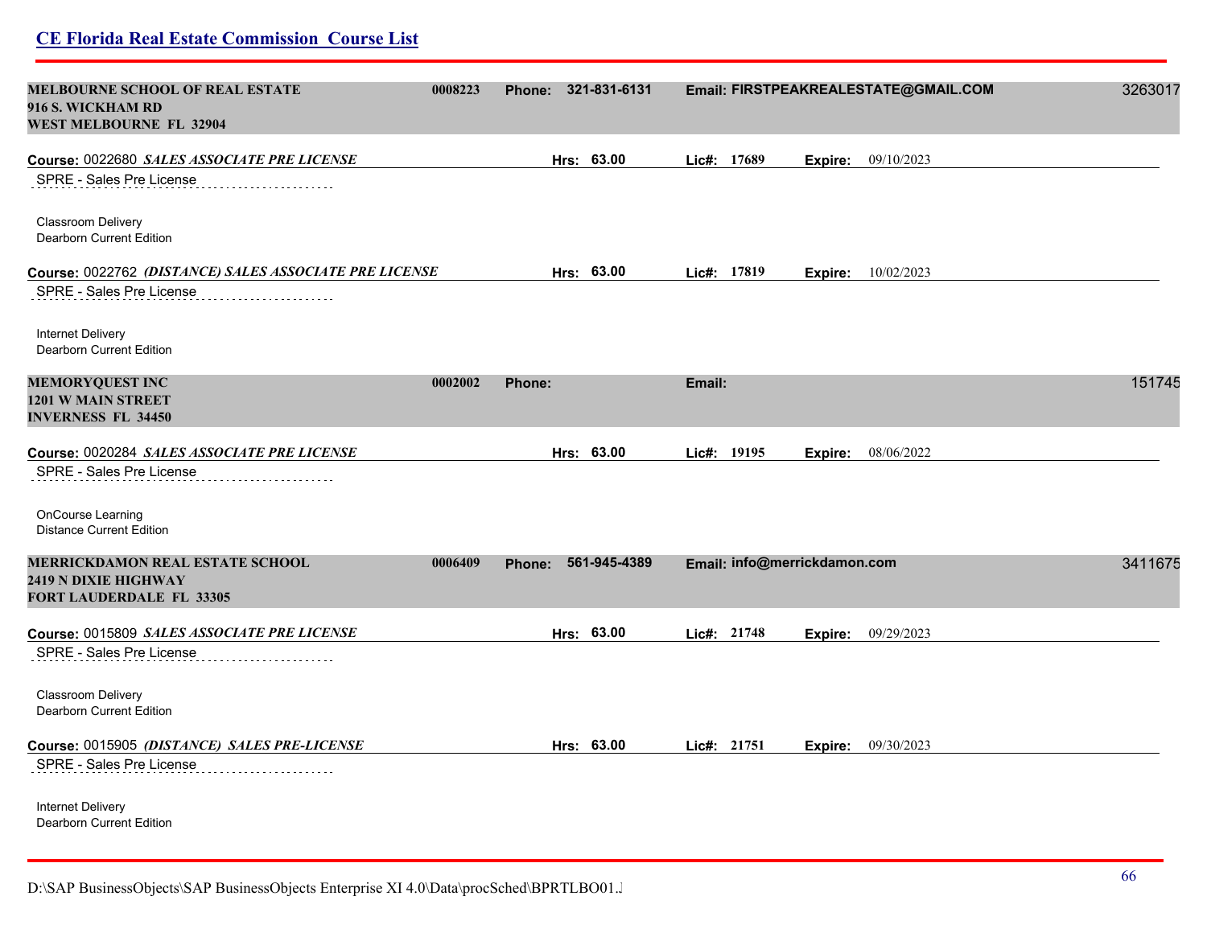**MELBOURNE SCHOOL OF REAL ESTATE** 0008223 **Phone:** 321-831-6131 **Email:** FIRSTPEAKREALESTATE@GMAIL.COM 3263017
**916 S. WICKHAM RD**
**WEST MELBOURNE FL 32904**

**Course:** 0022680 ***SALES ASSOCIATE PRE LICENSE*** **Hrs:** 63.00 **Lic#:** 17689 **Expire:** 09/10/2023

SPRE - Sales Pre License

Classroom Delivery
Dearborn Current Edition

**Course:** 0022762 ***(DISTANCE) SALES ASSOCIATE PRE LICENSE*** **Hrs:** 63.00 **Lic#:** 17819 **Expire:** 10/02/2023

SPRE - Sales Pre License

Internet Delivery
Dearborn Current Edition

**MEMORYQUEST INC** 0002002 **Phone:** **Email:** 151745
**1201 W MAIN STREET**
**INVERNESS FL 34450**

**Course:** 0020284 ***SALES ASSOCIATE PRE LICENSE*** **Hrs:** 63.00 **Lic#:** 19195 **Expire:** 08/06/2022

SPRE - Sales Pre License

OnCourse Learning
Distance Current Edition

**MERRICKDAMON REAL ESTATE SCHOOL** 0006409 **Phone:** 561-945-4389 **Email:** info@merrickdamon.com 3411675
**2419 N DIXIE HIGHWAY**
**FORT LAUDERDALE FL 33305**

**Course:** 0015809 ***SALES ASSOCIATE PRE LICENSE*** **Hrs:** 63.00 **Lic#:** 21748 **Expire:** 09/29/2023

SPRE - Sales Pre License

Classroom Delivery
Dearborn Current Edition

**Course:** 0015905 ***(DISTANCE) SALES PRE-LICENSE*** **Hrs:** 63.00 **Lic#:** 21751 **Expire:** 09/30/2023

SPRE - Sales Pre License

Internet Delivery
Dearborn Current Edition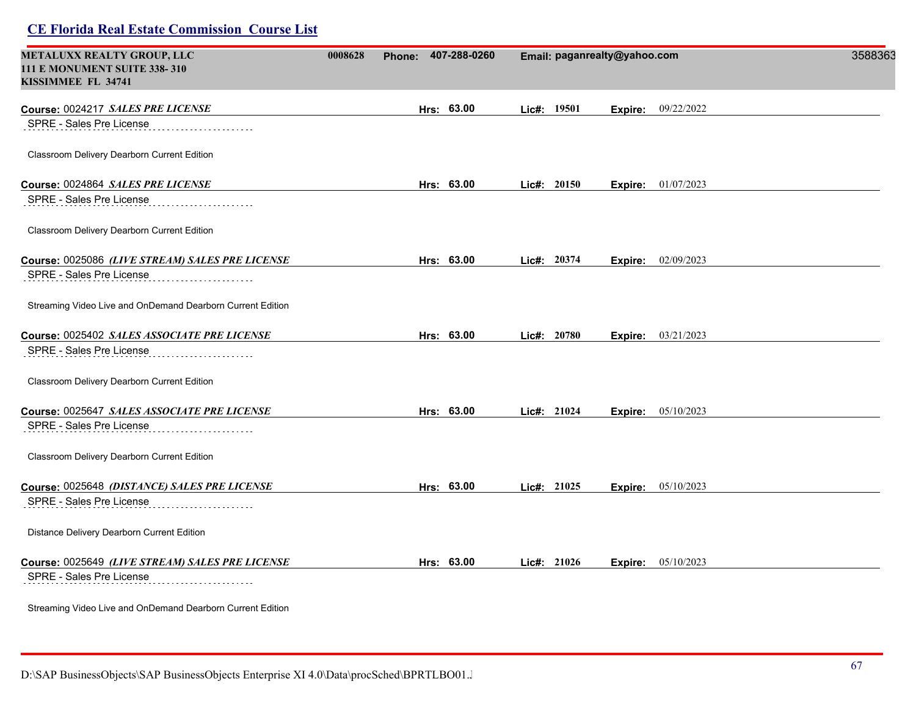## CE Florida Real Estate Commission Course List

**METALUXX REALTY GROUP, LLC** **0008628** **Phone: 407-288-0260** **Email: paganrealty@yahoo.com** 3588363
**111 E MONUMENT SUITE 338- 310**
**KISSIMMEE FL 34741**

**Course:** 0024217 ***SALES PRE LICENSE*** **Hrs: 63.00** **Lic#: 19501** **Expire:** 09/22/2022

SPRE - Sales Pre License

Classroom Delivery Dearborn Current Edition

**Course:** 0024864 ***SALES PRE LICENSE*** **Hrs: 63.00** **Lic#: 20150** **Expire:** 01/07/2023

SPRE - Sales Pre License

Classroom Delivery Dearborn Current Edition

**Course:** 0025086 ***(LIVE STREAM) SALES PRE LICENSE*** **Hrs: 63.00** **Lic#: 20374** **Expire:** 02/09/2023

SPRE - Sales Pre License

Streaming Video Live and OnDemand Dearborn Current Edition

**Course:** 0025402 ***SALES ASSOCIATE PRE LICENSE*** **Hrs: 63.00** **Lic#: 20780** **Expire:** 03/21/2023

SPRE - Sales Pre License

Classroom Delivery Dearborn Current Edition

**Course:** 0025647 ***SALES ASSOCIATE PRE LICENSE*** **Hrs: 63.00** **Lic#: 21024** **Expire:** 05/10/2023

SPRE - Sales Pre License

Classroom Delivery Dearborn Current Edition

**Course:** 0025648 ***(DISTANCE) SALES PRE LICENSE*** **Hrs: 63.00** **Lic#: 21025** **Expire:** 05/10/2023

SPRE - Sales Pre License

Distance Delivery Dearborn Current Edition

**Course:** 0025649 ***(LIVE STREAM) SALES PRE LICENSE*** **Hrs: 63.00** **Lic#: 21026** **Expire:** 05/10/2023

SPRE - Sales Pre License

Streaming Video Live and OnDemand Dearborn Current Edition

D:\SAP BusinessObjects\SAP BusinessObjects Enterprise XI 4.0\Data\procSched\BPRTLBO01.J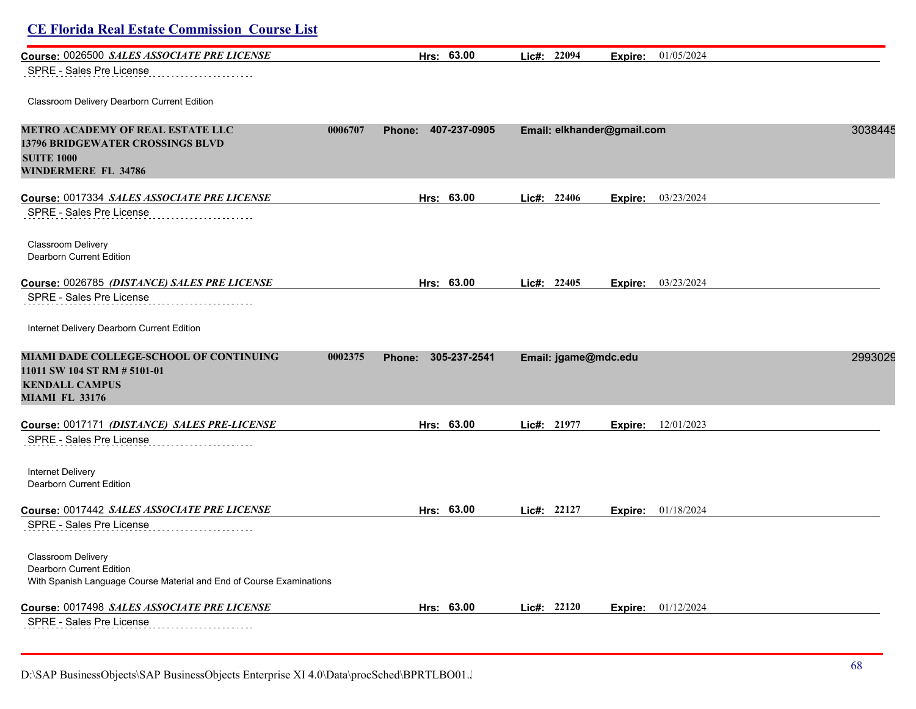**Course:** 0026500 ***SALES ASSOCIATE PRE LICENSE*** **Hrs:** 63.00 **Lic#:** 22094 **Expire:** 01/05/2024

SPRE - Sales Pre License

Classroom Delivery Dearborn Current Edition

**METRO ACADEMY OF REAL ESTATE LLC** 0006707 **Phone:** 407-237-0905 **Email:** elkhander@gmail.com 3038445
**13796 BRIDGEWATER CROSSINGS BLVD**
**SUITE 1000**
**WINDERMERE FL 34786**

**Course:** 0017334 ***SALES ASSOCIATE PRE LICENSE*** **Hrs:** 63.00 **Lic#:** 22406 **Expire:** 03/23/2024

SPRE - Sales Pre License

Classroom Delivery
Dearborn Current Edition

**Course:** 0026785 ***(DISTANCE) SALES PRE LICENSE*** **Hrs:** 63.00 **Lic#:** 22405 **Expire:** 03/23/2024

SPRE - Sales Pre License

Internet Delivery Dearborn Current Edition

**MIAMI DADE COLLEGE-SCHOOL OF CONTINUING** 0002375 **Phone:** 305-237-2541 **Email:** jgame@mdc.edu 2993029
**11011 SW 104 ST RM # 5101-01**
**KENDALL CAMPUS**
**MIAMI FL 33176**

**Course:** 0017171 ***(DISTANCE) SALES PRE-LICENSE*** **Hrs:** 63.00 **Lic#:** 21977 **Expire:** 12/01/2023

SPRE - Sales Pre License

Internet Delivery
Dearborn Current Edition

**Course:** 0017442 ***SALES ASSOCIATE PRE LICENSE*** **Hrs:** 63.00 **Lic#:** 22127 **Expire:** 01/18/2024

SPRE - Sales Pre License

Classroom Delivery
Dearborn Current Edition
With Spanish Language Course Material and End of Course Examinations

**Course:** 0017498 ***SALES ASSOCIATE PRE LICENSE*** **Hrs:** 63.00 **Lic#:** 22120 **Expire:** 01/12/2024

SPRE - Sales Pre License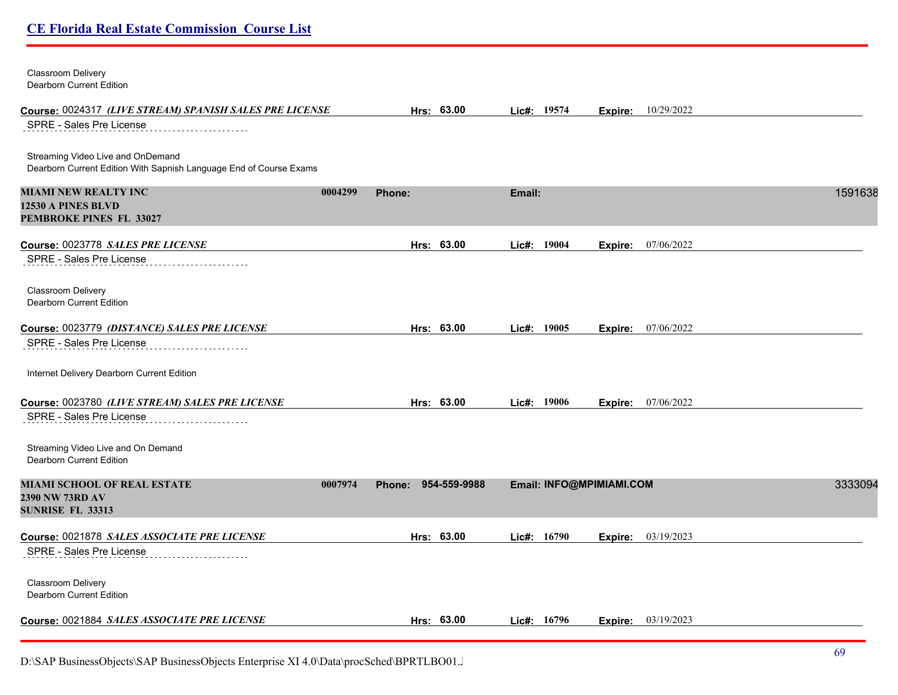Classroom Delivery
Dearborn Current Edition

**Course:** 0024317 ***(LIVE STREAM) SPANISH SALES PRE LICENSE*** **Hrs: 63.00** **Lic#: 19574** **Expire:** 10/29/2022

SPRE - Sales Pre License

Streaming Video Live and OnDemand
Dearborn Current Edition With Sapnish Language End of Course Exams

**MIAMI NEW REALTY INC** **0004299** **Phone:** **Email:** 1591638
**12530 A PINES BLVD**
**PEMBROKE PINES FL 33027**

**Course:** 0023778 ***SALES PRE LICENSE*** **Hrs: 63.00** **Lic#: 19004** **Expire:** 07/06/2022

SPRE - Sales Pre License

Classroom Delivery
Dearborn Current Edition

**Course:** 0023779 ***(DISTANCE) SALES PRE LICENSE*** **Hrs: 63.00** **Lic#: 19005** **Expire:** 07/06/2022

SPRE - Sales Pre License

Internet Delivery Dearborn Current Edition

**Course:** 0023780 ***(LIVE STREAM) SALES PRE LICENSE*** **Hrs: 63.00** **Lic#: 19006** **Expire:** 07/06/2022

SPRE - Sales Pre License

Streaming Video Live and On Demand
Dearborn Current Edition

**MIAMI SCHOOL OF REAL ESTATE** **0007974** **Phone: 954-559-9988** **Email: INFO@MPIMIAMI.COM** 3333094
**2390 NW 73RD AV**
**SUNRISE FL 33313**

**Course:** 0021878 ***SALES ASSOCIATE PRE LICENSE*** **Hrs: 63.00** **Lic#: 16790** **Expire:** 03/19/2023

SPRE - Sales Pre License

Classroom Delivery
Dearborn Current Edition

**Course:** 0021884 ***SALES ASSOCIATE PRE LICENSE*** **Hrs: 63.00** **Lic#: 16796** **Expire:** 03/19/2023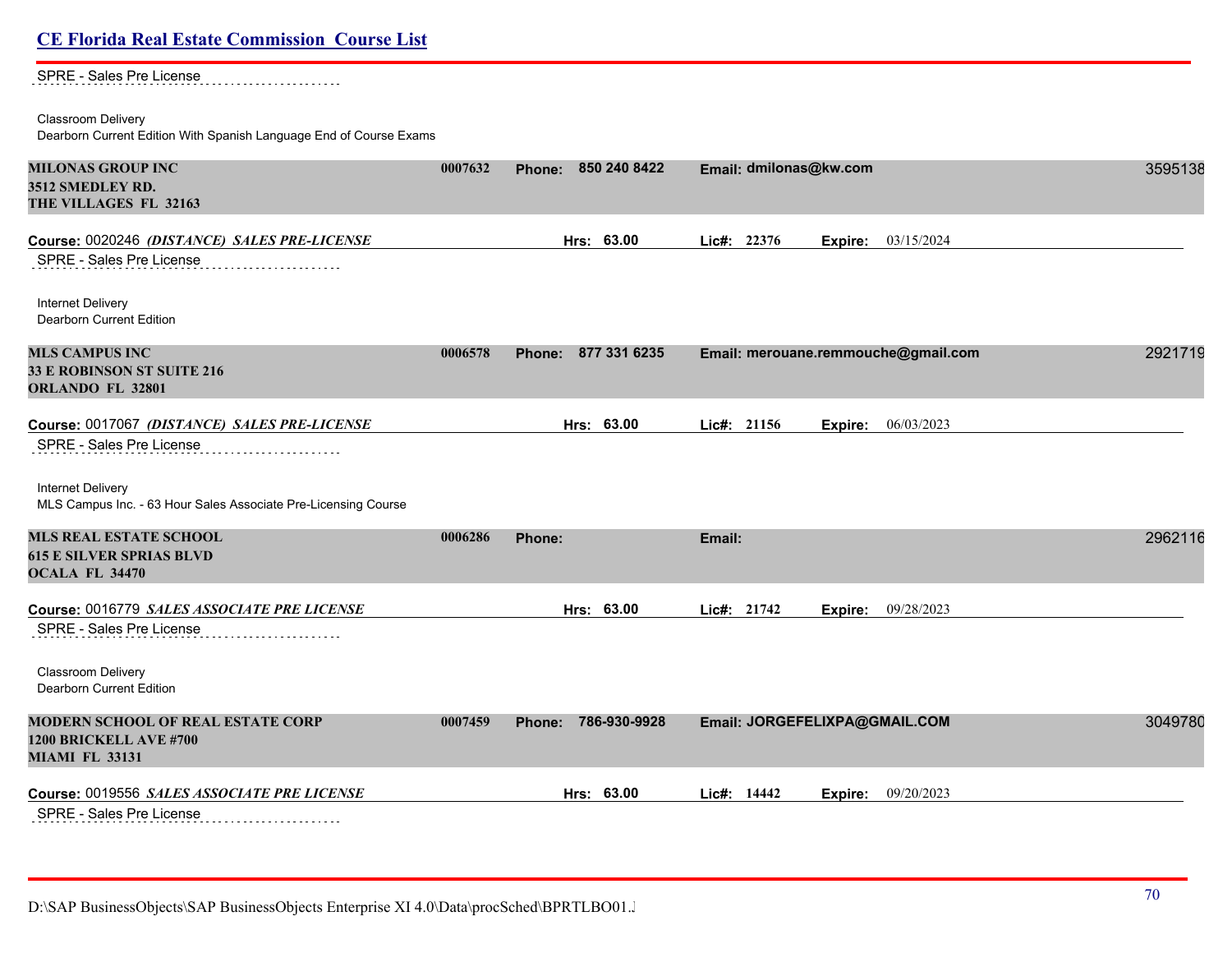SPRE - Sales Pre License

Classroom Delivery
Dearborn Current Edition With Spanish Language End of Course Exams

**MILONAS GROUP INC** **0007632** **Phone: 850 240 8422** **Email: dmilonas@kw.com** 3595138
**3512 SMEDLEY RD.**
**THE VILLAGES FL 32163**

**Course:** 0020246 ***(DISTANCE) SALES PRE-LICENSE*** **Hrs: 63.00** **Lic#: 22376** **Expire:** 03/15/2024

SPRE - Sales Pre License

Internet Delivery
Dearborn Current Edition

**MLS CAMPUS INC** **0006578** **Phone: 877 331 6235** **Email: merouane.remmouche@gmail.com** 2921719
**33 E ROBINSON ST SUITE 216**
**ORLANDO FL 32801**

**Course:** 0017067 ***(DISTANCE) SALES PRE-LICENSE*** **Hrs: 63.00** **Lic#: 21156** **Expire:** 06/03/2023

SPRE - Sales Pre License

Internet Delivery
MLS Campus Inc. - 63 Hour Sales Associate Pre-Licensing Course

**MLS REAL ESTATE SCHOOL** **0006286** **Phone:** **Email:** 2962116
**615 E SILVER SPRIAS BLVD**
**OCALA FL 34470**

**Course:** 0016779 ***SALES ASSOCIATE PRE LICENSE*** **Hrs: 63.00** **Lic#: 21742** **Expire:** 09/28/2023

SPRE - Sales Pre License

Classroom Delivery
Dearborn Current Edition

**MODERN SCHOOL OF REAL ESTATE CORP** **0007459** **Phone: 786-930-9928** **Email: JORGEFELIXPA@GMAIL.COM** 3049780
**1200 BRICKELL AVE #700**
**MIAMI FL 33131**

**Course:** 0019556 ***SALES ASSOCIATE PRE LICENSE*** **Hrs: 63.00** **Lic#: 14442** **Expire:** 09/20/2023

SPRE - Sales Pre License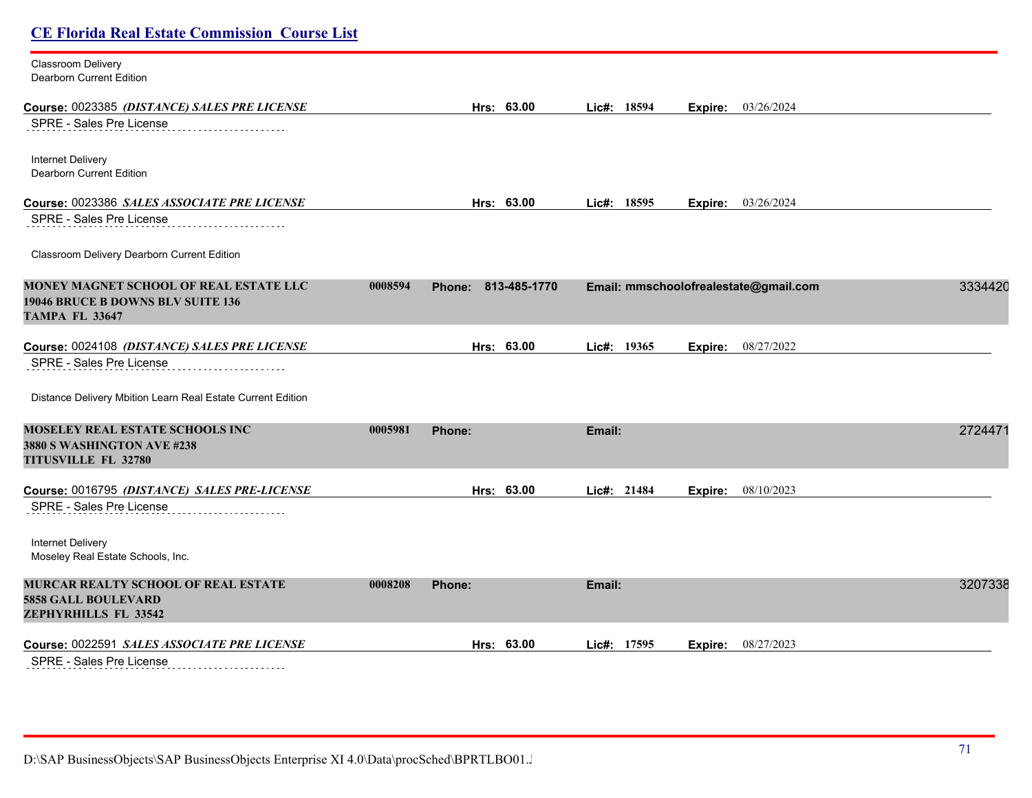Classroom Delivery
Dearborn Current Edition

**Course:** 0023385 ***(DISTANCE) SALES PRE LICENSE*** **Hrs: 63.00** **Lic#: 18594** **Expire:** 03/26/2024

SPRE - Sales Pre License

Internet Delivery
Dearborn Current Edition

**Course:** 0023386 ***SALES ASSOCIATE PRE LICENSE*** **Hrs: 63.00** **Lic#: 18595** **Expire:** 03/26/2024

SPRE - Sales Pre License

Classroom Delivery Dearborn Current Edition

**MONEY MAGNET SCHOOL OF REAL ESTATE LLC** **0008594** **Phone: 813-485-1770** **Email: mmschoolofrealestate@gmail.com** 3334420
**19046 BRUCE B DOWNS BLV SUITE 136**
**TAMPA FL 33647**

**Course:** 0024108 ***(DISTANCE) SALES PRE LICENSE*** **Hrs: 63.00** **Lic#: 19365** **Expire:** 08/27/2022

SPRE - Sales Pre License

Distance Delivery Mbition Learn Real Estate Current Edition

**MOSELEY REAL ESTATE SCHOOLS INC** **0005981** **Phone:** **Email:** 2724471
**3880 S WASHINGTON AVE #238**
**TITUSVILLE FL 32780**

**Course:** 0016795 ***(DISTANCE) SALES PRE-LICENSE*** **Hrs: 63.00** **Lic#: 21484** **Expire:** 08/10/2023

SPRE - Sales Pre License

Internet Delivery
Moseley Real Estate Schools, Inc.

**MURCAR REALTY SCHOOL OF REAL ESTATE** **0008208** **Phone:** **Email:** 3207338
**5858 GALL BOULEVARD**
**ZEPHYRHILLS FL 33542**

**Course:** 0022591 ***SALES ASSOCIATE PRE LICENSE*** **Hrs: 63.00** **Lic#: 17595** **Expire:** 08/27/2023

SPRE - Sales Pre License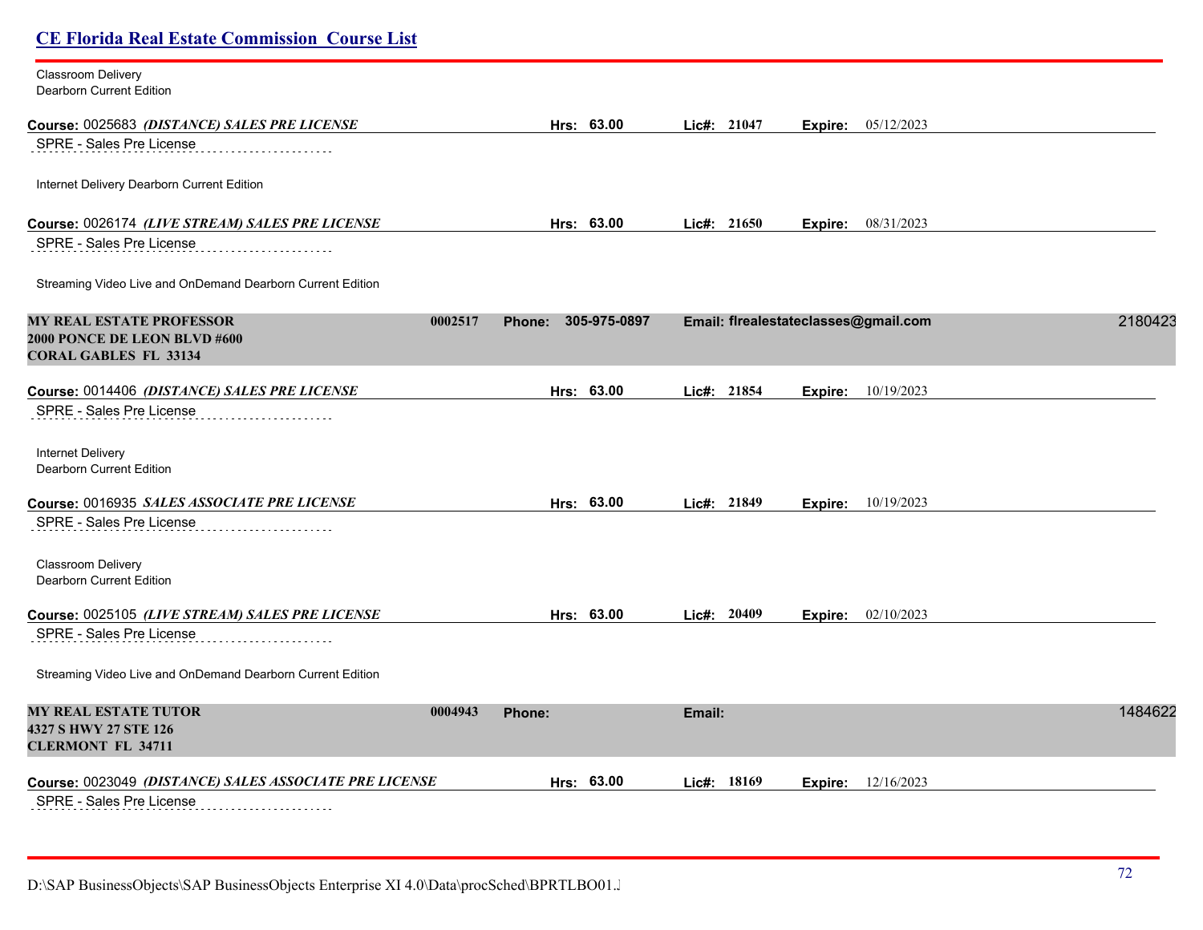Classroom Delivery
Dearborn Current Edition

**Course:** 0025683 ***(DISTANCE) SALES PRE LICENSE*** **Hrs: 63.00** **Lic#: 21047** **Expire:** 05/12/2023

SPRE - Sales Pre License

Internet Delivery Dearborn Current Edition

**Course:** 0026174 ***(LIVE STREAM) SALES PRE LICENSE*** **Hrs: 63.00** **Lic#: 21650** **Expire:** 08/31/2023

SPRE - Sales Pre License

Streaming Video Live and OnDemand Dearborn Current Edition

**MY REAL ESTATE PROFESSOR** **0002517** **Phone: 305-975-0897** **Email: flrealestateclasses@gmail.com** 2180423
**2000 PONCE DE LEON BLVD #600**
**CORAL GABLES FL 33134**

**Course:** 0014406 ***(DISTANCE) SALES PRE LICENSE*** **Hrs: 63.00** **Lic#: 21854** **Expire:** 10/19/2023

SPRE - Sales Pre License

Internet Delivery
Dearborn Current Edition

**Course:** 0016935 ***SALES ASSOCIATE PRE LICENSE*** **Hrs: 63.00** **Lic#: 21849** **Expire:** 10/19/2023

SPRE - Sales Pre License

Classroom Delivery
Dearborn Current Edition

**Course:** 0025105 ***(LIVE STREAM) SALES PRE LICENSE*** **Hrs: 63.00** **Lic#: 20409** **Expire:** 02/10/2023

SPRE - Sales Pre License

Streaming Video Live and OnDemand Dearborn Current Edition

**MY REAL ESTATE TUTOR** **0004943** **Phone:** **Email:** 1484622
**4327 S HWY 27 STE 126**
**CLERMONT FL 34711**

**Course:** 0023049 ***(DISTANCE) SALES ASSOCIATE PRE LICENSE*** **Hrs: 63.00** **Lic#: 18169** **Expire:** 12/16/2023

SPRE - Sales Pre License

D:\SAP BusinessObjects\SAP BusinessObjects Enterprise XI 4.0\Data\procSched\BPRTLBO01.J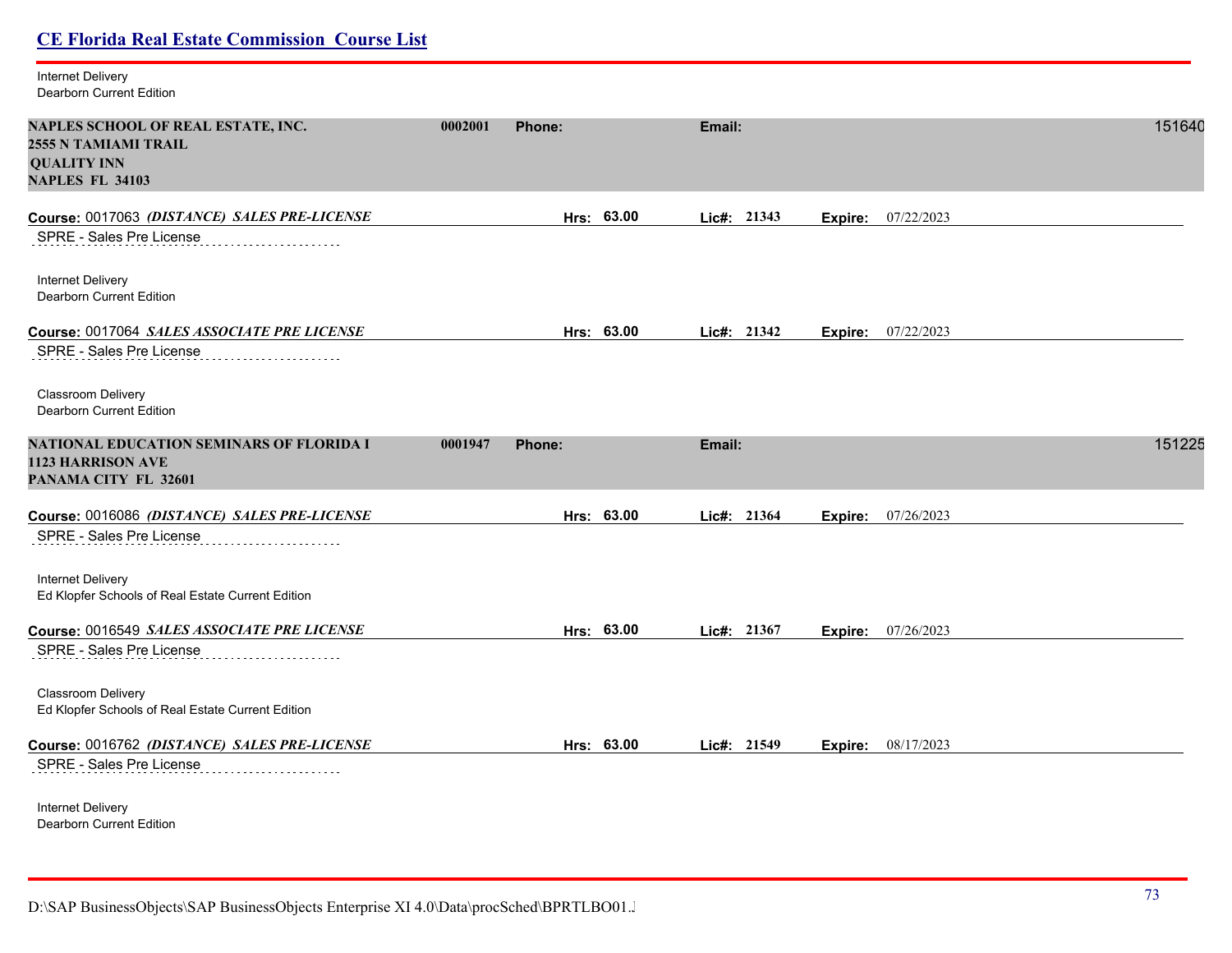Internet Delivery
Dearborn Current Edition

**NAPLES SCHOOL OF REAL ESTATE, INC.** **0002001** **Phone:** **Email:** 151640
**2555 N TAMIAMI TRAIL**
**QUALITY INN**
**NAPLES FL 34103**

**Course:** 0017063 ***(DISTANCE) SALES PRE-LICENSE*** **Hrs: 63.00** **Lic#: 21343** **Expire:** 07/22/2023

SPRE - Sales Pre License

Internet Delivery
Dearborn Current Edition

**Course:** 0017064 ***SALES ASSOCIATE PRE LICENSE*** **Hrs: 63.00** **Lic#: 21342** **Expire:** 07/22/2023

SPRE - Sales Pre License

Classroom Delivery
Dearborn Current Edition

**NATIONAL EDUCATION SEMINARS OF FLORIDA I** **0001947** **Phone:** **Email:** 151225
**1123 HARRISON AVE**
**PANAMA CITY FL 32601**

**Course:** 0016086 ***(DISTANCE) SALES PRE-LICENSE*** **Hrs: 63.00** **Lic#: 21364** **Expire:** 07/26/2023

SPRE - Sales Pre License

Internet Delivery
Ed Klopfer Schools of Real Estate Current Edition

**Course:** 0016549 ***SALES ASSOCIATE PRE LICENSE*** **Hrs: 63.00** **Lic#: 21367** **Expire:** 07/26/2023

SPRE - Sales Pre License

Classroom Delivery
Ed Klopfer Schools of Real Estate Current Edition

**Course:** 0016762 ***(DISTANCE) SALES PRE-LICENSE*** **Hrs: 63.00** **Lic#: 21549** **Expire:** 08/17/2023

SPRE - Sales Pre License

Internet Delivery
Dearborn Current Edition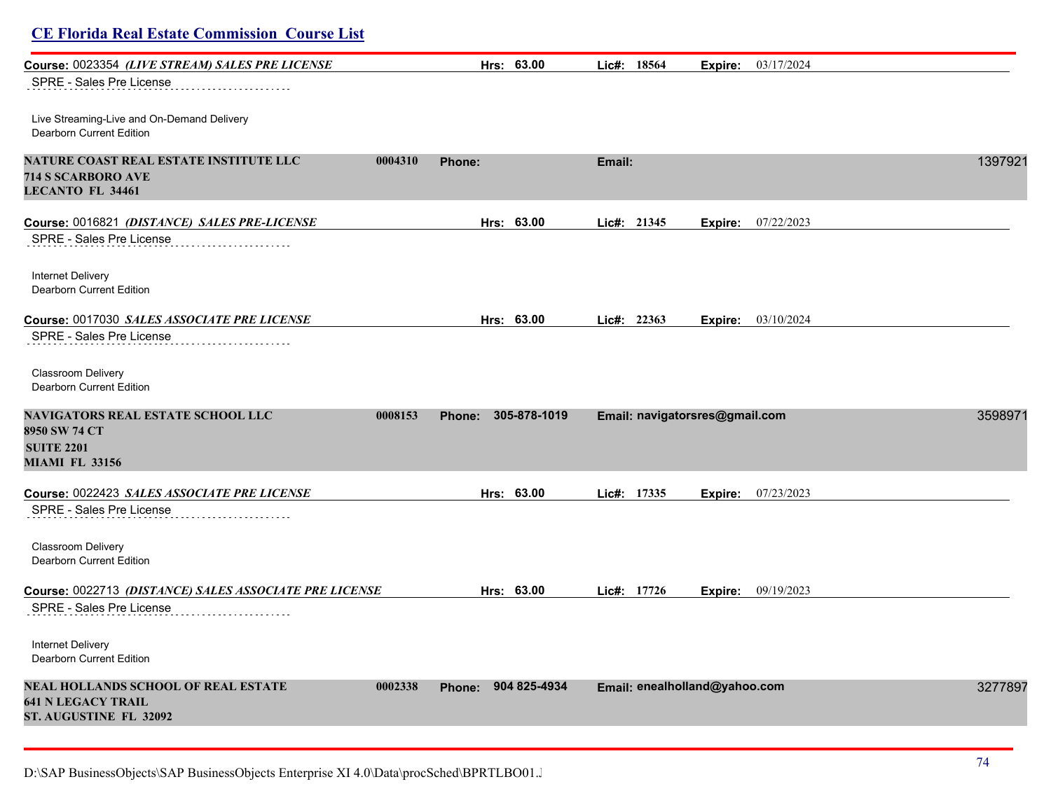**Course:** 0023354 ***(LIVE STREAM) SALES PRE LICENSE*** **Hrs: 63.00** **Lic#: 18564** **Expire:** 03/17/2024

SPRE - Sales Pre License

Live Streaming-Live and On-Demand Delivery
Dearborn Current Edition

**NATURE COAST REAL ESTATE INSTITUTE LLC** **0004310** **Phone:** **Email:** 1397921
**714 S SCARBORO AVE**
**LECANTO FL 34461**

**Course:** 0016821 ***(DISTANCE) SALES PRE-LICENSE*** **Hrs: 63.00** **Lic#: 21345** **Expire:** 07/22/2023

SPRE - Sales Pre License

Internet Delivery
Dearborn Current Edition

**Course:** 0017030 ***SALES ASSOCIATE PRE LICENSE*** **Hrs: 63.00** **Lic#: 22363** **Expire:** 03/10/2024

SPRE - Sales Pre License

Classroom Delivery
Dearborn Current Edition

**NAVIGATORS REAL ESTATE SCHOOL LLC** **0008153** **Phone: 305-878-1019** **Email: navigatorsres@gmail.com** 3598971
**8950 SW 74 CT**
**SUITE 2201**
**MIAMI FL 33156**

**Course:** 0022423 ***SALES ASSOCIATE PRE LICENSE*** **Hrs: 63.00** **Lic#: 17335** **Expire:** 07/23/2023

SPRE - Sales Pre License

Classroom Delivery
Dearborn Current Edition

**Course:** 0022713 ***(DISTANCE) SALES ASSOCIATE PRE LICENSE*** **Hrs: 63.00** **Lic#: 17726** **Expire:** 09/19/2023

SPRE - Sales Pre License

Internet Delivery
Dearborn Current Edition

**NEAL HOLLANDS SCHOOL OF REAL ESTATE** **0002338** **Phone: 904 825-4934** **Email: enealholland@yahoo.com** 3277897
**641 N LEGACY TRAIL**
**ST. AUGUSTINE FL 32092**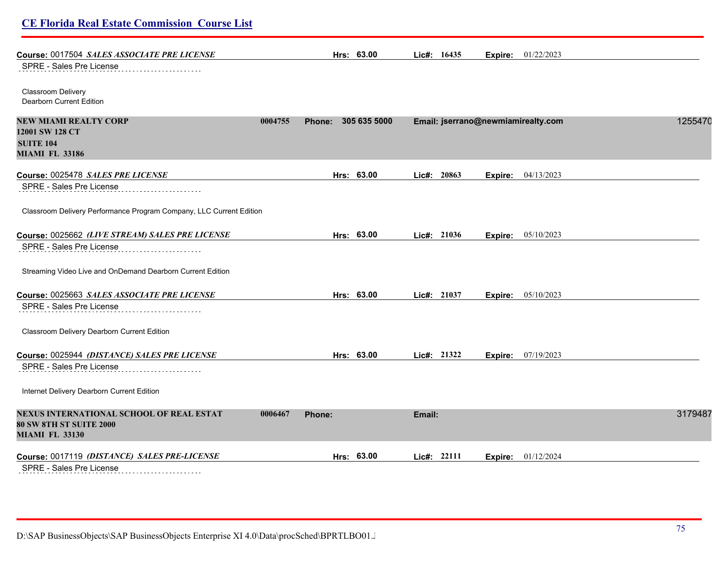**Course:** 0017504 ***SALES ASSOCIATE PRE LICENSE*** **Hrs: 63.00** **Lic#: 16435** **Expire:** 01/22/2023

SPRE - Sales Pre License

Classroom Delivery
Dearborn Current Edition

**NEW MIAMI REALTY CORP** **0004755** **Phone: 305 635 5000** **Email: jserrano@newmiamirealty.com** 1255470
**12001 SW 128 CT**
**SUITE 104**
**MIAMI FL 33186**

**Course:** 0025478 ***SALES PRE LICENSE*** **Hrs: 63.00** **Lic#: 20863** **Expire:** 04/13/2023

SPRE - Sales Pre License

Classroom Delivery Performance Program Company, LLC Current Edition

**Course:** 0025662 ***(LIVE STREAM) SALES PRE LICENSE*** **Hrs: 63.00** **Lic#: 21036** **Expire:** 05/10/2023

SPRE - Sales Pre License

Streaming Video Live and OnDemand Dearborn Current Edition

**Course:** 0025663 ***SALES ASSOCIATE PRE LICENSE*** **Hrs: 63.00** **Lic#: 21037** **Expire:** 05/10/2023

SPRE - Sales Pre License

Classroom Delivery Dearborn Current Edition

**Course:** 0025944 ***(DISTANCE) SALES PRE LICENSE*** **Hrs: 63.00** **Lic#: 21322** **Expire:** 07/19/2023

SPRE - Sales Pre License

Internet Delivery Dearborn Current Edition

**NEXUS INTERNATIONAL SCHOOL OF REAL ESTAT** **0006467** **Phone:** **Email:** 3179487
**80 SW 8TH ST SUITE 2000**
**MIAMI FL 33130**

**Course:** 0017119 ***(DISTANCE) SALES PRE-LICENSE*** **Hrs: 63.00** **Lic#: 22111** **Expire:** 01/12/2024

SPRE - Sales Pre License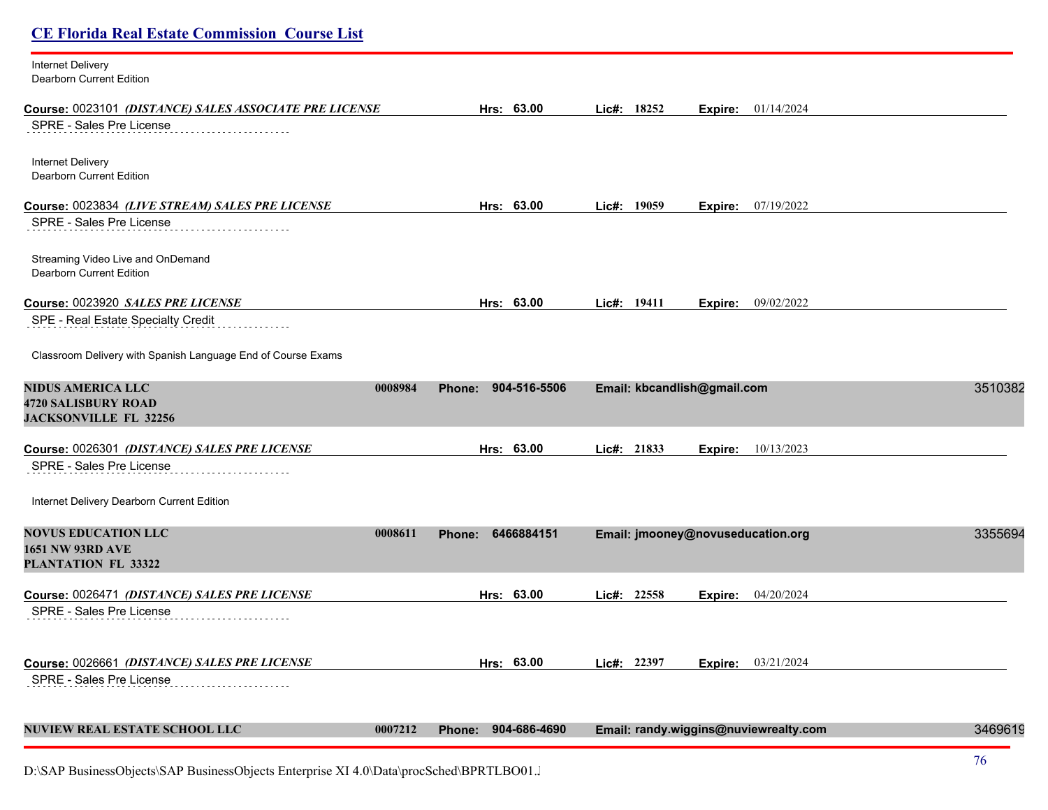Internet Delivery
Dearborn Current Edition

**Course:** 0023101 ***(DISTANCE) SALES ASSOCIATE PRE LICENSE*** **Hrs: 63.00** **Lic#: 18252** **Expire:** 01/14/2024

SPRE - Sales Pre License

Internet Delivery
Dearborn Current Edition

**Course:** 0023834 ***(LIVE STREAM) SALES PRE LICENSE*** **Hrs: 63.00** **Lic#: 19059** **Expire:** 07/19/2022

SPRE - Sales Pre License

Streaming Video Live and OnDemand
Dearborn Current Edition

**Course:** 0023920 ***SALES PRE LICENSE*** **Hrs: 63.00** **Lic#: 19411** **Expire:** 09/02/2022

SPE - Real Estate Specialty Credit

Classroom Delivery with Spanish Language End of Course Exams

**NIDUS AMERICA LLC** **0008984** **Phone: 904-516-5506** **Email: kbcandlish@gmail.com** 3510382
**4720 SALISBURY ROAD**
**JACKSONVILLE FL 32256**

**Course:** 0026301 ***(DISTANCE) SALES PRE LICENSE*** **Hrs: 63.00** **Lic#: 21833** **Expire:** 10/13/2023

SPRE - Sales Pre License

Internet Delivery Dearborn Current Edition

**NOVUS EDUCATION LLC** **0008611** **Phone: 6466884151** **Email: jmooney@novuseducation.org** 3355694
**1651 NW 93RD AVE**
**PLANTATION FL 33322**

**Course:** 0026471 ***(DISTANCE) SALES PRE LICENSE*** **Hrs: 63.00** **Lic#: 22558** **Expire:** 04/20/2024

SPRE - Sales Pre License

**Course:** 0026661 ***(DISTANCE) SALES PRE LICENSE*** **Hrs: 63.00** **Lic#: 22397** **Expire:** 03/21/2024

SPRE - Sales Pre License

**NUVIEW REAL ESTATE SCHOOL LLC** **0007212** **Phone: 904-686-4690** **Email: randy.wiggins@nuviewrealty.com** 3469619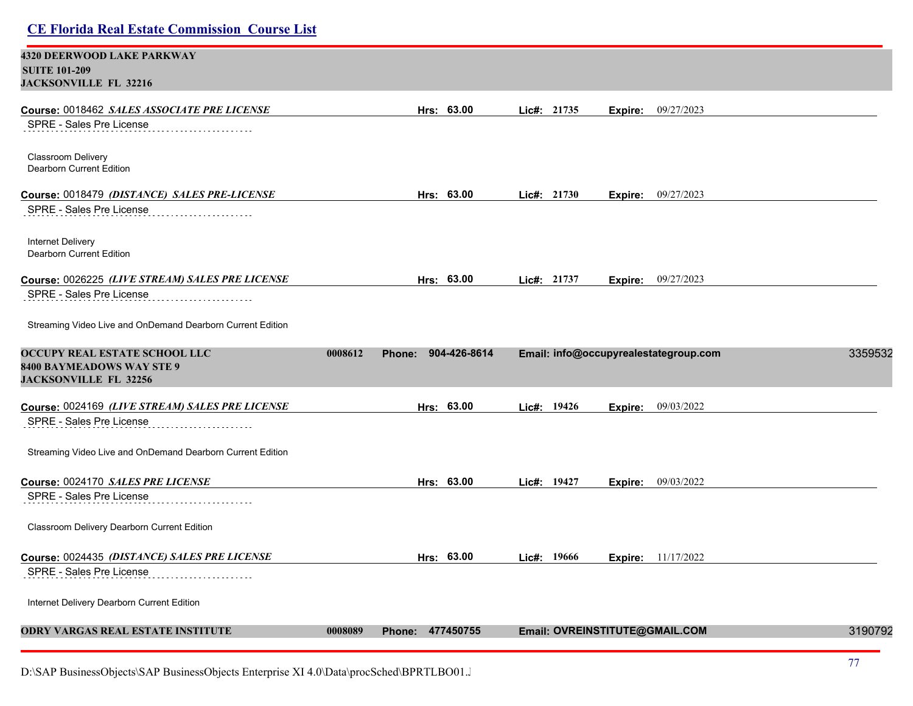**4320 DEERWOOD LAKE PARKWAY**
**SUITE 101-209**
**JACKSONVILLE FL 32216**

**Course:** 0018462 ***SALES ASSOCIATE PRE LICENSE*** **Hrs: 63.00** **Lic#: 21735** **Expire:** 09/27/2023

SPRE - Sales Pre License

Classroom Delivery
Dearborn Current Edition

**Course:** 0018479 ***(DISTANCE) SALES PRE-LICENSE*** **Hrs: 63.00** **Lic#: 21730** **Expire:** 09/27/2023

SPRE - Sales Pre License

Internet Delivery
Dearborn Current Edition

**Course:** 0026225 ***(LIVE STREAM) SALES PRE LICENSE*** **Hrs: 63.00** **Lic#: 21737** **Expire:** 09/27/2023

SPRE - Sales Pre License

Streaming Video Live and OnDemand Dearborn Current Edition

**OCCUPY REAL ESTATE SCHOOL LLC** **0008612** **Phone: 904-426-8614** **Email: info@occupyrealestategroup.com** 3359532
**8400 BAYMEADOWS WAY STE 9**
**JACKSONVILLE FL 32256**

**Course:** 0024169 ***(LIVE STREAM) SALES PRE LICENSE*** **Hrs: 63.00** **Lic#: 19426** **Expire:** 09/03/2022

SPRE - Sales Pre License

Streaming Video Live and OnDemand Dearborn Current Edition

**Course:** 0024170 ***SALES PRE LICENSE*** **Hrs: 63.00** **Lic#: 19427** **Expire:** 09/03/2022

SPRE - Sales Pre License

Classroom Delivery Dearborn Current Edition

**Course:** 0024435 ***(DISTANCE) SALES PRE LICENSE*** **Hrs: 63.00** **Lic#: 19666** **Expire:** 11/17/2022

SPRE - Sales Pre License

Internet Delivery Dearborn Current Edition

**ODRY VARGAS REAL ESTATE INSTITUTE** **0008089** **Phone: 477450755** **Email: OVREINSTITUTE@GMAIL.COM** 3190792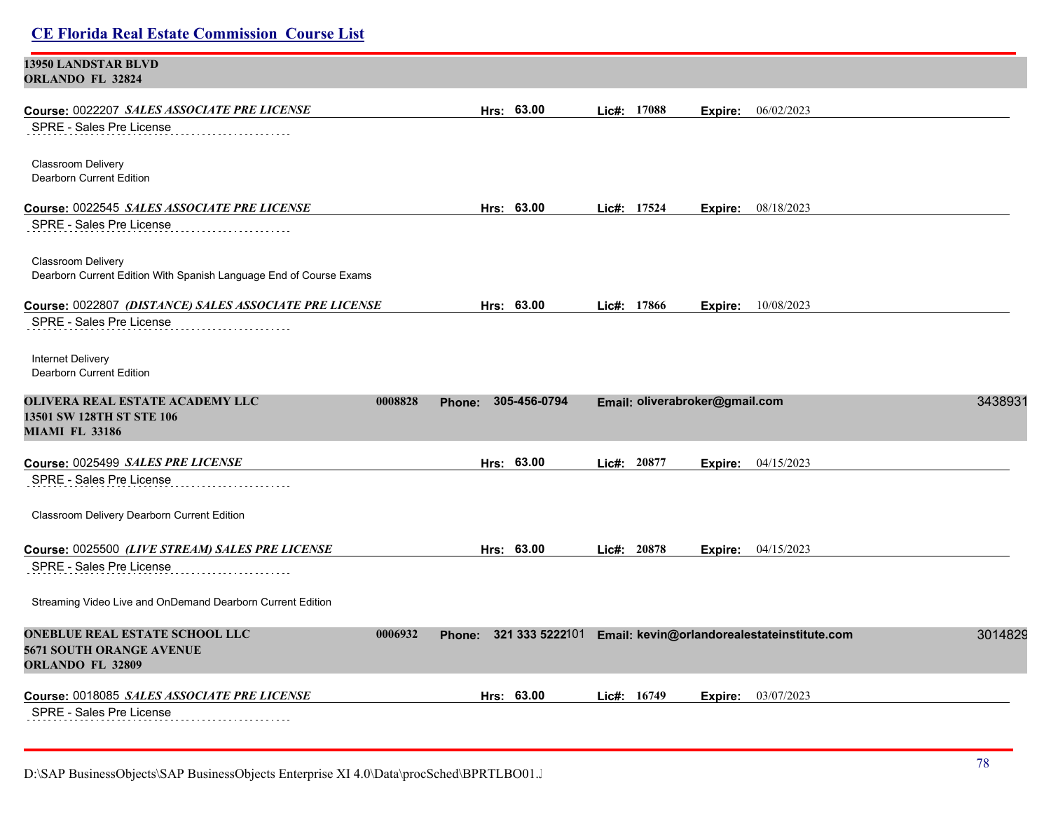**13950 LANDSTAR BLVD**
**ORLANDO FL 32824**

**Course:** 0022207 ***SALES ASSOCIATE PRE LICENSE*** **Hrs: 63.00** **Lic#: 17088** **Expire:** 06/02/2023

SPRE - Sales Pre License

Classroom Delivery
Dearborn Current Edition

**Course:** 0022545 ***SALES ASSOCIATE PRE LICENSE*** **Hrs: 63.00** **Lic#: 17524** **Expire:** 08/18/2023

SPRE - Sales Pre License

Classroom Delivery
Dearborn Current Edition With Spanish Language End of Course Exams

**Course:** 0022807 ***(DISTANCE) SALES ASSOCIATE PRE LICENSE*** **Hrs: 63.00** **Lic#: 17866** **Expire:** 10/08/2023

SPRE - Sales Pre License

Internet Delivery
Dearborn Current Edition

**OLIVERA REAL ESTATE ACADEMY LLC** **0008828** **Phone: 305-456-0794** **Email: oliverabroker@gmail.com** 3438931
**13501 SW 128TH ST STE 106**
**MIAMI FL 33186**

**Course:** 0025499 ***SALES PRE LICENSE*** **Hrs: 63.00** **Lic#: 20877** **Expire:** 04/15/2023

SPRE - Sales Pre License

Classroom Delivery Dearborn Current Edition

**Course:** 0025500 ***(LIVE STREAM) SALES PRE LICENSE*** **Hrs: 63.00** **Lic#: 20878** **Expire:** 04/15/2023

SPRE - Sales Pre License

Streaming Video Live and OnDemand Dearborn Current Edition

**ONEBLUE REAL ESTATE SCHOOL LLC** **0006932** **Phone: 321 333 5222**101 **Email: kevin@orlandorealestateinstitute.com** 3014829
**5671 SOUTH ORANGE AVENUE**
**ORLANDO FL 32809**

**Course:** 0018085 ***SALES ASSOCIATE PRE LICENSE*** **Hrs: 63.00** **Lic#: 16749** **Expire:** 03/07/2023

SPRE - Sales Pre License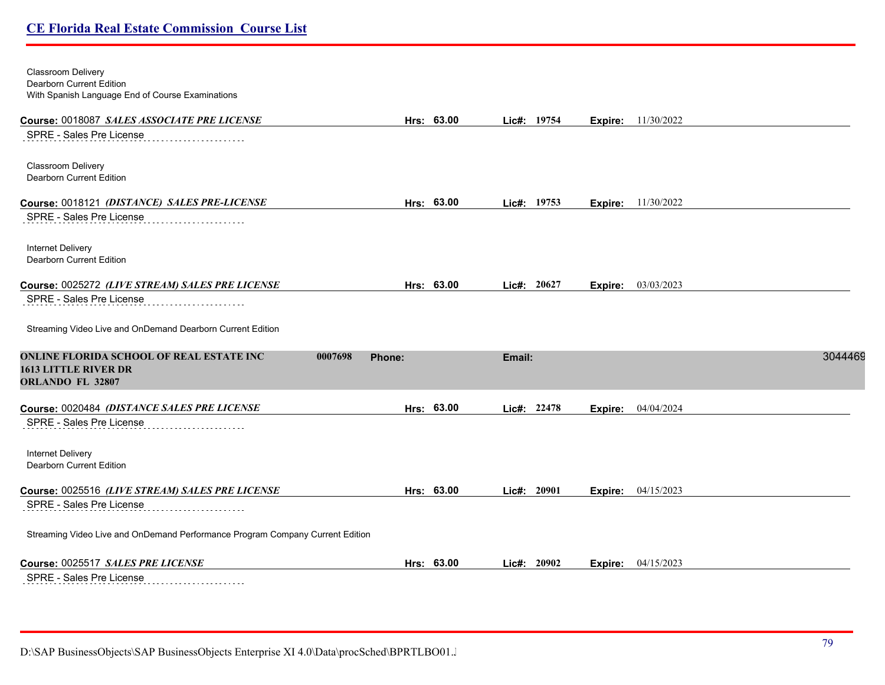Classroom Delivery
Dearborn Current Edition
With Spanish Language End of Course Examinations

**Course:** 0018087 ***SALES ASSOCIATE PRE LICENSE*** **Hrs:** 63.00 **Lic#:** 19754 **Expire:** 11/30/2022

SPRE - Sales Pre License

Classroom Delivery
Dearborn Current Edition

**Course:** 0018121 ***(DISTANCE) SALES PRE-LICENSE*** **Hrs:** 63.00 **Lic#:** 19753 **Expire:** 11/30/2022

SPRE - Sales Pre License

Internet Delivery
Dearborn Current Edition

**Course:** 0025272 ***(LIVE STREAM) SALES PRE LICENSE*** **Hrs:** 63.00 **Lic#:** 20627 **Expire:** 03/03/2023

SPRE - Sales Pre License

Streaming Video Live and OnDemand Dearborn Current Edition

**ONLINE FLORIDA SCHOOL OF REAL ESTATE INC** **0007698** **Phone:** **Email:** 3044469
**1613 LITTLE RIVER DR**
**ORLANDO FL 32807**

**Course:** 0020484 ***(DISTANCE SALES PRE LICENSE*** **Hrs:** 63.00 **Lic#:** 22478 **Expire:** 04/04/2024

SPRE - Sales Pre License

Internet Delivery
Dearborn Current Edition

**Course:** 0025516 ***(LIVE STREAM) SALES PRE LICENSE*** **Hrs:** 63.00 **Lic#:** 20901 **Expire:** 04/15/2023

SPRE - Sales Pre License

Streaming Video Live and OnDemand Performance Program Company Current Edition

**Course:** 0025517 ***SALES PRE LICENSE*** **Hrs:** 63.00 **Lic#:** 20902 **Expire:** 04/15/2023

SPRE - Sales Pre License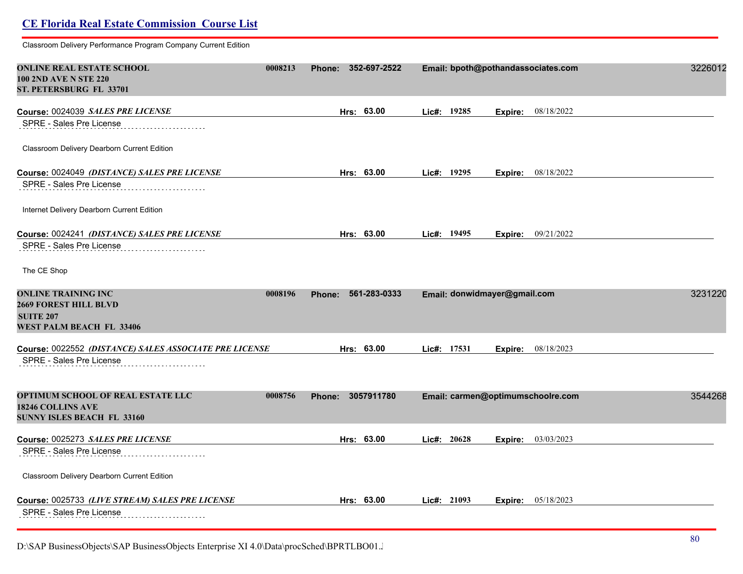Classroom Delivery Performance Program Company Current Edition

**ONLINE REAL ESTATE SCHOOL** 0008213 **Phone:** 352-697-2522 **Email:** bpoth@pothandassociates.com 3226012
**100 2ND AVE N STE 220**
**ST. PETERSBURG FL 33701**

**Course:** 0024039 ***SALES PRE LICENSE*** **Hrs:** 63.00 **Lic#:** 19285 **Expire:** 08/18/2022
SPRE - Sales Pre License

Classroom Delivery Dearborn Current Edition

**Course:** 0024049 ***(DISTANCE) SALES PRE LICENSE*** **Hrs:** 63.00 **Lic#:** 19295 **Expire:** 08/18/2022
SPRE - Sales Pre License

Internet Delivery Dearborn Current Edition

**Course:** 0024241 ***(DISTANCE) SALES PRE LICENSE*** **Hrs:** 63.00 **Lic#:** 19495 **Expire:** 09/21/2022
SPRE - Sales Pre License

The CE Shop

**ONLINE TRAINING INC** 0008196 **Phone:** 561-283-0333 **Email:** donwidmayer@gmail.com 3231220
**2669 FOREST HILL BLVD**
**SUITE 207**
**WEST PALM BEACH FL 33406**

**Course:** 0022552 ***(DISTANCE) SALES ASSOCIATE PRE LICENSE*** **Hrs:** 63.00 **Lic#:** 17531 **Expire:** 08/18/2023
SPRE - Sales Pre License

**OPTIMUM SCHOOL OF REAL ESTATE LLC** 0008756 **Phone:** 3057911780 **Email:** carmen@optimumschoolre.com 3544268
**18246 COLLINS AVE**
**SUNNY ISLES BEACH FL 33160**

**Course:** 0025273 ***SALES PRE LICENSE*** **Hrs:** 63.00 **Lic#:** 20628 **Expire:** 03/03/2023
SPRE - Sales Pre License

Classroom Delivery Dearborn Current Edition

**Course:** 0025733 ***(LIVE STREAM) SALES PRE LICENSE*** **Hrs:** 63.00 **Lic#:** 21093 **Expire:** 05/18/2023
SPRE - Sales Pre License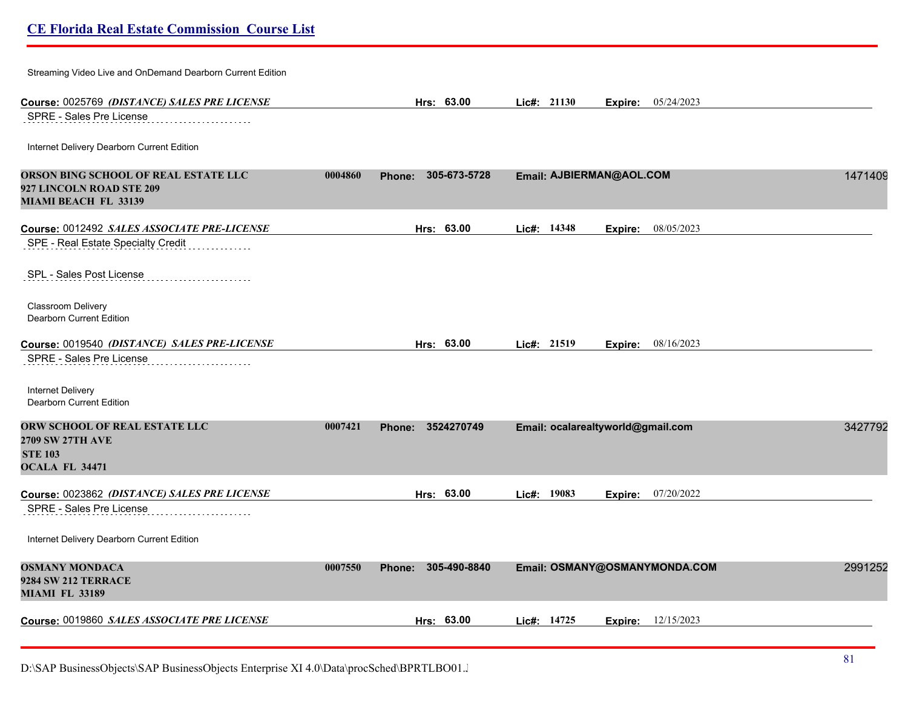Streaming Video Live and OnDemand Dearborn Current Edition

**Course:** 0025769 ***(DISTANCE) SALES PRE LICENSE*** **Hrs: 63.00** **Lic#: 21130** **Expire:** 05/24/2023

SPRE - Sales Pre License

Internet Delivery Dearborn Current Edition

**ORSON BING SCHOOL OF REAL ESTATE LLC** **0004860** **Phone: 305-673-5728** **Email: AJBIERMAN@AOL.COM** 1471409
**927 LINCOLN ROAD STE 209**
**MIAMI BEACH FL 33139**

**Course:** 0012492 ***SALES ASSOCIATE PRE-LICENSE*** **Hrs: 63.00** **Lic#: 14348** **Expire:** 08/05/2023

SPE - Real Estate Specialty Credit

SPL - Sales Post License

Classroom Delivery
Dearborn Current Edition

**Course:** 0019540 ***(DISTANCE) SALES PRE-LICENSE*** **Hrs: 63.00** **Lic#: 21519** **Expire:** 08/16/2023

SPRE - Sales Pre License

Internet Delivery
Dearborn Current Edition

**ORW SCHOOL OF REAL ESTATE LLC** **0007421** **Phone: 3524270749** **Email: ocalarealtyworld@gmail.com** 3427792
**2709 SW 27TH AVE**
**STE 103**
**OCALA FL 34471**

**Course:** 0023862 ***(DISTANCE) SALES PRE LICENSE*** **Hrs: 63.00** **Lic#: 19083** **Expire:** 07/20/2022

SPRE - Sales Pre License

Internet Delivery Dearborn Current Edition

**OSMANY MONDACA** **0007550** **Phone: 305-490-8840** **Email: OSMANY@OSMANYMONDA.COM** 2991252
**9284 SW 212 TERRACE**
**MIAMI FL 33189**

**Course:** 0019860 ***SALES ASSOCIATE PRE LICENSE*** **Hrs: 63.00** **Lic#: 14725** **Expire:** 12/15/2023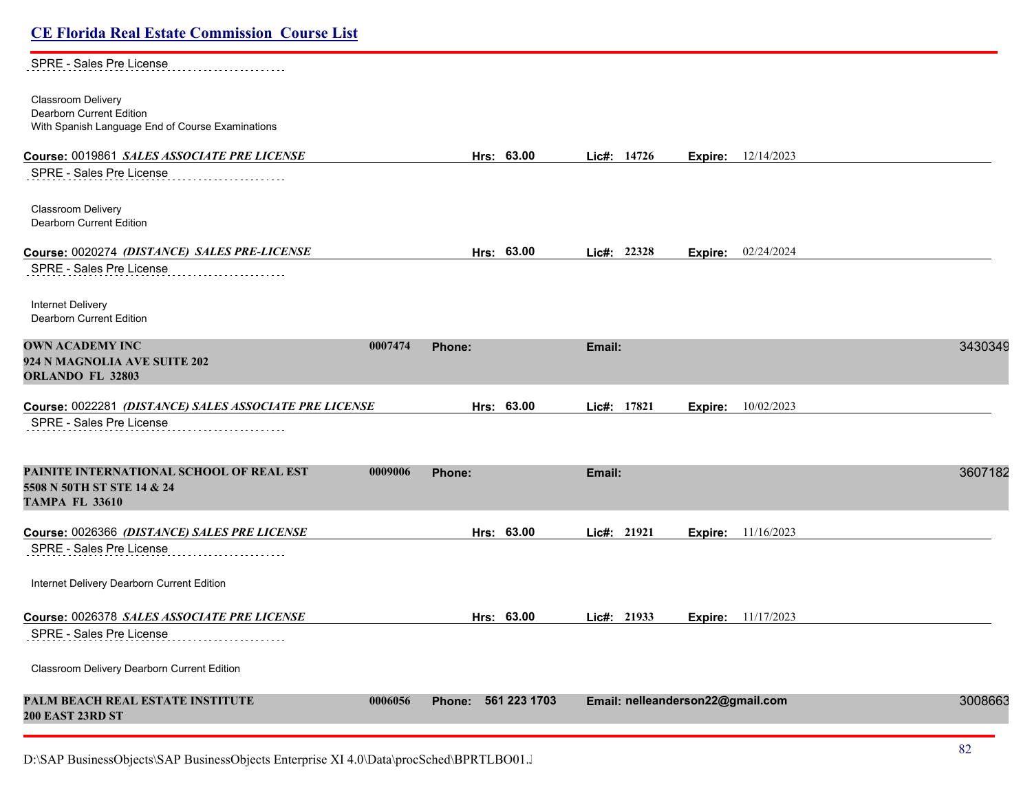SPRE - Sales Pre License

Classroom Delivery
Dearborn Current Edition
With Spanish Language End of Course Examinations

**Course:** 0019861 ***SALES ASSOCIATE PRE LICENSE*** **Hrs: 63.00** **Lic#: 14726** **Expire:** 12/14/2023

SPRE - Sales Pre License

Classroom Delivery
Dearborn Current Edition

**Course:** 0020274 ***(DISTANCE) SALES PRE-LICENSE*** **Hrs: 63.00** **Lic#: 22328** **Expire:** 02/24/2024

SPRE - Sales Pre License

Internet Delivery
Dearborn Current Edition

**OWN ACADEMY INC** **0007474** **Phone:** **Email:** 3430349
**924 N MAGNOLIA AVE SUITE 202**
**ORLANDO FL 32803**

**Course:** 0022281 ***(DISTANCE) SALES ASSOCIATE PRE LICENSE*** **Hrs: 63.00** **Lic#: 17821** **Expire:** 10/02/2023

SPRE - Sales Pre License

**PAINITE INTERNATIONAL SCHOOL OF REAL EST** **0009006** **Phone:** **Email:** 3607182
**5508 N 50TH ST STE 14 & 24**
**TAMPA FL 33610**

**Course:** 0026366 ***(DISTANCE) SALES PRE LICENSE*** **Hrs: 63.00** **Lic#: 21921** **Expire:** 11/16/2023

SPRE - Sales Pre License

Internet Delivery Dearborn Current Edition

**Course:** 0026378 ***SALES ASSOCIATE PRE LICENSE*** **Hrs: 63.00** **Lic#: 21933** **Expire:** 11/17/2023

SPRE - Sales Pre License

Classroom Delivery Dearborn Current Edition

**PALM BEACH REAL ESTATE INSTITUTE** **0006056** **Phone: 561 223 1703** **Email: nelleanderson22@gmail.com** 3008663
**200 EAST 23RD ST**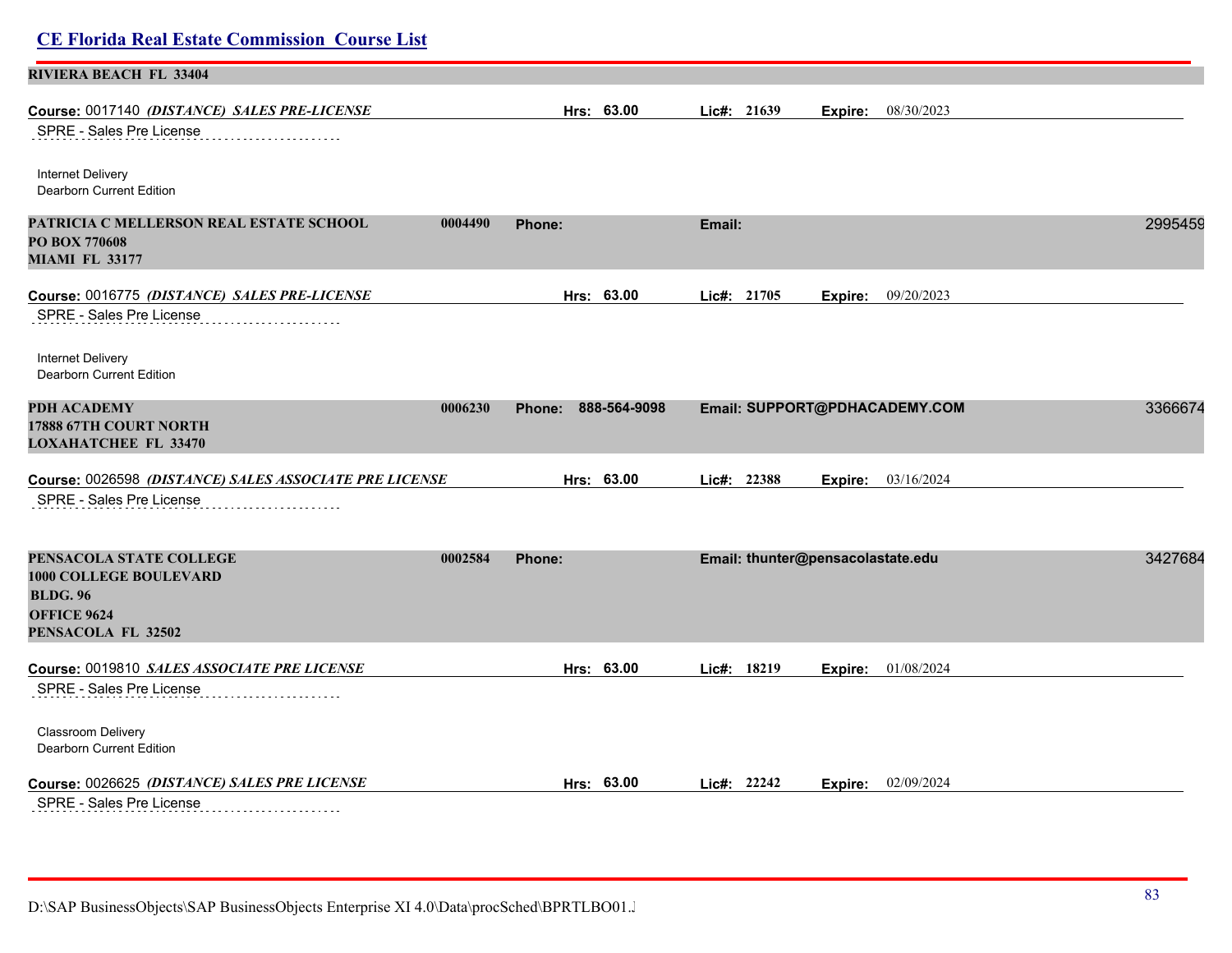**RIVIERA BEACH FL 33404**

**Course:** 0017140 ***(DISTANCE) SALES PRE-LICENSE*** **Hrs: 63.00** **Lic#: 21639** **Expire:** 08/30/2023

SPRE - Sales Pre License

Internet Delivery
Dearborn Current Edition

**PATRICIA C MELLERSON REAL ESTATE SCHOOL** **0004490** **Phone:** **Email:** 2995459
**PO BOX 770608**
**MIAMI FL 33177**

**Course:** 0016775 ***(DISTANCE) SALES PRE-LICENSE*** **Hrs: 63.00** **Lic#: 21705** **Expire:** 09/20/2023

SPRE - Sales Pre License

Internet Delivery
Dearborn Current Edition

**PDH ACADEMY** **0006230** **Phone: 888-564-9098** **Email: SUPPORT@PDHACADEMY.COM** 3366674
**17888 67TH COURT NORTH**
**LOXAHATCHEE FL 33470**

**Course:** 0026598 ***(DISTANCE) SALES ASSOCIATE PRE LICENSE*** **Hrs: 63.00** **Lic#: 22388** **Expire:** 03/16/2024

SPRE - Sales Pre License

**PENSACOLA STATE COLLEGE** **0002584** **Phone:** **Email: thunter@pensacolastate.edu** 3427684
**1000 COLLEGE BOULEVARD**
**BLDG. 96**
**OFFICE 9624**
**PENSACOLA FL 32502**

**Course:** 0019810 ***SALES ASSOCIATE PRE LICENSE*** **Hrs: 63.00** **Lic#: 18219** **Expire:** 01/08/2024

SPRE - Sales Pre License

Classroom Delivery
Dearborn Current Edition

**Course:** 0026625 ***(DISTANCE) SALES PRE LICENSE*** **Hrs: 63.00** **Lic#: 22242** **Expire:** 02/09/2024

SPRE - Sales Pre License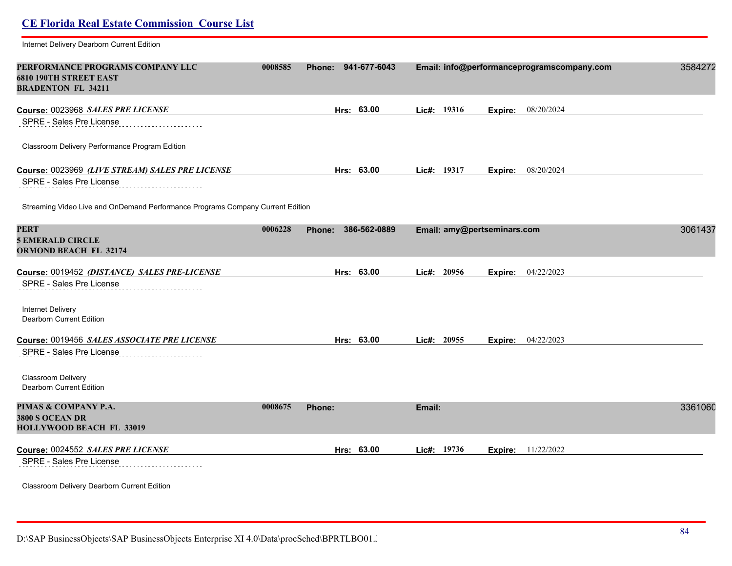Internet Delivery Dearborn Current Edition

**PERFORMANCE PROGRAMS COMPANY LLC** 0008585 **Phone:** 941-677-6043 **Email:** info@performanceprogramscompany.com 3584272
**6810 190TH STREET EAST**
**BRADENTON FL 34211**

**Course:** 0023968 ***SALES PRE LICENSE*** **Hrs:** 63.00 **Lic#:** 19316 **Expire:** 08/20/2024

SPRE - Sales Pre License

Classroom Delivery Performance Program Edition

**Course:** 0023969 ***(LIVE STREAM) SALES PRE LICENSE*** **Hrs:** 63.00 **Lic#:** 19317 **Expire:** 08/20/2024

SPRE - Sales Pre License

Streaming Video Live and OnDemand Performance Programs Company Current Edition

**PERT** 0006228 **Phone:** 386-562-0889 **Email:** amy@pertseminars.com 3061437
**5 EMERALD CIRCLE**
**ORMOND BEACH FL 32174**

**Course:** 0019452 ***(DISTANCE) SALES PRE-LICENSE*** **Hrs:** 63.00 **Lic#:** 20956 **Expire:** 04/22/2023

SPRE - Sales Pre License

Internet Delivery
Dearborn Current Edition

**Course:** 0019456 ***SALES ASSOCIATE PRE LICENSE*** **Hrs:** 63.00 **Lic#:** 20955 **Expire:** 04/22/2023

SPRE - Sales Pre License

Classroom Delivery
Dearborn Current Edition

**PIMAS & COMPANY P.A.** 0008675 **Phone:** **Email:** 3361060
**3800 S OCEAN DR**
**HOLLYWOOD BEACH FL 33019**

**Course:** 0024552 ***SALES PRE LICENSE*** **Hrs:** 63.00 **Lic#:** 19736 **Expire:** 11/22/2022

SPRE - Sales Pre License

Classroom Delivery Dearborn Current Edition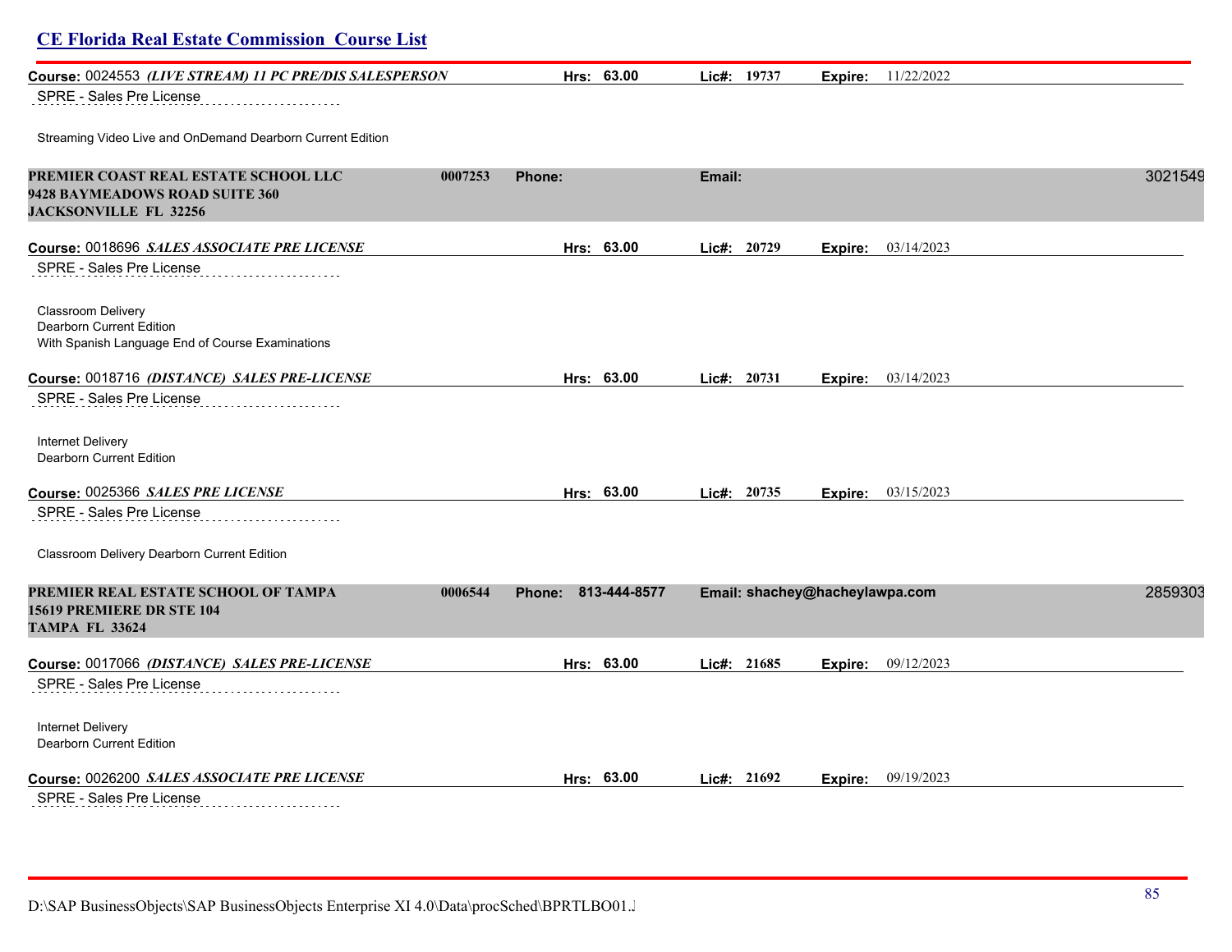**Course:** 0024553 ***(LIVE STREAM) 11 PC PRE/DIS SALESPERSON*** **Hrs: 63.00** **Lic#: 19737** **Expire:** 11/22/2022

SPRE - Sales Pre License

Streaming Video Live and OnDemand Dearborn Current Edition

**PREMIER COAST REAL ESTATE SCHOOL LLC** **0007253** **Phone:** **Email:** 3021549
**9428 BAYMEADOWS ROAD SUITE 360**
**JACKSONVILLE FL 32256**

**Course:** 0018696 ***SALES ASSOCIATE PRE LICENSE*** **Hrs: 63.00** **Lic#: 20729** **Expire:** 03/14/2023

SPRE - Sales Pre License

Classroom Delivery
Dearborn Current Edition
With Spanish Language End of Course Examinations

**Course:** 0018716 ***(DISTANCE) SALES PRE-LICENSE*** **Hrs: 63.00** **Lic#: 20731** **Expire:** 03/14/2023

SPRE - Sales Pre License

Internet Delivery
Dearborn Current Edition

**Course:** 0025366 ***SALES PRE LICENSE*** **Hrs: 63.00** **Lic#: 20735** **Expire:** 03/15/2023

SPRE - Sales Pre License

Classroom Delivery Dearborn Current Edition

**PREMIER REAL ESTATE SCHOOL OF TAMPA** **0006544** **Phone: 813-444-8577** **Email: shachey@hacheylawpa.com** 2859303
**15619 PREMIERE DR STE 104**
**TAMPA FL 33624**

**Course:** 0017066 ***(DISTANCE) SALES PRE-LICENSE*** **Hrs: 63.00** **Lic#: 21685** **Expire:** 09/12/2023

SPRE - Sales Pre License

Internet Delivery
Dearborn Current Edition

**Course:** 0026200 ***SALES ASSOCIATE PRE LICENSE*** **Hrs: 63.00** **Lic#: 21692** **Expire:** 09/19/2023

SPRE - Sales Pre License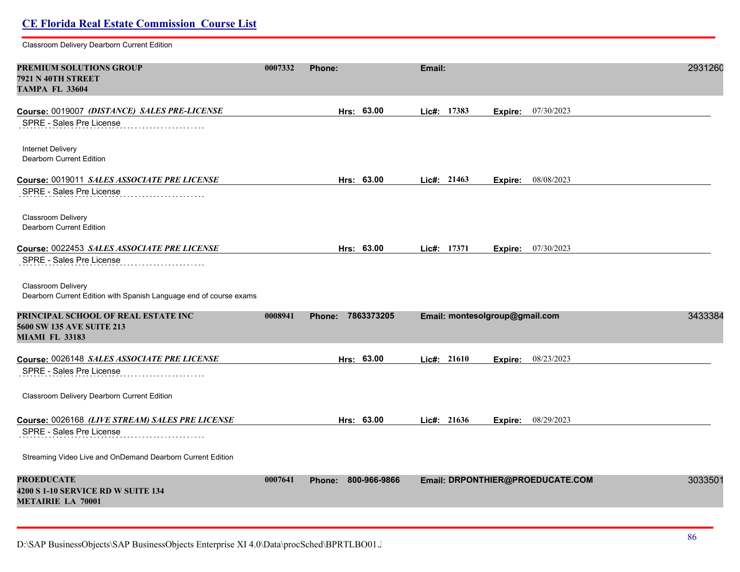Classroom Delivery Dearborn Current Edition

**PREMIUM SOLUTIONS GROUP** 0007332 **Phone:** **Email:** 2931260
**7921 N 40TH STREET**
**TAMPA FL 33604**

**Course:** 0019007 ***(DISTANCE) SALES PRE-LICENSE*** **Hrs:** 63.00 **Lic#:** 17383 **Expire:** 07/30/2023

SPRE - Sales Pre License

Internet Delivery
Dearborn Current Edition

**Course:** 0019011 ***SALES ASSOCIATE PRE LICENSE*** **Hrs:** 63.00 **Lic#:** 21463 **Expire:** 08/08/2023

SPRE - Sales Pre License

Classroom Delivery
Dearborn Current Edition

**Course:** 0022453 ***SALES ASSOCIATE PRE LICENSE*** **Hrs:** 63.00 **Lic#:** 17371 **Expire:** 07/30/2023

SPRE - Sales Pre License

Classroom Delivery
Dearborn Current Edition with Spanish Language end of course exams

**PRINCIPAL SCHOOL OF REAL ESTATE INC** 0008941 **Phone:** 7863373205 **Email:** montesolgroup@gmail.com 3433384
**5600 SW 135 AVE SUITE 213**
**MIAMI FL 33183**

**Course:** 0026148 ***SALES ASSOCIATE PRE LICENSE*** **Hrs:** 63.00 **Lic#:** 21610 **Expire:** 08/23/2023

SPRE - Sales Pre License

Classroom Delivery Dearborn Current Edition

**Course:** 0026168 ***(LIVE STREAM) SALES PRE LICENSE*** **Hrs:** 63.00 **Lic#:** 21636 **Expire:** 08/29/2023

SPRE - Sales Pre License

Streaming Video Live and OnDemand Dearborn Current Edition

**PROEDUCATE** 0007641 **Phone:** 800-966-9866 **Email:** DRPONTHIER@PROEDUCATE.COM 3033501
**4200 S 1-10 SERVICE RD W SUITE 134**
**METAIRIE LA 70001**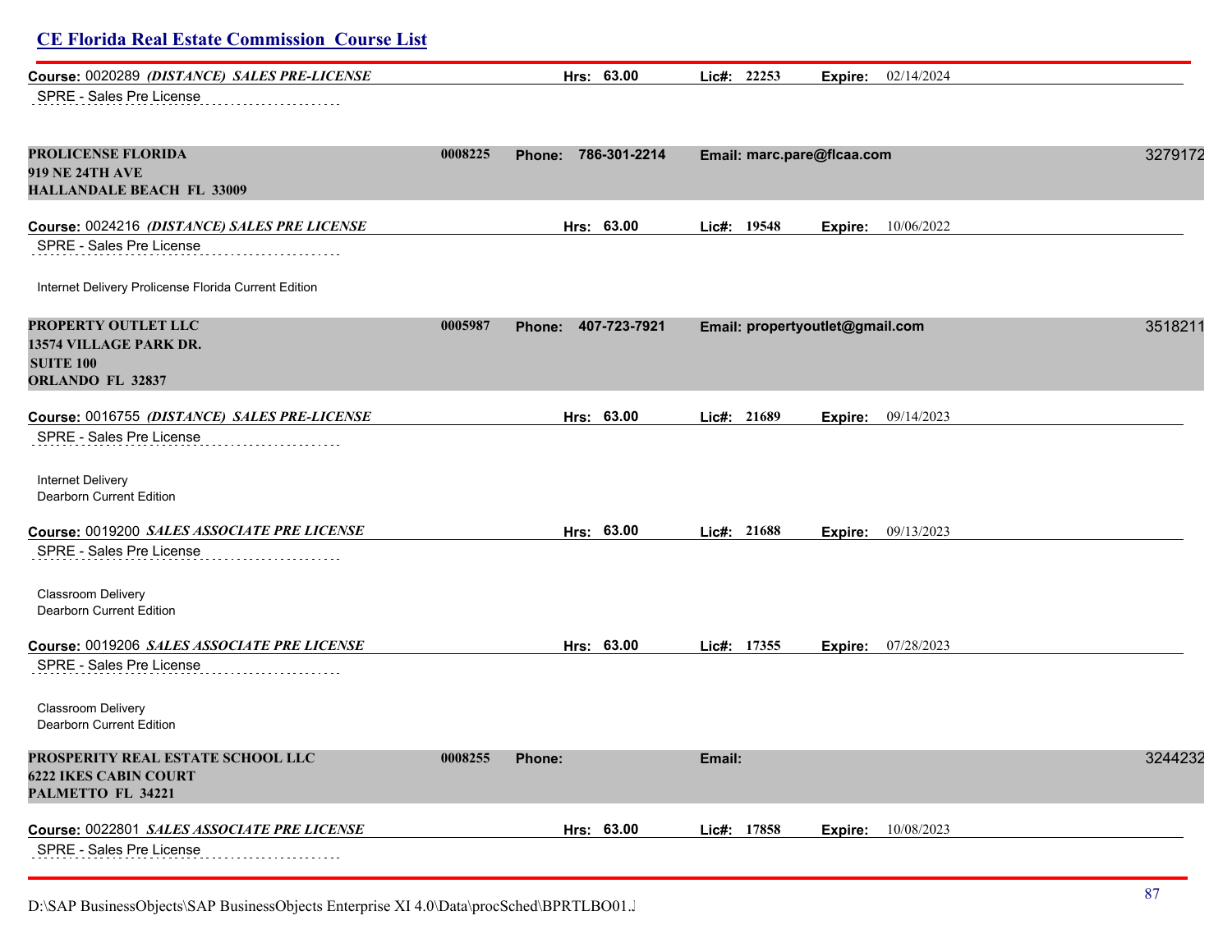**Course:** 0020289 ***(DISTANCE) SALES PRE-LICENSE*** **Hrs: 63.00** **Lic#: 22253** **Expire:** 02/14/2024

SPRE - Sales Pre License

**PROLICENSE FLORIDA** **0008225** **Phone: 786-301-2214** **Email: marc.pare@flcaa.com** 3279172
**919 NE 24TH AVE**
**HALLANDALE BEACH FL 33009**

**Course:** 0024216 ***(DISTANCE) SALES PRE LICENSE*** **Hrs: 63.00** **Lic#: 19548** **Expire:** 10/06/2022

SPRE - Sales Pre License

Internet Delivery Prolicense Florida Current Edition

**PROPERTY OUTLET LLC** **0005987** **Phone: 407-723-7921** **Email: propertyoutlet@gmail.com** 3518211
**13574 VILLAGE PARK DR.**
**SUITE 100**
**ORLANDO FL 32837**

**Course:** 0016755 ***(DISTANCE) SALES PRE-LICENSE*** **Hrs: 63.00** **Lic#: 21689** **Expire:** 09/14/2023

SPRE - Sales Pre License

Internet Delivery
Dearborn Current Edition

**Course:** 0019200 ***SALES ASSOCIATE PRE LICENSE*** **Hrs: 63.00** **Lic#: 21688** **Expire:** 09/13/2023

SPRE - Sales Pre License

Classroom Delivery
Dearborn Current Edition

**Course:** 0019206 ***SALES ASSOCIATE PRE LICENSE*** **Hrs: 63.00** **Lic#: 17355** **Expire:** 07/28/2023

SPRE - Sales Pre License

Classroom Delivery
Dearborn Current Edition

**PROSPERITY REAL ESTATE SCHOOL LLC** **0008255** **Phone:** **Email:** 3244232
**6222 IKES CABIN COURT**
**PALMETTO FL 34221**

**Course:** 0022801 ***SALES ASSOCIATE PRE LICENSE*** **Hrs: 63.00** **Lic#: 17858** **Expire:** 10/08/2023

SPRE - Sales Pre License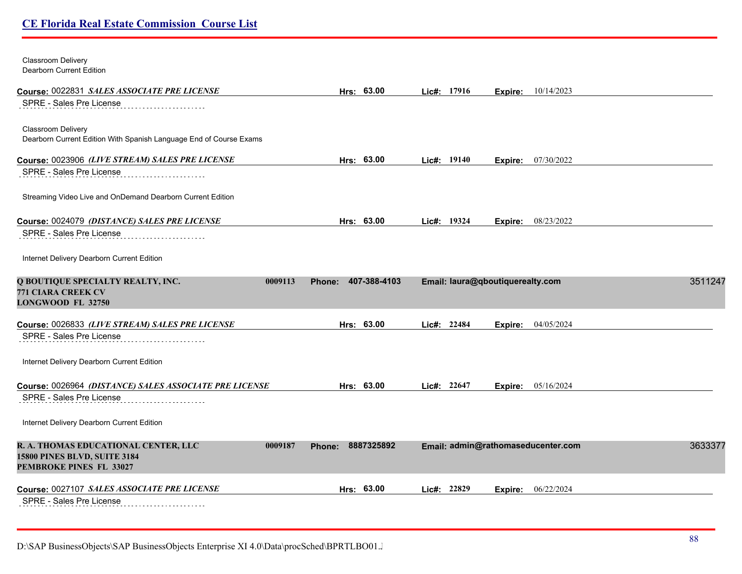Classroom Delivery
Dearborn Current Edition

**Course:** 0022831 ***SALES ASSOCIATE PRE LICENSE*** **Hrs: 63.00** **Lic#: 17916** **Expire:** 10/14/2023

SPRE - Sales Pre License

Classroom Delivery
Dearborn Current Edition With Spanish Language End of Course Exams

**Course:** 0023906 ***(LIVE STREAM) SALES PRE LICENSE*** **Hrs: 63.00** **Lic#: 19140** **Expire:** 07/30/2022

SPRE - Sales Pre License

Streaming Video Live and OnDemand Dearborn Current Edition

**Course:** 0024079 ***(DISTANCE) SALES PRE LICENSE*** **Hrs: 63.00** **Lic#: 19324** **Expire:** 08/23/2022

SPRE - Sales Pre License

Internet Delivery Dearborn Current Edition

**Q BOUTIQUE SPECIALTY REALTY, INC.** **0009113** **Phone: 407-388-4103** **Email: laura@qboutiquerealty.com** 3511247
**771 CIARA CREEK CV**
**LONGWOOD FL 32750**

**Course:** 0026833 ***(LIVE STREAM) SALES PRE LICENSE*** **Hrs: 63.00** **Lic#: 22484** **Expire:** 04/05/2024

SPRE - Sales Pre License

Internet Delivery Dearborn Current Edition

**Course:** 0026964 ***(DISTANCE) SALES ASSOCIATE PRE LICENSE*** **Hrs: 63.00** **Lic#: 22647** **Expire:** 05/16/2024

SPRE - Sales Pre License

Internet Delivery Dearborn Current Edition

**R. A. THOMAS EDUCATIONAL CENTER, LLC** **0009187** **Phone: 8887325892** **Email: admin@rathomaseducenter.com** 3633377
**15800 PINES BLVD, SUITE 3184**
**PEMBROKE PINES FL 33027**

**Course:** 0027107 ***SALES ASSOCIATE PRE LICENSE*** **Hrs: 63.00** **Lic#: 22829** **Expire:** 06/22/2024

SPRE - Sales Pre License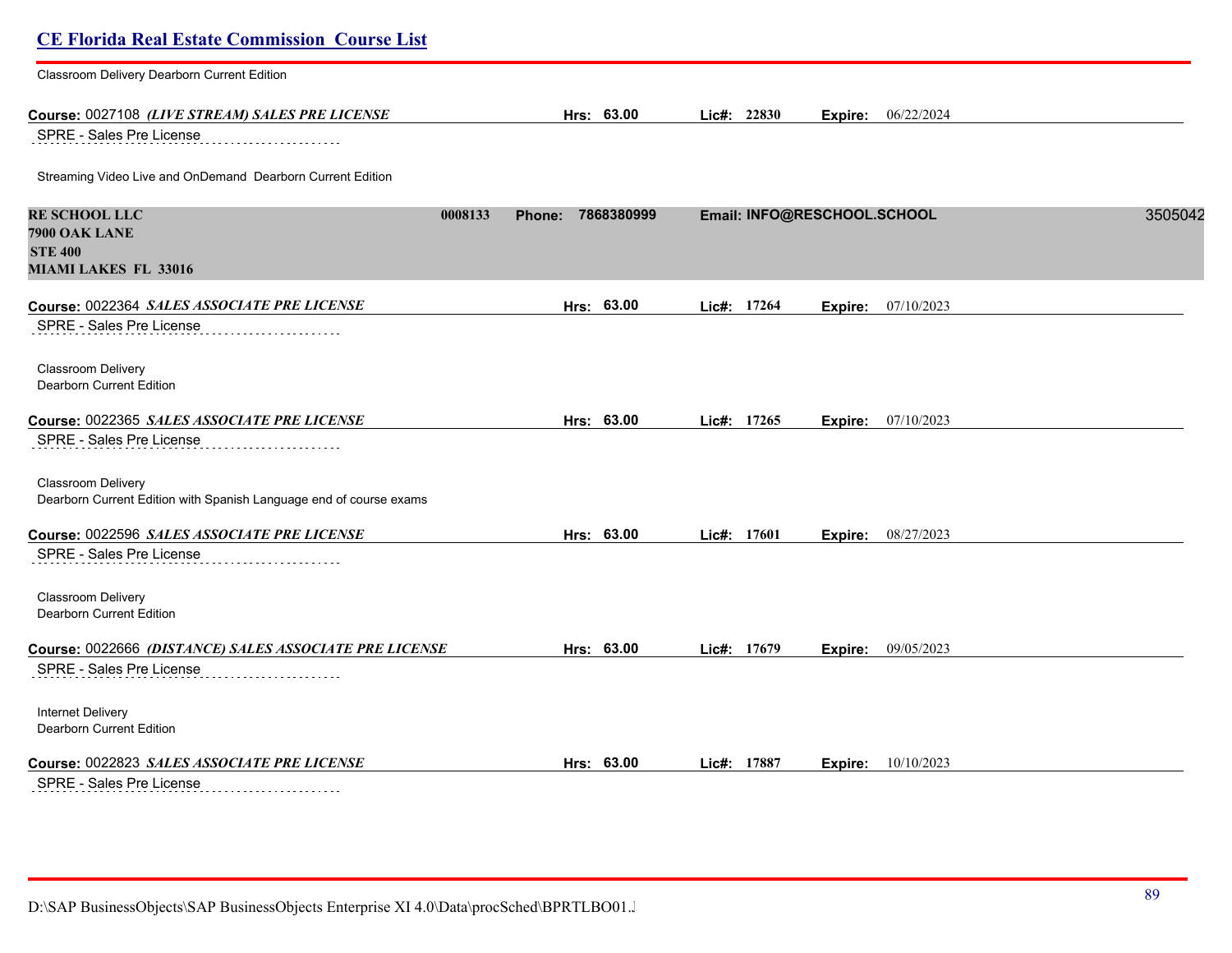Classroom Delivery Dearborn Current Edition

**Course:** 0027108 ***(LIVE STREAM) SALES PRE LICENSE*** **Hrs:** 63.00 **Lic#:** 22830 **Expire:** 06/22/2024

SPRE - Sales Pre License

Streaming Video Live and OnDemand Dearborn Current Edition

**RE SCHOOL LLC** **0008133** **Phone:** 7868380999 **Email:** INFO@RESCHOOL.SCHOOL 3505042
**7900 OAK LANE**
**STE 400**
**MIAMI LAKES FL 33016**

**Course:** 0022364 ***SALES ASSOCIATE PRE LICENSE*** **Hrs:** 63.00 **Lic#:** 17264 **Expire:** 07/10/2023

SPRE - Sales Pre License

Classroom Delivery
Dearborn Current Edition

**Course:** 0022365 ***SALES ASSOCIATE PRE LICENSE*** **Hrs:** 63.00 **Lic#:** 17265 **Expire:** 07/10/2023

SPRE - Sales Pre License

Classroom Delivery
Dearborn Current Edition with Spanish Language end of course exams

**Course:** 0022596 ***SALES ASSOCIATE PRE LICENSE*** **Hrs:** 63.00 **Lic#:** 17601 **Expire:** 08/27/2023

SPRE - Sales Pre License

Classroom Delivery
Dearborn Current Edition

**Course:** 0022666 ***(DISTANCE) SALES ASSOCIATE PRE LICENSE*** **Hrs:** 63.00 **Lic#:** 17679 **Expire:** 09/05/2023

SPRE - Sales Pre License

Internet Delivery
Dearborn Current Edition

**Course:** 0022823 ***SALES ASSOCIATE PRE LICENSE*** **Hrs:** 63.00 **Lic#:** 17887 **Expire:** 10/10/2023

SPRE - Sales Pre License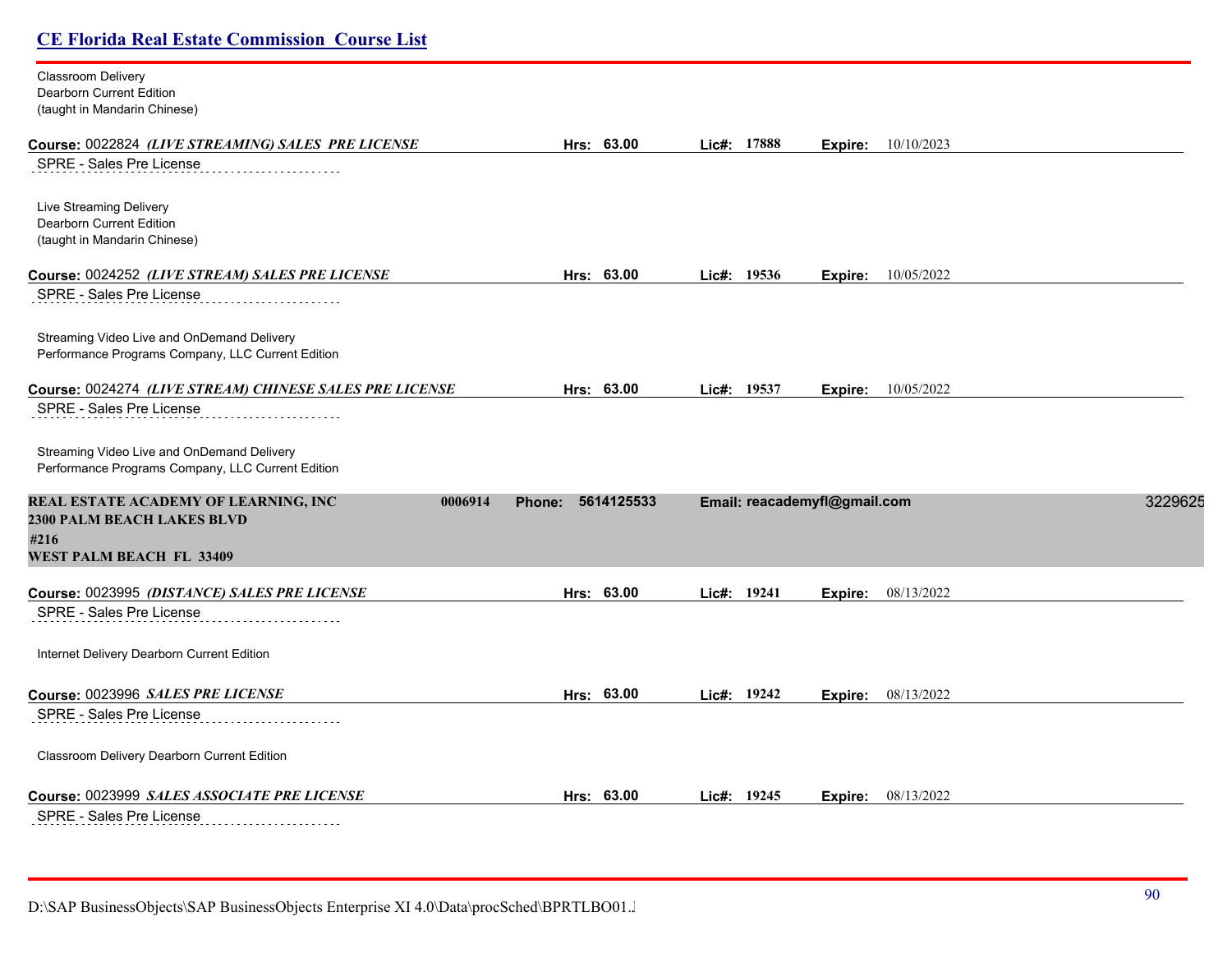Classroom Delivery
Dearborn Current Edition
(taught in Mandarin Chinese)

**Course:** 0022824 ***(LIVE STREAMING) SALES PRE LICENSE*** **Hrs: 63.00** **Lic#: 17888** **Expire:** 10/10/2023

SPRE - Sales Pre License

Live Streaming Delivery
Dearborn Current Edition
(taught in Mandarin Chinese)

**Course:** 0024252 ***(LIVE STREAM) SALES PRE LICENSE*** **Hrs: 63.00** **Lic#: 19536** **Expire:** 10/05/2022

SPRE - Sales Pre License

Streaming Video Live and OnDemand Delivery
Performance Programs Company, LLC Current Edition

**Course:** 0024274 ***(LIVE STREAM) CHINESE SALES PRE LICENSE*** **Hrs: 63.00** **Lic#: 19537** **Expire:** 10/05/2022

SPRE - Sales Pre License

Streaming Video Live and OnDemand Delivery
Performance Programs Company, LLC Current Edition

**REAL ESTATE ACADEMY OF LEARNING, INC** **0006914** **Phone: 5614125533** **Email: reacademyfl@gmail.com** 3229625
**2300 PALM BEACH LAKES BLVD**
**#216**
**WEST PALM BEACH FL 33409**

**Course:** 0023995 ***(DISTANCE) SALES PRE LICENSE*** **Hrs: 63.00** **Lic#: 19241** **Expire:** 08/13/2022

SPRE - Sales Pre License

Internet Delivery Dearborn Current Edition

**Course:** 0023996 ***SALES PRE LICENSE*** **Hrs: 63.00** **Lic#: 19242** **Expire:** 08/13/2022

SPRE - Sales Pre License

Classroom Delivery Dearborn Current Edition

**Course:** 0023999 ***SALES ASSOCIATE PRE LICENSE*** **Hrs: 63.00** **Lic#: 19245** **Expire:** 08/13/2022

SPRE - Sales Pre License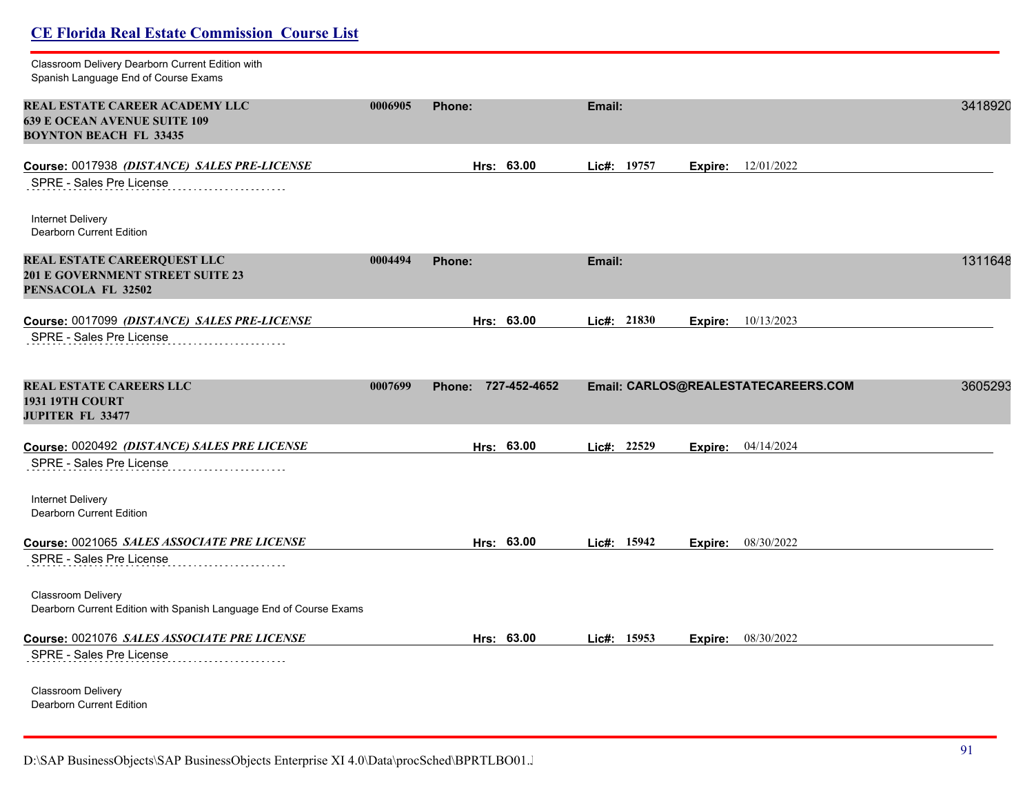Classroom Delivery Dearborn Current Edition with
Spanish Language End of Course Exams

**REAL ESTATE CAREER ACADEMY LLC** **0006905** **Phone:** **Email:** 3418920
**639 E OCEAN AVENUE SUITE 109**
**BOYNTON BEACH FL 33435**

**Course:** 0017938 ***(DISTANCE) SALES PRE-LICENSE*** **Hrs:** **63.00** **Lic#:** **19757** **Expire:** 12/01/2022

SPRE - Sales Pre License

Internet Delivery
Dearborn Current Edition

**REAL ESTATE CAREERQUEST LLC** **0004494** **Phone:** **Email:** 1311648
**201 E GOVERNMENT STREET SUITE 23**
**PENSACOLA FL 32502**

**Course:** 0017099 ***(DISTANCE) SALES PRE-LICENSE*** **Hrs:** **63.00** **Lic#:** **21830** **Expire:** 10/13/2023

SPRE - Sales Pre License

**REAL ESTATE CAREERS LLC** **0007699** **Phone: 727-452-4652** **Email: CARLOS@REALESTATECAREERS.COM** 3605293
**1931 19TH COURT**
**JUPITER FL 33477**

**Course:** 0020492 ***(DISTANCE) SALES PRE LICENSE*** **Hrs:** **63.00** **Lic#:** **22529** **Expire:** 04/14/2024

SPRE - Sales Pre License

Internet Delivery
Dearborn Current Edition

**Course:** 0021065 ***SALES ASSOCIATE PRE LICENSE*** **Hrs:** **63.00** **Lic#:** **15942** **Expire:** 08/30/2022

SPRE - Sales Pre License

Classroom Delivery
Dearborn Current Edition with Spanish Language End of Course Exams

**Course:** 0021076 ***SALES ASSOCIATE PRE LICENSE*** **Hrs:** **63.00** **Lic#:** **15953** **Expire:** 08/30/2022

SPRE - Sales Pre License

Classroom Delivery
Dearborn Current Edition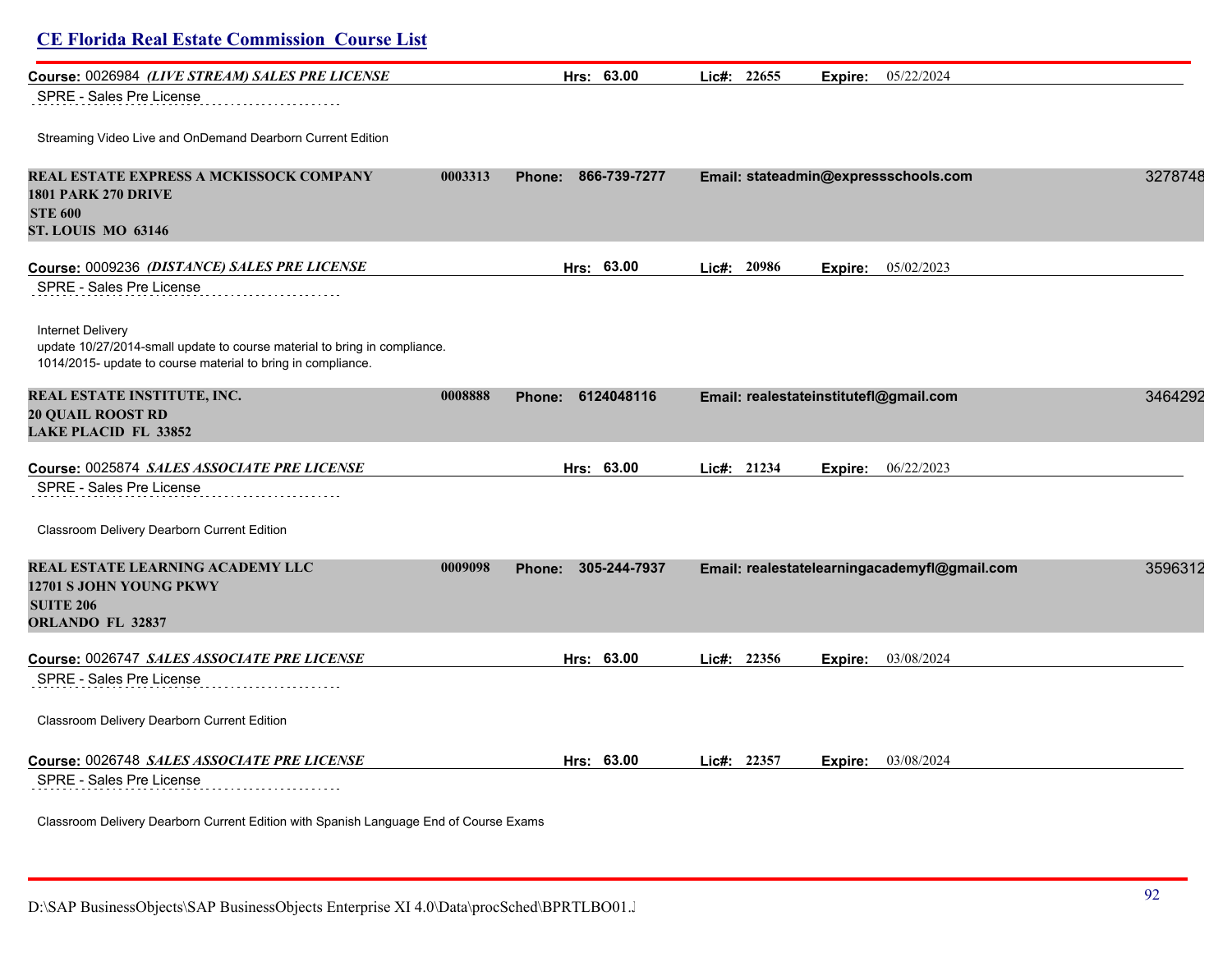**Course:** 0026984 ***(LIVE STREAM) SALES PRE LICENSE*** **Hrs: 63.00** **Lic#: 22655** **Expire:** 05/22/2024

SPRE - Sales Pre License

Streaming Video Live and OnDemand Dearborn Current Edition

**REAL ESTATE EXPRESS A MCKISSOCK COMPANY** **0003313** **Phone: 866-739-7277** **Email: stateadmin@expressschools.com** 3278748
**1801 PARK 270 DRIVE**
**STE 600**
**ST. LOUIS MO 63146**

**Course:** 0009236 ***(DISTANCE) SALES PRE LICENSE*** **Hrs: 63.00** **Lic#: 20986** **Expire:** 05/02/2023

SPRE - Sales Pre License

Internet Delivery
update 10/27/2014-small update to course material to bring in compliance.
1014/2015- update to course material to bring in compliance.

**REAL ESTATE INSTITUTE, INC.** **0008888** **Phone: 6124048116** **Email: realestateinstitutefl@gmail.com** 3464292
**20 QUAIL ROOST RD**
**LAKE PLACID FL 33852**

**Course:** 0025874 ***SALES ASSOCIATE PRE LICENSE*** **Hrs: 63.00** **Lic#: 21234** **Expire:** 06/22/2023

SPRE - Sales Pre License

Classroom Delivery Dearborn Current Edition

**REAL ESTATE LEARNING ACADEMY LLC** **0009098** **Phone: 305-244-7937** **Email: realestatelearningacademyfl@gmail.com** 3596312
**12701 S JOHN YOUNG PKWY**
**SUITE 206**
**ORLANDO FL 32837**

**Course:** 0026747 ***SALES ASSOCIATE PRE LICENSE*** **Hrs: 63.00** **Lic#: 22356** **Expire:** 03/08/2024

SPRE - Sales Pre License

Classroom Delivery Dearborn Current Edition

**Course:** 0026748 ***SALES ASSOCIATE PRE LICENSE*** **Hrs: 63.00** **Lic#: 22357** **Expire:** 03/08/2024

SPRE - Sales Pre License

Classroom Delivery Dearborn Current Edition with Spanish Language End of Course Exams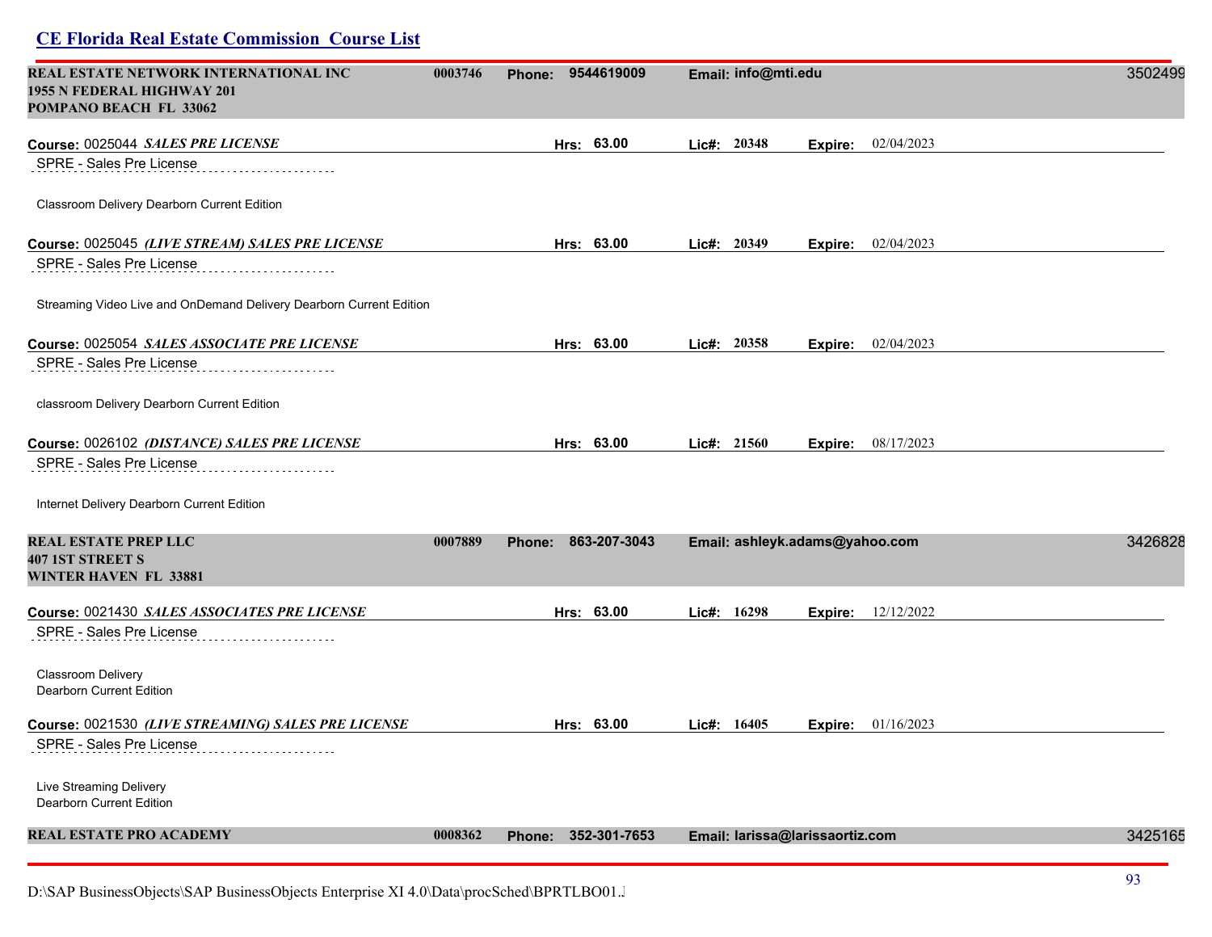## CE Florida Real Estate Commission Course List

**REAL ESTATE NETWORK INTERNATIONAL INC** | 0003746 | **Phone:** 9544619009 | **Email:** info@mti.edu | 3502499
**1955 N FEDERAL HIGHWAY 201**
**POMPANO BEACH FL 33062**

**Course:** 0025044 ***SALES PRE LICENSE*** | **Hrs:** 63.00 | **Lic#:** 20348 | **Expire:** 02/04/2023

SPRE - Sales Pre License

Classroom Delivery Dearborn Current Edition

**Course:** 0025045 ***(LIVE STREAM) SALES PRE LICENSE*** | **Hrs:** 63.00 | **Lic#:** 20349 | **Expire:** 02/04/2023

SPRE - Sales Pre License

Streaming Video Live and OnDemand Delivery Dearborn Current Edition

**Course:** 0025054 ***SALES ASSOCIATE PRE LICENSE*** | **Hrs:** 63.00 | **Lic#:** 20358 | **Expire:** 02/04/2023

SPRE - Sales Pre License

classroom Delivery Dearborn Current Edition

**Course:** 0026102 ***(DISTANCE) SALES PRE LICENSE*** | **Hrs:** 63.00 | **Lic#:** 21560 | **Expire:** 08/17/2023

SPRE - Sales Pre License

Internet Delivery Dearborn Current Edition

**REAL ESTATE PREP LLC** | 0007889 | **Phone:** 863-207-3043 | **Email:** ashleyk.adams@yahoo.com | 3426828
**407 1ST STREET S**
**WINTER HAVEN FL 33881**

**Course:** 0021430 ***SALES ASSOCIATES PRE LICENSE*** | **Hrs:** 63.00 | **Lic#:** 16298 | **Expire:** 12/12/2022

SPRE - Sales Pre License

Classroom Delivery
Dearborn Current Edition

**Course:** 0021530 ***(LIVE STREAMING) SALES PRE LICENSE*** | **Hrs:** 63.00 | **Lic#:** 16405 | **Expire:** 01/16/2023

SPRE - Sales Pre License

Live Streaming Delivery
Dearborn Current Edition

**REAL ESTATE PRO ACADEMY** | 0008362 | **Phone:** 352-301-7653 | **Email:** larissa@larissaortiz.com | 3425165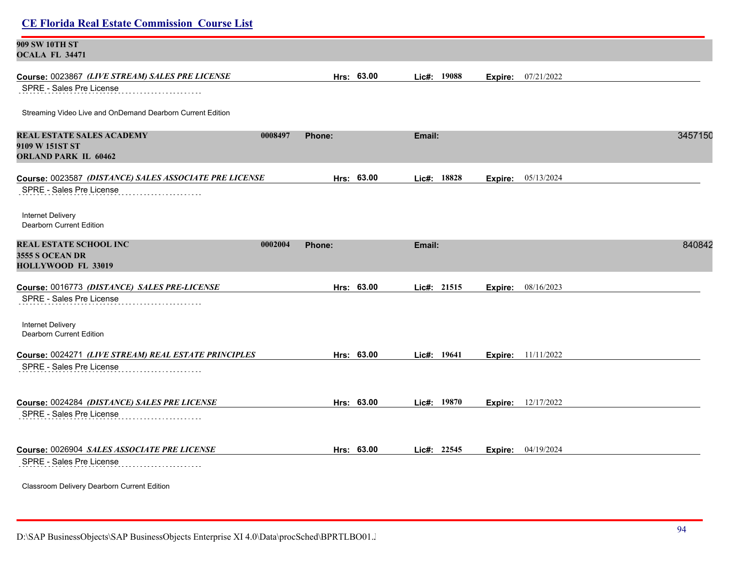**909 SW 10TH ST**
**OCALA FL 34471**

**Course:** 0023867 ***(LIVE STREAM) SALES PRE LICENSE*** **Hrs: 63.00** **Lic#: 19088** **Expire:** 07/21/2022

SPRE - Sales Pre License

Streaming Video Live and OnDemand Dearborn Current Edition

**REAL ESTATE SALES ACADEMY** **0008497** **Phone:** **Email:** 3457150
**9109 W 151ST ST**
**ORLAND PARK IL 60462**

**Course:** 0023587 ***(DISTANCE) SALES ASSOCIATE PRE LICENSE*** **Hrs: 63.00** **Lic#: 18828** **Expire:** 05/13/2024

SPRE - Sales Pre License

Internet Delivery
Dearborn Current Edition

**REAL ESTATE SCHOOL INC** **0002004** **Phone:** **Email:** 840842
**3555 S OCEAN DR**
**HOLLYWOOD FL 33019**

**Course:** 0016773 ***(DISTANCE) SALES PRE-LICENSE*** **Hrs: 63.00** **Lic#: 21515** **Expire:** 08/16/2023

SPRE - Sales Pre License

Internet Delivery
Dearborn Current Edition

**Course:** 0024271 ***(LIVE STREAM) REAL ESTATE PRINCIPLES*** **Hrs: 63.00** **Lic#: 19641** **Expire:** 11/11/2022

SPRE - Sales Pre License

**Course:** 0024284 ***(DISTANCE) SALES PRE LICENSE*** **Hrs: 63.00** **Lic#: 19870** **Expire:** 12/17/2022

SPRE - Sales Pre License

**Course:** 0026904 ***SALES ASSOCIATE PRE LICENSE*** **Hrs: 63.00** **Lic#: 22545** **Expire:** 04/19/2024

SPRE - Sales Pre License

Classroom Delivery Dearborn Current Edition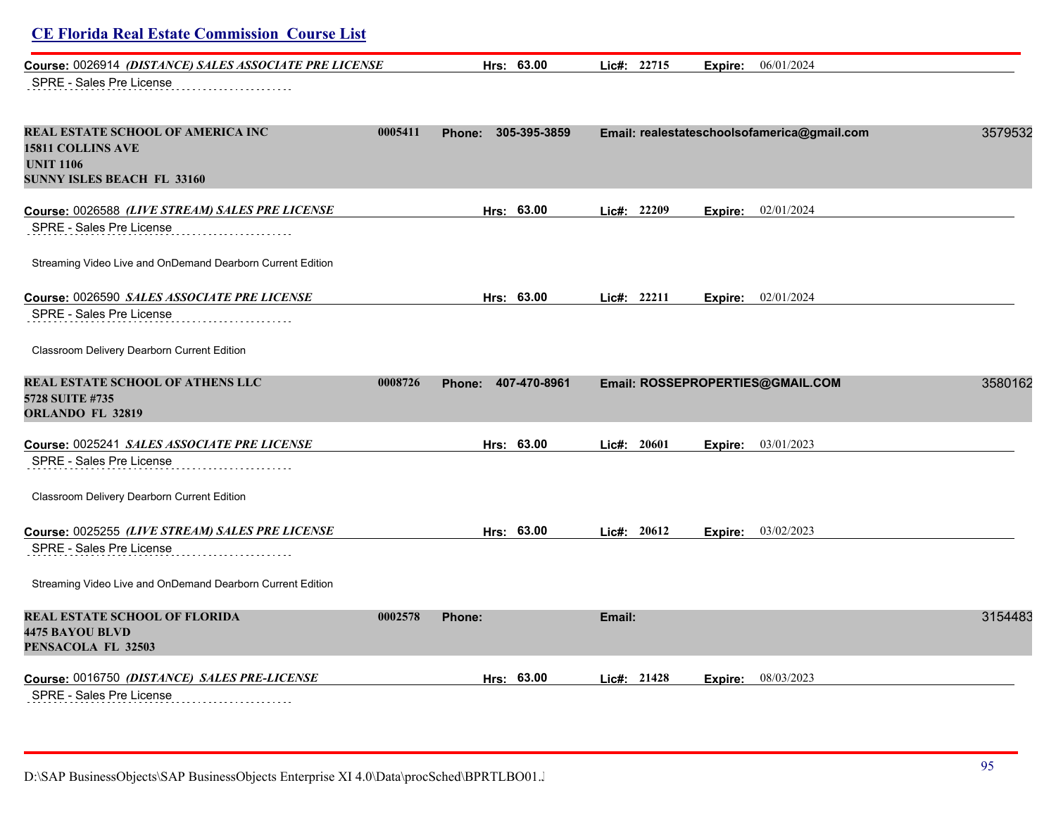## CE Florida Real Estate Commission Course List

**Course:** 0026914 ***(DISTANCE) SALES ASSOCIATE PRE LICENSE*** **Hrs: 63.00** **Lic#: 22715** **Expire:** 06/01/2024

SPRE - Sales Pre License

---

**REAL ESTATE SCHOOL OF AMERICA INC** **0005411** **Phone: 305-395-3859** **Email: realestateschoolsofamerica@gmail.com** 3579532
**15811 COLLINS AVE**
**UNIT 1106**
**SUNNY ISLES BEACH FL 33160**

**Course:** 0026588 ***(LIVE STREAM) SALES PRE LICENSE*** **Hrs: 63.00** **Lic#: 22209** **Expire:** 02/01/2024

SPRE - Sales Pre License

Streaming Video Live and OnDemand Dearborn Current Edition

**Course:** 0026590 ***SALES ASSOCIATE PRE LICENSE*** **Hrs: 63.00** **Lic#: 22211** **Expire:** 02/01/2024

SPRE - Sales Pre License

Classroom Delivery Dearborn Current Edition

---

**REAL ESTATE SCHOOL OF ATHENS LLC** **0008726** **Phone: 407-470-8961** **Email: ROSSEPROPERTIES@GMAIL.COM** 3580162
**5728 SUITE #735**
**ORLANDO FL 32819**

**Course:** 0025241 ***SALES ASSOCIATE PRE LICENSE*** **Hrs: 63.00** **Lic#: 20601** **Expire:** 03/01/2023

SPRE - Sales Pre License

Classroom Delivery Dearborn Current Edition

**Course:** 0025255 ***(LIVE STREAM) SALES PRE LICENSE*** **Hrs: 63.00** **Lic#: 20612** **Expire:** 03/02/2023

SPRE - Sales Pre License

Streaming Video Live and OnDemand Dearborn Current Edition

---

**REAL ESTATE SCHOOL OF FLORIDA** **0002578** **Phone:** **Email:** 3154483
**4475 BAYOU BLVD**
**PENSACOLA FL 32503**

**Course:** 0016750 ***(DISTANCE) SALES PRE-LICENSE*** **Hrs: 63.00** **Lic#: 21428** **Expire:** 08/03/2023

SPRE - Sales Pre License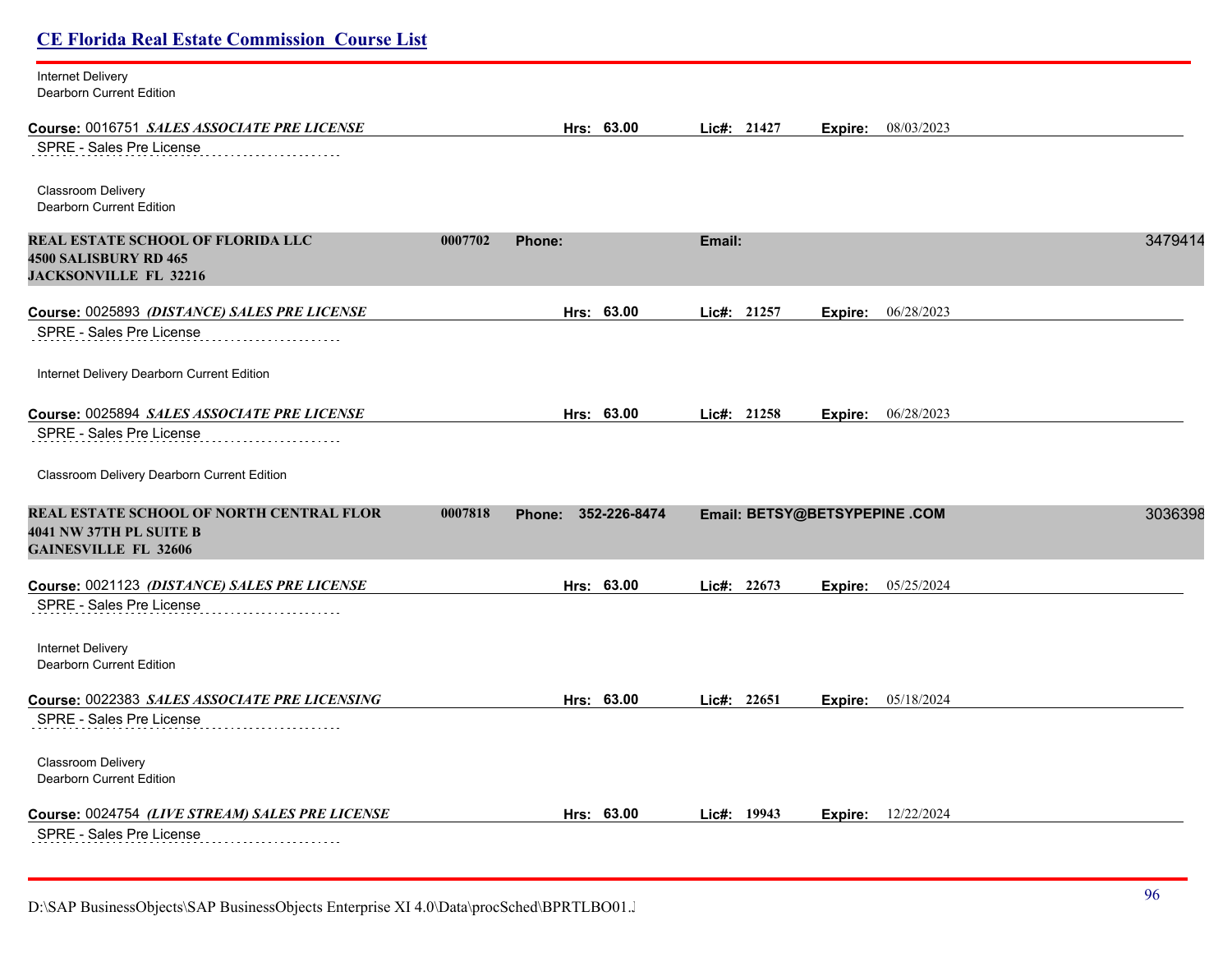Internet Delivery
Dearborn Current Edition

**Course:** 0016751 ***SALES ASSOCIATE PRE LICENSE*** **Hrs: 63.00** **Lic#: 21427** **Expire:** 08/03/2023

SPRE - Sales Pre License

Classroom Delivery
Dearborn Current Edition

**REAL ESTATE SCHOOL OF FLORIDA LLC** **0007702** **Phone:** **Email:** 3479414
**4500 SALISBURY RD 465**
**JACKSONVILLE FL 32216**

**Course:** 0025893 ***(DISTANCE) SALES PRE LICENSE*** **Hrs: 63.00** **Lic#: 21257** **Expire:** 06/28/2023

SPRE - Sales Pre License

Internet Delivery Dearborn Current Edition

**Course:** 0025894 ***SALES ASSOCIATE PRE LICENSE*** **Hrs: 63.00** **Lic#: 21258** **Expire:** 06/28/2023

SPRE - Sales Pre License

Classroom Delivery Dearborn Current Edition

**REAL ESTATE SCHOOL OF NORTH CENTRAL FLOR** **0007818** **Phone: 352-226-8474** **Email: BETSY@BETSYPEPINE .COM** 3036398
**4041 NW 37TH PL SUITE B**
**GAINESVILLE FL 32606**

**Course:** 0021123 ***(DISTANCE) SALES PRE LICENSE*** **Hrs: 63.00** **Lic#: 22673** **Expire:** 05/25/2024

SPRE - Sales Pre License

Internet Delivery
Dearborn Current Edition

**Course:** 0022383 ***SALES ASSOCIATE PRE LICENSING*** **Hrs: 63.00** **Lic#: 22651** **Expire:** 05/18/2024

SPRE - Sales Pre License

Classroom Delivery
Dearborn Current Edition

**Course:** 0024754 ***(LIVE STREAM) SALES PRE LICENSE*** **Hrs: 63.00** **Lic#: 19943** **Expire:** 12/22/2024

SPRE - Sales Pre License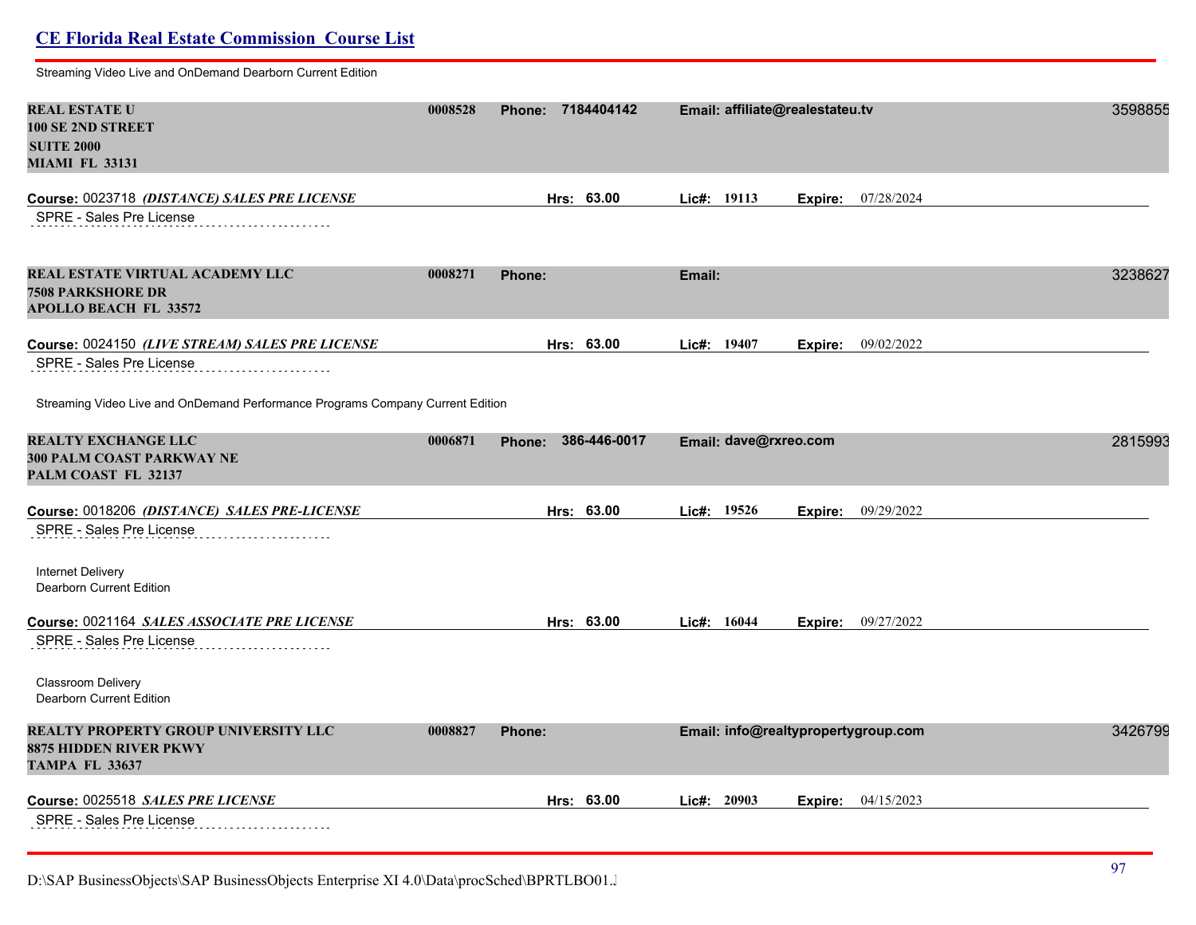Streaming Video Live and OnDemand Dearborn Current Edition

**REAL ESTATE U** **0008528** **Phone: 7184404142** **Email: affiliate@realestateu.tv** 3598855
**100 SE 2ND STREET**
**SUITE 2000**
**MIAMI FL 33131**

**Course:** 0023718 ***(DISTANCE) SALES PRE LICENSE*** **Hrs: 63.00** **Lic#: 19113** **Expire:** 07/28/2024
SPRE - Sales Pre License

**REAL ESTATE VIRTUAL ACADEMY LLC** **0008271** **Phone:** **Email:** 3238627
**7508 PARKSHORE DR**
**APOLLO BEACH FL 33572**

**Course:** 0024150 ***(LIVE STREAM) SALES PRE LICENSE*** **Hrs: 63.00** **Lic#: 19407** **Expire:** 09/02/2022
SPRE - Sales Pre License

Streaming Video Live and OnDemand Performance Programs Company Current Edition

**REALTY EXCHANGE LLC** **0006871** **Phone: 386-446-0017** **Email: dave@rxreo.com** 2815993
**300 PALM COAST PARKWAY NE**
**PALM COAST FL 32137**

**Course:** 0018206 ***(DISTANCE) SALES PRE-LICENSE*** **Hrs: 63.00** **Lic#: 19526** **Expire:** 09/29/2022
SPRE - Sales Pre License

Internet Delivery
Dearborn Current Edition

**Course:** 0021164 ***SALES ASSOCIATE PRE LICENSE*** **Hrs: 63.00** **Lic#: 16044** **Expire:** 09/27/2022
SPRE - Sales Pre License

Classroom Delivery
Dearborn Current Edition

**REALTY PROPERTY GROUP UNIVERSITY LLC** **0008827** **Phone:** **Email: info@realtypropertygroup.com** 3426799
**8875 HIDDEN RIVER PKWY**
**TAMPA FL 33637**

**Course:** 0025518 ***SALES PRE LICENSE*** **Hrs: 63.00** **Lic#: 20903** **Expire:** 04/15/2023
SPRE - Sales Pre License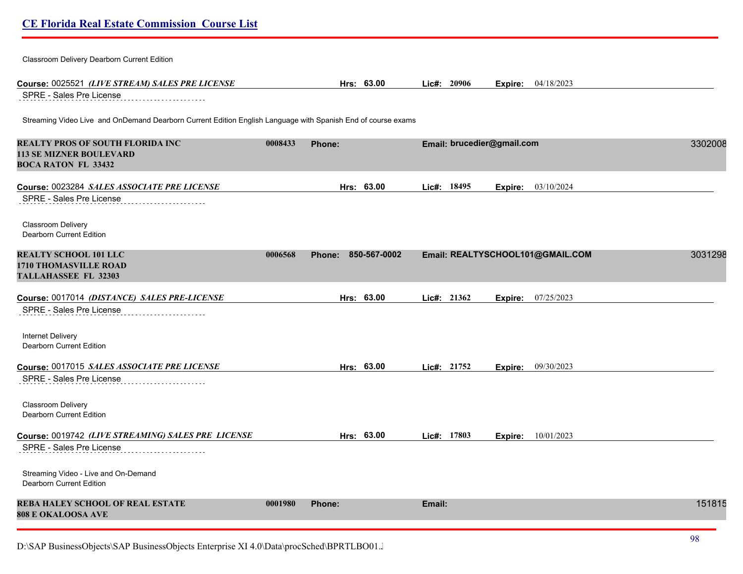Classroom Delivery Dearborn Current Edition

**Course:** 0025521 ***(LIVE STREAM) SALES PRE LICENSE*** **Hrs:** 63.00 **Lic#:** 20906 **Expire:** 04/18/2023

SPRE - Sales Pre License

Streaming Video Live and OnDemand Dearborn Current Edition English Language with Spanish End of course exams

**REALTY PROS OF SOUTH FLORIDA INC** **0008433** **Phone:** **Email:** brucedier@gmail.com 3302008
**113 SE MIZNER BOULEVARD**
**BOCA RATON FL 33432**

**Course:** 0023284 ***SALES ASSOCIATE PRE LICENSE*** **Hrs:** 63.00 **Lic#:** 18495 **Expire:** 03/10/2024

SPRE - Sales Pre License

Classroom Delivery
Dearborn Current Edition

**REALTY SCHOOL 101 LLC** **0006568** **Phone:** 850-567-0002 **Email:** REALTYSCHOOL101@GMAIL.COM 3031298
**1710 THOMASVILLE ROAD**
**TALLAHASSEE FL 32303**

**Course:** 0017014 ***(DISTANCE) SALES PRE-LICENSE*** **Hrs:** 63.00 **Lic#:** 21362 **Expire:** 07/25/2023

SPRE - Sales Pre License

Internet Delivery
Dearborn Current Edition

**Course:** 0017015 ***SALES ASSOCIATE PRE LICENSE*** **Hrs:** 63.00 **Lic#:** 21752 **Expire:** 09/30/2023

SPRE - Sales Pre License

Classroom Delivery
Dearborn Current Edition

**Course:** 0019742 ***(LIVE STREAMING) SALES PRE LICENSE*** **Hrs:** 63.00 **Lic#:** 17803 **Expire:** 10/01/2023

SPRE - Sales Pre License

Streaming Video - Live and On-Demand
Dearborn Current Edition

**REBA HALEY SCHOOL OF REAL ESTATE** **0001980** **Phone:** **Email:** 151815
**808 E OKALOOSA AVE**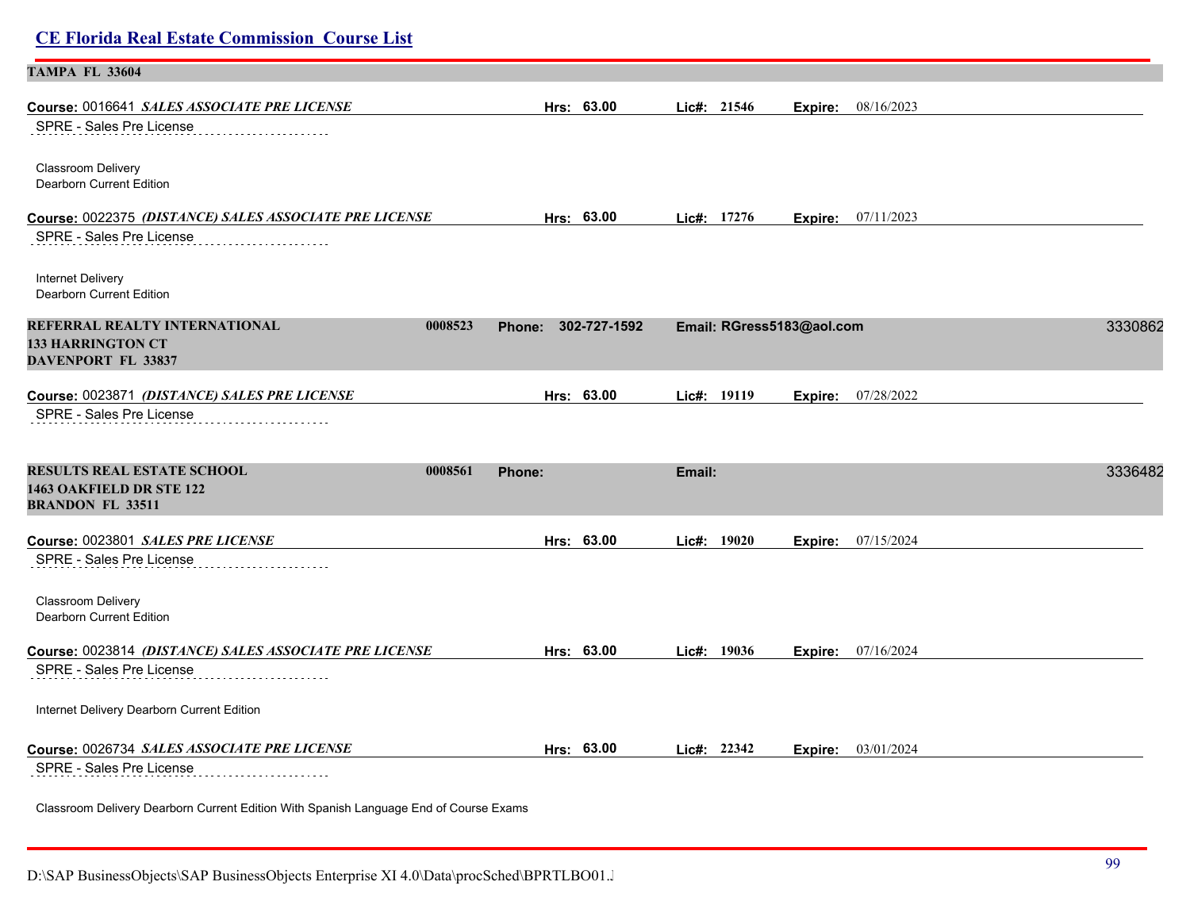**TAMPA FL 33604**

**Course:** 0016641 ***SALES ASSOCIATE PRE LICENSE*** **Hrs:** **63.00** **Lic#:** **21546** **Expire:** 08/16/2023

SPRE - Sales Pre License

Classroom Delivery
Dearborn Current Edition

**Course:** 0022375 ***(DISTANCE) SALES ASSOCIATE PRE LICENSE*** **Hrs:** **63.00** **Lic#:** **17276** **Expire:** 07/11/2023

SPRE - Sales Pre License

Internet Delivery
Dearborn Current Edition

**REFERRAL REALTY INTERNATIONAL** **0008523** **Phone: 302-727-1592** **Email: RGress5183@aol.com** 3330862
**133 HARRINGTON CT**
**DAVENPORT FL 33837**

**Course:** 0023871 ***(DISTANCE) SALES PRE LICENSE*** **Hrs:** **63.00** **Lic#:** **19119** **Expire:** 07/28/2022

SPRE - Sales Pre License

**RESULTS REAL ESTATE SCHOOL** **0008561** **Phone:** **Email:** 3336482
**1463 OAKFIELD DR STE 122**
**BRANDON FL 33511**

**Course:** 0023801 ***SALES PRE LICENSE*** **Hrs:** **63.00** **Lic#:** **19020** **Expire:** 07/15/2024

SPRE - Sales Pre License

Classroom Delivery
Dearborn Current Edition

**Course:** 0023814 ***(DISTANCE) SALES ASSOCIATE PRE LICENSE*** **Hrs:** **63.00** **Lic#:** **19036** **Expire:** 07/16/2024

SPRE - Sales Pre License

Internet Delivery Dearborn Current Edition

**Course:** 0026734 ***SALES ASSOCIATE PRE LICENSE*** **Hrs:** **63.00** **Lic#:** **22342** **Expire:** 03/01/2024

SPRE - Sales Pre License

Classroom Delivery Dearborn Current Edition With Spanish Language End of Course Exams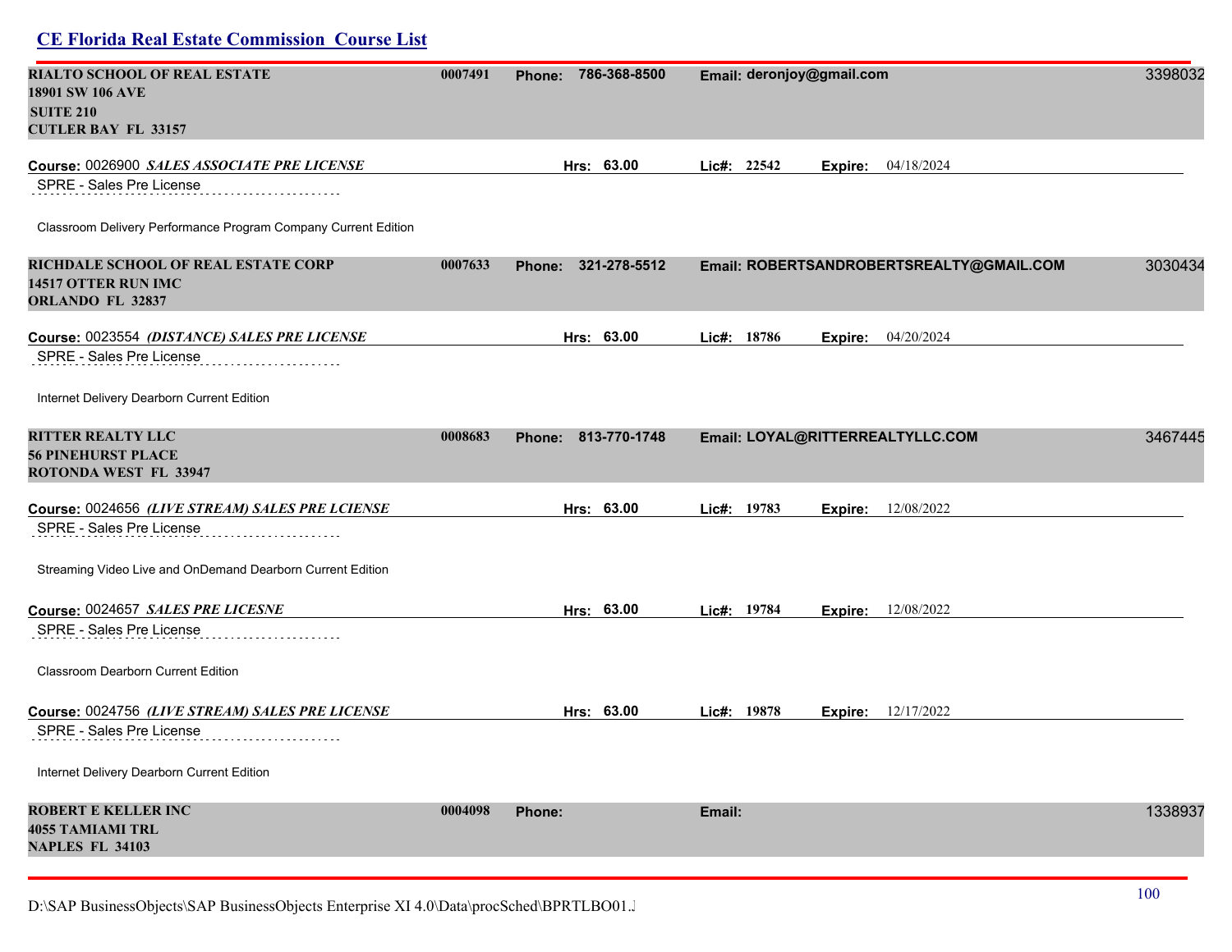## CE Florida Real Estate Commission Course List

**RIALTO SCHOOL OF REAL ESTATE** | 0007491 | **Phone:** 786-368-8500 | **Email:** deronjoy@gmail.com | 3398032

**18901 SW 106 AVE**
**SUITE 210**
**CUTLER BAY FL 33157**

**Course:** 0026900 ***SALES ASSOCIATE PRE LICENSE*** | **Hrs:** 63.00 | **Lic#:** 22542 | **Expire:** 04/18/2024

SPRE - Sales Pre License

Classroom Delivery Performance Program Company Current Edition

**RICHDALE SCHOOL OF REAL ESTATE CORP** | 0007633 | **Phone:** 321-278-5512 | **Email:** ROBERTSANDROBERTSREALTY@GMAIL.COM | 3030434

**14517 OTTER RUN IMC**
**ORLANDO FL 32837**

**Course:** 0023554 ***(DISTANCE) SALES PRE LICENSE*** | **Hrs:** 63.00 | **Lic#:** 18786 | **Expire:** 04/20/2024

SPRE - Sales Pre License

Internet Delivery Dearborn Current Edition

**RITTER REALTY LLC** | 0008683 | **Phone:** 813-770-1748 | **Email:** LOYAL@RITTERREALTYLLC.COM | 3467445

**56 PINEHURST PLACE**
**ROTONDA WEST FL 33947**

**Course:** 0024656 ***(LIVE STREAM) SALES PRE LCIENSE*** | **Hrs:** 63.00 | **Lic#:** 19783 | **Expire:** 12/08/2022

SPRE - Sales Pre License

Streaming Video Live and OnDemand Dearborn Current Edition

**Course:** 0024657 ***SALES PRE LICESNE*** | **Hrs:** 63.00 | **Lic#:** 19784 | **Expire:** 12/08/2022

SPRE - Sales Pre License

Classroom Dearborn Current Edition

**Course:** 0024756 ***(LIVE STREAM) SALES PRE LICENSE*** | **Hrs:** 63.00 | **Lic#:** 19878 | **Expire:** 12/17/2022

SPRE - Sales Pre License

Internet Delivery Dearborn Current Edition

**ROBERT E KELLER INC** | 0004098 | **Phone:** | **Email:** | 1338937

**4055 TAMIAMI TRL**
**NAPLES FL 34103**

D:\SAP BusinessObjects\SAP BusinessObjects Enterprise XI 4.0\Data\procSched\BPRTLBO01.J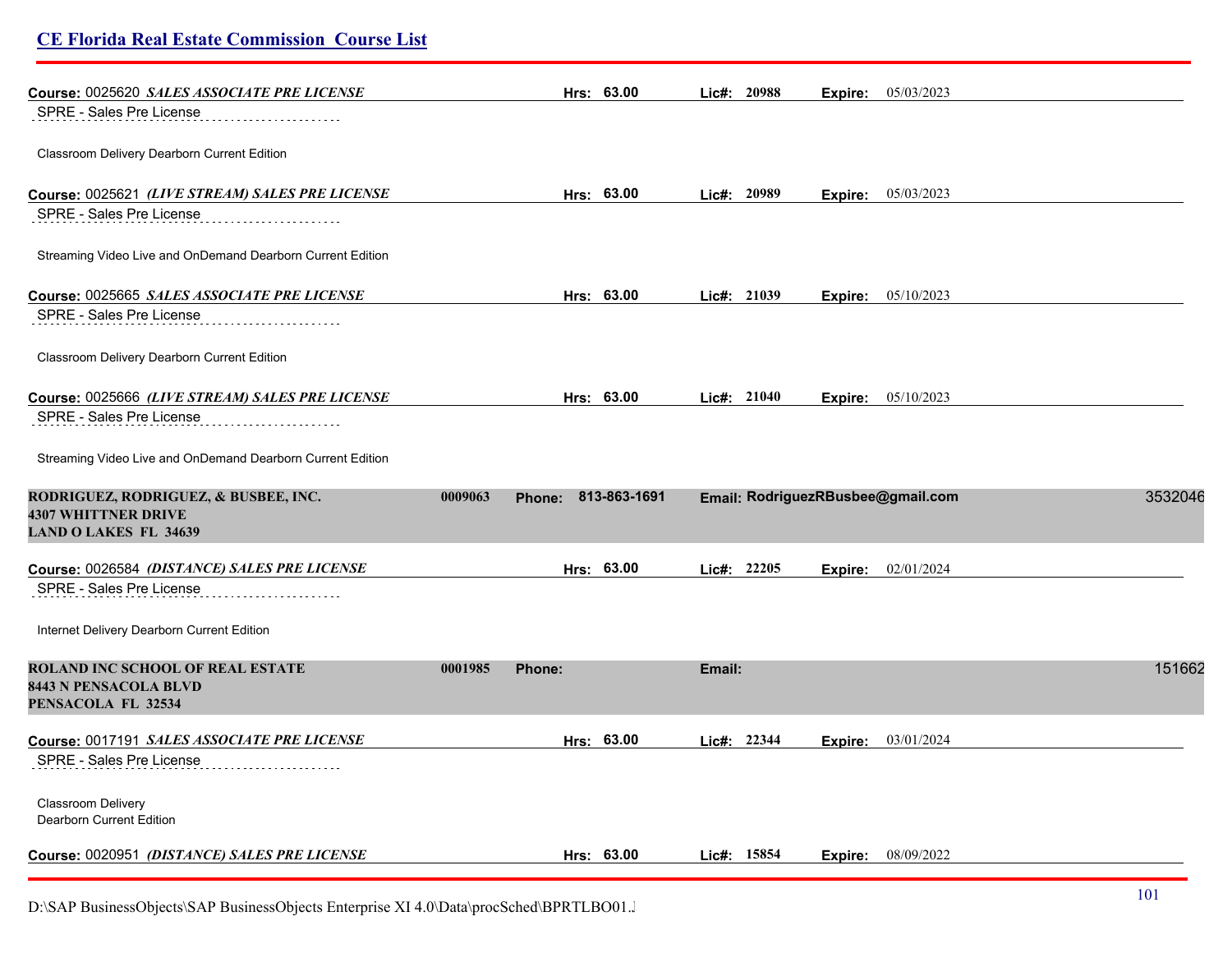**Course:** 0025620 ***SALES ASSOCIATE PRE LICENSE*** **Hrs:** 63.00 **Lic#:** 20988 **Expire:** 05/03/2023

SPRE - Sales Pre License

Classroom Delivery Dearborn Current Edition

**Course:** 0025621 ***(LIVE STREAM) SALES PRE LICENSE*** **Hrs:** 63.00 **Lic#:** 20989 **Expire:** 05/03/2023

SPRE - Sales Pre License

Streaming Video Live and OnDemand Dearborn Current Edition

**Course:** 0025665 ***SALES ASSOCIATE PRE LICENSE*** **Hrs:** 63.00 **Lic#:** 21039 **Expire:** 05/10/2023

SPRE - Sales Pre License

Classroom Delivery Dearborn Current Edition

**Course:** 0025666 ***(LIVE STREAM) SALES PRE LICENSE*** **Hrs:** 63.00 **Lic#:** 21040 **Expire:** 05/10/2023

SPRE - Sales Pre License

Streaming Video Live and OnDemand Dearborn Current Edition

**RODRIGUEZ, RODRIGUEZ, & BUSBEE, INC.** 0009063 **Phone:** 813-863-1691 **Email:** RodriguezRBusbee@gmail.com 3532046
**4307 WHITTNER DRIVE**
**LAND O LAKES FL 34639**

**Course:** 0026584 ***(DISTANCE) SALES PRE LICENSE*** **Hrs:** 63.00 **Lic#:** 22205 **Expire:** 02/01/2024

SPRE - Sales Pre License

Internet Delivery Dearborn Current Edition

**ROLAND INC SCHOOL OF REAL ESTATE** 0001985 **Phone:** **Email:** 151662
**8443 N PENSACOLA BLVD**
**PENSACOLA FL 32534**

**Course:** 0017191 ***SALES ASSOCIATE PRE LICENSE*** **Hrs:** 63.00 **Lic#:** 22344 **Expire:** 03/01/2024

SPRE - Sales Pre License

Classroom Delivery
Dearborn Current Edition

**Course:** 0020951 ***(DISTANCE) SALES PRE LICENSE*** **Hrs:** 63.00 **Lic#:** 15854 **Expire:** 08/09/2022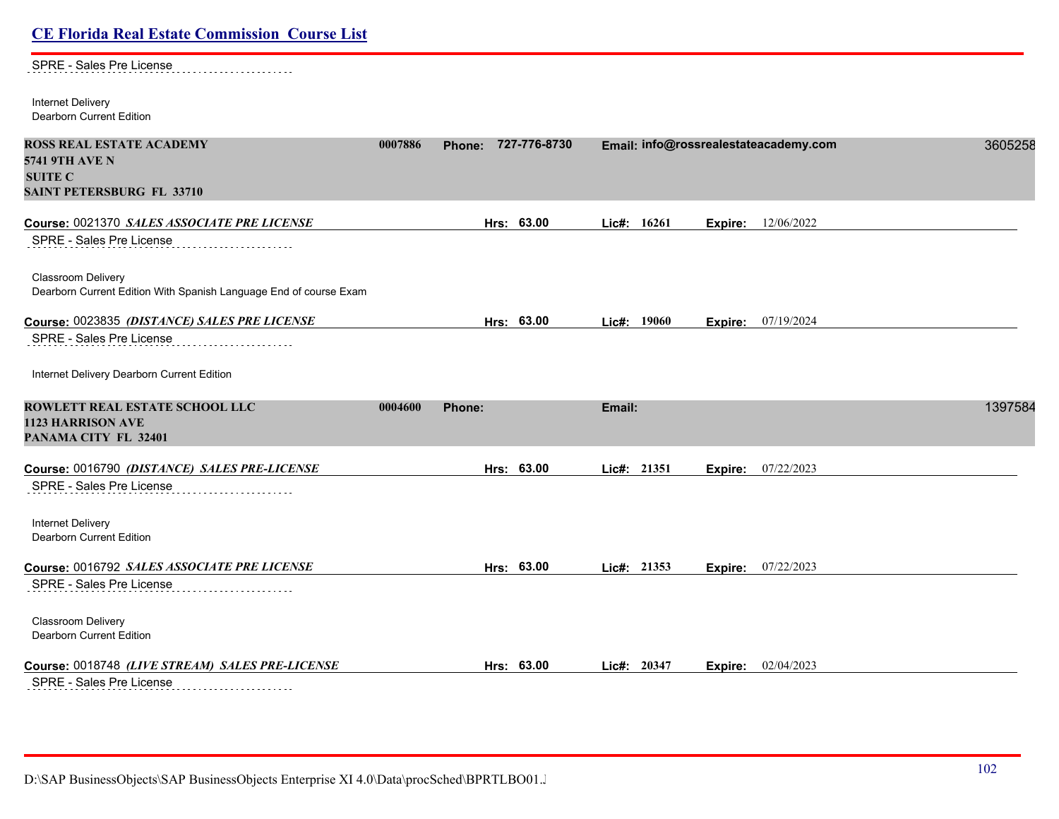SPRE - Sales Pre License

Internet Delivery
Dearborn Current Edition

**ROSS REAL ESTATE ACADEMY** 0007886 **Phone:** 727-776-8730 **Email:** info@rossrealestateacademy.com 3605258
**5741 9TH AVE N**
**SUITE C**
**SAINT PETERSBURG FL 33710**

**Course:** 0021370 ***SALES ASSOCIATE PRE LICENSE*** **Hrs:** 63.00 **Lic#:** 16261 **Expire:** 12/06/2022

SPRE - Sales Pre License

Classroom Delivery
Dearborn Current Edition With Spanish Language End of course Exam

**Course:** 0023835 ***(DISTANCE) SALES PRE LICENSE*** **Hrs:** 63.00 **Lic#:** 19060 **Expire:** 07/19/2024

SPRE - Sales Pre License

Internet Delivery Dearborn Current Edition

**ROWLETT REAL ESTATE SCHOOL LLC** 0004600 **Phone:** **Email:** 1397584
**1123 HARRISON AVE**
**PANAMA CITY FL 32401**

**Course:** 0016790 ***(DISTANCE) SALES PRE-LICENSE*** **Hrs:** 63.00 **Lic#:** 21351 **Expire:** 07/22/2023

SPRE - Sales Pre License

Internet Delivery
Dearborn Current Edition

**Course:** 0016792 ***SALES ASSOCIATE PRE LICENSE*** **Hrs:** 63.00 **Lic#:** 21353 **Expire:** 07/22/2023

SPRE - Sales Pre License

Classroom Delivery
Dearborn Current Edition

**Course:** 0018748 ***(LIVE STREAM) SALES PRE-LICENSE*** **Hrs:** 63.00 **Lic#:** 20347 **Expire:** 02/04/2023

SPRE - Sales Pre License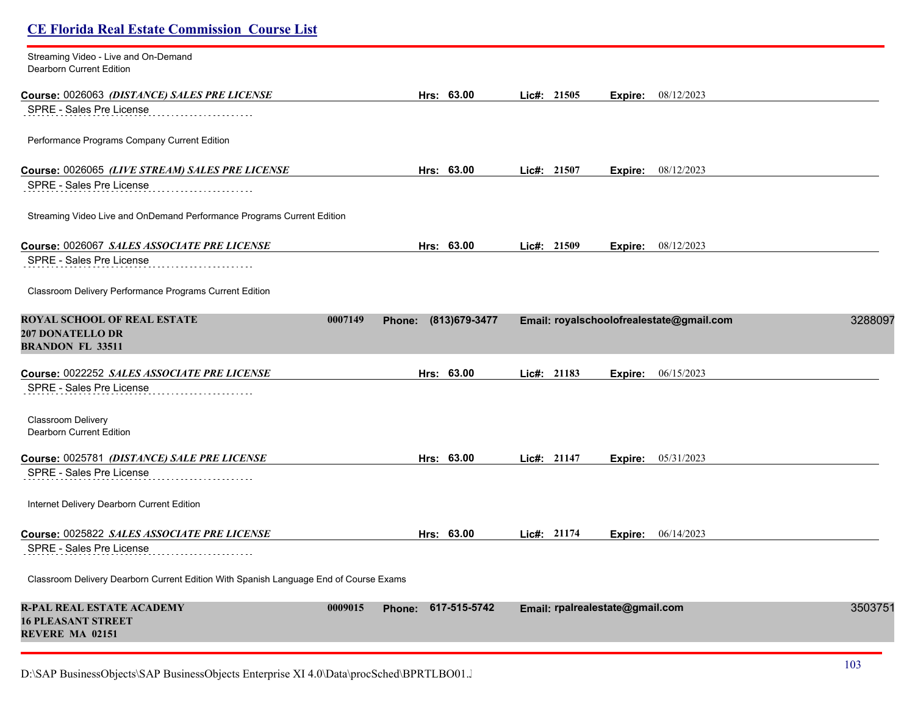Streaming Video - Live and On-Demand
Dearborn Current Edition

**Course:** 0026063 ***(DISTANCE) SALES PRE LICENSE*** **Hrs: 63.00** **Lic#: 21505** **Expire:** 08/12/2023

SPRE - Sales Pre License

Performance Programs Company Current Edition

**Course:** 0026065 ***(LIVE STREAM) SALES PRE LICENSE*** **Hrs: 63.00** **Lic#: 21507** **Expire:** 08/12/2023

SPRE - Sales Pre License

Streaming Video Live and OnDemand Performance Programs Current Edition

**Course:** 0026067 ***SALES ASSOCIATE PRE LICENSE*** **Hrs: 63.00** **Lic#: 21509** **Expire:** 08/12/2023

SPRE - Sales Pre License

Classroom Delivery Performance Programs Current Edition

**ROYAL SCHOOL OF REAL ESTATE** **0007149** **Phone: (813)679-3477** **Email: royalschoolofrealestate@gmail.com** 3288097
**207 DONATELLO DR**
**BRANDON FL 33511**

**Course:** 0022252 ***SALES ASSOCIATE PRE LICENSE*** **Hrs: 63.00** **Lic#: 21183** **Expire:** 06/15/2023

SPRE - Sales Pre License

Classroom Delivery
Dearborn Current Edition

**Course:** 0025781 ***(DISTANCE) SALE PRE LICENSE*** **Hrs: 63.00** **Lic#: 21147** **Expire:** 05/31/2023

SPRE - Sales Pre License

Internet Delivery Dearborn Current Edition

**Course:** 0025822 ***SALES ASSOCIATE PRE LICENSE*** **Hrs: 63.00** **Lic#: 21174** **Expire:** 06/14/2023

SPRE - Sales Pre License

Classroom Delivery Dearborn Current Edition With Spanish Language End of Course Exams

**R-PAL REAL ESTATE ACADEMY** **0009015** **Phone: 617-515-5742** **Email: rpalrealestate@gmail.com** 3503751
**16 PLEASANT STREET**
**REVERE MA 02151**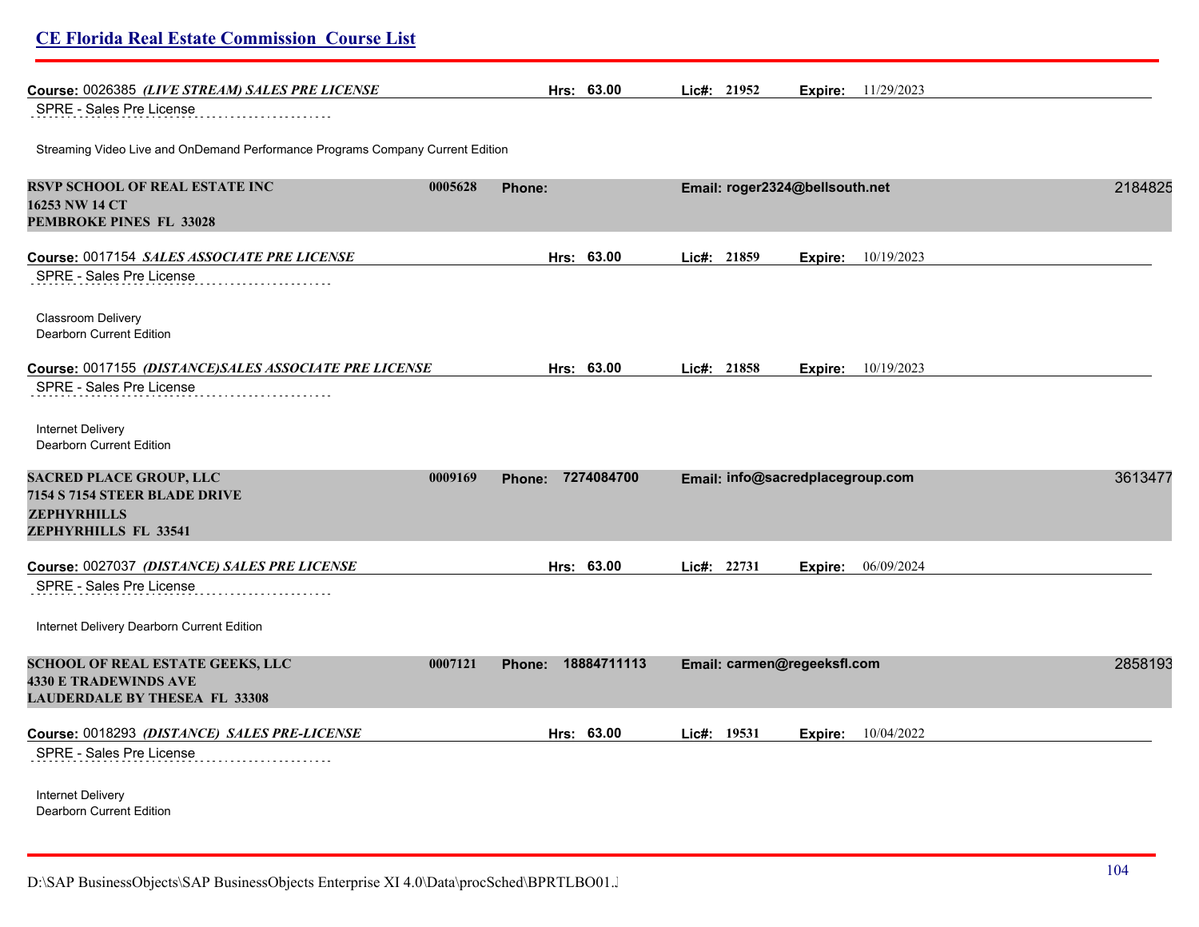**Course:** 0026385 ***(LIVE STREAM) SALES PRE LICENSE*** **Hrs: 63.00** **Lic#: 21952** **Expire:** 11/29/2023

SPRE - Sales Pre License

Streaming Video Live and OnDemand Performance Programs Company Current Edition

**RSVP SCHOOL OF REAL ESTATE INC** **0005628** **Phone:** **Email: roger2324@bellsouth.net** 2184825
**16253 NW 14 CT**
**PEMBROKE PINES FL 33028**

**Course:** 0017154 ***SALES ASSOCIATE PRE LICENSE*** **Hrs: 63.00** **Lic#: 21859** **Expire:** 10/19/2023

SPRE - Sales Pre License

Classroom Delivery
Dearborn Current Edition

**Course:** 0017155 ***(DISTANCE)SALES ASSOCIATE PRE LICENSE*** **Hrs: 63.00** **Lic#: 21858** **Expire:** 10/19/2023

SPRE - Sales Pre License

Internet Delivery
Dearborn Current Edition

**SACRED PLACE GROUP, LLC** **0009169** **Phone: 7274084700** **Email: info@sacredplacegroup.com** 3613477
**7154 S 7154 STEER BLADE DRIVE**
**ZEPHYRHILLS**
**ZEPHYRHILLS FL 33541**

**Course:** 0027037 ***(DISTANCE) SALES PRE LICENSE*** **Hrs: 63.00** **Lic#: 22731** **Expire:** 06/09/2024

SPRE - Sales Pre License

Internet Delivery Dearborn Current Edition

**SCHOOL OF REAL ESTATE GEEKS, LLC** **0007121** **Phone: 18884711113** **Email: carmen@regeeksfl.com** 2858193
**4330 E TRADEWINDS AVE**
**LAUDERDALE BY THESEA FL 33308**

**Course:** 0018293 ***(DISTANCE) SALES PRE-LICENSE*** **Hrs: 63.00** **Lic#: 19531** **Expire:** 10/04/2022

SPRE - Sales Pre License

Internet Delivery
Dearborn Current Edition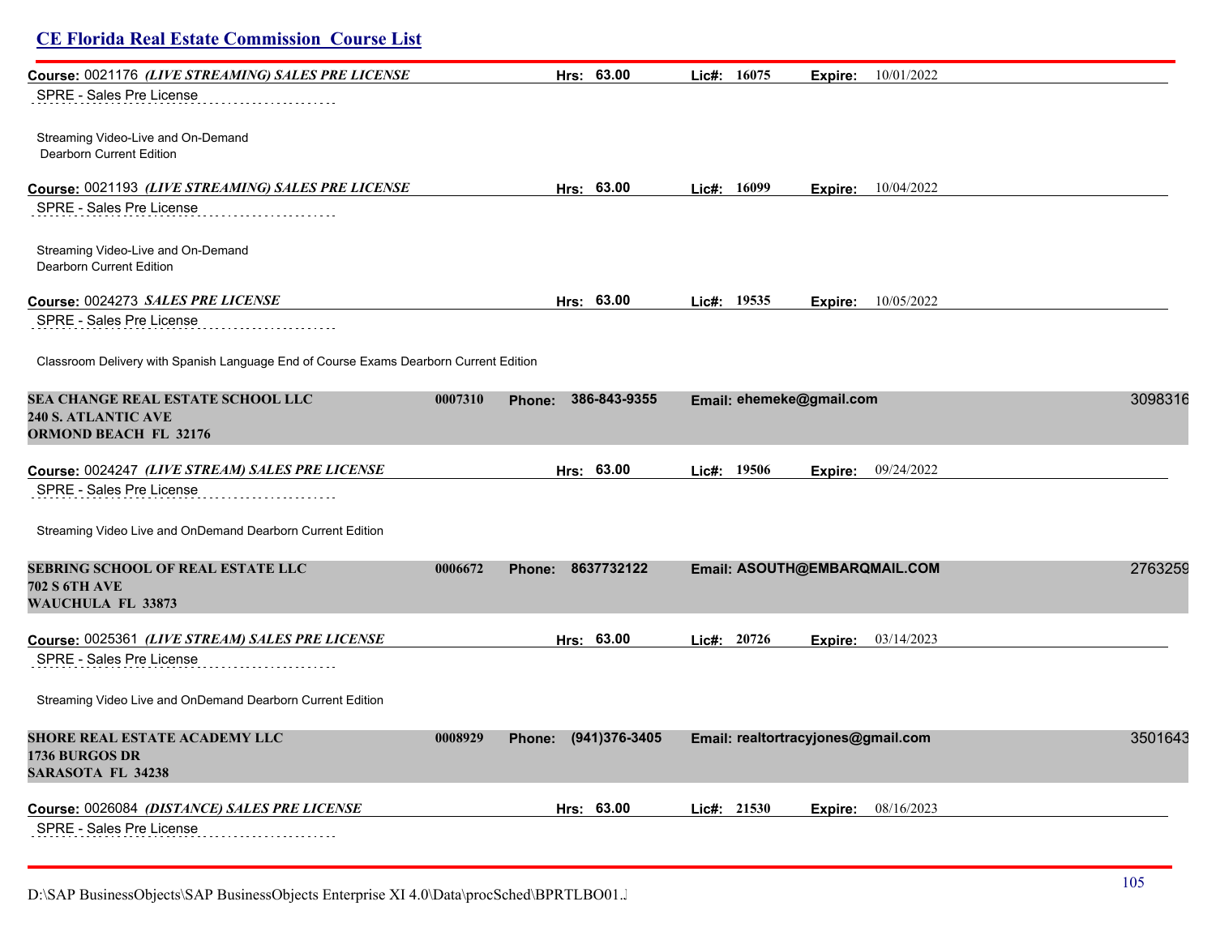**Course:** 0021176 *(LIVE STREAMING) SALES PRE LICENSE* **Hrs:** 63.00 **Lic#:** 16075 **Expire:** 10/01/2022

SPRE - Sales Pre License

Streaming Video-Live and On-Demand
Dearborn Current Edition

**Course:** 0021193 *(LIVE STREAMING) SALES PRE LICENSE* **Hrs:** 63.00 **Lic#:** 16099 **Expire:** 10/04/2022

SPRE - Sales Pre License

Streaming Video-Live and On-Demand
Dearborn Current Edition

**Course:** 0024273 *SALES PRE LICENSE* **Hrs:** 63.00 **Lic#:** 19535 **Expire:** 10/05/2022

SPRE - Sales Pre License

Classroom Delivery with Spanish Language End of Course Exams Dearborn Current Edition

**SEA CHANGE REAL ESTATE SCHOOL LLC** 0007310 **Phone:** 386-843-9355 **Email:** ehemeke@gmail.com 3098316
**240 S. ATLANTIC AVE**
**ORMOND BEACH FL 32176**

**Course:** 0024247 *(LIVE STREAM) SALES PRE LICENSE* **Hrs:** 63.00 **Lic#:** 19506 **Expire:** 09/24/2022

SPRE - Sales Pre License

Streaming Video Live and OnDemand Dearborn Current Edition

**SEBRING SCHOOL OF REAL ESTATE LLC** 0006672 **Phone:** 8637732122 **Email:** ASOUTH@EMBARQMAIL.COM 2763259
**702 S 6TH AVE**
**WAUCHULA FL 33873**

**Course:** 0025361 *(LIVE STREAM) SALES PRE LICENSE* **Hrs:** 63.00 **Lic#:** 20726 **Expire:** 03/14/2023

SPRE - Sales Pre License

Streaming Video Live and OnDemand Dearborn Current Edition

**SHORE REAL ESTATE ACADEMY LLC** 0008929 **Phone:** (941)376-3405 **Email:** realtortracyjones@gmail.com 3501643
**1736 BURGOS DR**
**SARASOTA FL 34238**

**Course:** 0026084 *(DISTANCE) SALES PRE LICENSE* **Hrs:** 63.00 **Lic#:** 21530 **Expire:** 08/16/2023

SPRE - Sales Pre License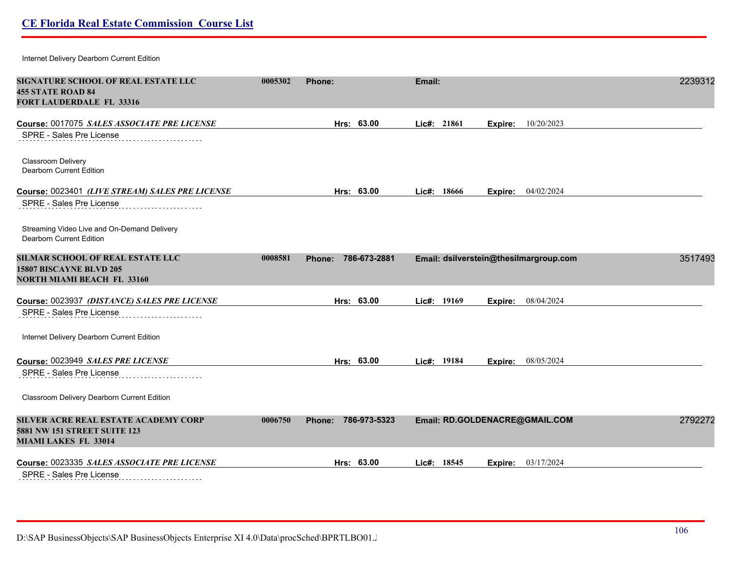Internet Delivery Dearborn Current Edition

**SIGNATURE SCHOOL OF REAL ESTATE LLC** **0005302** **Phone:** **Email:** 2239312
**455 STATE ROAD 84**
**FORT LAUDERDALE FL 33316**

**Course:** 0017075 ***SALES ASSOCIATE PRE LICENSE*** **Hrs: 63.00** **Lic#: 21861** **Expire:** 10/20/2023

SPRE - Sales Pre License

Classroom Delivery
Dearborn Current Edition

**Course:** 0023401 ***(LIVE STREAM) SALES PRE LICENSE*** **Hrs: 63.00** **Lic#: 18666** **Expire:** 04/02/2024

SPRE - Sales Pre License

Streaming Video Live and On-Demand Delivery
Dearborn Current Edition

**SILMAR SCHOOL OF REAL ESTATE LLC** **0008581** **Phone: 786-673-2881** **Email: dsilverstein@thesilmargroup.com** 3517493
**15807 BISCAYNE BLVD 205**
**NORTH MIAMI BEACH FL 33160**

**Course:** 0023937 ***(DISTANCE) SALES PRE LICENSE*** **Hrs: 63.00** **Lic#: 19169** **Expire:** 08/04/2024

SPRE - Sales Pre License

Internet Delivery Dearborn Current Edition

**Course:** 0023949 ***SALES PRE LICENSE*** **Hrs: 63.00** **Lic#: 19184** **Expire:** 08/05/2024

SPRE - Sales Pre License

Classroom Delivery Dearborn Current Edition

**SILVER ACRE REAL ESTATE ACADEMY CORP** **0006750** **Phone: 786-973-5323** **Email: RD.GOLDENACRE@GMAIL.COM** 2792272
**5881 NW 151 STREET SUITE 123**
**MIAMI LAKES FL 33014**

**Course:** 0023335 ***SALES ASSOCIATE PRE LICENSE*** **Hrs: 63.00** **Lic#: 18545** **Expire:** 03/17/2024

SPRE - Sales Pre License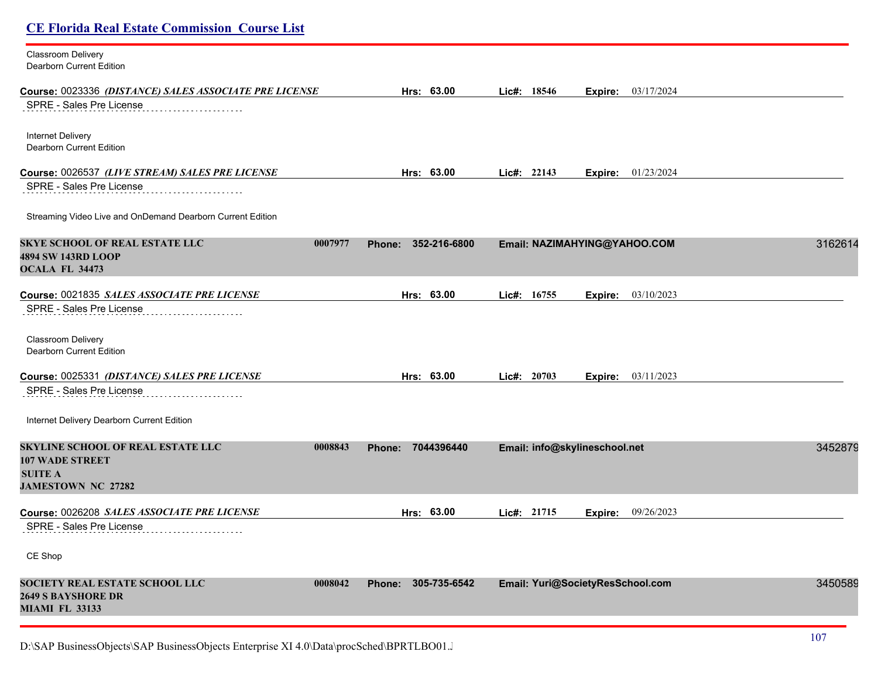Classroom Delivery
Dearborn Current Edition

**Course:** 0023336 ***(DISTANCE) SALES ASSOCIATE PRE LICENSE*** **Hrs: 63.00** **Lic#: 18546** **Expire:** 03/17/2024

SPRE - Sales Pre License

Internet Delivery
Dearborn Current Edition

**Course:** 0026537 ***(LIVE STREAM) SALES PRE LICENSE*** **Hrs: 63.00** **Lic#: 22143** **Expire:** 01/23/2024

SPRE - Sales Pre License

Streaming Video Live and OnDemand Dearborn Current Edition

**SKYE SCHOOL OF REAL ESTATE LLC** **0007977** **Phone: 352-216-6800** **Email: NAZIMAHYING@YAHOO.COM** 3162614
**4894 SW 143RD LOOP**
**OCALA FL 34473**

**Course:** 0021835 ***SALES ASSOCIATE PRE LICENSE*** **Hrs: 63.00** **Lic#: 16755** **Expire:** 03/10/2023

SPRE - Sales Pre License

Classroom Delivery
Dearborn Current Edition

**Course:** 0025331 ***(DISTANCE) SALES PRE LICENSE*** **Hrs: 63.00** **Lic#: 20703** **Expire:** 03/11/2023

SPRE - Sales Pre License

Internet Delivery Dearborn Current Edition

**SKYLINE SCHOOL OF REAL ESTATE LLC** **0008843** **Phone: 7044396440** **Email: info@skylineschool.net** 3452879
**107 WADE STREET**
**SUITE A**
**JAMESTOWN NC 27282**

**Course:** 0026208 ***SALES ASSOCIATE PRE LICENSE*** **Hrs: 63.00** **Lic#: 21715** **Expire:** 09/26/2023

SPRE - Sales Pre License

CE Shop

**SOCIETY REAL ESTATE SCHOOL LLC** **0008042** **Phone: 305-735-6542** **Email: Yuri@SocietyResSchool.com** 3450589
**2649 S BAYSHORE DR**
**MIAMI FL 33133**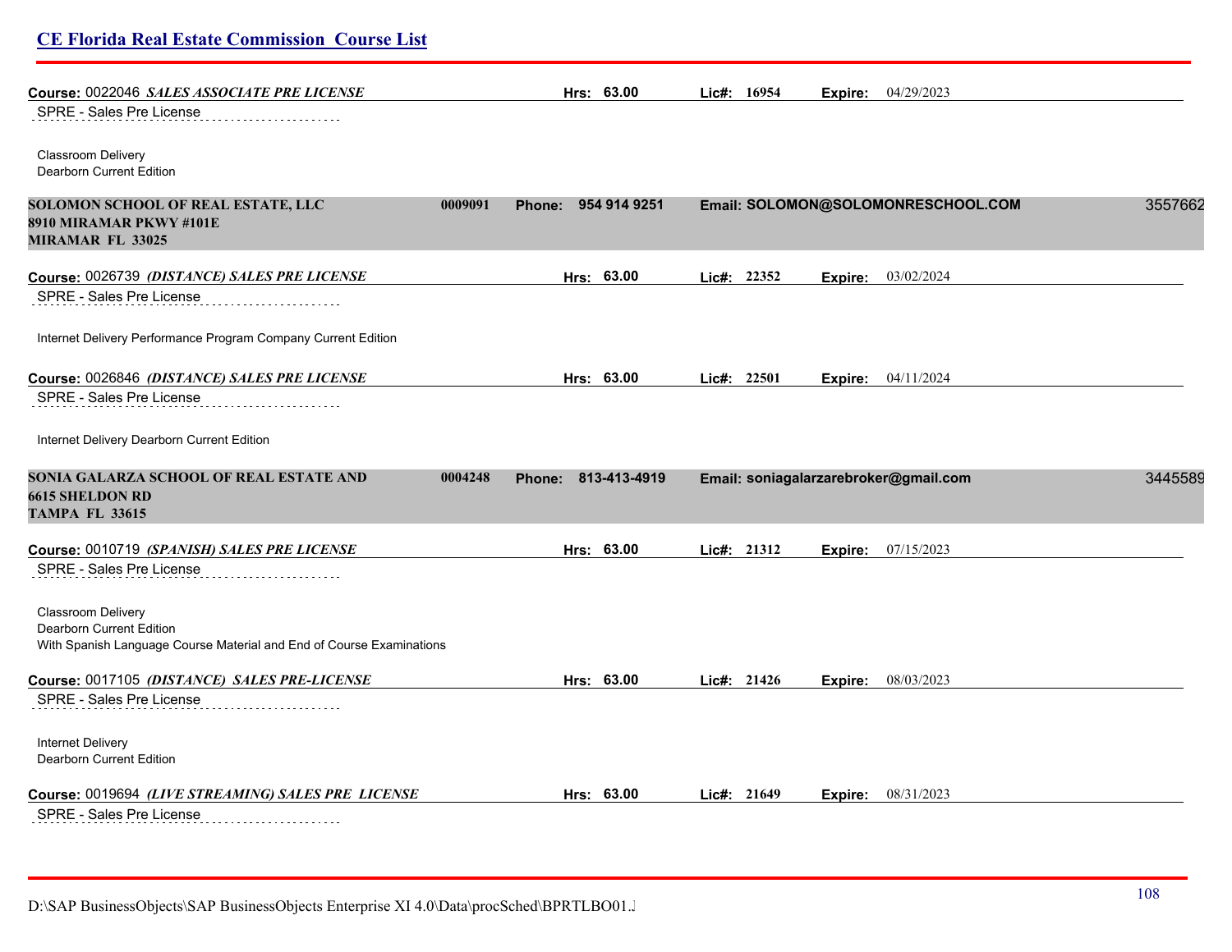**Course:** 0022046 ***SALES ASSOCIATE PRE LICENSE*** **Hrs:** 63.00 **Lic#:** 16954 **Expire:** 04/29/2023

SPRE - Sales Pre License

Classroom Delivery
Dearborn Current Edition

**SOLOMON SCHOOL OF REAL ESTATE, LLC** **0009091** **Phone: 954 914 9251** **Email: SOLOMON@SOLOMONRESCHOOL.COM** 3557662
**8910 MIRAMAR PKWY #101E**
**MIRAMAR FL 33025**

**Course:** 0026739 ***(DISTANCE) SALES PRE LICENSE*** **Hrs:** 63.00 **Lic#:** 22352 **Expire:** 03/02/2024

SPRE - Sales Pre License

Internet Delivery Performance Program Company Current Edition

**Course:** 0026846 ***(DISTANCE) SALES PRE LICENSE*** **Hrs:** 63.00 **Lic#:** 22501 **Expire:** 04/11/2024

SPRE - Sales Pre License

Internet Delivery Dearborn Current Edition

**SONIA GALARZA SCHOOL OF REAL ESTATE AND** **0004248** **Phone: 813-413-4919** **Email: soniagalarzarebroker@gmail.com** 3445589
**6615 SHELDON RD**
**TAMPA FL 33615**

**Course:** 0010719 ***(SPANISH) SALES PRE LICENSE*** **Hrs:** 63.00 **Lic#:** 21312 **Expire:** 07/15/2023

SPRE - Sales Pre License

Classroom Delivery
Dearborn Current Edition
With Spanish Language Course Material and End of Course Examinations

**Course:** 0017105 ***(DISTANCE) SALES PRE-LICENSE*** **Hrs:** 63.00 **Lic#:** 21426 **Expire:** 08/03/2023

SPRE - Sales Pre License

Internet Delivery
Dearborn Current Edition

**Course:** 0019694 ***(LIVE STREAMING) SALES PRE LICENSE*** **Hrs:** 63.00 **Lic#:** 21649 **Expire:** 08/31/2023

SPRE - Sales Pre License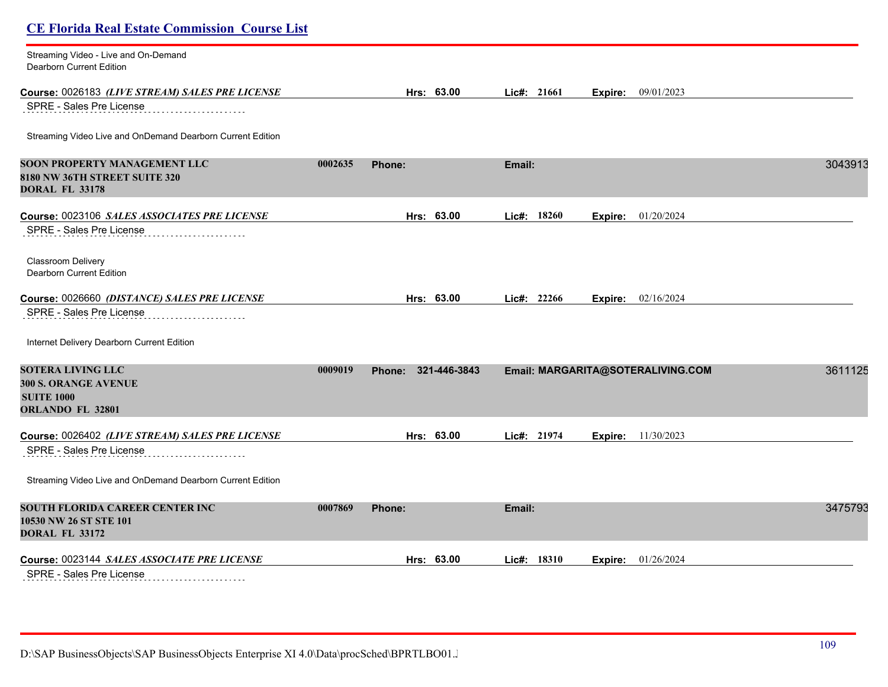Streaming Video - Live and On-Demand
Dearborn Current Edition

**Course:** 0026183 ***(LIVE STREAM) SALES PRE LICENSE*** **Hrs:** 63.00 **Lic#:** 21661 **Expire:** 09/01/2023

SPRE - Sales Pre License

Streaming Video Live and OnDemand Dearborn Current Edition

**SOON PROPERTY MANAGEMENT LLC** **0002635** **Phone:** **Email:** 3043913
**8180 NW 36TH STREET SUITE 320**
**DORAL FL 33178**

**Course:** 0023106 ***SALES ASSOCIATES PRE LICENSE*** **Hrs:** 63.00 **Lic#:** 18260 **Expire:** 01/20/2024

SPRE - Sales Pre License

Classroom Delivery
Dearborn Current Edition

**Course:** 0026660 ***(DISTANCE) SALES PRE LICENSE*** **Hrs:** 63.00 **Lic#:** 22266 **Expire:** 02/16/2024

SPRE - Sales Pre License

Internet Delivery Dearborn Current Edition

**SOTERA LIVING LLC** **0009019** **Phone: 321-446-3843** **Email: MARGARITA@SOTERALIVING.COM** 3611125
**300 S. ORANGE AVENUE**
**SUITE 1000**
**ORLANDO FL 32801**

**Course:** 0026402 ***(LIVE STREAM) SALES PRE LICENSE*** **Hrs:** 63.00 **Lic#:** 21974 **Expire:** 11/30/2023

SPRE - Sales Pre License

Streaming Video Live and OnDemand Dearborn Current Edition

**SOUTH FLORIDA CAREER CENTER INC** **0007869** **Phone:** **Email:** 3475793
**10530 NW 26 ST STE 101**
**DORAL FL 33172**

**Course:** 0023144 ***SALES ASSOCIATE PRE LICENSE*** **Hrs:** 63.00 **Lic#:** 18310 **Expire:** 01/26/2024

SPRE - Sales Pre License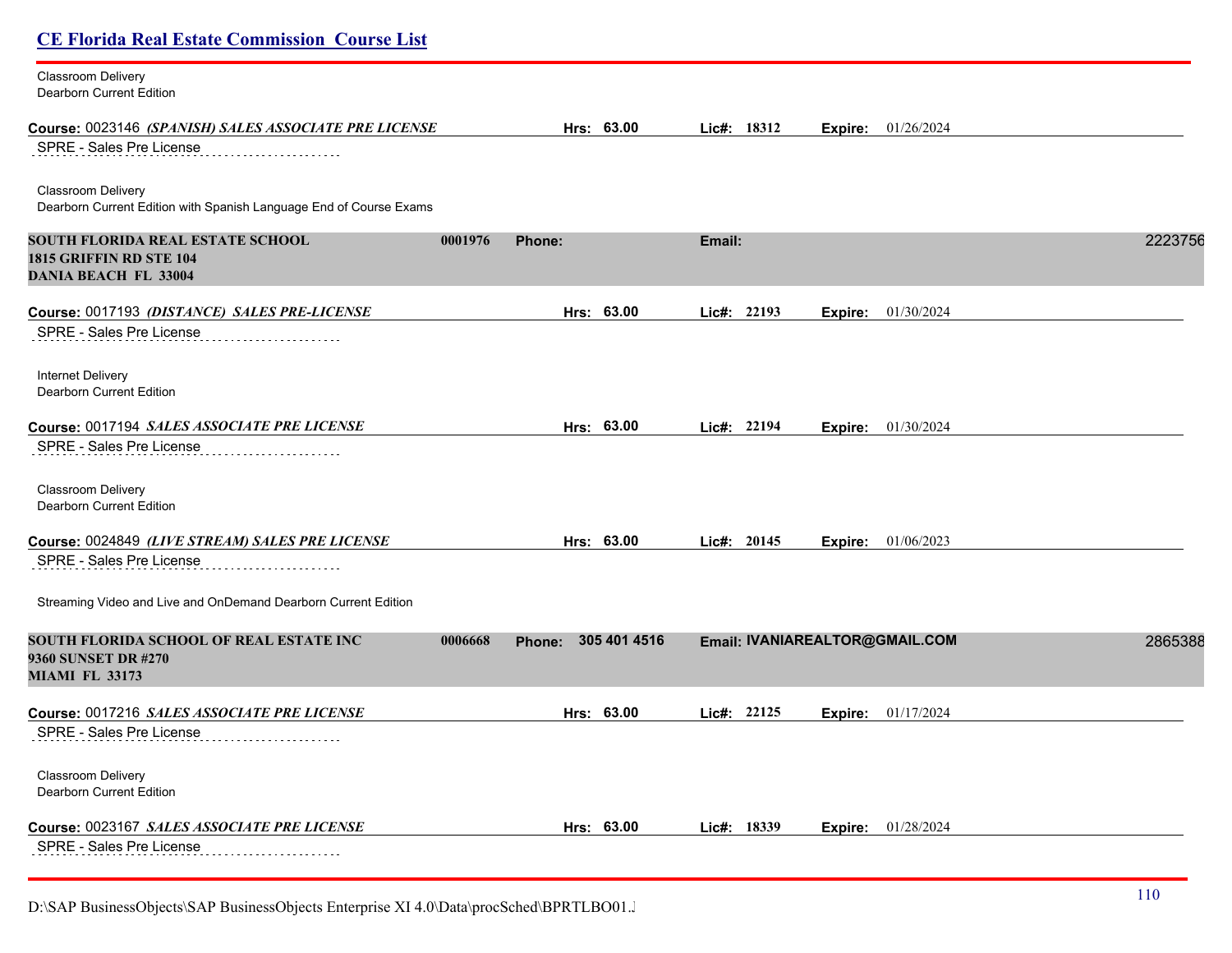Classroom Delivery
Dearborn Current Edition

**Course:** 0023146 ***(SPANISH) SALES ASSOCIATE PRE LICENSE*** **Hrs: 63.00** **Lic#: 18312** **Expire:** 01/26/2024

SPRE - Sales Pre License

Classroom Delivery
Dearborn Current Edition with Spanish Language End of Course Exams

**SOUTH FLORIDA REAL ESTATE SCHOOL** **0001976** **Phone:** **Email:** 2223756
**1815 GRIFFIN RD STE 104**
**DANIA BEACH FL 33004**

**Course:** 0017193 ***(DISTANCE) SALES PRE-LICENSE*** **Hrs: 63.00** **Lic#: 22193** **Expire:** 01/30/2024

SPRE - Sales Pre License

Internet Delivery
Dearborn Current Edition

**Course:** 0017194 ***SALES ASSOCIATE PRE LICENSE*** **Hrs: 63.00** **Lic#: 22194** **Expire:** 01/30/2024

SPRE - Sales Pre License

Classroom Delivery
Dearborn Current Edition

**Course:** 0024849 ***(LIVE STREAM) SALES PRE LICENSE*** **Hrs: 63.00** **Lic#: 20145** **Expire:** 01/06/2023

SPRE - Sales Pre License

Streaming Video and Live and OnDemand Dearborn Current Edition

**SOUTH FLORIDA SCHOOL OF REAL ESTATE INC** **0006668** **Phone: 305 401 4516** **Email: IVANIAREALTOR@GMAIL.COM** 2865388
**9360 SUNSET DR #270**
**MIAMI FL 33173**

**Course:** 0017216 ***SALES ASSOCIATE PRE LICENSE*** **Hrs: 63.00** **Lic#: 22125** **Expire:** 01/17/2024

SPRE - Sales Pre License

Classroom Delivery
Dearborn Current Edition

**Course:** 0023167 ***SALES ASSOCIATE PRE LICENSE*** **Hrs: 63.00** **Lic#: 18339** **Expire:** 01/28/2024

SPRE - Sales Pre License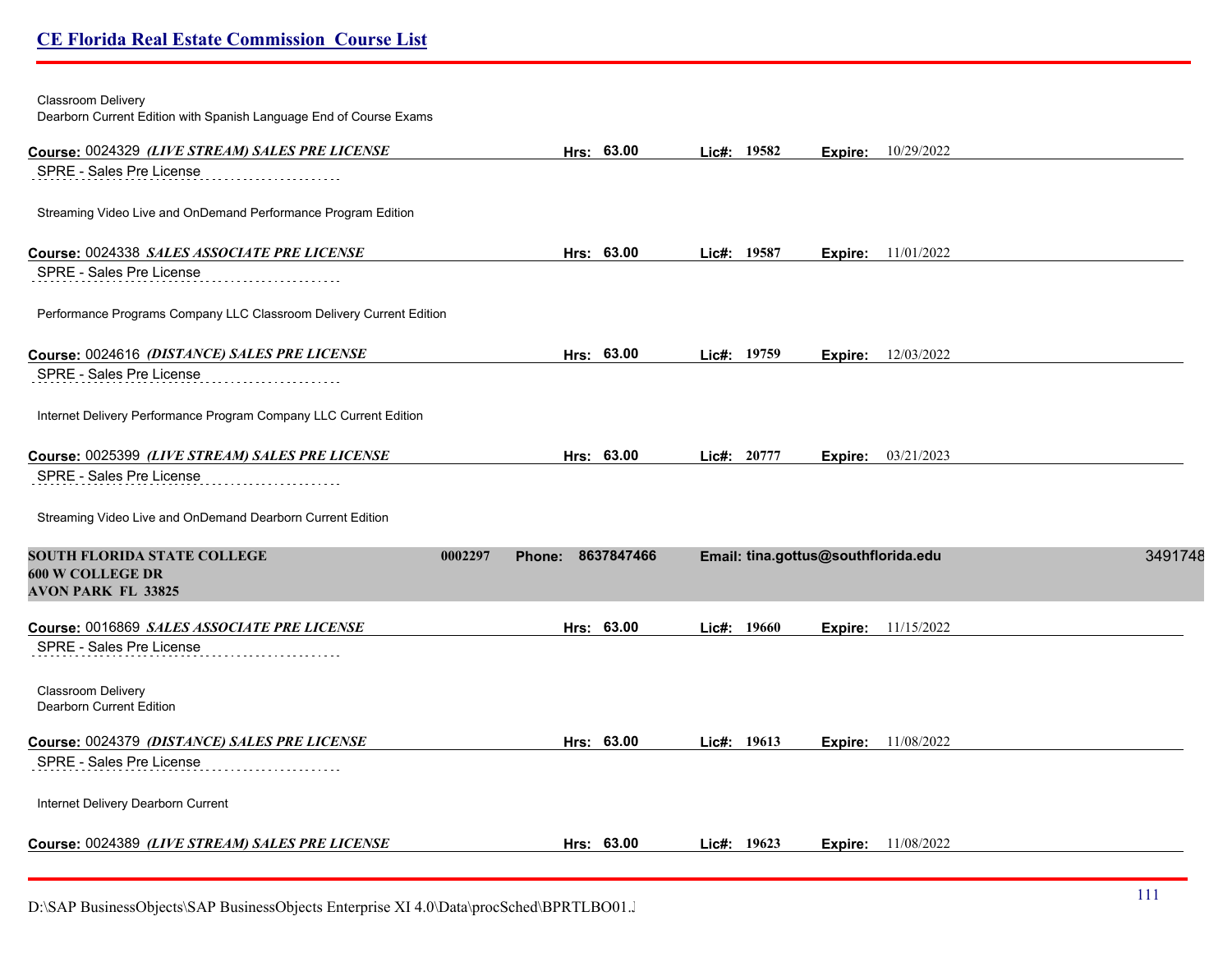Classroom Delivery
Dearborn Current Edition with Spanish Language End of Course Exams

**Course:** 0024329 ***(LIVE STREAM) SALES PRE LICENSE*** **Hrs: 63.00** **Lic#: 19582** **Expire:** 10/29/2022

SPRE - Sales Pre License

Streaming Video Live and OnDemand Performance Program Edition

**Course:** 0024338 ***SALES ASSOCIATE PRE LICENSE*** **Hrs: 63.00** **Lic#: 19587** **Expire:** 11/01/2022

SPRE - Sales Pre License

Performance Programs Company LLC Classroom Delivery Current Edition

**Course:** 0024616 ***(DISTANCE) SALES PRE LICENSE*** **Hrs: 63.00** **Lic#: 19759** **Expire:** 12/03/2022

SPRE - Sales Pre License

Internet Delivery Performance Program Company LLC Current Edition

**Course:** 0025399 ***(LIVE STREAM) SALES PRE LICENSE*** **Hrs: 63.00** **Lic#: 20777** **Expire:** 03/21/2023

SPRE - Sales Pre License

Streaming Video Live and OnDemand Dearborn Current Edition

**SOUTH FLORIDA STATE COLLEGE** **0002297** **Phone: 8637847466** **Email: tina.gottus@southflorida.edu** 3491748
**600 W COLLEGE DR**
**AVON PARK FL 33825**

**Course:** 0016869 ***SALES ASSOCIATE PRE LICENSE*** **Hrs: 63.00** **Lic#: 19660** **Expire:** 11/15/2022

SPRE - Sales Pre License

Classroom Delivery
Dearborn Current Edition

**Course:** 0024379 ***(DISTANCE) SALES PRE LICENSE*** **Hrs: 63.00** **Lic#: 19613** **Expire:** 11/08/2022

SPRE - Sales Pre License

Internet Delivery Dearborn Current

**Course:** 0024389 ***(LIVE STREAM) SALES PRE LICENSE*** **Hrs: 63.00** **Lic#: 19623** **Expire:** 11/08/2022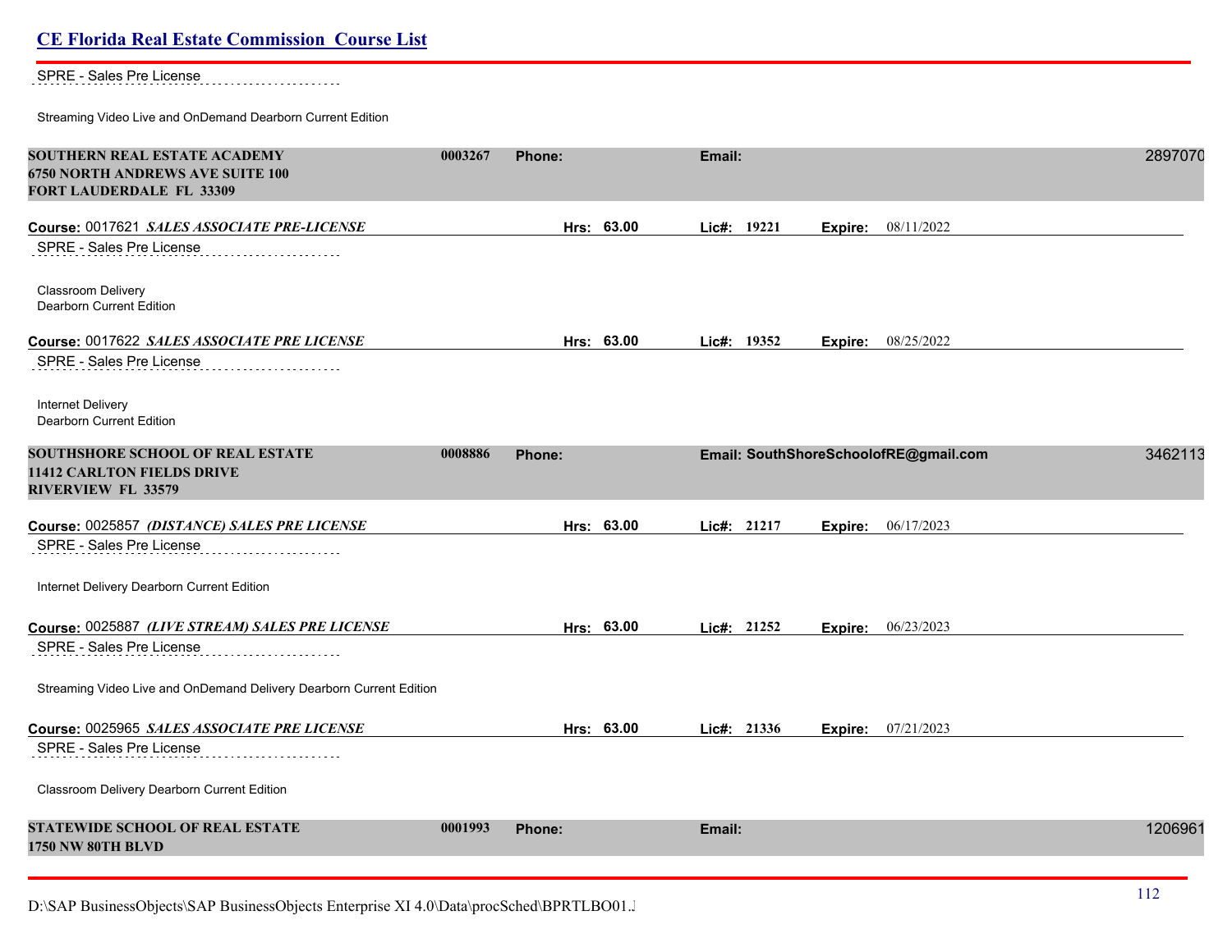SPRE - Sales Pre License

Streaming Video Live and OnDemand Dearborn Current Edition

**SOUTHERN REAL ESTATE ACADEMY** 0003267 **Phone:** **Email:** 2897070
**6750 NORTH ANDREWS AVE SUITE 100**
**FORT LAUDERDALE FL 33309**

**Course:** 0017621 ***SALES ASSOCIATE PRE-LICENSE*** **Hrs:** 63.00 **Lic#:** 19221 **Expire:** 08/11/2022

SPRE - Sales Pre License

Classroom Delivery
Dearborn Current Edition

**Course:** 0017622 ***SALES ASSOCIATE PRE LICENSE*** **Hrs:** 63.00 **Lic#:** 19352 **Expire:** 08/25/2022

SPRE - Sales Pre License

Internet Delivery
Dearborn Current Edition

**SOUTHSHORE SCHOOL OF REAL ESTATE** 0008886 **Phone:** **Email: SouthShoreSchoolofRE@gmail.com** 3462113
**11412 CARLTON FIELDS DRIVE**
**RIVERVIEW FL 33579**

**Course:** 0025857 ***(DISTANCE) SALES PRE LICENSE*** **Hrs:** 63.00 **Lic#:** 21217 **Expire:** 06/17/2023

SPRE - Sales Pre License

Internet Delivery Dearborn Current Edition

**Course:** 0025887 ***(LIVE STREAM) SALES PRE LICENSE*** **Hrs:** 63.00 **Lic#:** 21252 **Expire:** 06/23/2023

SPRE - Sales Pre License

Streaming Video Live and OnDemand Delivery Dearborn Current Edition

**Course:** 0025965 ***SALES ASSOCIATE PRE LICENSE*** **Hrs:** 63.00 **Lic#:** 21336 **Expire:** 07/21/2023

SPRE - Sales Pre License

Classroom Delivery Dearborn Current Edition

**STATEWIDE SCHOOL OF REAL ESTATE** 0001993 **Phone:** **Email:** 1206961
**1750 NW 80TH BLVD**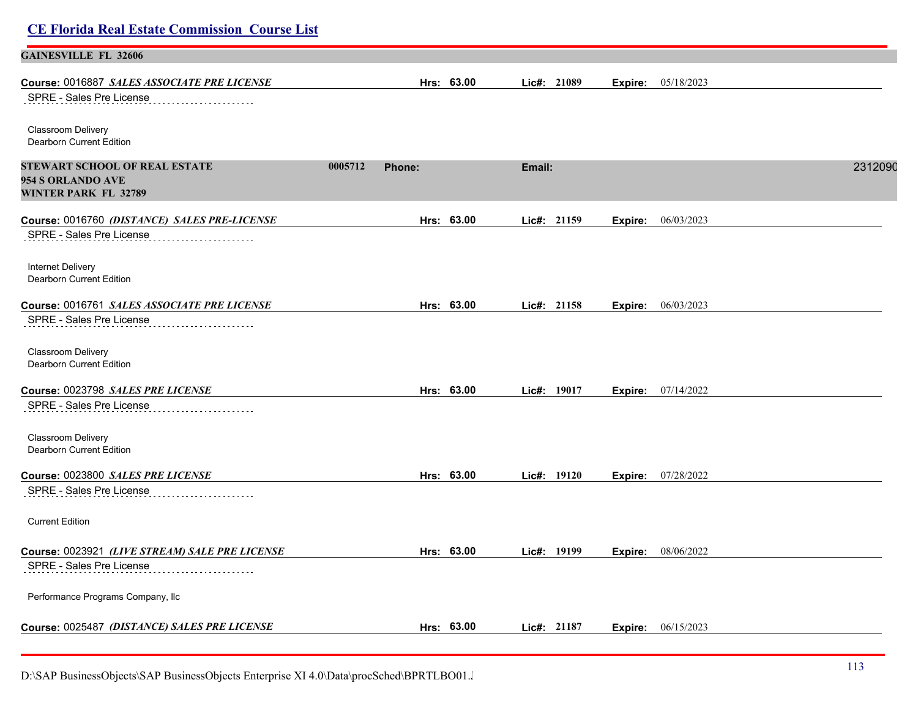**GAINESVILLE FL 32606**

**Course:** 0016887 ***SALES ASSOCIATE PRE LICENSE*** **Hrs: 63.00** **Lic#: 21089** **Expire:** 05/18/2023

SPRE - Sales Pre License

Classroom Delivery
Dearborn Current Edition

**STEWART SCHOOL OF REAL ESTATE** **0005712** **Phone:** **Email:** 2312090
**954 S ORLANDO AVE**
**WINTER PARK FL 32789**

**Course:** 0016760 ***(DISTANCE) SALES PRE-LICENSE*** **Hrs: 63.00** **Lic#: 21159** **Expire:** 06/03/2023

SPRE - Sales Pre License

Internet Delivery
Dearborn Current Edition

**Course:** 0016761 ***SALES ASSOCIATE PRE LICENSE*** **Hrs: 63.00** **Lic#: 21158** **Expire:** 06/03/2023

SPRE - Sales Pre License

Classroom Delivery
Dearborn Current Edition

**Course:** 0023798 ***SALES PRE LICENSE*** **Hrs: 63.00** **Lic#: 19017** **Expire:** 07/14/2022

SPRE - Sales Pre License

Classroom Delivery
Dearborn Current Edition

**Course:** 0023800 ***SALES PRE LICENSE*** **Hrs: 63.00** **Lic#: 19120** **Expire:** 07/28/2022

SPRE - Sales Pre License

Current Edition

**Course:** 0023921 ***(LIVE STREAM) SALE PRE LICENSE*** **Hrs: 63.00** **Lic#: 19199** **Expire:** 08/06/2022

SPRE - Sales Pre License

Performance Programs Company, llc

**Course:** 0025487 ***(DISTANCE) SALES PRE LICENSE*** **Hrs: 63.00** **Lic#: 21187** **Expire:** 06/15/2023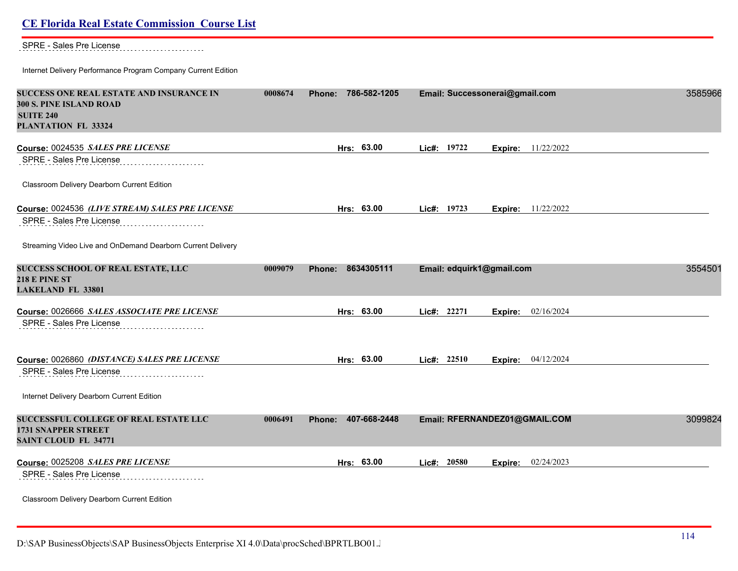SPRE - Sales Pre License

Internet Delivery Performance Program Company Current Edition

**SUCCESS ONE REAL ESTATE AND INSURANCE IN** **0008674** **Phone: 786-582-1205** **Email: Successonerai@gmail.com** 3585966
**300 S. PINE ISLAND ROAD**
**SUITE 240**
**PLANTATION FL 33324**

**Course:** 0024535 ***SALES PRE LICENSE*** **Hrs: 63.00** **Lic#: 19722** **Expire:** 11/22/2022

SPRE - Sales Pre License

Classroom Delivery Dearborn Current Edition

**Course:** 0024536 ***(LIVE STREAM) SALES PRE LICENSE*** **Hrs: 63.00** **Lic#: 19723** **Expire:** 11/22/2022

SPRE - Sales Pre License

Streaming Video Live and OnDemand Dearborn Current Delivery

**SUCCESS SCHOOL OF REAL ESTATE, LLC** **0009079** **Phone: 8634305111** **Email: edquirk1@gmail.com** 3554501
**218 E PINE ST**
**LAKELAND FL 33801**

**Course:** 0026666 ***SALES ASSOCIATE PRE LICENSE*** **Hrs: 63.00** **Lic#: 22271** **Expire:** 02/16/2024

SPRE - Sales Pre License

**Course:** 0026860 ***(DISTANCE) SALES PRE LICENSE*** **Hrs: 63.00** **Lic#: 22510** **Expire:** 04/12/2024

SPRE - Sales Pre License

Internet Delivery Dearborn Current Edition

**SUCCESSFUL COLLEGE OF REAL ESTATE LLC** **0006491** **Phone: 407-668-2448** **Email: RFERNANDEZ01@GMAIL.COM** 3099824
**1731 SNAPPER STREET**
**SAINT CLOUD FL 34771**

**Course:** 0025208 ***SALES PRE LICENSE*** **Hrs: 63.00** **Lic#: 20580** **Expire:** 02/24/2023

SPRE - Sales Pre License

Classroom Delivery Dearborn Current Edition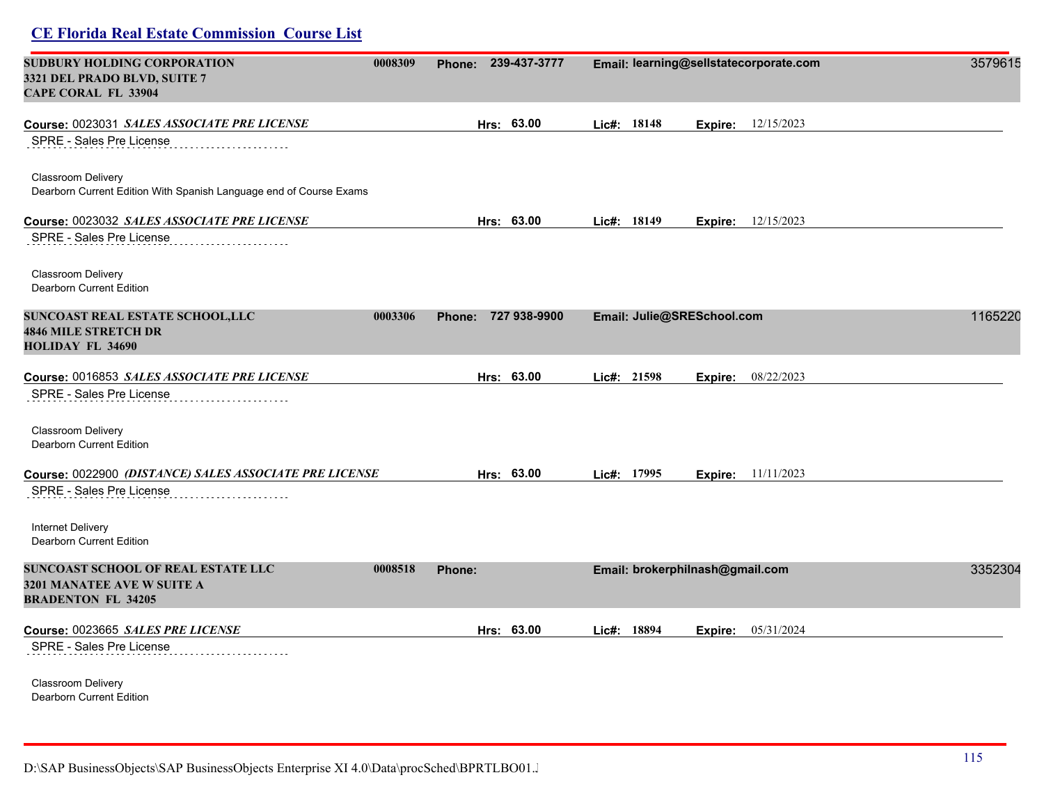## CE Florida Real Estate Commission Course List

**SUDBURY HOLDING CORPORATION** 0008309 **Phone:** 239-437-3777 **Email:** learning@sellstatecorporate.com 3579615
**3321 DEL PRADO BLVD, SUITE 7**
**CAPE CORAL FL 33904**

**Course:** 0023031 ***SALES ASSOCIATE PRE LICENSE*** **Hrs:** 63.00 **Lic#:** 18148 **Expire:** 12/15/2023

SPRE - Sales Pre License

Classroom Delivery
Dearborn Current Edition With Spanish Language end of Course Exams

**Course:** 0023032 ***SALES ASSOCIATE PRE LICENSE*** **Hrs:** 63.00 **Lic#:** 18149 **Expire:** 12/15/2023

SPRE - Sales Pre License

Classroom Delivery
Dearborn Current Edition

**SUNCOAST REAL ESTATE SCHOOL,LLC** 0003306 **Phone:** 727 938-9900 **Email:** Julie@SRESchool.com 1165220
**4846 MILE STRETCH DR**
**HOLIDAY FL 34690**

**Course:** 0016853 ***SALES ASSOCIATE PRE LICENSE*** **Hrs:** 63.00 **Lic#:** 21598 **Expire:** 08/22/2023

SPRE - Sales Pre License

Classroom Delivery
Dearborn Current Edition

**Course:** 0022900 ***(DISTANCE) SALES ASSOCIATE PRE LICENSE*** **Hrs:** 63.00 **Lic#:** 17995 **Expire:** 11/11/2023

SPRE - Sales Pre License

Internet Delivery
Dearborn Current Edition

**SUNCOAST SCHOOL OF REAL ESTATE LLC** 0008518 **Phone:** **Email:** brokerphilnash@gmail.com 3352304
**3201 MANATEE AVE W SUITE A**
**BRADENTON FL 34205**

**Course:** 0023665 ***SALES PRE LICENSE*** **Hrs:** 63.00 **Lic#:** 18894 **Expire:** 05/31/2024

SPRE - Sales Pre License

Classroom Delivery
Dearborn Current Edition

D:\SAP BusinessObjects\SAP BusinessObjects Enterprise XI 4.0\Data\procSched\BPRTLBO01.J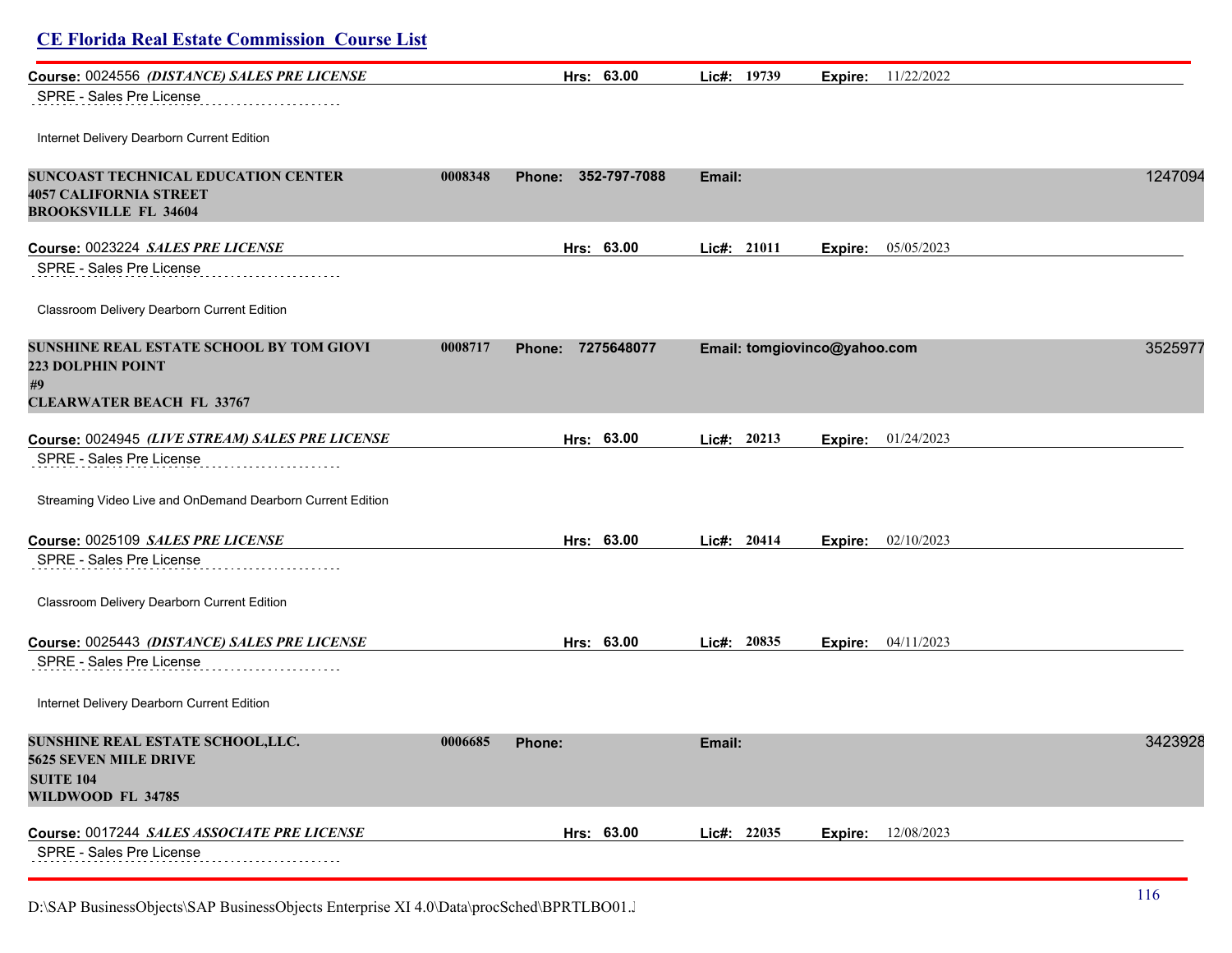**Course:** 0024556 ***(DISTANCE) SALES PRE LICENSE*** **Hrs: 63.00** **Lic#: 19739** **Expire:** 11/22/2022

SPRE - Sales Pre License

Internet Delivery Dearborn Current Edition

**SUNCOAST TECHNICAL EDUCATION CENTER** **0008348** **Phone: 352-797-7088** **Email:** 1247094
**4057 CALIFORNIA STREET**
**BROOKSVILLE FL 34604**

**Course:** 0023224 ***SALES PRE LICENSE*** **Hrs: 63.00** **Lic#: 21011** **Expire:** 05/05/2023

SPRE - Sales Pre License

Classroom Delivery Dearborn Current Edition

**SUNSHINE REAL ESTATE SCHOOL BY TOM GIOVI** **0008717** **Phone: 7275648077** **Email: tomgiovinco@yahoo.com** 3525977
**223 DOLPHIN POINT**
**#9**
**CLEARWATER BEACH FL 33767**

**Course:** 0024945 ***(LIVE STREAM) SALES PRE LICENSE*** **Hrs: 63.00** **Lic#: 20213** **Expire:** 01/24/2023

SPRE - Sales Pre License

Streaming Video Live and OnDemand Dearborn Current Edition

**Course:** 0025109 ***SALES PRE LICENSE*** **Hrs: 63.00** **Lic#: 20414** **Expire:** 02/10/2023

SPRE - Sales Pre License

Classroom Delivery Dearborn Current Edition

**Course:** 0025443 ***(DISTANCE) SALES PRE LICENSE*** **Hrs: 63.00** **Lic#: 20835** **Expire:** 04/11/2023

SPRE - Sales Pre License

Internet Delivery Dearborn Current Edition

**SUNSHINE REAL ESTATE SCHOOL,LLC.** **0006685** **Phone:** **Email:** 3423928
**5625 SEVEN MILE DRIVE**
**SUITE 104**
**WILDWOOD FL 34785**

**Course:** 0017244 ***SALES ASSOCIATE PRE LICENSE*** **Hrs: 63.00** **Lic#: 22035** **Expire:** 12/08/2023

SPRE - Sales Pre License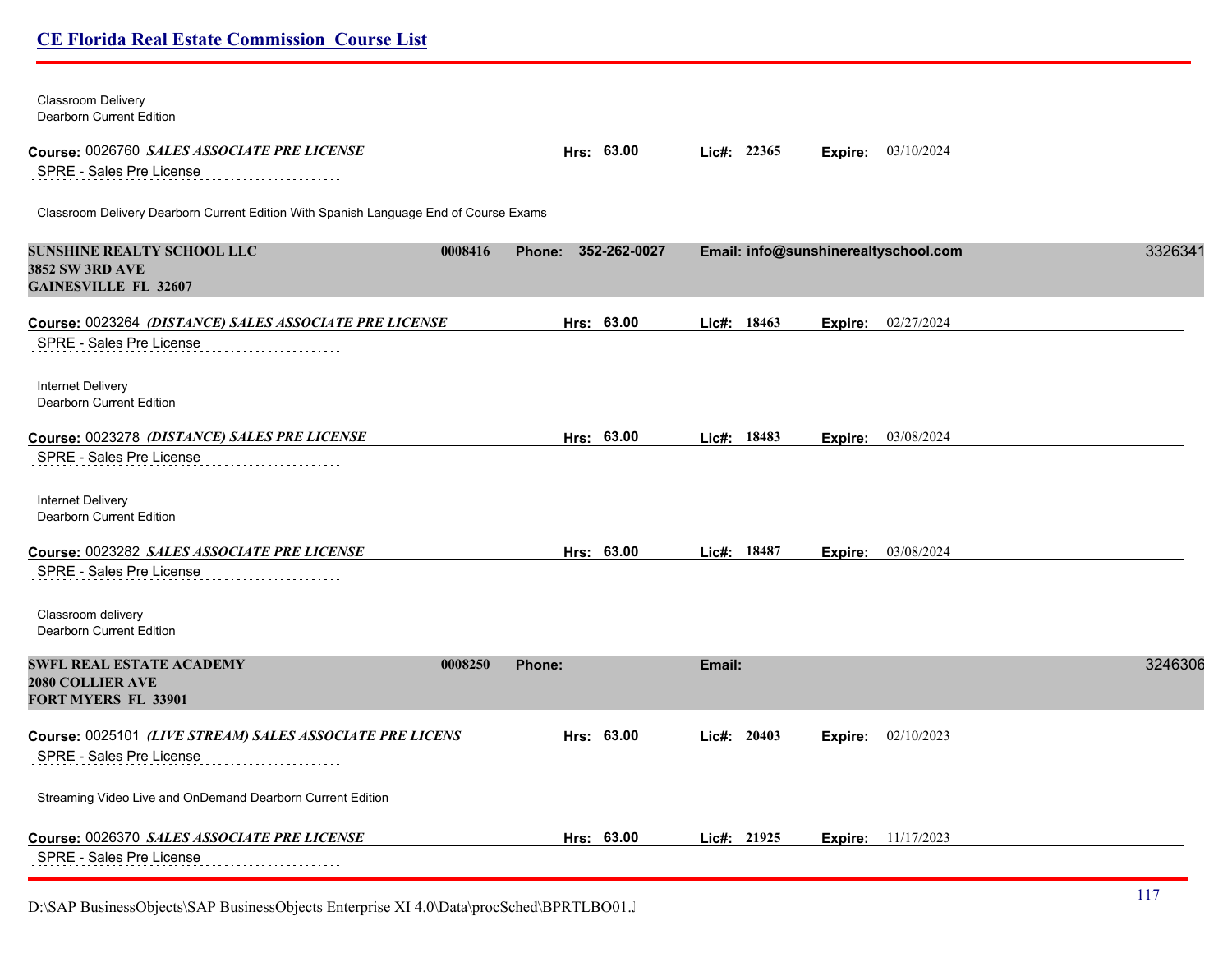Classroom Delivery
Dearborn Current Edition

**Course:** 0026760 ***SALES ASSOCIATE PRE LICENSE*** **Hrs: 63.00** **Lic#: 22365** **Expire:** 03/10/2024

SPRE - Sales Pre License

Classroom Delivery Dearborn Current Edition With Spanish Language End of Course Exams

**SUNSHINE REALTY SCHOOL LLC** **0008416** **Phone: 352-262-0027** **Email: info@sunshinerealtyschool.com** 3326341
**3852 SW 3RD AVE**
**GAINESVILLE FL 32607**

**Course:** 0023264 ***(DISTANCE) SALES ASSOCIATE PRE LICENSE*** **Hrs: 63.00** **Lic#: 18463** **Expire:** 02/27/2024

SPRE - Sales Pre License

Internet Delivery
Dearborn Current Edition

**Course:** 0023278 ***(DISTANCE) SALES PRE LICENSE*** **Hrs: 63.00** **Lic#: 18483** **Expire:** 03/08/2024

SPRE - Sales Pre License

Internet Delivery
Dearborn Current Edition

**Course:** 0023282 ***SALES ASSOCIATE PRE LICENSE*** **Hrs: 63.00** **Lic#: 18487** **Expire:** 03/08/2024

SPRE - Sales Pre License

Classroom delivery
Dearborn Current Edition

**SWFL REAL ESTATE ACADEMY** **0008250** **Phone:** **Email:** 3246306
**2080 COLLIER AVE**
**FORT MYERS FL 33901**

**Course:** 0025101 ***(LIVE STREAM) SALES ASSOCIATE PRE LICENS*** **Hrs: 63.00** **Lic#: 20403** **Expire:** 02/10/2023

SPRE - Sales Pre License

Streaming Video Live and OnDemand Dearborn Current Edition

**Course:** 0026370 ***SALES ASSOCIATE PRE LICENSE*** **Hrs: 63.00** **Lic#: 21925** **Expire:** 11/17/2023

SPRE - Sales Pre License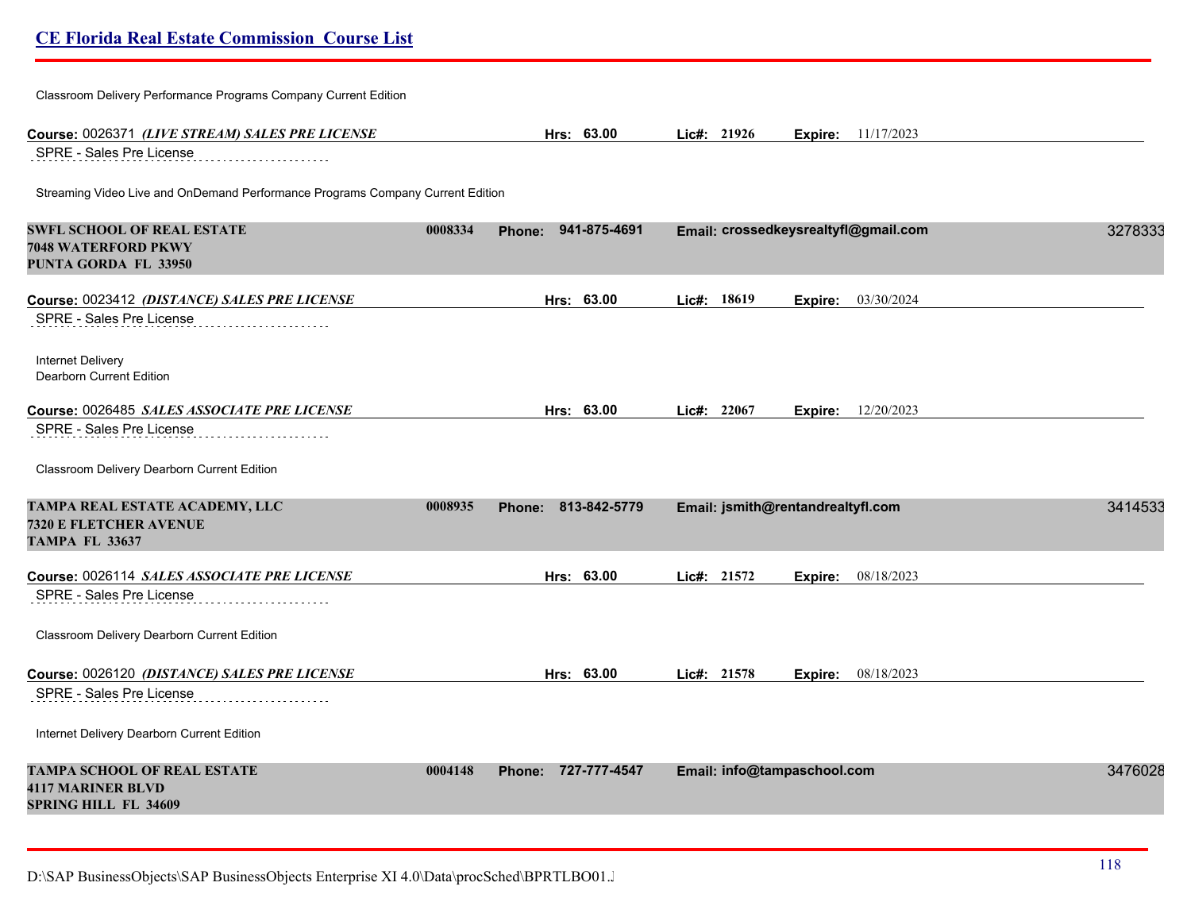Classroom Delivery Performance Programs Company Current Edition

**Course:** 0026371 ***(LIVE STREAM) SALES PRE LICENSE*** **Hrs: 63.00** **Lic#: 21926** **Expire:** 11/17/2023

SPRE - Sales Pre License

Streaming Video Live and OnDemand Performance Programs Company Current Edition

**SWFL SCHOOL OF REAL ESTATE** **0008334** **Phone: 941-875-4691** **Email: crossedkeysrealtyfl@gmail.com** 3278333
**7048 WATERFORD PKWY**
**PUNTA GORDA FL 33950**

**Course:** 0023412 ***(DISTANCE) SALES PRE LICENSE*** **Hrs: 63.00** **Lic#: 18619** **Expire:** 03/30/2024

SPRE - Sales Pre License

Internet Delivery
Dearborn Current Edition

**Course:** 0026485 ***SALES ASSOCIATE PRE LICENSE*** **Hrs: 63.00** **Lic#: 22067** **Expire:** 12/20/2023

SPRE - Sales Pre License

Classroom Delivery Dearborn Current Edition

**TAMPA REAL ESTATE ACADEMY, LLC** **0008935** **Phone: 813-842-5779** **Email: jsmith@rentandrealtyfl.com** 3414533
**7320 E FLETCHER AVENUE**
**TAMPA FL 33637**

**Course:** 0026114 ***SALES ASSOCIATE PRE LICENSE*** **Hrs: 63.00** **Lic#: 21572** **Expire:** 08/18/2023

SPRE - Sales Pre License

Classroom Delivery Dearborn Current Edition

**Course:** 0026120 ***(DISTANCE) SALES PRE LICENSE*** **Hrs: 63.00** **Lic#: 21578** **Expire:** 08/18/2023

SPRE - Sales Pre License

Internet Delivery Dearborn Current Edition

**TAMPA SCHOOL OF REAL ESTATE** **0004148** **Phone: 727-777-4547** **Email: info@tampaschool.com** 3476028
**4117 MARINER BLVD**
**SPRING HILL FL 34609**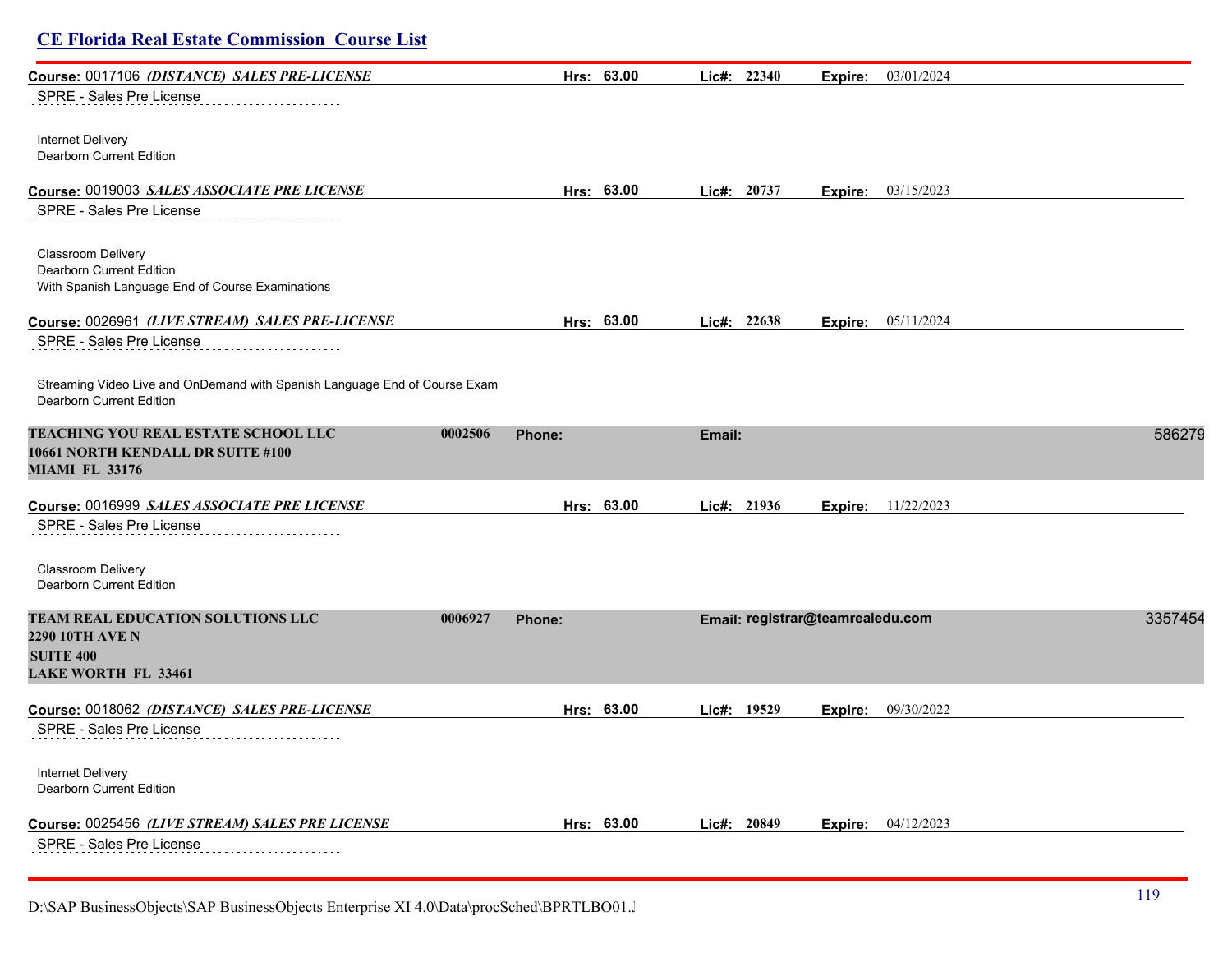## CE Florida Real Estate Commission Course List

**Course:** 0017106 ***(DISTANCE) SALES PRE-LICENSE*** **Hrs: 63.00** **Lic#: 22340** **Expire:** 03/01/2024

SPRE - Sales Pre License

Internet Delivery
Dearborn Current Edition

**Course:** 0019003 ***SALES ASSOCIATE PRE LICENSE*** **Hrs: 63.00** **Lic#: 20737** **Expire:** 03/15/2023

SPRE - Sales Pre License

Classroom Delivery
Dearborn Current Edition
With Spanish Language End of Course Examinations

**Course:** 0026961 ***(LIVE STREAM) SALES PRE-LICENSE*** **Hrs: 63.00** **Lic#: 22638** **Expire:** 05/11/2024

SPRE - Sales Pre License

Streaming Video Live and OnDemand with Spanish Language End of Course Exam
Dearborn Current Edition

**TEACHING YOU REAL ESTATE SCHOOL LLC** **0002506** **Phone:** **Email:** 586279
**10661 NORTH KENDALL DR SUITE #100**
**MIAMI FL 33176**

**Course:** 0016999 ***SALES ASSOCIATE PRE LICENSE*** **Hrs: 63.00** **Lic#: 21936** **Expire:** 11/22/2023

SPRE - Sales Pre License

Classroom Delivery
Dearborn Current Edition

**TEAM REAL EDUCATION SOLUTIONS LLC** **0006927** **Phone:** **Email: registrar@teamrealedu.com** 3357454
**2290 10TH AVE N**
**SUITE 400**
**LAKE WORTH FL 33461**

**Course:** 0018062 ***(DISTANCE) SALES PRE-LICENSE*** **Hrs: 63.00** **Lic#: 19529** **Expire:** 09/30/2022

SPRE - Sales Pre License

Internet Delivery
Dearborn Current Edition

**Course:** 0025456 ***(LIVE STREAM) SALES PRE LICENSE*** **Hrs: 63.00** **Lic#: 20849** **Expire:** 04/12/2023

SPRE - Sales Pre License

D:\SAP BusinessObjects\SAP BusinessObjects Enterprise XI 4.0\Data\procSched\BPRTLBO01.J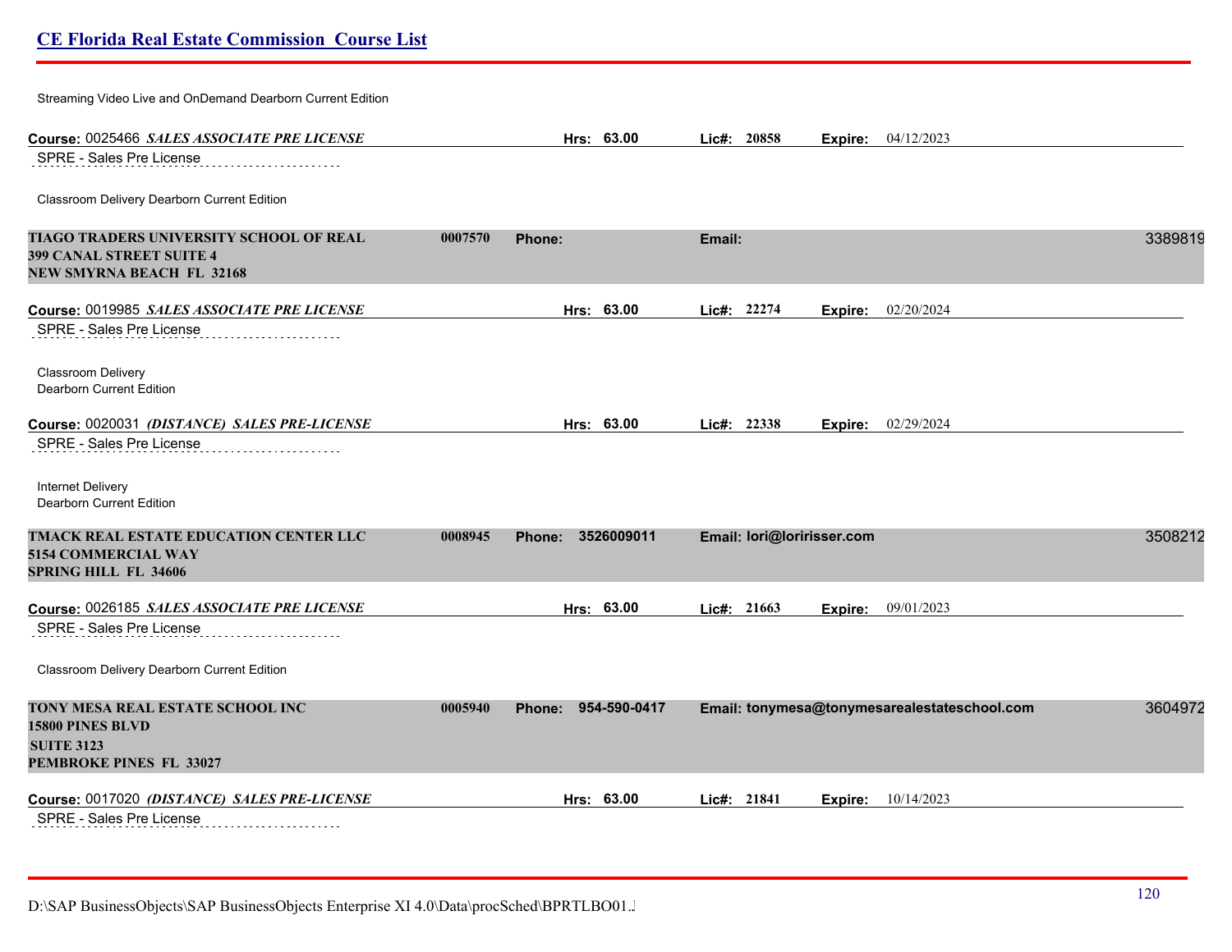Streaming Video Live and OnDemand Dearborn Current Edition

**Course:** 0025466 ***SALES ASSOCIATE PRE LICENSE*** **Hrs: 63.00** **Lic#: 20858** **Expire:** 04/12/2023

SPRE - Sales Pre License

Classroom Delivery Dearborn Current Edition

**TIAGO TRADERS UNIVERSITY SCHOOL OF REAL** **0007570** **Phone:** **Email:** 3389819
**399 CANAL STREET SUITE 4**
**NEW SMYRNA BEACH FL 32168**

**Course:** 0019985 ***SALES ASSOCIATE PRE LICENSE*** **Hrs: 63.00** **Lic#: 22274** **Expire:** 02/20/2024

SPRE - Sales Pre License

Classroom Delivery
Dearborn Current Edition

**Course:** 0020031 ***(DISTANCE) SALES PRE-LICENSE*** **Hrs: 63.00** **Lic#: 22338** **Expire:** 02/29/2024

SPRE - Sales Pre License

Internet Delivery
Dearborn Current Edition

**TMACK REAL ESTATE EDUCATION CENTER LLC** **0008945** **Phone: 3526009011** **Email: lori@loririsser.com** 3508212
**5154 COMMERCIAL WAY**
**SPRING HILL FL 34606**

**Course:** 0026185 ***SALES ASSOCIATE PRE LICENSE*** **Hrs: 63.00** **Lic#: 21663** **Expire:** 09/01/2023

SPRE - Sales Pre License

Classroom Delivery Dearborn Current Edition

**TONY MESA REAL ESTATE SCHOOL INC** **0005940** **Phone: 954-590-0417** **Email: tonymesa@tonymesarealestateschool.com** 3604972
**15800 PINES BLVD**
**SUITE 3123**
**PEMBROKE PINES FL 33027**

**Course:** 0017020 ***(DISTANCE) SALES PRE-LICENSE*** **Hrs: 63.00** **Lic#: 21841** **Expire:** 10/14/2023

SPRE - Sales Pre License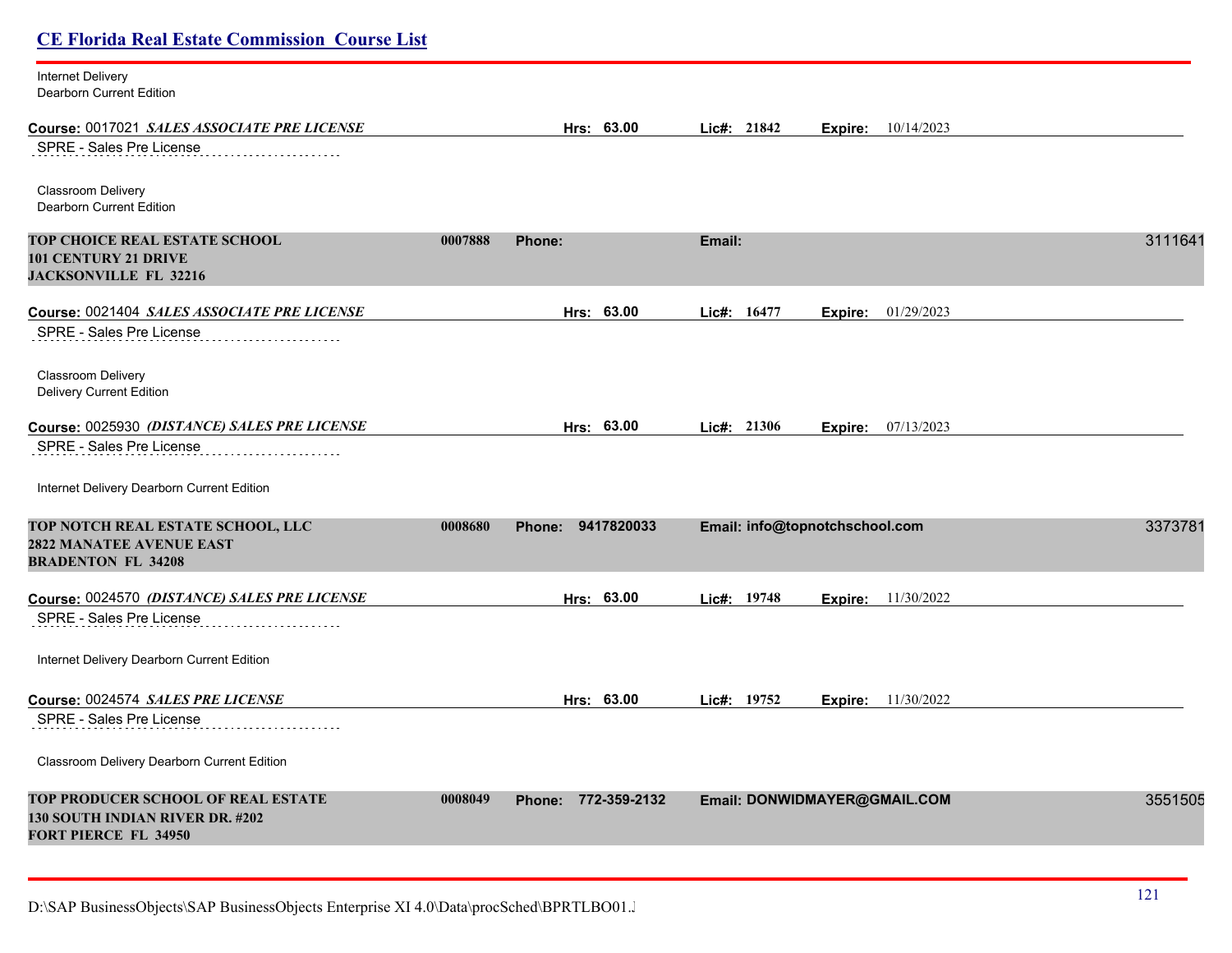Internet Delivery
Dearborn Current Edition

**Course:** 0017021 ***SALES ASSOCIATE PRE LICENSE*** **Hrs: 63.00** **Lic#: 21842** **Expire:** 10/14/2023

SPRE - Sales Pre License

Classroom Delivery
Dearborn Current Edition

**TOP CHOICE REAL ESTATE SCHOOL** **0007888** **Phone:** **Email:** 3111641
**101 CENTURY 21 DRIVE**
**JACKSONVILLE FL 32216**

**Course:** 0021404 ***SALES ASSOCIATE PRE LICENSE*** **Hrs: 63.00** **Lic#: 16477** **Expire:** 01/29/2023

SPRE - Sales Pre License

Classroom Delivery
Delivery Current Edition

**Course:** 0025930 ***(DISTANCE) SALES PRE LICENSE*** **Hrs: 63.00** **Lic#: 21306** **Expire:** 07/13/2023

SPRE - Sales Pre License

Internet Delivery Dearborn Current Edition

**TOP NOTCH REAL ESTATE SCHOOL, LLC** **0008680** **Phone: 9417820033** **Email: info@topnotchschool.com** 3373781
**2822 MANATEE AVENUE EAST**
**BRADENTON FL 34208**

**Course:** 0024570 ***(DISTANCE) SALES PRE LICENSE*** **Hrs: 63.00** **Lic#: 19748** **Expire:** 11/30/2022

SPRE - Sales Pre License

Internet Delivery Dearborn Current Edition

**Course:** 0024574 ***SALES PRE LICENSE*** **Hrs: 63.00** **Lic#: 19752** **Expire:** 11/30/2022

SPRE - Sales Pre License

Classroom Delivery Dearborn Current Edition

**TOP PRODUCER SCHOOL OF REAL ESTATE** **0008049** **Phone: 772-359-2132** **Email: DONWIDMAYER@GMAIL.COM** 3551505
**130 SOUTH INDIAN RIVER DR. #202**
**FORT PIERCE FL 34950**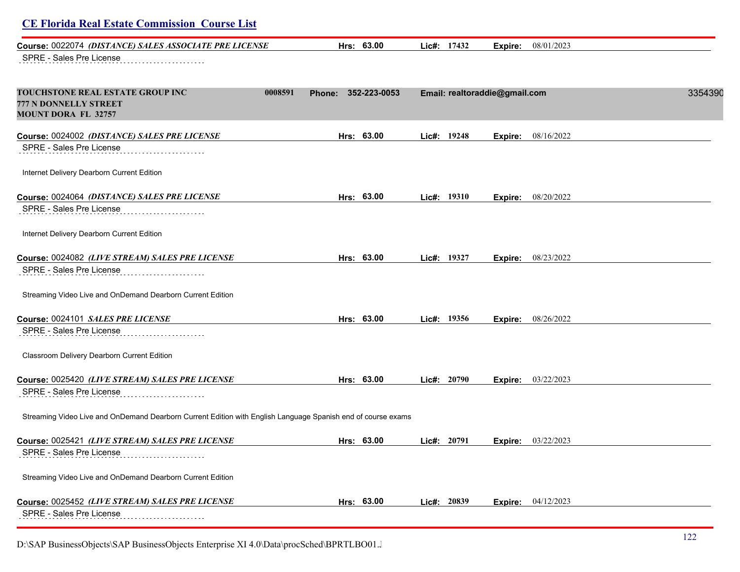**Course:** 0022074 ***(DISTANCE) SALES ASSOCIATE PRE LICENSE*** **Hrs: 63.00** **Lic#: 17432** **Expire:** 08/01/2023

SPRE - Sales Pre License

**TOUCHSTONE REAL ESTATE GROUP INC** **0008591** **Phone: 352-223-0053** **Email: realtoraddie@gmail.com** 3354390
**777 N DONNELLY STREET**
**MOUNT DORA FL 32757**

**Course:** 0024002 ***(DISTANCE) SALES PRE LICENSE*** **Hrs: 63.00** **Lic#: 19248** **Expire:** 08/16/2022

SPRE - Sales Pre License

Internet Delivery Dearborn Current Edition

**Course:** 0024064 ***(DISTANCE) SALES PRE LICENSE*** **Hrs: 63.00** **Lic#: 19310** **Expire:** 08/20/2022

SPRE - Sales Pre License

Internet Delivery Dearborn Current Edition

**Course:** 0024082 ***(LIVE STREAM) SALES PRE LICENSE*** **Hrs: 63.00** **Lic#: 19327** **Expire:** 08/23/2022

SPRE - Sales Pre License

Streaming Video Live and OnDemand Dearborn Current Edition

**Course:** 0024101 ***SALES PRE LICENSE*** **Hrs: 63.00** **Lic#: 19356** **Expire:** 08/26/2022

SPRE - Sales Pre License

Classroom Delivery Dearborn Current Edition

**Course:** 0025420 ***(LIVE STREAM) SALES PRE LICENSE*** **Hrs: 63.00** **Lic#: 20790** **Expire:** 03/22/2023

SPRE - Sales Pre License

Streaming Video Live and OnDemand Dearborn Current Edition with English Language Spanish end of course exams

**Course:** 0025421 ***(LIVE STREAM) SALES PRE LICENSE*** **Hrs: 63.00** **Lic#: 20791** **Expire:** 03/22/2023

SPRE - Sales Pre License

Streaming Video Live and OnDemand Dearborn Current Edition

**Course:** 0025452 ***(LIVE STREAM) SALES PRE LICENSE*** **Hrs: 63.00** **Lic#: 20839** **Expire:** 04/12/2023

SPRE - Sales Pre License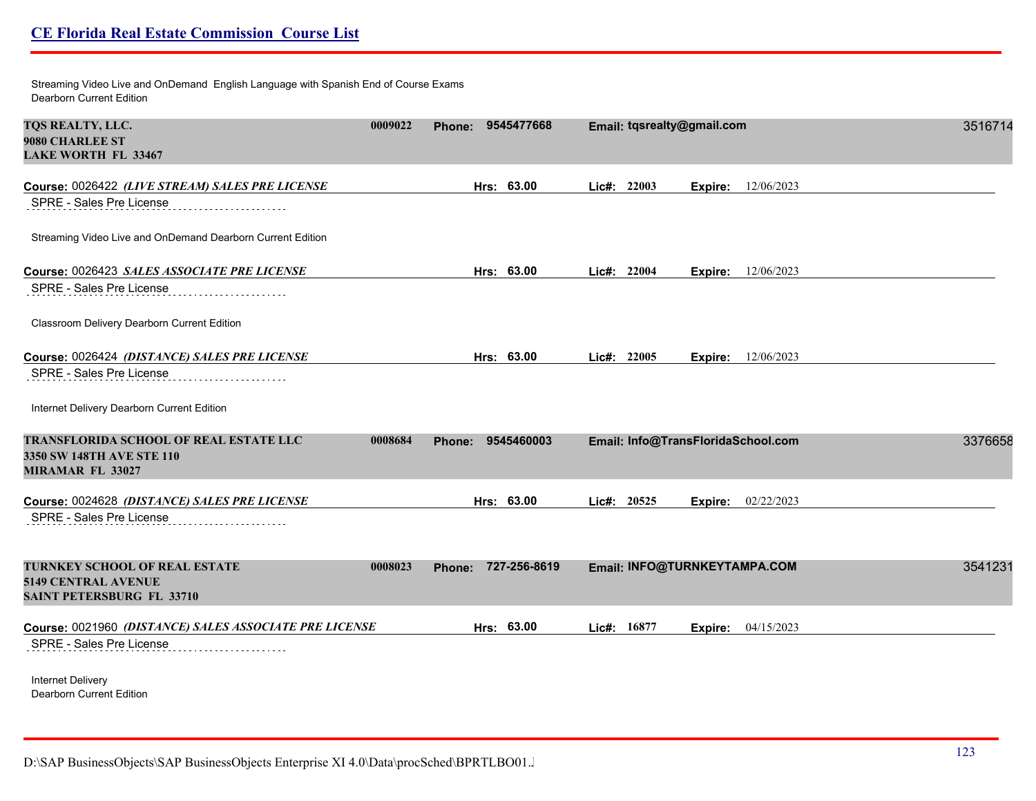Streaming Video Live and OnDemand English Language with Spanish End of Course Exams
Dearborn Current Edition

**TQS REALTY, LLC.** **0009022** **Phone: 9545477668** **Email: tqsrealty@gmail.com** 3516714
**9080 CHARLEE ST**
**LAKE WORTH FL 33467**

**Course:** 0026422 ***(LIVE STREAM) SALES PRE LICENSE*** **Hrs: 63.00** **Lic#: 22003** **Expire:** 12/06/2023

SPRE - Sales Pre License

Streaming Video Live and OnDemand Dearborn Current Edition

**Course:** 0026423 ***SALES ASSOCIATE PRE LICENSE*** **Hrs: 63.00** **Lic#: 22004** **Expire:** 12/06/2023

SPRE - Sales Pre License

Classroom Delivery Dearborn Current Edition

**Course:** 0026424 ***(DISTANCE) SALES PRE LICENSE*** **Hrs: 63.00** **Lic#: 22005** **Expire:** 12/06/2023

SPRE - Sales Pre License

Internet Delivery Dearborn Current Edition

**TRANSFLORIDA SCHOOL OF REAL ESTATE LLC** **0008684** **Phone: 9545460003** **Email: Info@TransFloridaSchool.com** 3376658
**3350 SW 148TH AVE STE 110**
**MIRAMAR FL 33027**

**Course:** 0024628 ***(DISTANCE) SALES PRE LICENSE*** **Hrs: 63.00** **Lic#: 20525** **Expire:** 02/22/2023

SPRE - Sales Pre License

**TURNKEY SCHOOL OF REAL ESTATE** **0008023** **Phone: 727-256-8619** **Email: INFO@TURNKEYTAMPA.COM** 3541231
**5149 CENTRAL AVENUE**
**SAINT PETERSBURG FL 33710**

**Course:** 0021960 ***(DISTANCE) SALES ASSOCIATE PRE LICENSE*** **Hrs: 63.00** **Lic#: 16877** **Expire:** 04/15/2023

SPRE - Sales Pre License

Internet Delivery
Dearborn Current Edition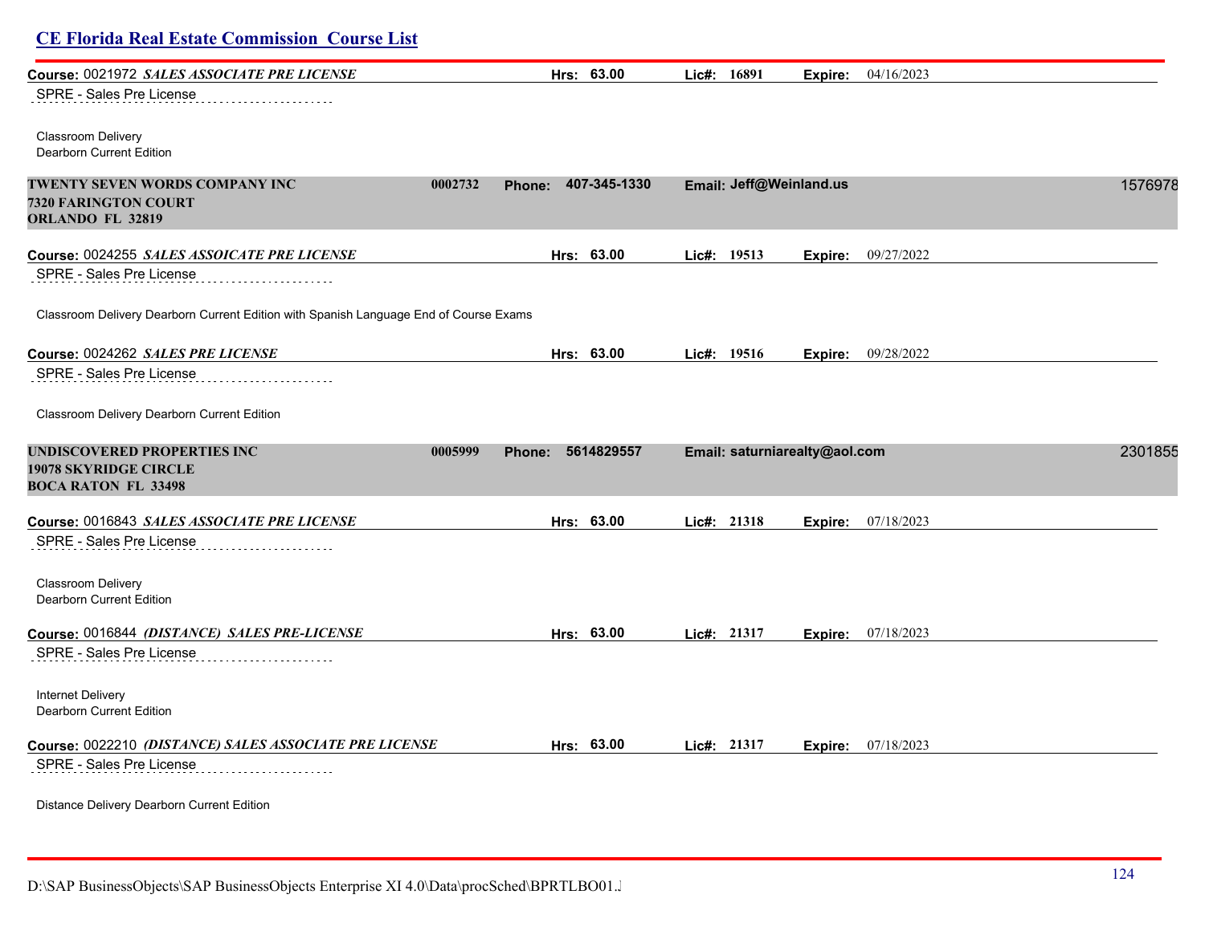**Course:** 0021972 ***SALES ASSOCIATE PRE LICENSE*** **Hrs: 63.00** **Lic#: 16891** **Expire:** 04/16/2023

SPRE - Sales Pre License

Classroom Delivery
Dearborn Current Edition

**TWENTY SEVEN WORDS COMPANY INC** **0002732** **Phone: 407-345-1330** **Email: Jeff@Weinland.us** 1576978
**7320 FARINGTON COURT**
**ORLANDO FL 32819**

**Course:** 0024255 ***SALES ASSOICATE PRE LICENSE*** **Hrs: 63.00** **Lic#: 19513** **Expire:** 09/27/2022

SPRE - Sales Pre License

Classroom Delivery Dearborn Current Edition with Spanish Language End of Course Exams

**Course:** 0024262 ***SALES PRE LICENSE*** **Hrs: 63.00** **Lic#: 19516** **Expire:** 09/28/2022

SPRE - Sales Pre License

Classroom Delivery Dearborn Current Edition

**UNDISCOVERED PROPERTIES INC** **0005999** **Phone: 5614829557** **Email: saturniarealty@aol.com** 2301855
**19078 SKYRIDGE CIRCLE**
**BOCA RATON FL 33498**

**Course:** 0016843 ***SALES ASSOCIATE PRE LICENSE*** **Hrs: 63.00** **Lic#: 21318** **Expire:** 07/18/2023

SPRE - Sales Pre License

Classroom Delivery
Dearborn Current Edition

**Course:** 0016844 ***(DISTANCE) SALES PRE-LICENSE*** **Hrs: 63.00** **Lic#: 21317** **Expire:** 07/18/2023

SPRE - Sales Pre License

Internet Delivery
Dearborn Current Edition

**Course:** 0022210 ***(DISTANCE) SALES ASSOCIATE PRE LICENSE*** **Hrs: 63.00** **Lic#: 21317** **Expire:** 07/18/2023

SPRE - Sales Pre License

Distance Delivery Dearborn Current Edition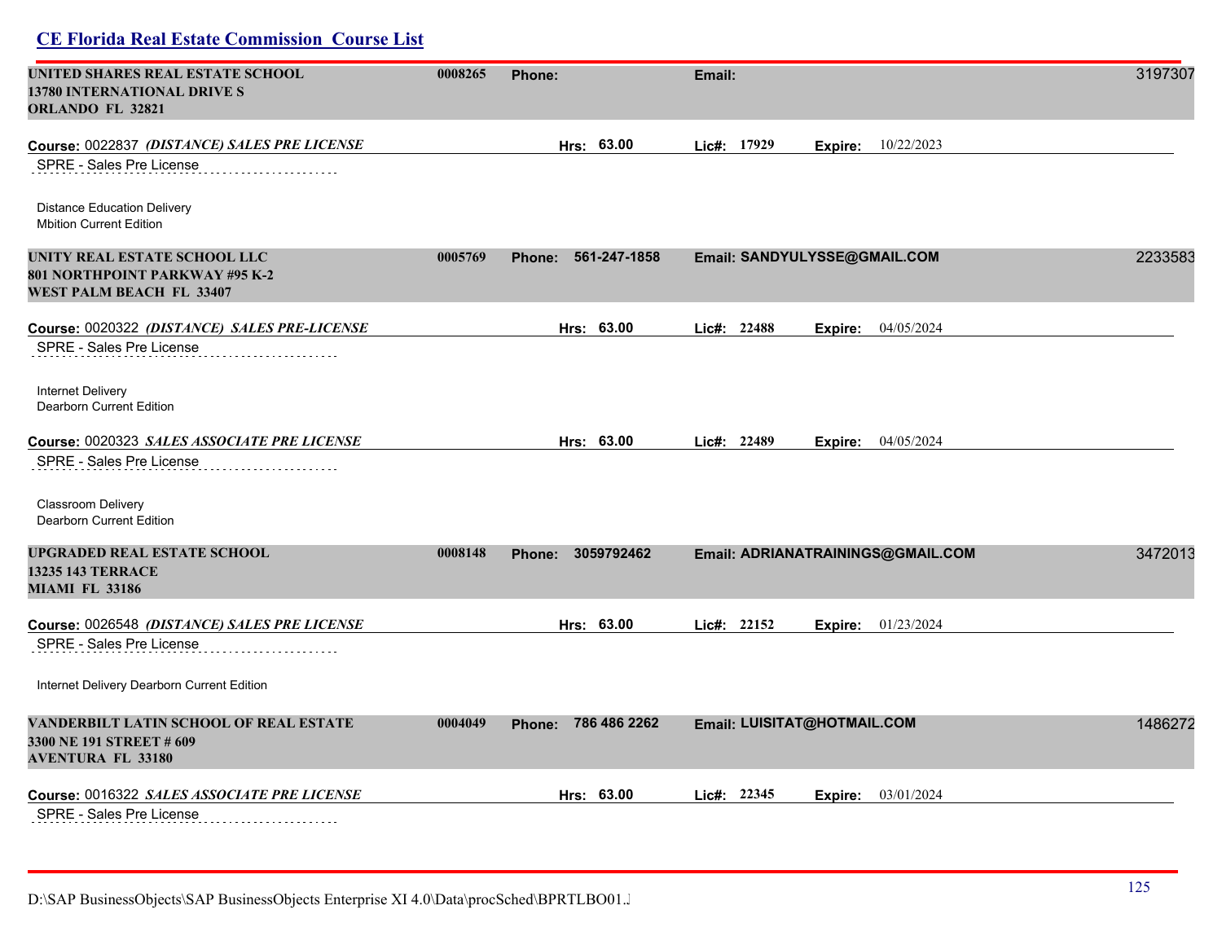## CE Florida Real Estate Commission Course List

**UNITED SHARES REAL ESTATE SCHOOL** | 0008265 | Phone: | Email: | 3197307
**13780 INTERNATIONAL DRIVE S**
**ORLANDO FL 32821**

**Course:** 0022837 ***(DISTANCE) SALES PRE LICENSE*** | **Hrs:** 63.00 | **Lic#:** 17929 | **Expire:** 10/22/2023

SPRE - Sales Pre License

Distance Education Delivery
Mbition Current Edition

**UNITY REAL ESTATE SCHOOL LLC** | 0005769 | Phone: 561-247-1858 | Email: SANDYULYSSE@GMAIL.COM | 2233583
**801 NORTHPOINT PARKWAY #95 K-2**
**WEST PALM BEACH FL 33407**

**Course:** 0020322 ***(DISTANCE) SALES PRE-LICENSE*** | **Hrs:** 63.00 | **Lic#:** 22488 | **Expire:** 04/05/2024

SPRE - Sales Pre License

Internet Delivery
Dearborn Current Edition

**Course:** 0020323 ***SALES ASSOCIATE PRE LICENSE*** | **Hrs:** 63.00 | **Lic#:** 22489 | **Expire:** 04/05/2024

SPRE - Sales Pre License

Classroom Delivery
Dearborn Current Edition

**UPGRADED REAL ESTATE SCHOOL** | 0008148 | Phone: 3059792462 | Email: ADRIANATRAININGS@GMAIL.COM | 3472013
**13235 143 TERRACE**
**MIAMI FL 33186**

**Course:** 0026548 ***(DISTANCE) SALES PRE LICENSE*** | **Hrs:** 63.00 | **Lic#:** 22152 | **Expire:** 01/23/2024

SPRE - Sales Pre License

Internet Delivery Dearborn Current Edition

**VANDERBILT LATIN SCHOOL OF REAL ESTATE** | 0004049 | Phone: 786 486 2262 | Email: LUISITAT@HOTMAIL.COM | 1486272
**3300 NE 191 STREET # 609**
**AVENTURA FL 33180**

**Course:** 0016322 ***SALES ASSOCIATE PRE LICENSE*** | **Hrs:** 63.00 | **Lic#:** 22345 | **Expire:** 03/01/2024

SPRE - Sales Pre License

D:\SAP BusinessObjects\SAP BusinessObjects Enterprise XI 4.0\Data\procSched\BPRTLBO01.J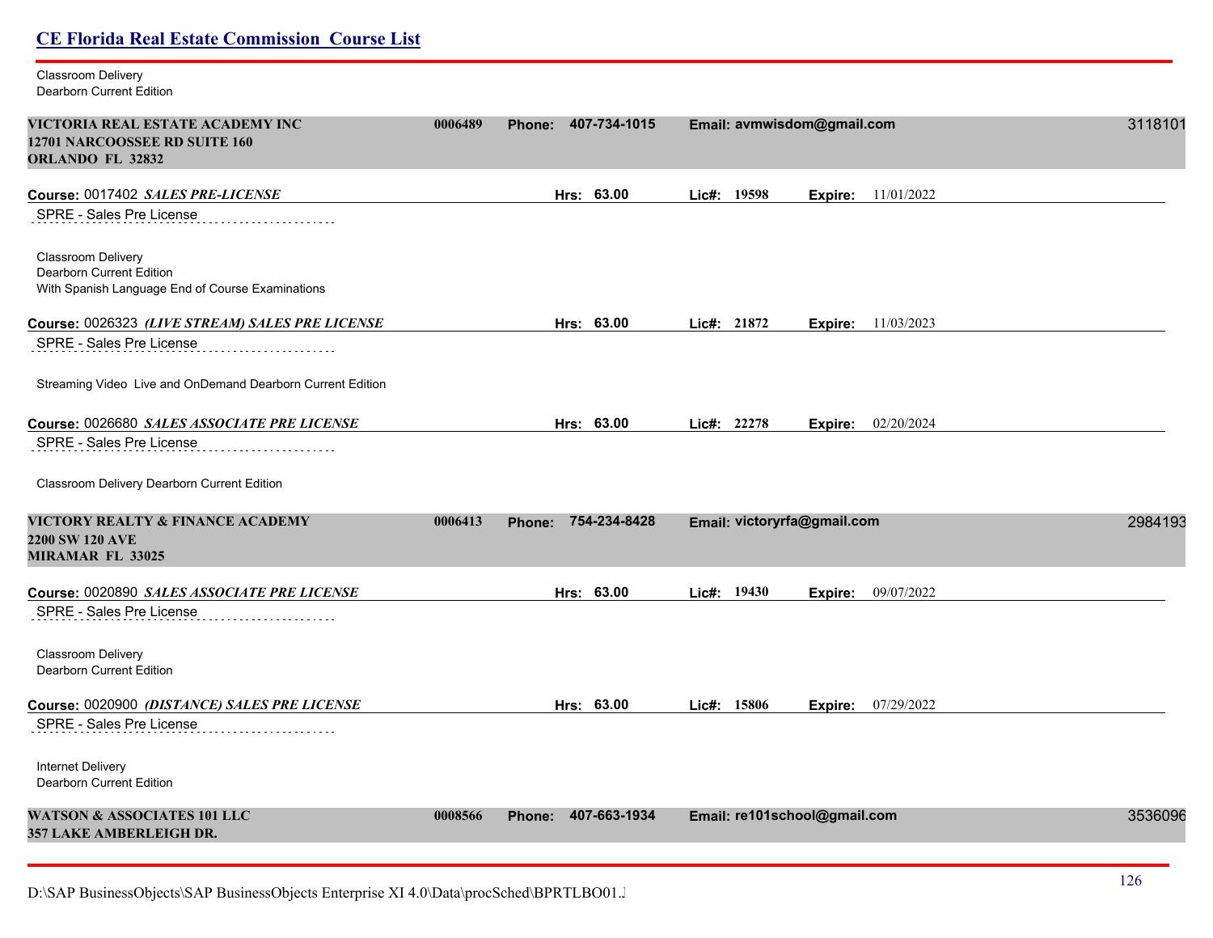Classroom Delivery
Dearborn Current Edition

**VICTORIA REAL ESTATE ACADEMY INC** 0006489 **Phone: 407-734-1015** **Email: avmwisdom@gmail.com** 3118101
**12701 NARCOOSSEE RD SUITE 160**
**ORLANDO FL 32832**

**Course:** 0017402 ***SALES PRE-LICENSE*** **Hrs: 63.00** **Lic#: 19598** **Expire:** 11/01/2022

SPRE - Sales Pre License

Classroom Delivery
Dearborn Current Edition
With Spanish Language End of Course Examinations

**Course:** 0026323 ***(LIVE STREAM) SALES PRE LICENSE*** **Hrs: 63.00** **Lic#: 21872** **Expire:** 11/03/2023

SPRE - Sales Pre License

Streaming Video Live and OnDemand Dearborn Current Edition

**Course:** 0026680 ***SALES ASSOCIATE PRE LICENSE*** **Hrs: 63.00** **Lic#: 22278** **Expire:** 02/20/2024

SPRE - Sales Pre License

Classroom Delivery Dearborn Current Edition

**VICTORY REALTY & FINANCE ACADEMY** 0006413 **Phone: 754-234-8428** **Email: victoryrfa@gmail.com** 2984193
**2200 SW 120 AVE**
**MIRAMAR FL 33025**

**Course:** 0020890 ***SALES ASSOCIATE PRE LICENSE*** **Hrs: 63.00** **Lic#: 19430** **Expire:** 09/07/2022

SPRE - Sales Pre License

Classroom Delivery
Dearborn Current Edition

**Course:** 0020900 ***(DISTANCE) SALES PRE LICENSE*** **Hrs: 63.00** **Lic#: 15806** **Expire:** 07/29/2022

SPRE - Sales Pre License

Internet Delivery
Dearborn Current Edition

**WATSON & ASSOCIATES 101 LLC** 0008566 **Phone: 407-663-1934** **Email: re101school@gmail.com** 3536096
**357 LAKE AMBERLEIGH DR.**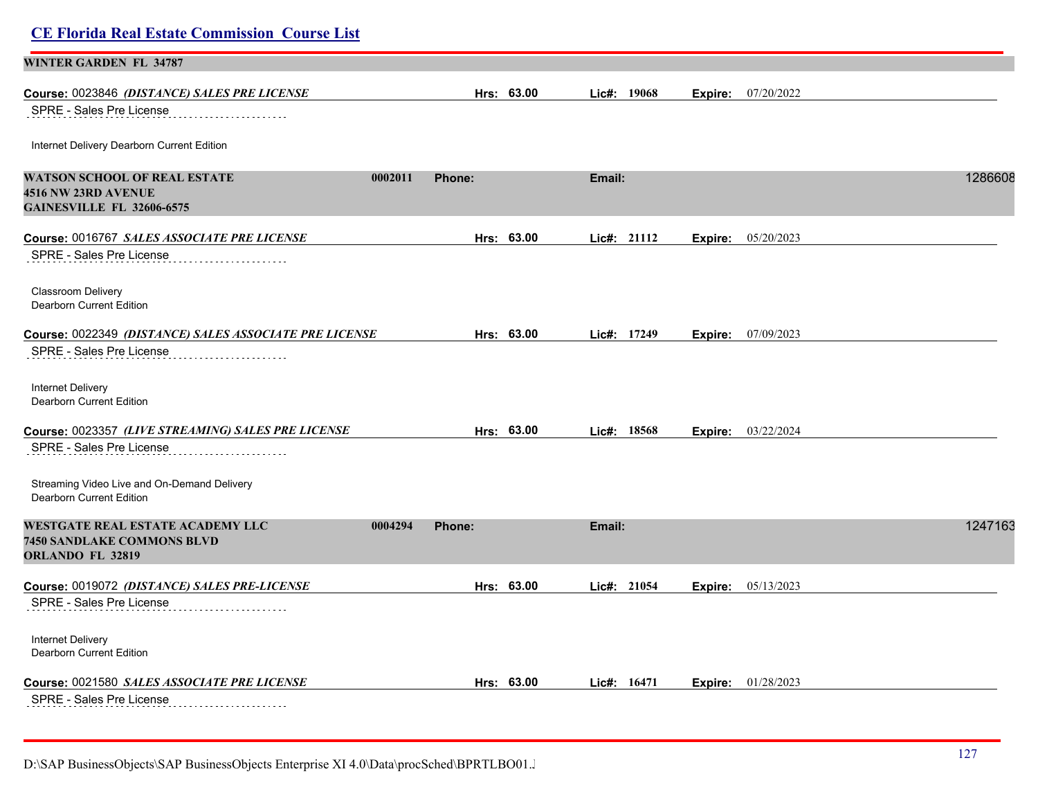**WINTER GARDEN FL 34787**

**Course:** 0023846 ***(DISTANCE) SALES PRE LICENSE*** **Hrs: 63.00** **Lic#: 19068** **Expire:** 07/20/2022

SPRE - Sales Pre License

Internet Delivery Dearborn Current Edition

**WATSON SCHOOL OF REAL ESTATE** **0002011** **Phone:** **Email:** 1286608
**4516 NW 23RD AVENUE**
**GAINESVILLE FL 32606-6575**

**Course:** 0016767 ***SALES ASSOCIATE PRE LICENSE*** **Hrs: 63.00** **Lic#: 21112** **Expire:** 05/20/2023

SPRE - Sales Pre License

Classroom Delivery
Dearborn Current Edition

**Course:** 0022349 ***(DISTANCE) SALES ASSOCIATE PRE LICENSE*** **Hrs: 63.00** **Lic#: 17249** **Expire:** 07/09/2023

SPRE - Sales Pre License

Internet Delivery
Dearborn Current Edition

**Course:** 0023357 ***(LIVE STREAMING) SALES PRE LICENSE*** **Hrs: 63.00** **Lic#: 18568** **Expire:** 03/22/2024

SPRE - Sales Pre License

Streaming Video Live and On-Demand Delivery
Dearborn Current Edition

**WESTGATE REAL ESTATE ACADEMY LLC** **0004294** **Phone:** **Email:** 1247163
**7450 SANDLAKE COMMONS BLVD**
**ORLANDO FL 32819**

**Course:** 0019072 ***(DISTANCE) SALES PRE-LICENSE*** **Hrs: 63.00** **Lic#: 21054** **Expire:** 05/13/2023

SPRE - Sales Pre License

Internet Delivery
Dearborn Current Edition

**Course:** 0021580 ***SALES ASSOCIATE PRE LICENSE*** **Hrs: 63.00** **Lic#: 16471** **Expire:** 01/28/2023

SPRE - Sales Pre License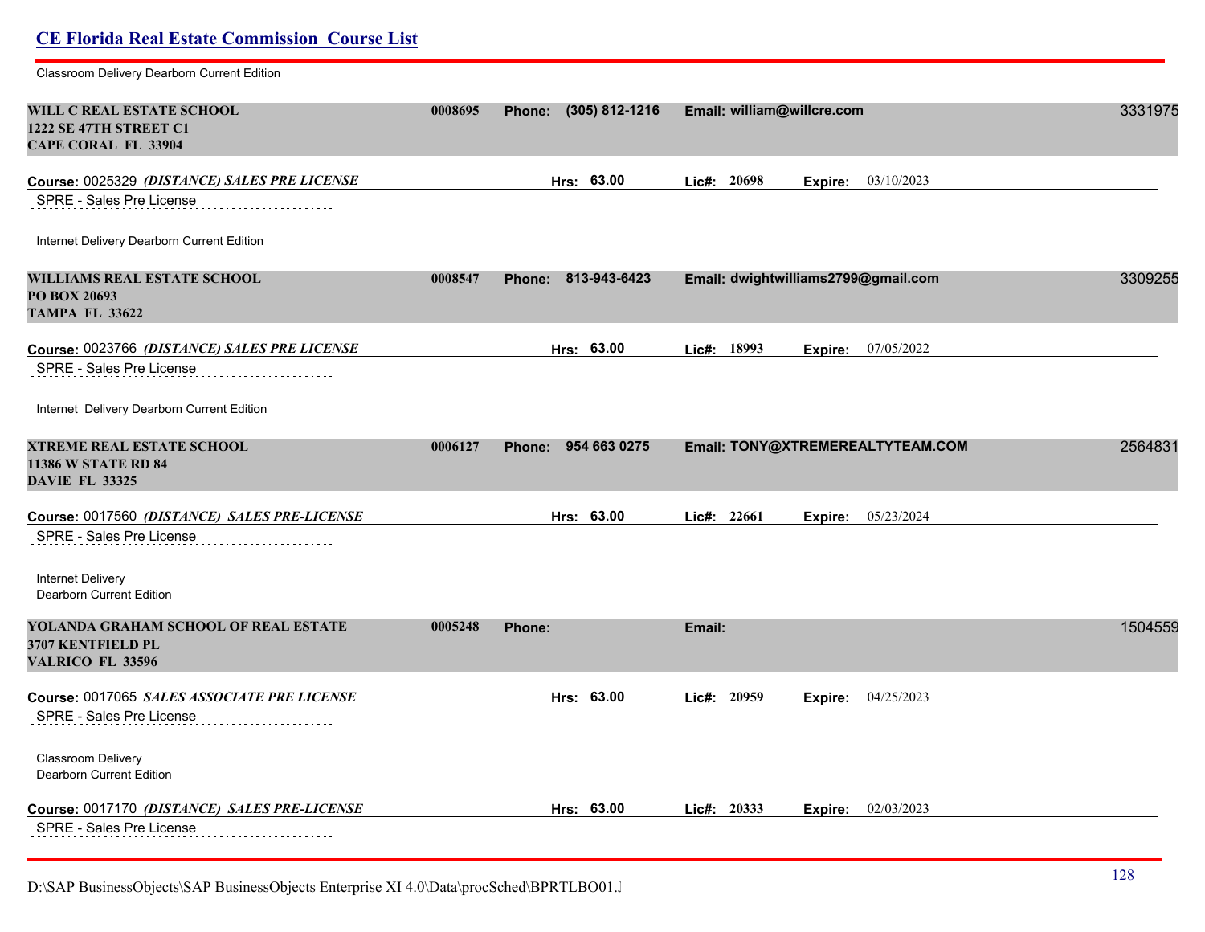## CE Florida Real Estate Commission Course List

Classroom Delivery Dearborn Current Edition

**WILL C REAL ESTATE SCHOOL** 0008695 **Phone:** (305) 812-1216 **Email:** william@willcre.com 3331975
**1222 SE 47TH STREET C1**
**CAPE CORAL FL 33904**

**Course:** 0025329 ***(DISTANCE) SALES PRE LICENSE*** **Hrs:** 63.00 **Lic#:** 20698 **Expire:** 03/10/2023
SPRE - Sales Pre License

Internet Delivery Dearborn Current Edition

**WILLIAMS REAL ESTATE SCHOOL** 0008547 **Phone:** 813-943-6423 **Email:** dwightwilliams2799@gmail.com 3309255
**PO BOX 20693**
**TAMPA FL 33622**

**Course:** 0023766 ***(DISTANCE) SALES PRE LICENSE*** **Hrs:** 63.00 **Lic#:** 18993 **Expire:** 07/05/2022
SPRE - Sales Pre License

Internet Delivery Dearborn Current Edition

**XTREME REAL ESTATE SCHOOL** 0006127 **Phone:** 954 663 0275 **Email:** TONY@XTREMEREALTYTEAM.COM 2564831
**11386 W STATE RD 84**
**DAVIE FL 33325**

**Course:** 0017560 ***(DISTANCE) SALES PRE-LICENSE*** **Hrs:** 63.00 **Lic#:** 22661 **Expire:** 05/23/2024
SPRE - Sales Pre License

Internet Delivery
Dearborn Current Edition

**YOLANDA GRAHAM SCHOOL OF REAL ESTATE** 0005248 **Phone:** **Email:** 1504559
**3707 KENTFIELD PL**
**VALRICO FL 33596**

**Course:** 0017065 ***SALES ASSOCIATE PRE LICENSE*** **Hrs:** 63.00 **Lic#:** 20959 **Expire:** 04/25/2023
SPRE - Sales Pre License

Classroom Delivery
Dearborn Current Edition

**Course:** 0017170 ***(DISTANCE) SALES PRE-LICENSE*** **Hrs:** 63.00 **Lic#:** 20333 **Expire:** 02/03/2023
SPRE - Sales Pre License

D:\SAP BusinessObjects\SAP BusinessObjects Enterprise XI 4.0\Data\procSched\BPRTLBO01.J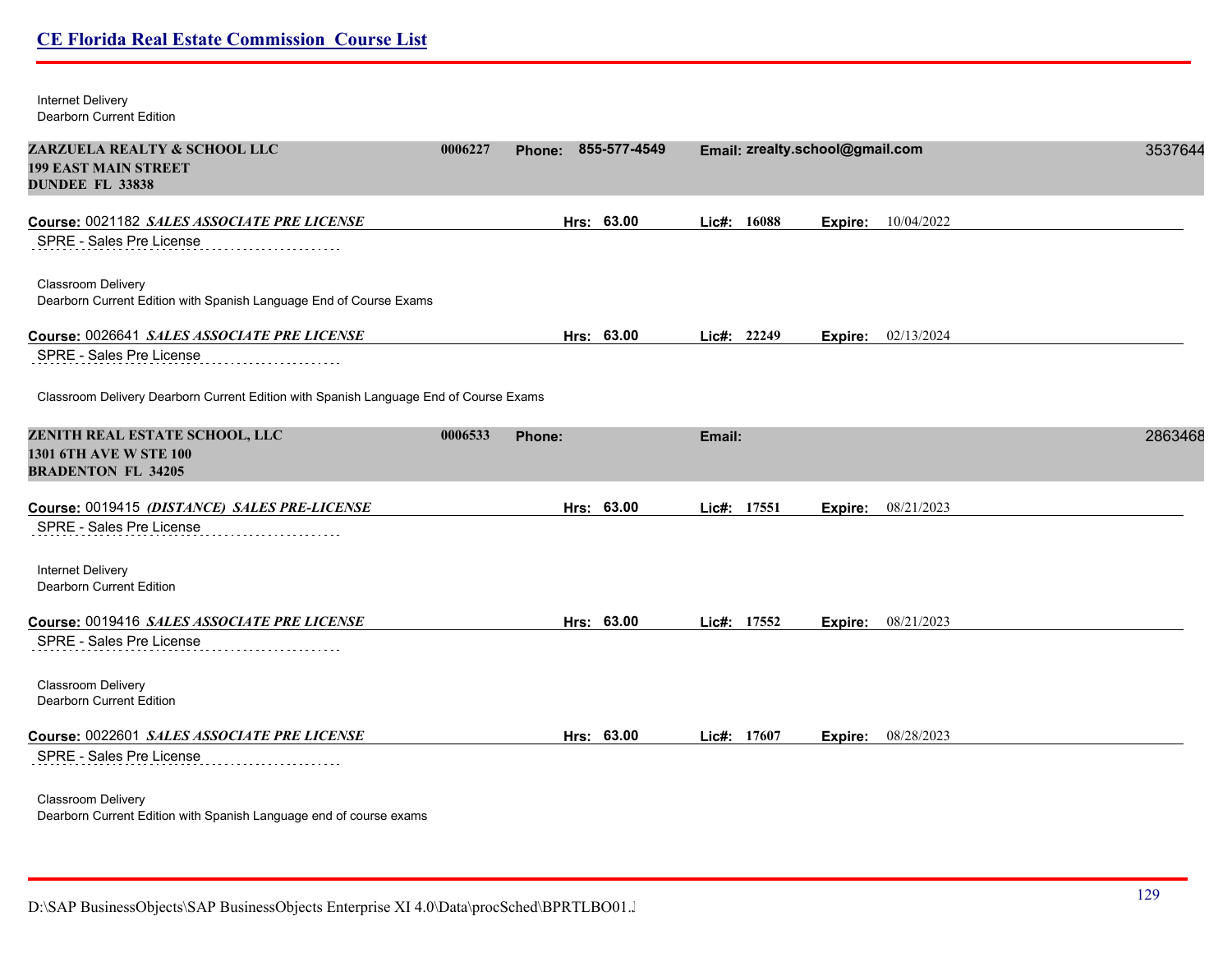Internet Delivery
Dearborn Current Edition

**ZARZUELA REALTY & SCHOOL LLC** **0006227** **Phone: 855-577-4549** **Email: zrealty.school@gmail.com** 3537644
**199 EAST MAIN STREET**
**DUNDEE FL 33838**

**Course:** 0021182 ***SALES ASSOCIATE PRE LICENSE*** **Hrs: 63.00** **Lic#: 16088** **Expire:** 10/04/2022

SPRE - Sales Pre License

Classroom Delivery
Dearborn Current Edition with Spanish Language End of Course Exams

**Course:** 0026641 ***SALES ASSOCIATE PRE LICENSE*** **Hrs: 63.00** **Lic#: 22249** **Expire:** 02/13/2024

SPRE - Sales Pre License

Classroom Delivery Dearborn Current Edition with Spanish Language End of Course Exams

**ZENITH REAL ESTATE SCHOOL, LLC** **0006533** **Phone:** **Email:** 2863468
**1301 6TH AVE W STE 100**
**BRADENTON FL 34205**

**Course:** 0019415 ***(DISTANCE) SALES PRE-LICENSE*** **Hrs: 63.00** **Lic#: 17551** **Expire:** 08/21/2023

SPRE - Sales Pre License

Internet Delivery
Dearborn Current Edition

**Course:** 0019416 ***SALES ASSOCIATE PRE LICENSE*** **Hrs: 63.00** **Lic#: 17552** **Expire:** 08/21/2023

SPRE - Sales Pre License

Classroom Delivery
Dearborn Current Edition

**Course:** 0022601 ***SALES ASSOCIATE PRE LICENSE*** **Hrs: 63.00** **Lic#: 17607** **Expire:** 08/28/2023

SPRE - Sales Pre License

Classroom Delivery
Dearborn Current Edition with Spanish Language end of course exams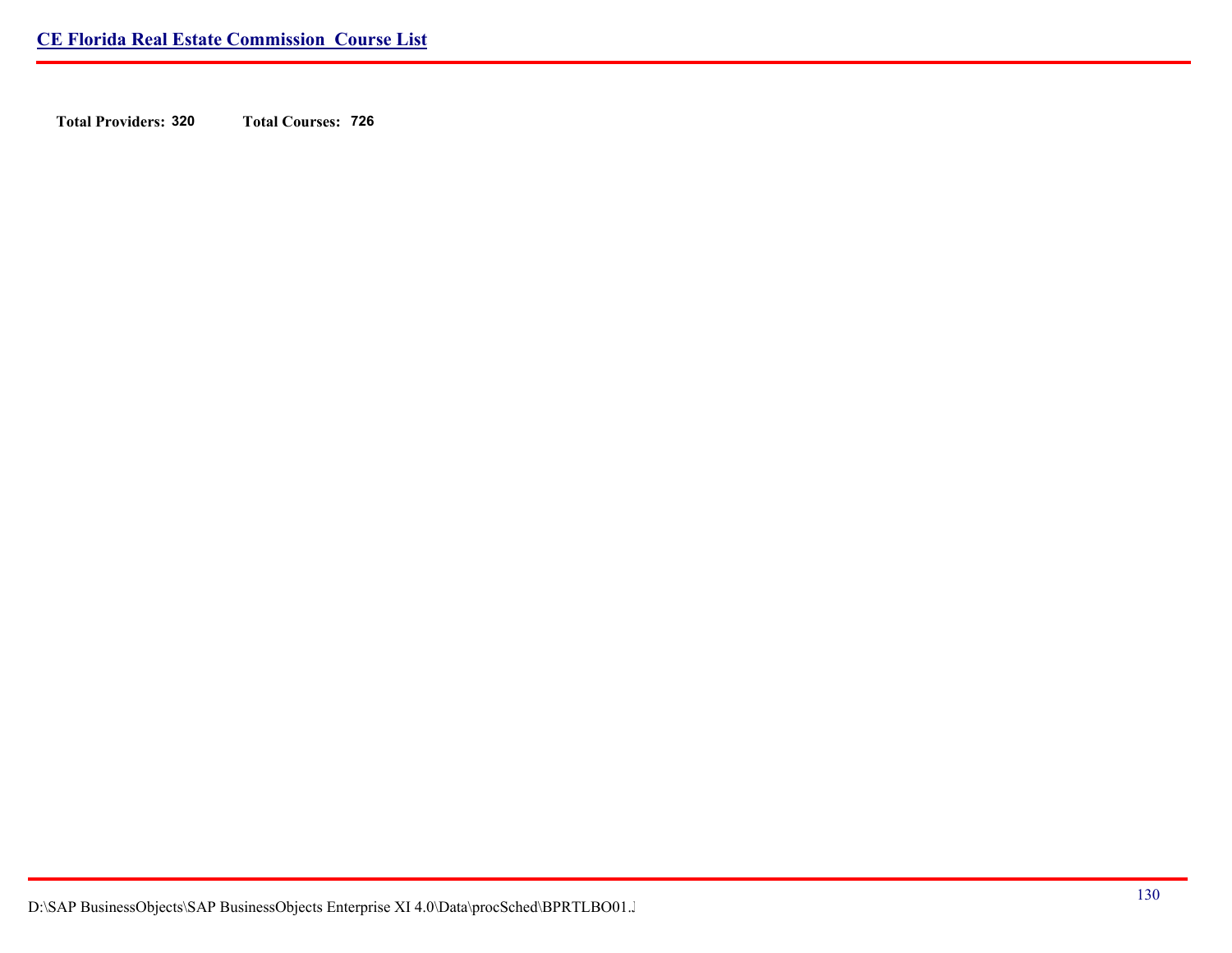**Total Providers:** 320 **Total Courses:** 726